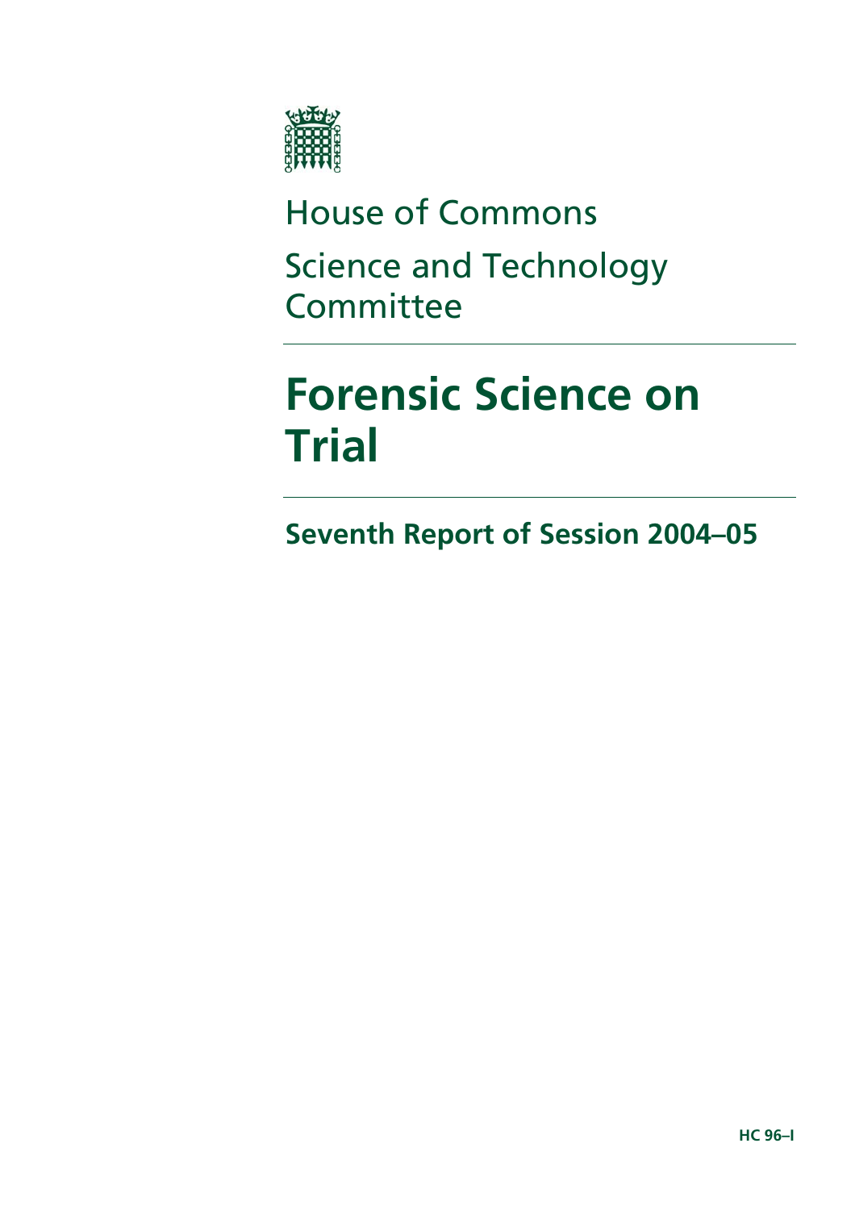House of Commons

Science and Technology Committee

# Forensic Science on Trial

## Seventh Report of Session 2004–05

HC 96–I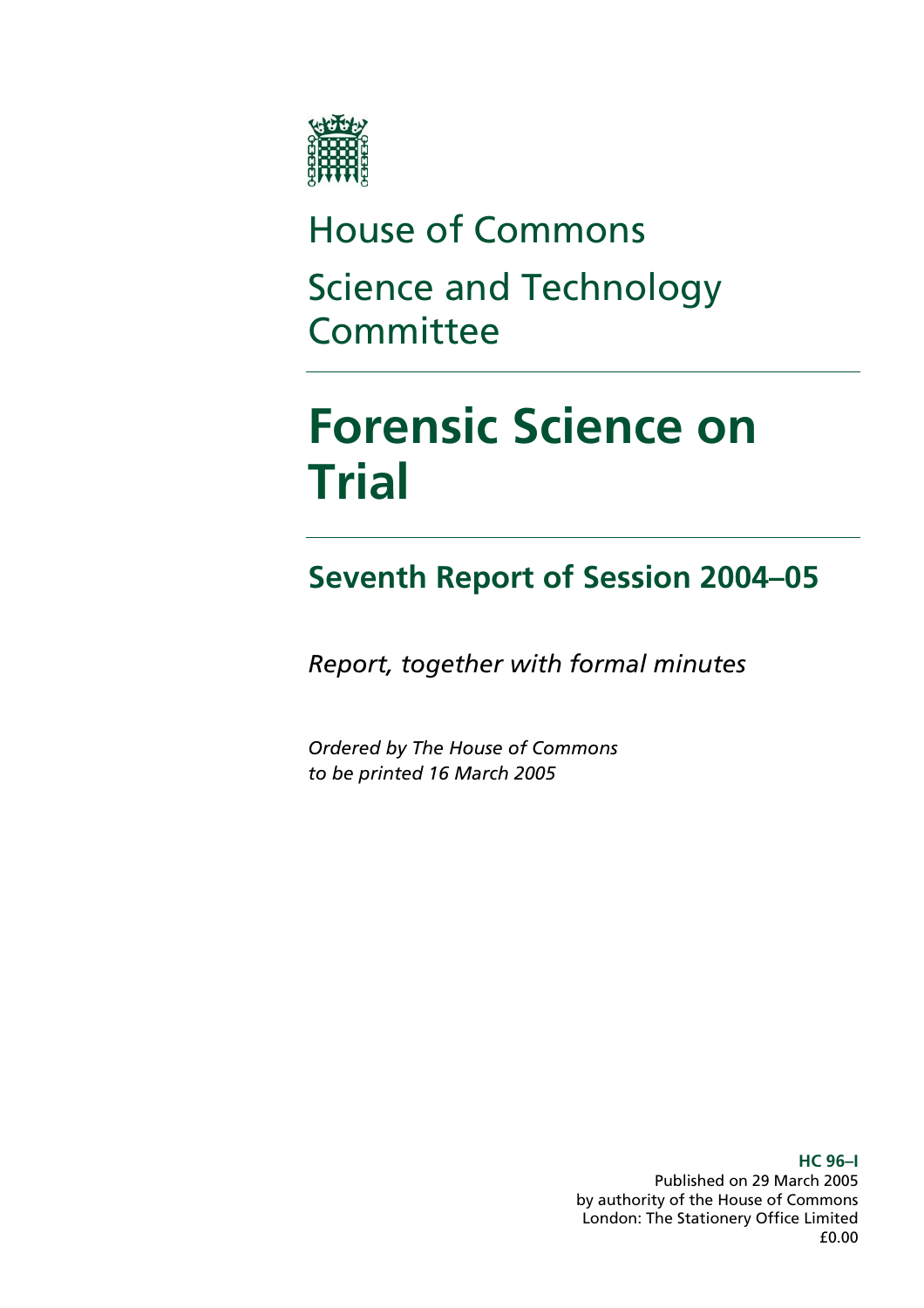House of Commons

Science and Technology Committee

# Forensic Science on Trial

## Seventh Report of Session 2004–05

*Report, together with formal minutes*

*Ordered by The House of Commons to be printed 16 March 2005*

**HC 96–I**
Published on 29 March 2005
by authority of the House of Commons
London: The Stationery Office Limited
£0.00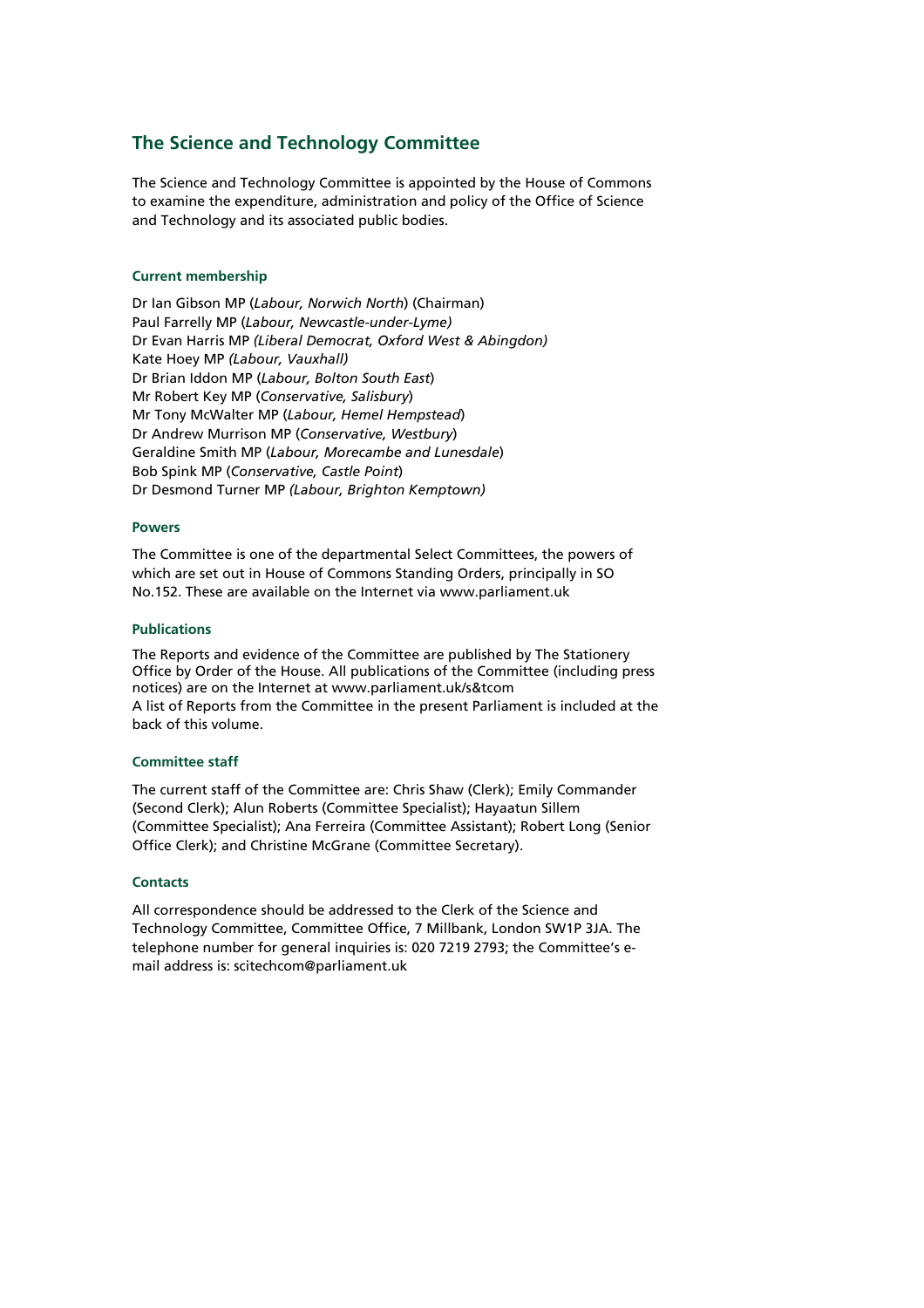## The Science and Technology Committee

The Science and Technology Committee is appointed by the House of Commons to examine the expenditure, administration and policy of the Office of Science and Technology and its associated public bodies.

### Current membership

Dr Ian Gibson MP (*Labour, Norwich North*) (Chairman)
Paul Farrelly MP (*Labour, Newcastle-under-Lyme)*
Dr Evan Harris MP *(Liberal Democrat, Oxford West & Abingdon)*
Kate Hoey MP *(Labour, Vauxhall)*
Dr Brian Iddon MP (*Labour, Bolton South East*)
Mr Robert Key MP (*Conservative, Salisbury*)
Mr Tony McWalter MP (*Labour, Hemel Hempstead*)
Dr Andrew Murrison MP (*Conservative, Westbury*)
Geraldine Smith MP (*Labour, Morecambe and Lunesdale*)
Bob Spink MP (*Conservative, Castle Point*)
Dr Desmond Turner MP *(Labour, Brighton Kemptown)*

### Powers

The Committee is one of the departmental Select Committees, the powers of which are set out in House of Commons Standing Orders, principally in SO No.152. These are available on the Internet via www.parliament.uk

### Publications

The Reports and evidence of the Committee are published by The Stationery Office by Order of the House. All publications of the Committee (including press notices) are on the Internet at www.parliament.uk/s&tcom
A list of Reports from the Committee in the present Parliament is included at the back of this volume.

### Committee staff

The current staff of the Committee are: Chris Shaw (Clerk); Emily Commander (Second Clerk); Alun Roberts (Committee Specialist); Hayaatun Sillem (Committee Specialist); Ana Ferreira (Committee Assistant); Robert Long (Senior Office Clerk); and Christine McGrane (Committee Secretary).

### Contacts

All correspondence should be addressed to the Clerk of the Science and Technology Committee, Committee Office, 7 Millbank, London SW1P 3JA. The telephone number for general inquiries is: 020 7219 2793; the Committee's e-mail address is: scitechcom@parliament.uk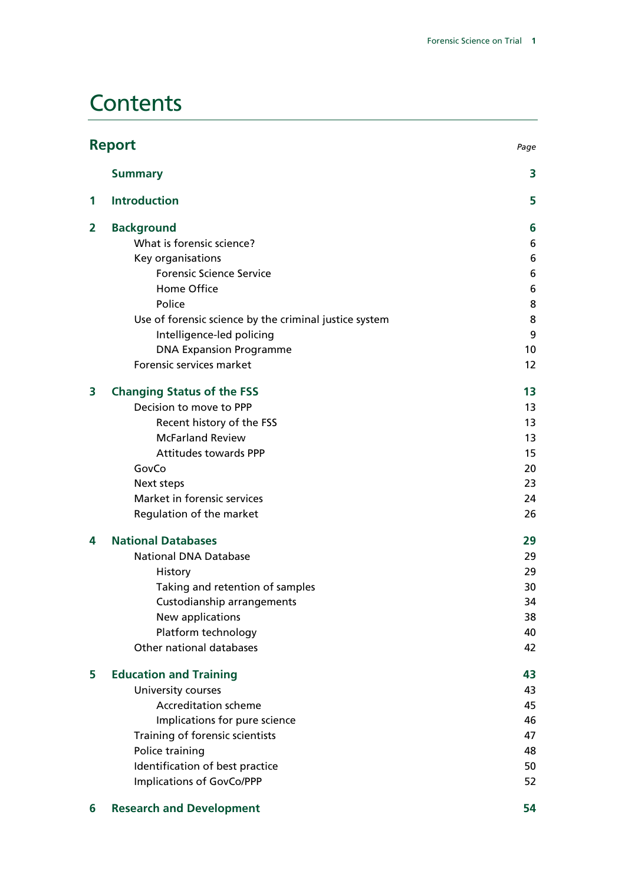# Contents

| Report | | Page |
|---|---|---|
| | **Summary** | **3** |
| **1** | **Introduction** | **5** |
| **2** | **Background** | **6** |
| | What is forensic science? | 6 |
| | Key organisations | 6 |
| | Forensic Science Service | 6 |
| | Home Office | 6 |
| | Police | 8 |
| | Use of forensic science by the criminal justice system | 8 |
| | Intelligence-led policing | 9 |
| | DNA Expansion Programme | 10 |
| | Forensic services market | 12 |
| **3** | **Changing Status of the FSS** | **13** |
| | Decision to move to PPP | 13 |
| | Recent history of the FSS | 13 |
| | McFarland Review | 13 |
| | Attitudes towards PPP | 15 |
| | GovCo | 20 |
| | Next steps | 23 |
| | Market in forensic services | 24 |
| | Regulation of the market | 26 |
| **4** | **National Databases** | **29** |
| | National DNA Database | 29 |
| | History | 29 |
| | Taking and retention of samples | 30 |
| | Custodianship arrangements | 34 |
| | New applications | 38 |
| | Platform technology | 40 |
| | Other national databases | 42 |
| **5** | **Education and Training** | **43** |
| | University courses | 43 |
| | Accreditation scheme | 45 |
| | Implications for pure science | 46 |
| | Training of forensic scientists | 47 |
| | Police training | 48 |
| | Identification of best practice | 50 |
| | Implications of GovCo/PPP | 52 |
| **6** | **Research and Development** | **54** |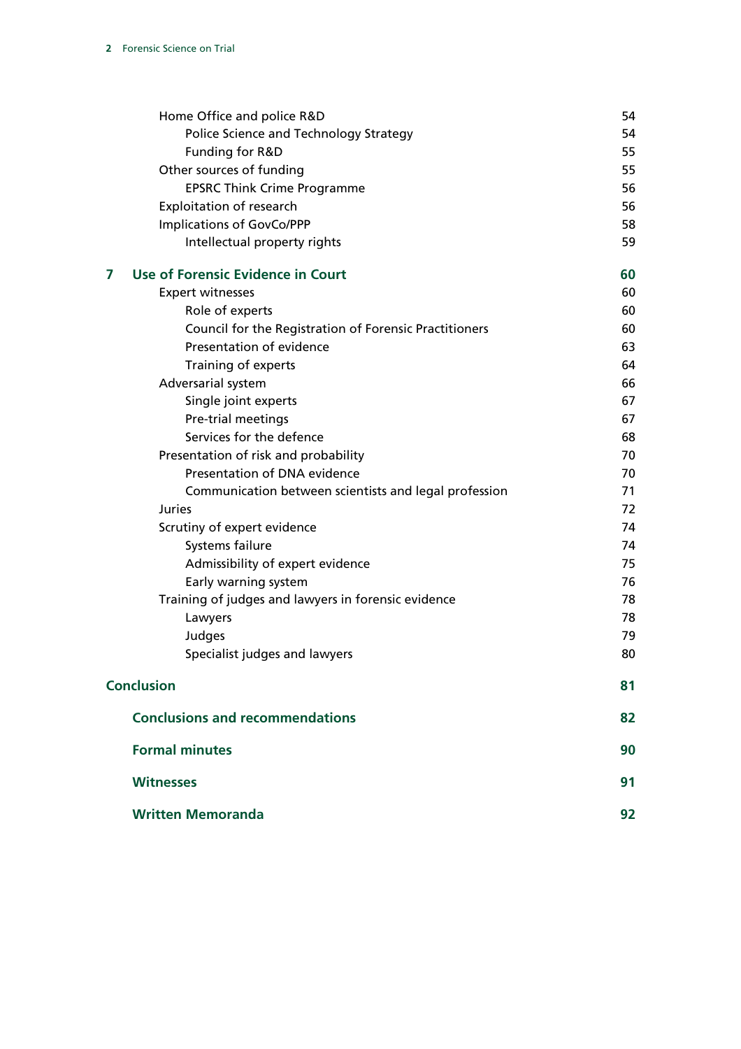Home Office and police R&D 54

Police Science and Technology Strategy 54

Funding for R&D 55

Other sources of funding 55

EPSRC Think Crime Programme 56

Exploitation of research 56

Implications of GovCo/PPP 58

Intellectual property rights 59

**7 Use of Forensic Evidence in Court 60**

Expert witnesses 60

Role of experts 60

Council for the Registration of Forensic Practitioners 60

Presentation of evidence 63

Training of experts 64

Adversarial system 66

Single joint experts 67

Pre-trial meetings 67

Services for the defence 68

Presentation of risk and probability 70

Presentation of DNA evidence 70

Communication between scientists and legal profession 71

Juries 72

Scrutiny of expert evidence 74

Systems failure 74

Admissibility of expert evidence 75

Early warning system 76

Training of judges and lawyers in forensic evidence 78

Lawyers 78

Judges 79

Specialist judges and lawyers 80

**Conclusion 81**

**Conclusions and recommendations 82**

**Formal minutes 90**

**Witnesses 91**

**Written Memoranda 92**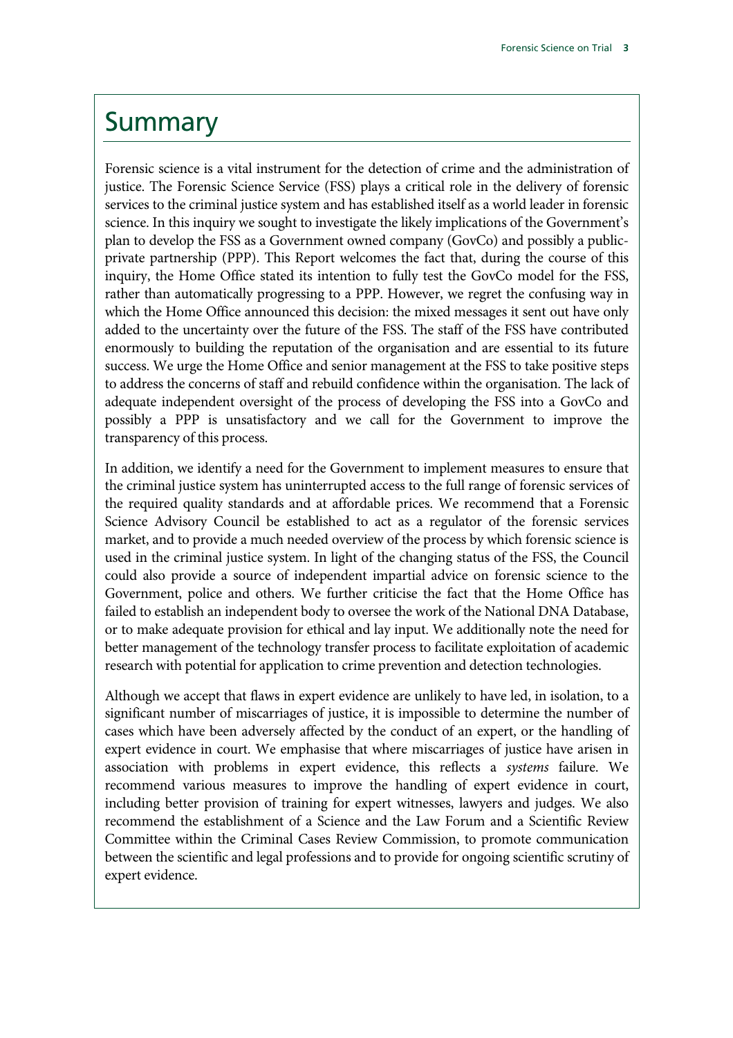# Summary

Forensic science is a vital instrument for the detection of crime and the administration of justice. The Forensic Science Service (FSS) plays a critical role in the delivery of forensic services to the criminal justice system and has established itself as a world leader in forensic science. In this inquiry we sought to investigate the likely implications of the Government's plan to develop the FSS as a Government owned company (GovCo) and possibly a public-private partnership (PPP). This Report welcomes the fact that, during the course of this inquiry, the Home Office stated its intention to fully test the GovCo model for the FSS, rather than automatically progressing to a PPP. However, we regret the confusing way in which the Home Office announced this decision: the mixed messages it sent out have only added to the uncertainty over the future of the FSS. The staff of the FSS have contributed enormously to building the reputation of the organisation and are essential to its future success. We urge the Home Office and senior management at the FSS to take positive steps to address the concerns of staff and rebuild confidence within the organisation. The lack of adequate independent oversight of the process of developing the FSS into a GovCo and possibly a PPP is unsatisfactory and we call for the Government to improve the transparency of this process.

In addition, we identify a need for the Government to implement measures to ensure that the criminal justice system has uninterrupted access to the full range of forensic services of the required quality standards and at affordable prices. We recommend that a Forensic Science Advisory Council be established to act as a regulator of the forensic services market, and to provide a much needed overview of the process by which forensic science is used in the criminal justice system. In light of the changing status of the FSS, the Council could also provide a source of independent impartial advice on forensic science to the Government, police and others. We further criticise the fact that the Home Office has failed to establish an independent body to oversee the work of the National DNA Database, or to make adequate provision for ethical and lay input. We additionally note the need for better management of the technology transfer process to facilitate exploitation of academic research with potential for application to crime prevention and detection technologies.

Although we accept that flaws in expert evidence are unlikely to have led, in isolation, to a significant number of miscarriages of justice, it is impossible to determine the number of cases which have been adversely affected by the conduct of an expert, or the handling of expert evidence in court. We emphasise that where miscarriages of justice have arisen in association with problems in expert evidence, this reflects a *systems* failure. We recommend various measures to improve the handling of expert evidence in court, including better provision of training for expert witnesses, lawyers and judges. We also recommend the establishment of a Science and the Law Forum and a Scientific Review Committee within the Criminal Cases Review Commission, to promote communication between the scientific and legal professions and to provide for ongoing scientific scrutiny of expert evidence.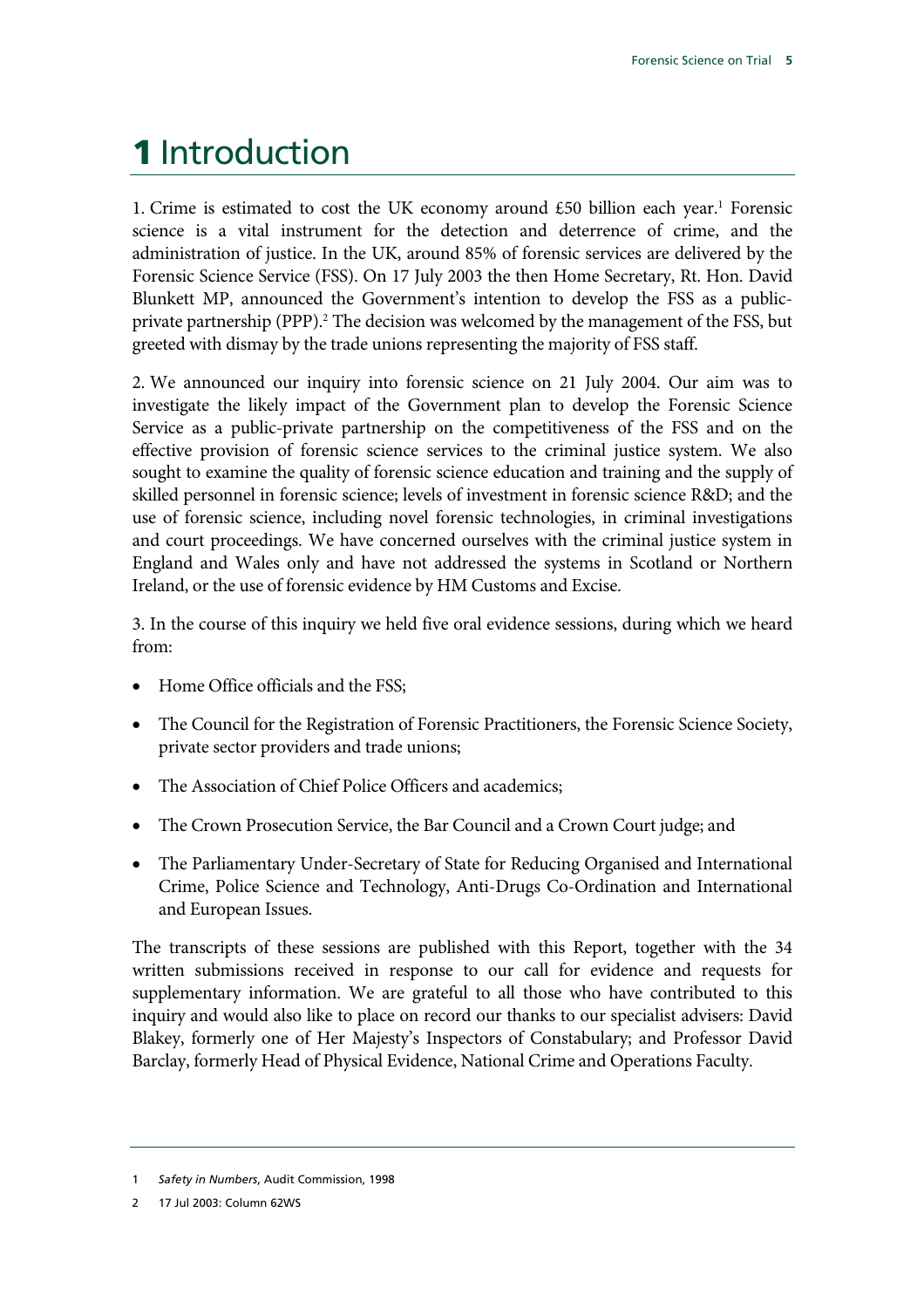# 1 Introduction

1. Crime is estimated to cost the UK economy around £50 billion each year.[1] Forensic science is a vital instrument for the detection and deterrence of crime, and the administration of justice. In the UK, around 85% of forensic services are delivered by the Forensic Science Service (FSS). On 17 July 2003 the then Home Secretary, Rt. Hon. David Blunkett MP, announced the Government's intention to develop the FSS as a public-private partnership (PPP).[2] The decision was welcomed by the management of the FSS, but greeted with dismay by the trade unions representing the majority of FSS staff.

2. We announced our inquiry into forensic science on 21 July 2004. Our aim was to investigate the likely impact of the Government plan to develop the Forensic Science Service as a public-private partnership on the competitiveness of the FSS and on the effective provision of forensic science services to the criminal justice system. We also sought to examine the quality of forensic science education and training and the supply of skilled personnel in forensic science; levels of investment in forensic science R&D; and the use of forensic science, including novel forensic technologies, in criminal investigations and court proceedings. We have concerned ourselves with the criminal justice system in England and Wales only and have not addressed the systems in Scotland or Northern Ireland, or the use of forensic evidence by HM Customs and Excise.

3. In the course of this inquiry we held five oral evidence sessions, during which we heard from:

- Home Office officials and the FSS;
- The Council for the Registration of Forensic Practitioners, the Forensic Science Society, private sector providers and trade unions;
- The Association of Chief Police Officers and academics;
- The Crown Prosecution Service, the Bar Council and a Crown Court judge; and
- The Parliamentary Under-Secretary of State for Reducing Organised and International Crime, Police Science and Technology, Anti-Drugs Co-Ordination and International and European Issues.

The transcripts of these sessions are published with this Report, together with the 34 written submissions received in response to our call for evidence and requests for supplementary information. We are grateful to all those who have contributed to this inquiry and would also like to place on record our thanks to our specialist advisers: David Blakey, formerly one of Her Majesty's Inspectors of Constabulary; and Professor David Barclay, formerly Head of Physical Evidence, National Crime and Operations Faculty.

---

1 *Safety in Numbers*, Audit Commission, 1998

2 17 Jul 2003: Column 62WS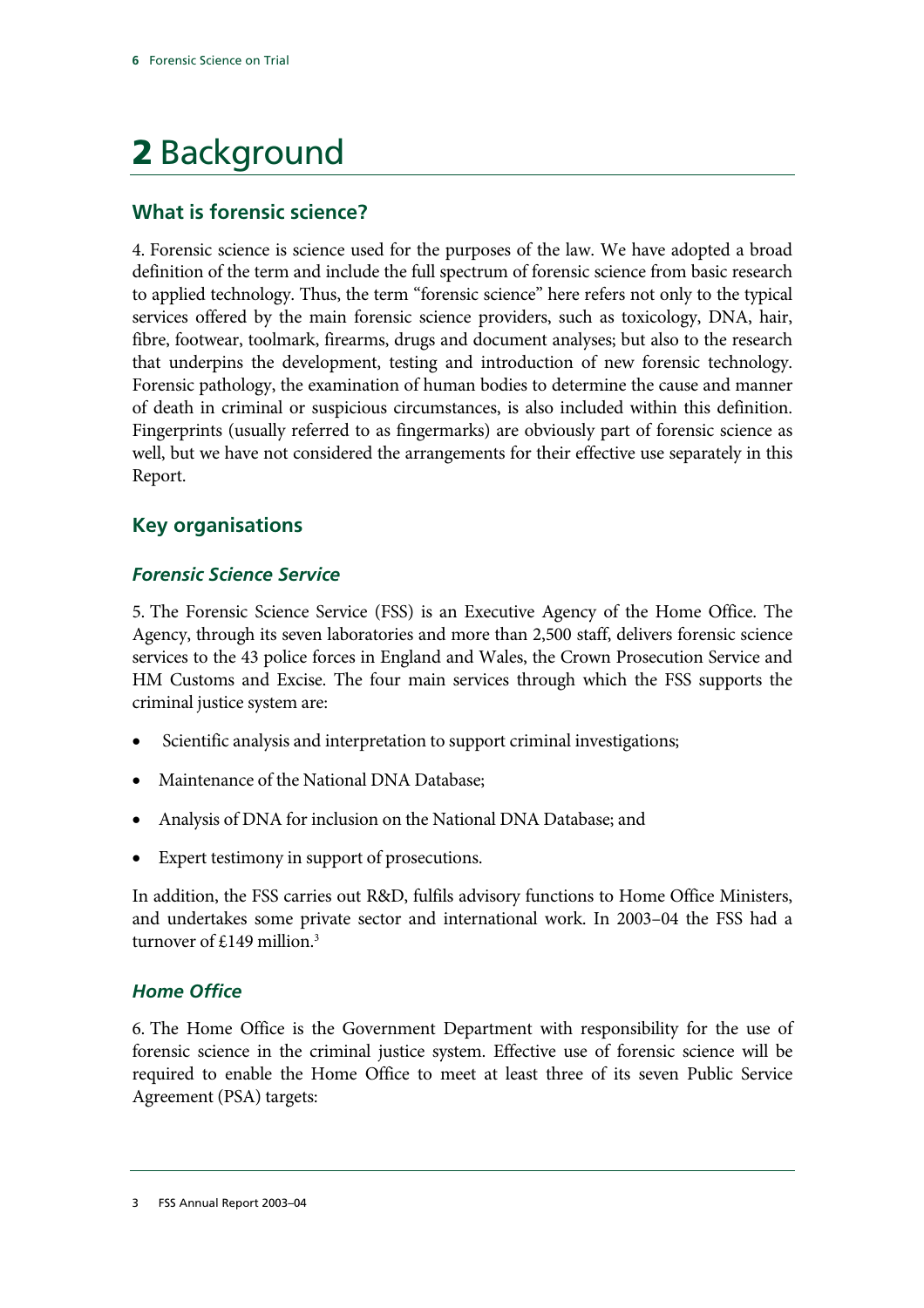# 2 Background

## What is forensic science?

4. Forensic science is science used for the purposes of the law. We have adopted a broad definition of the term and include the full spectrum of forensic science from basic research to applied technology. Thus, the term "forensic science" here refers not only to the typical services offered by the main forensic science providers, such as toxicology, DNA, hair, fibre, footwear, toolmark, firearms, drugs and document analyses; but also to the research that underpins the development, testing and introduction of new forensic technology. Forensic pathology, the examination of human bodies to determine the cause and manner of death in criminal or suspicious circumstances, is also included within this definition. Fingerprints (usually referred to as fingermarks) are obviously part of forensic science as well, but we have not considered the arrangements for their effective use separately in this Report.

## Key organisations

### *Forensic Science Service*

5. The Forensic Science Service (FSS) is an Executive Agency of the Home Office. The Agency, through its seven laboratories and more than 2,500 staff, delivers forensic science services to the 43 police forces in England and Wales, the Crown Prosecution Service and HM Customs and Excise. The four main services through which the FSS supports the criminal justice system are:

- Scientific analysis and interpretation to support criminal investigations;
- Maintenance of the National DNA Database;
- Analysis of DNA for inclusion on the National DNA Database; and
- Expert testimony in support of prosecutions.

In addition, the FSS carries out R&D, fulfils advisory functions to Home Office Ministers, and undertakes some private sector and international work. In 2003–04 the FSS had a turnover of £149 million.[3]

### *Home Office*

6. The Home Office is the Government Department with responsibility for the use of forensic science in the criminal justice system. Effective use of forensic science will be required to enable the Home Office to meet at least three of its seven Public Service Agreement (PSA) targets:

3 FSS Annual Report 2003–04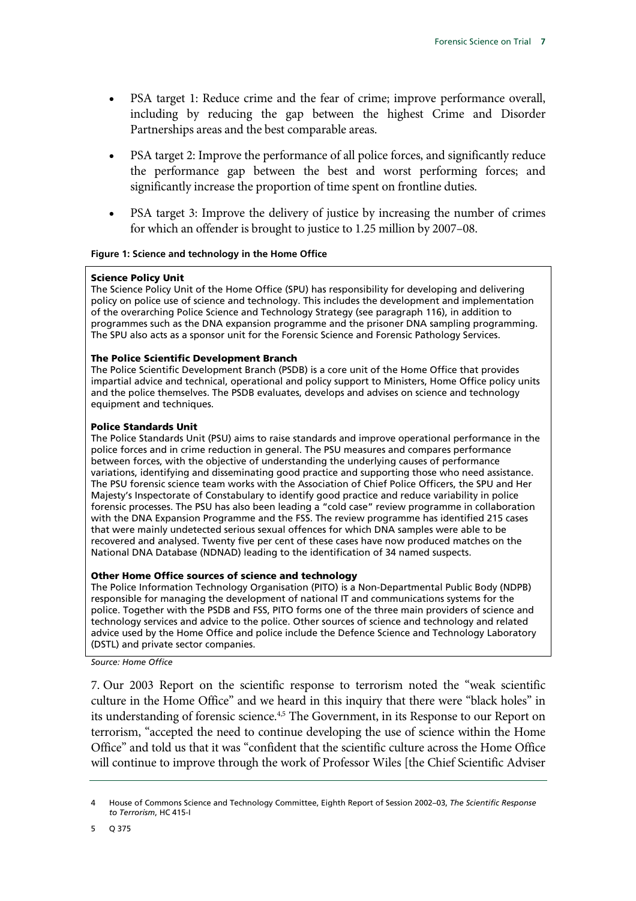- PSA target 1: Reduce crime and the fear of crime; improve performance overall, including by reducing the gap between the highest Crime and Disorder Partnerships areas and the best comparable areas.

- PSA target 2: Improve the performance of all police forces, and significantly reduce the performance gap between the best and worst performing forces; and significantly increase the proportion of time spent on frontline duties.

- PSA target 3: Improve the delivery of justice by increasing the number of crimes for which an offender is brought to justice to 1.25 million by 2007–08.

**Figure 1: Science and technology in the Home Office**

**Science Policy Unit**
The Science Policy Unit of the Home Office (SPU) has responsibility for developing and delivering policy on police use of science and technology. This includes the development and implementation of the overarching Police Science and Technology Strategy (see paragraph 116), in addition to programmes such as the DNA expansion programme and the prisoner DNA sampling programming. The SPU also acts as a sponsor unit for the Forensic Science and Forensic Pathology Services.

**The Police Scientific Development Branch**
The Police Scientific Development Branch (PSDB) is a core unit of the Home Office that provides impartial advice and technical, operational and policy support to Ministers, Home Office policy units and the police themselves. The PSDB evaluates, develops and advises on science and technology equipment and techniques.

**Police Standards Unit**
The Police Standards Unit (PSU) aims to raise standards and improve operational performance in the police forces and in crime reduction in general. The PSU measures and compares performance between forces, with the objective of understanding the underlying causes of performance variations, identifying and disseminating good practice and supporting those who need assistance. The PSU forensic science team works with the Association of Chief Police Officers, the SPU and Her Majesty's Inspectorate of Constabulary to identify good practice and reduce variability in police forensic processes. The PSU has also been leading a "cold case" review programme in collaboration with the DNA Expansion Programme and the FSS. The review programme has identified 215 cases that were mainly undetected serious sexual offences for which DNA samples were able to be recovered and analysed. Twenty five per cent of these cases have now produced matches on the National DNA Database (NDNAD) leading to the identification of 34 named suspects.

**Other Home Office sources of science and technology**
The Police Information Technology Organisation (PITO) is a Non-Departmental Public Body (NDPB) responsible for managing the development of national IT and communications systems for the police. Together with the PSDB and FSS, PITO forms one of the three main providers of science and technology services and advice to the police. Other sources of science and technology and related advice used by the Home Office and police include the Defence Science and Technology Laboratory (DSTL) and private sector companies.

*Source: Home Office*

7. Our 2003 Report on the scientific response to terrorism noted the "weak scientific culture in the Home Office" and we heard in this inquiry that there were "black holes" in its understanding of forensic science.[4,5] The Government, in its Response to our Report on terrorism, "accepted the need to continue developing the use of science within the Home Office" and told us that it was "confident that the scientific culture across the Home Office will continue to improve through the work of Professor Wiles [the Chief Scientific Adviser

4 House of Commons Science and Technology Committee, Eighth Report of Session 2002–03, *The Scientific Response to Terrorism*, HC 415-I

5 Q 375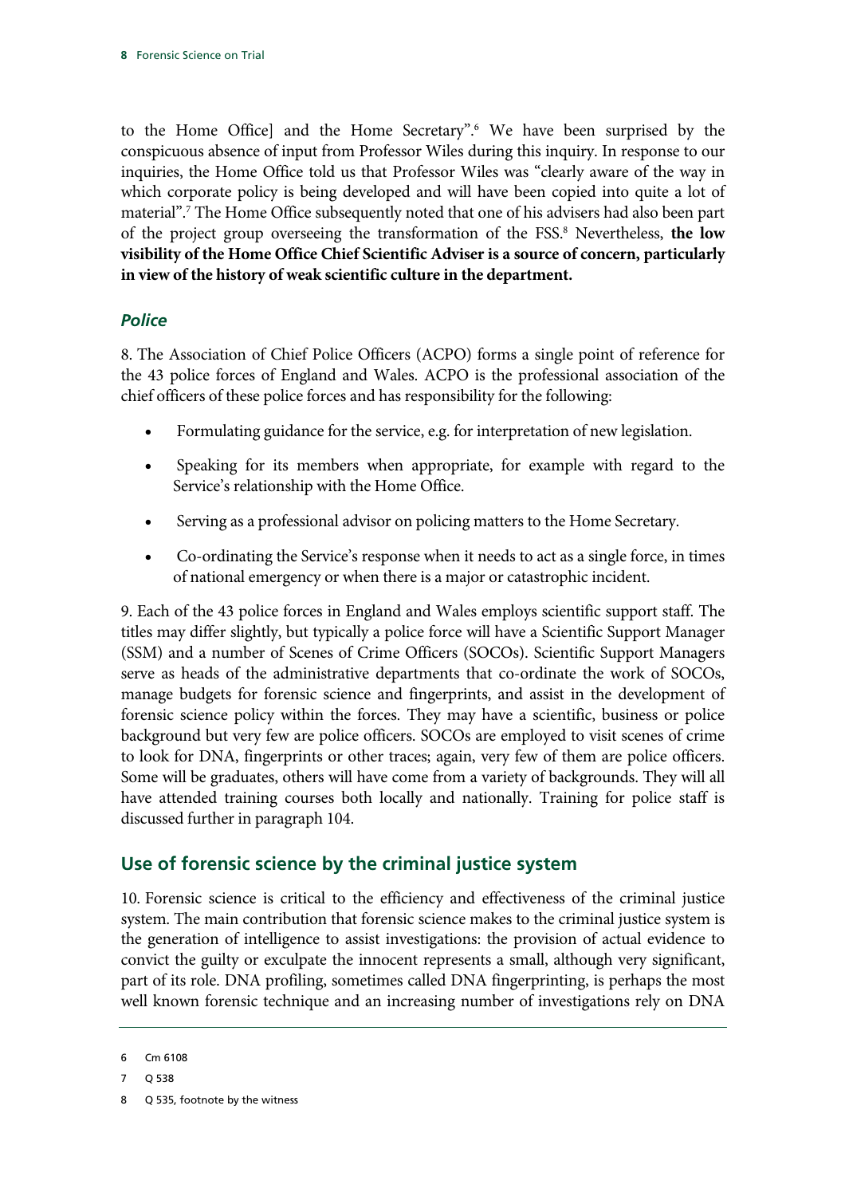to the Home Office] and the Home Secretary".[6] We have been surprised by the conspicuous absence of input from Professor Wiles during this inquiry. In response to our inquiries, the Home Office told us that Professor Wiles was "clearly aware of the way in which corporate policy is being developed and will have been copied into quite a lot of material".[7] The Home Office subsequently noted that one of his advisers had also been part of the project group overseeing the transformation of the FSS.[8] Nevertheless, **the low visibility of the Home Office Chief Scientific Adviser is a source of concern, particularly in view of the history of weak scientific culture in the department.**

### *Police*

8. The Association of Chief Police Officers (ACPO) forms a single point of reference for the 43 police forces of England and Wales. ACPO is the professional association of the chief officers of these police forces and has responsibility for the following:

- Formulating guidance for the service, e.g. for interpretation of new legislation.
- Speaking for its members when appropriate, for example with regard to the Service's relationship with the Home Office.
- Serving as a professional advisor on policing matters to the Home Secretary.
- Co-ordinating the Service's response when it needs to act as a single force, in times of national emergency or when there is a major or catastrophic incident.

9. Each of the 43 police forces in England and Wales employs scientific support staff. The titles may differ slightly, but typically a police force will have a Scientific Support Manager (SSM) and a number of Scenes of Crime Officers (SOCOs). Scientific Support Managers serve as heads of the administrative departments that co-ordinate the work of SOCOs, manage budgets for forensic science and fingerprints, and assist in the development of forensic science policy within the forces. They may have a scientific, business or police background but very few are police officers. SOCOs are employed to visit scenes of crime to look for DNA, fingerprints or other traces; again, very few of them are police officers. Some will be graduates, others will have come from a variety of backgrounds. They will all have attended training courses both locally and nationally. Training for police staff is discussed further in paragraph 104.

## Use of forensic science by the criminal justice system

10. Forensic science is critical to the efficiency and effectiveness of the criminal justice system. The main contribution that forensic science makes to the criminal justice system is the generation of intelligence to assist investigations: the provision of actual evidence to convict the guilty or exculpate the innocent represents a small, although very significant, part of its role. DNA profiling, sometimes called DNA fingerprinting, is perhaps the most well known forensic technique and an increasing number of investigations rely on DNA

---

6 Cm 6108

7 Q 538

8 Q 535, footnote by the witness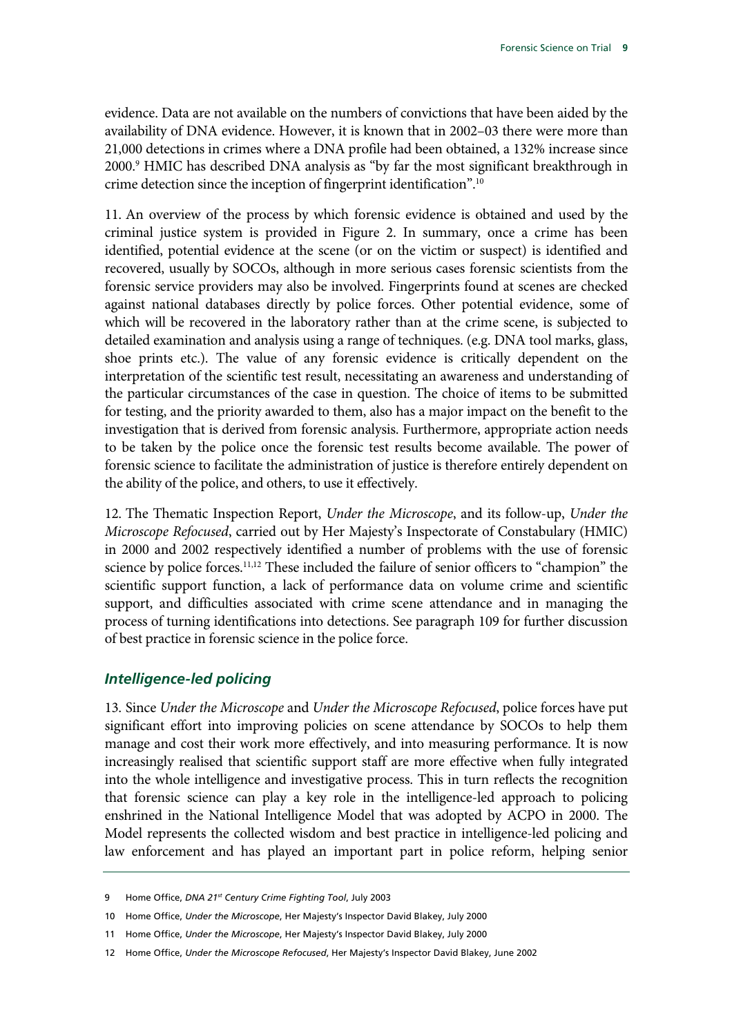evidence. Data are not available on the numbers of convictions that have been aided by the availability of DNA evidence. However, it is known that in 2002–03 there were more than 21,000 detections in crimes where a DNA profile had been obtained, a 132% increase since 2000.[9] HMIC has described DNA analysis as "by far the most significant breakthrough in crime detection since the inception of fingerprint identification".[10]

11. An overview of the process by which forensic evidence is obtained and used by the criminal justice system is provided in Figure 2. In summary, once a crime has been identified, potential evidence at the scene (or on the victim or suspect) is identified and recovered, usually by SOCOs, although in more serious cases forensic scientists from the forensic service providers may also be involved. Fingerprints found at scenes are checked against national databases directly by police forces. Other potential evidence, some of which will be recovered in the laboratory rather than at the crime scene, is subjected to detailed examination and analysis using a range of techniques. (e.g. DNA tool marks, glass, shoe prints etc.). The value of any forensic evidence is critically dependent on the interpretation of the scientific test result, necessitating an awareness and understanding of the particular circumstances of the case in question. The choice of items to be submitted for testing, and the priority awarded to them, also has a major impact on the benefit to the investigation that is derived from forensic analysis. Furthermore, appropriate action needs to be taken by the police once the forensic test results become available. The power of forensic science to facilitate the administration of justice is therefore entirely dependent on the ability of the police, and others, to use it effectively.

12. The Thematic Inspection Report, *Under the Microscope*, and its follow-up, *Under the Microscope Refocused*, carried out by Her Majesty's Inspectorate of Constabulary (HMIC) in 2000 and 2002 respectively identified a number of problems with the use of forensic science by police forces.[11,12] These included the failure of senior officers to "champion" the scientific support function, a lack of performance data on volume crime and scientific support, and difficulties associated with crime scene attendance and in managing the process of turning identifications into detections. See paragraph 109 for further discussion of best practice in forensic science in the police force.

### *Intelligence-led policing*

13. Since *Under the Microscope* and *Under the Microscope Refocused*, police forces have put significant effort into improving policies on scene attendance by SOCOs to help them manage and cost their work more effectively, and into measuring performance. It is now increasingly realised that scientific support staff are more effective when fully integrated into the whole intelligence and investigative process. This in turn reflects the recognition that forensic science can play a key role in the intelligence-led approach to policing enshrined in the National Intelligence Model that was adopted by ACPO in 2000. The Model represents the collected wisdom and best practice in intelligence-led policing and law enforcement and has played an important part in police reform, helping senior

---

9 Home Office, *DNA 21st Century Crime Fighting Tool*, July 2003

10 Home Office, *Under the Microscope*, Her Majesty's Inspector David Blakey, July 2000

11 Home Office, *Under the Microscope*, Her Majesty's Inspector David Blakey, July 2000

12 Home Office, *Under the Microscope Refocused*, Her Majesty's Inspector David Blakey, June 2002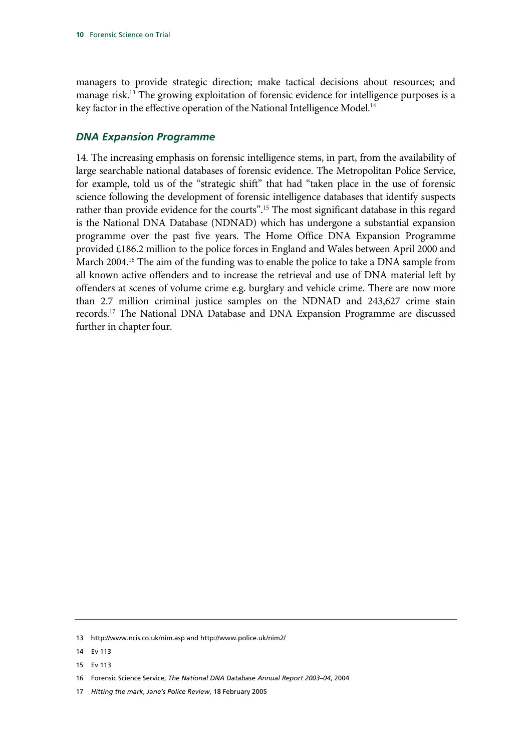managers to provide strategic direction; make tactical decisions about resources; and manage risk.[13] The growing exploitation of forensic evidence for intelligence purposes is a key factor in the effective operation of the National Intelligence Model.[14]

### *DNA Expansion Programme*

14. The increasing emphasis on forensic intelligence stems, in part, from the availability of large searchable national databases of forensic evidence. The Metropolitan Police Service, for example, told us of the "strategic shift" that had "taken place in the use of forensic science following the development of forensic intelligence databases that identify suspects rather than provide evidence for the courts".[15] The most significant database in this regard is the National DNA Database (NDNAD) which has undergone a substantial expansion programme over the past five years. The Home Office DNA Expansion Programme provided £186.2 million to the police forces in England and Wales between April 2000 and March 2004.[16] The aim of the funding was to enable the police to take a DNA sample from all known active offenders and to increase the retrieval and use of DNA material left by offenders at scenes of volume crime e.g. burglary and vehicle crime. There are now more than 2.7 million criminal justice samples on the NDNAD and 243,627 crime stain records.[17] The National DNA Database and DNA Expansion Programme are discussed further in chapter four.

---

13 http://www.ncis.co.uk/nim.asp and http://www.police.uk/nim2/

14 Ev 113

15 Ev 113

16 Forensic Science Service, *The National DNA Database Annual Report 2003–04*, 2004

17 *Hitting the mark*, *Jane's Police Review*, 18 February 2005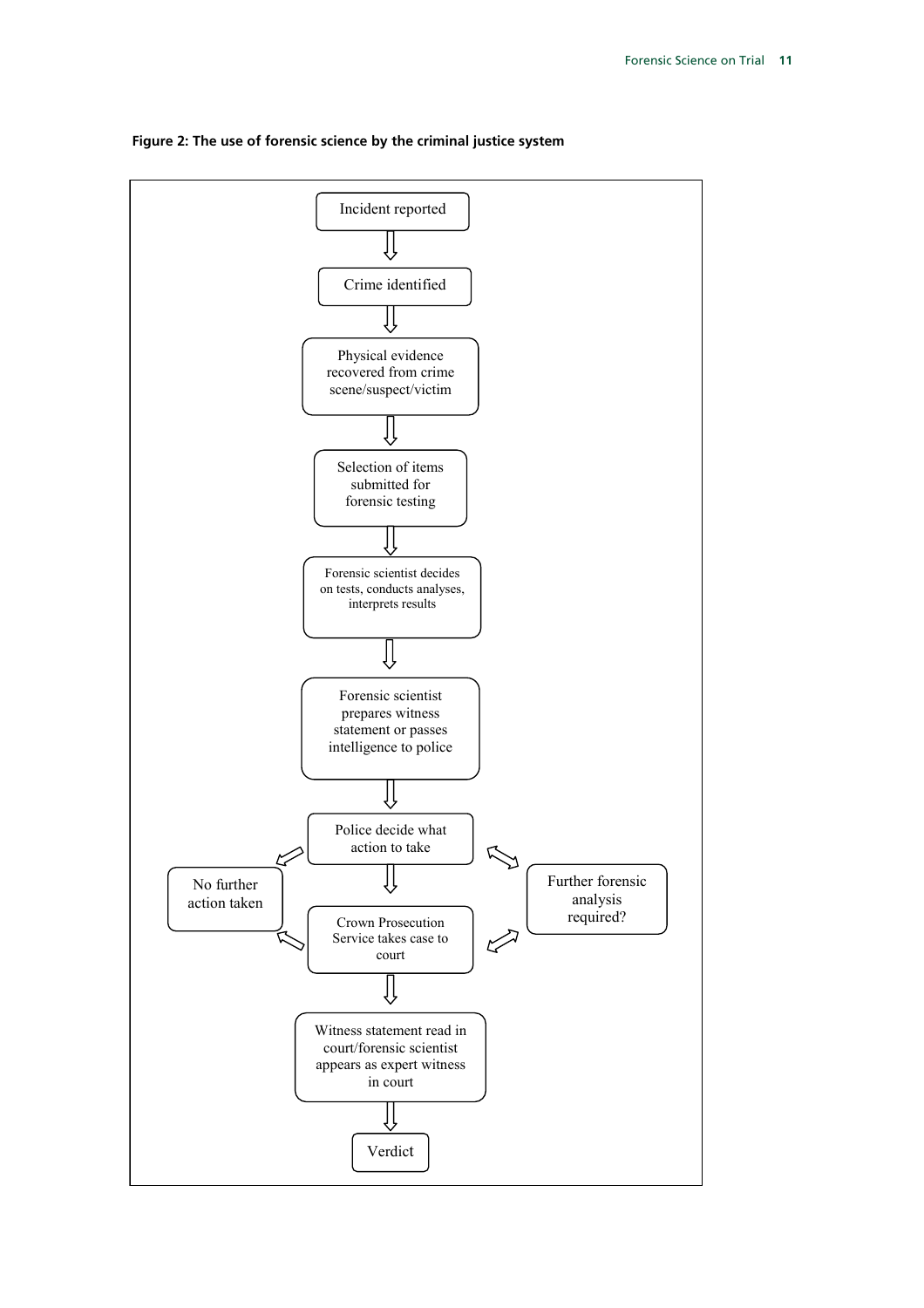**Figure 2: The use of forensic science by the criminal justice system**

Incident reported

Crime identified

Physical evidence recovered from crime scene/suspect/victim

Selection of items submitted for forensic testing

Forensic scientist decides on tests, conducts analyses, interprets results

Forensic scientist prepares witness statement or passes intelligence to police

Police decide what action to take

No further action taken

Further forensic analysis required?

Crown Prosecution Service takes case to court

Witness statement read in court/forensic scientist appears as expert witness in court

Verdict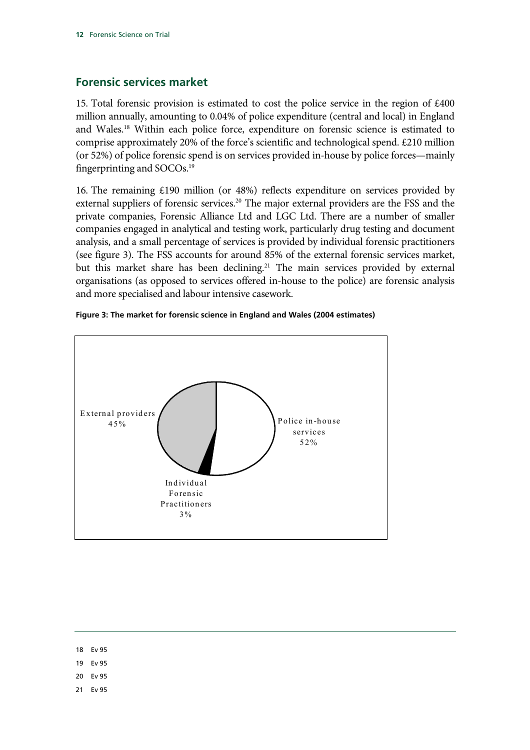## Forensic services market

15. Total forensic provision is estimated to cost the police service in the region of £400 million annually, amounting to 0.04% of police expenditure (central and local) in England and Wales.[18] Within each police force, expenditure on forensic science is estimated to comprise approximately 20% of the force's scientific and technological spend. £210 million (or 52%) of police forensic spend is on services provided in-house by police forces—mainly fingerprinting and SOCOs.[19]

16. The remaining £190 million (or 48%) reflects expenditure on services provided by external suppliers of forensic services.[20] The major external providers are the FSS and the private companies, Forensic Alliance Ltd and LGC Ltd. There are a number of smaller companies engaged in analytical and testing work, particularly drug testing and document analysis, and a small percentage of services is provided by individual forensic practitioners (see figure 3). The FSS accounts for around 85% of the external forensic services market, but this market share has been declining.[21] The main services provided by external organisations (as opposed to services offered in-house to the police) are forensic analysis and more specialised and labour intensive casework.

**Figure 3: The market for forensic science in England and Wales (2004 estimates)**

External providers
45%

Police in-house
services
52%

Individual
Forensic
Practitioners
3%

18 Ev 95

19 Ev 95

20 Ev 95

21 Ev 95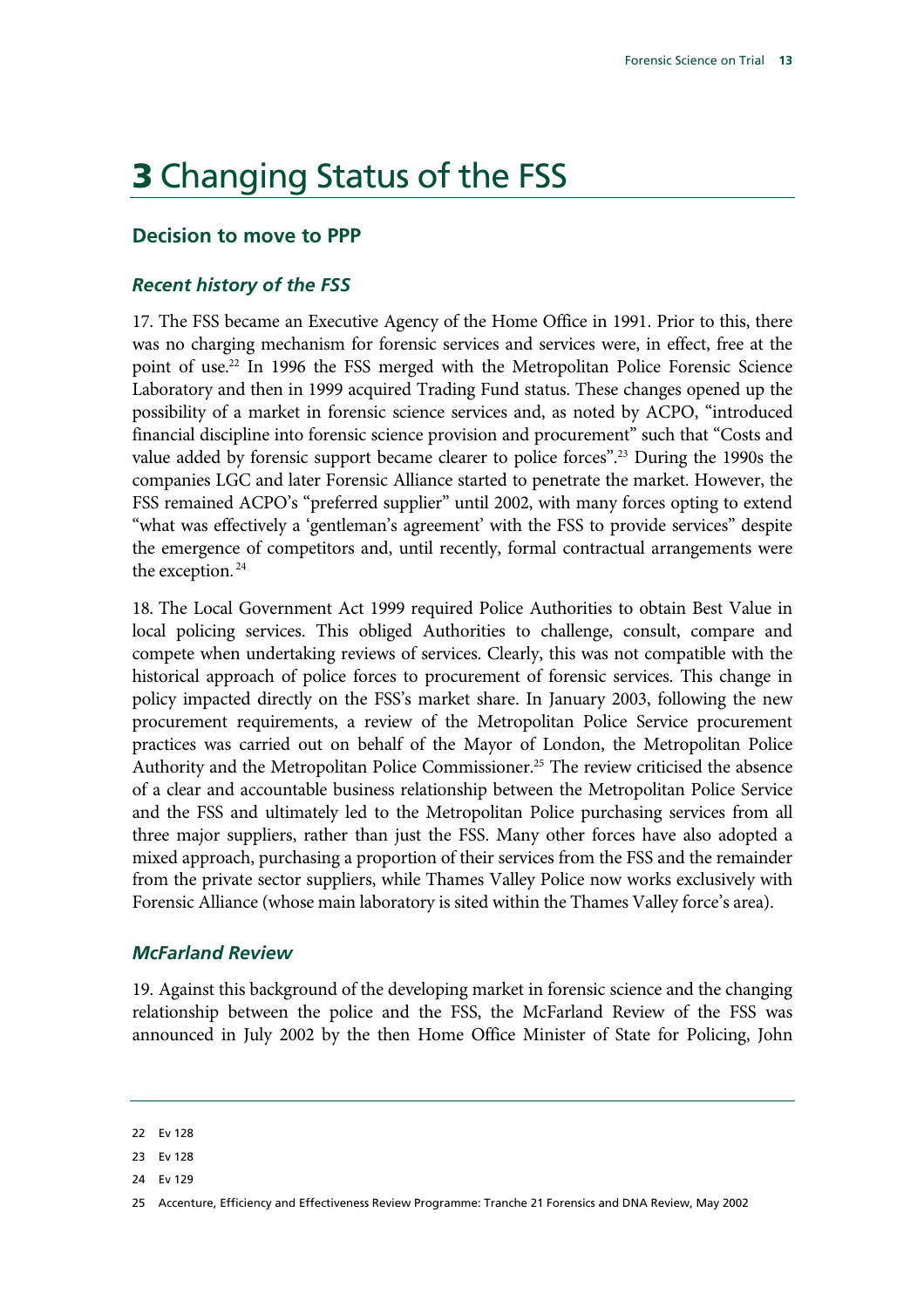# 3 Changing Status of the FSS

## Decision to move to PPP

### *Recent history of the FSS*

17. The FSS became an Executive Agency of the Home Office in 1991. Prior to this, there was no charging mechanism for forensic services and services were, in effect, free at the point of use.[22] In 1996 the FSS merged with the Metropolitan Police Forensic Science Laboratory and then in 1999 acquired Trading Fund status. These changes opened up the possibility of a market in forensic science services and, as noted by ACPO, "introduced financial discipline into forensic science provision and procurement" such that "Costs and value added by forensic support became clearer to police forces".[23] During the 1990s the companies LGC and later Forensic Alliance started to penetrate the market. However, the FSS remained ACPO's "preferred supplier" until 2002, with many forces opting to extend "what was effectively a 'gentleman's agreement' with the FSS to provide services" despite the emergence of competitors and, until recently, formal contractual arrangements were the exception.[24]

18. The Local Government Act 1999 required Police Authorities to obtain Best Value in local policing services. This obliged Authorities to challenge, consult, compare and compete when undertaking reviews of services. Clearly, this was not compatible with the historical approach of police forces to procurement of forensic services. This change in policy impacted directly on the FSS's market share. In January 2003, following the new procurement requirements, a review of the Metropolitan Police Service procurement practices was carried out on behalf of the Mayor of London, the Metropolitan Police Authority and the Metropolitan Police Commissioner.[25] The review criticised the absence of a clear and accountable business relationship between the Metropolitan Police Service and the FSS and ultimately led to the Metropolitan Police purchasing services from all three major suppliers, rather than just the FSS. Many other forces have also adopted a mixed approach, purchasing a proportion of their services from the FSS and the remainder from the private sector suppliers, while Thames Valley Police now works exclusively with Forensic Alliance (whose main laboratory is sited within the Thames Valley force's area).

### *McFarland Review*

19. Against this background of the developing market in forensic science and the changing relationship between the police and the FSS, the McFarland Review of the FSS was announced in July 2002 by the then Home Office Minister of State for Policing, John

---

22 Ev 128

23 Ev 128

24 Ev 129

25 Accenture, Efficiency and Effectiveness Review Programme: Tranche 21 Forensics and DNA Review, May 2002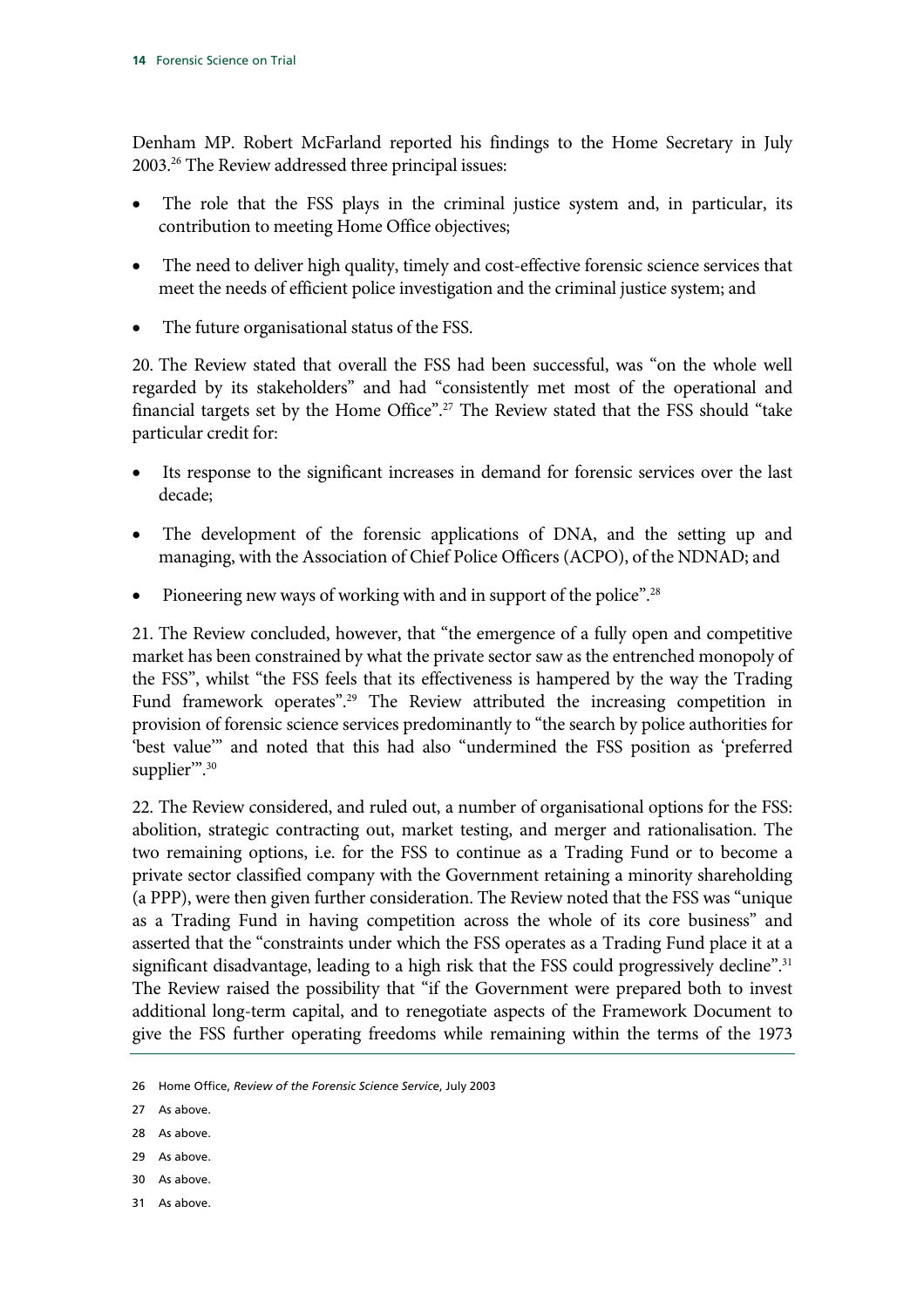Denham MP. Robert McFarland reported his findings to the Home Secretary in July 2003.[26] The Review addressed three principal issues:

- The role that the FSS plays in the criminal justice system and, in particular, its contribution to meeting Home Office objectives;
- The need to deliver high quality, timely and cost-effective forensic science services that meet the needs of efficient police investigation and the criminal justice system; and
- The future organisational status of the FSS.

20. The Review stated that overall the FSS had been successful, was "on the whole well regarded by its stakeholders" and had "consistently met most of the operational and financial targets set by the Home Office".[27] The Review stated that the FSS should "take particular credit for:

- Its response to the significant increases in demand for forensic services over the last decade;
- The development of the forensic applications of DNA, and the setting up and managing, with the Association of Chief Police Officers (ACPO), of the NDNAD; and
- Pioneering new ways of working with and in support of the police".[28]

21. The Review concluded, however, that "the emergence of a fully open and competitive market has been constrained by what the private sector saw as the entrenched monopoly of the FSS", whilst "the FSS feels that its effectiveness is hampered by the way the Trading Fund framework operates".[29] The Review attributed the increasing competition in provision of forensic science services predominantly to "the search by police authorities for 'best value'" and noted that this had also "undermined the FSS position as 'preferred supplier'".[30]

22. The Review considered, and ruled out, a number of organisational options for the FSS: abolition, strategic contracting out, market testing, and merger and rationalisation. The two remaining options, i.e. for the FSS to continue as a Trading Fund or to become a private sector classified company with the Government retaining a minority shareholding (a PPP), were then given further consideration. The Review noted that the FSS was "unique as a Trading Fund in having competition across the whole of its core business" and asserted that the "constraints under which the FSS operates as a Trading Fund place it at a significant disadvantage, leading to a high risk that the FSS could progressively decline".[31] The Review raised the possibility that "if the Government were prepared both to invest additional long-term capital, and to renegotiate aspects of the Framework Document to give the FSS further operating freedoms while remaining within the terms of the 1973

26 Home Office, *Review of the Forensic Science Service*, July 2003

27 As above.

28 As above.

29 As above.

30 As above.

31 As above.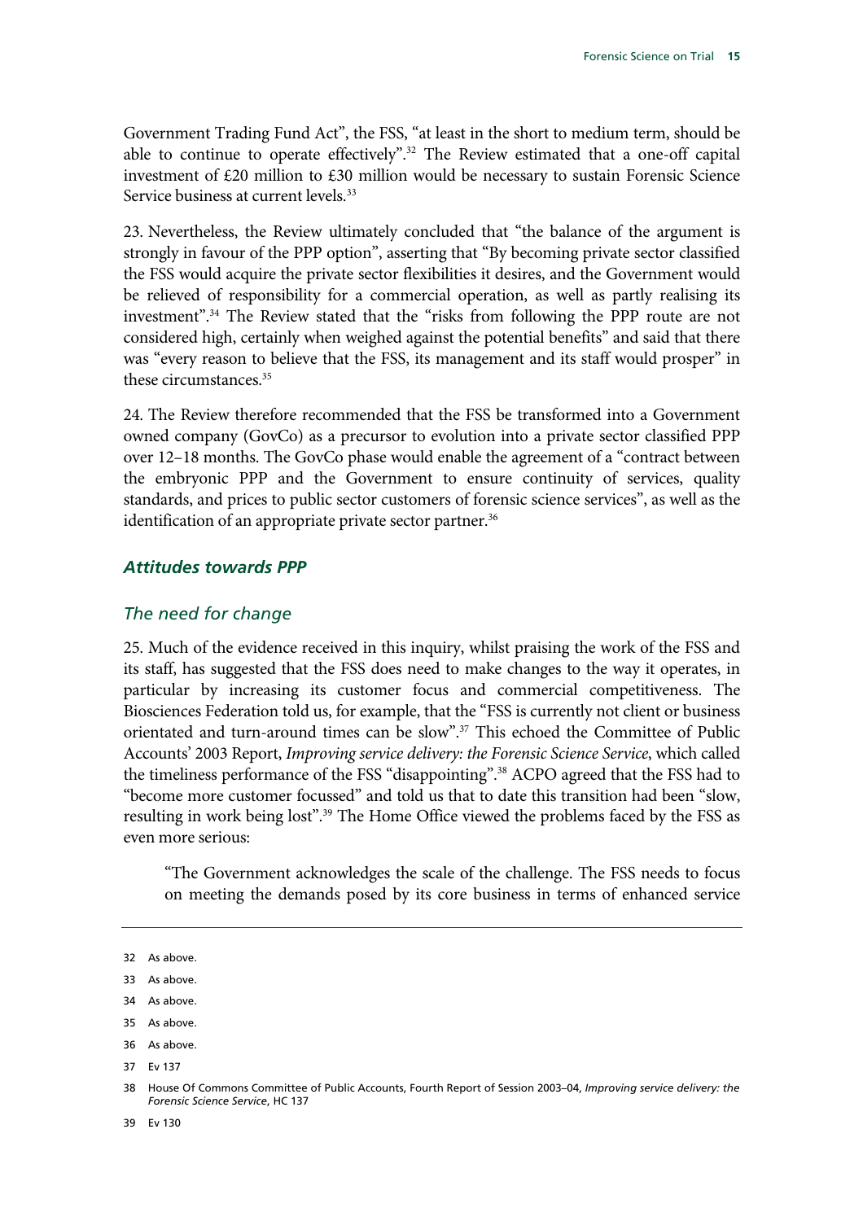Government Trading Fund Act", the FSS, "at least in the short to medium term, should be able to continue to operate effectively".[32] The Review estimated that a one-off capital investment of £20 million to £30 million would be necessary to sustain Forensic Science Service business at current levels.[33]

23. Nevertheless, the Review ultimately concluded that "the balance of the argument is strongly in favour of the PPP option", asserting that "By becoming private sector classified the FSS would acquire the private sector flexibilities it desires, and the Government would be relieved of responsibility for a commercial operation, as well as partly realising its investment".[34] The Review stated that the "risks from following the PPP route are not considered high, certainly when weighed against the potential benefits" and said that there was "every reason to believe that the FSS, its management and its staff would prosper" in these circumstances.[35]

24. The Review therefore recommended that the FSS be transformed into a Government owned company (GovCo) as a precursor to evolution into a private sector classified PPP over 12–18 months. The GovCo phase would enable the agreement of a "contract between the embryonic PPP and the Government to ensure continuity of services, quality standards, and prices to public sector customers of forensic science services", as well as the identification of an appropriate private sector partner.[36]

### *Attitudes towards PPP*

#### *The need for change*

25. Much of the evidence received in this inquiry, whilst praising the work of the FSS and its staff, has suggested that the FSS does need to make changes to the way it operates, in particular by increasing its customer focus and commercial competitiveness. The Biosciences Federation told us, for example, that the "FSS is currently not client or business orientated and turn-around times can be slow".[37] This echoed the Committee of Public Accounts' 2003 Report, *Improving service delivery: the Forensic Science Service*, which called the timeliness performance of the FSS "disappointing".[38] ACPO agreed that the FSS had to "become more customer focussed" and told us that to date this transition had been "slow, resulting in work being lost".[39] The Home Office viewed the problems faced by the FSS as even more serious:

> "The Government acknowledges the scale of the challenge. The FSS needs to focus on meeting the demands posed by its core business in terms of enhanced service

---

32 As above.

33 As above.

34 As above.

35 As above.

36 As above.

37 Ev 137

38 House Of Commons Committee of Public Accounts, Fourth Report of Session 2003–04, *Improving service delivery: the Forensic Science Service*, HC 137

39 Ev 130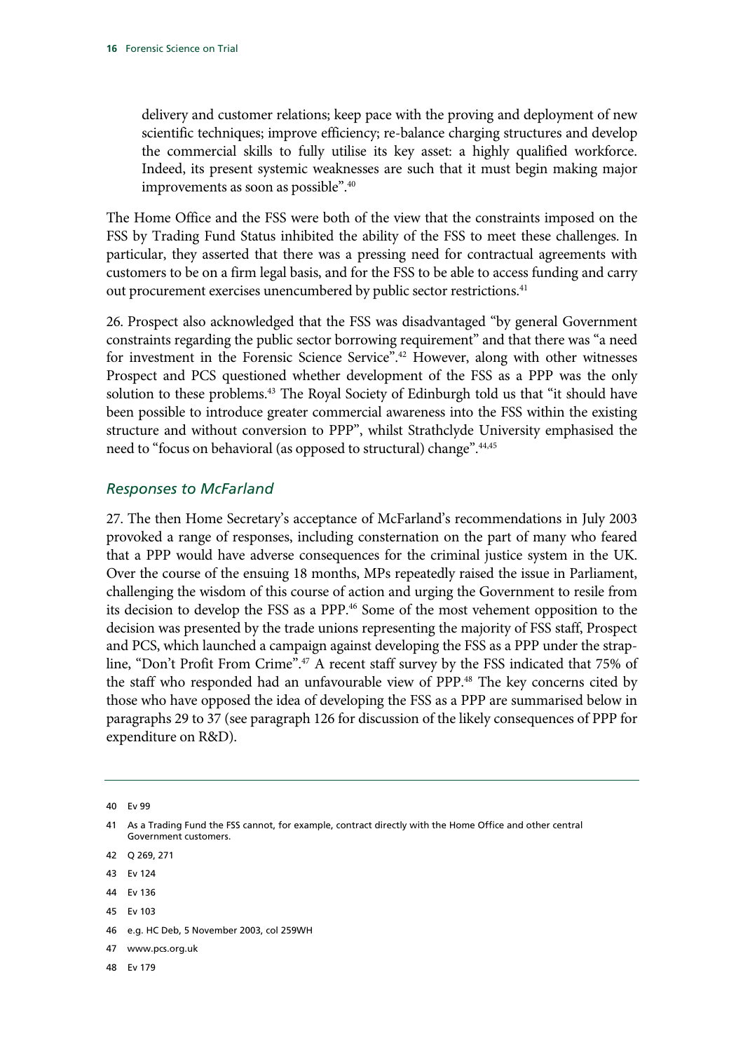delivery and customer relations; keep pace with the proving and deployment of new scientific techniques; improve efficiency; re-balance charging structures and develop the commercial skills to fully utilise its key asset: a highly qualified workforce. Indeed, its present systemic weaknesses are such that it must begin making major improvements as soon as possible".[40]

The Home Office and the FSS were both of the view that the constraints imposed on the FSS by Trading Fund Status inhibited the ability of the FSS to meet these challenges. In particular, they asserted that there was a pressing need for contractual agreements with customers to be on a firm legal basis, and for the FSS to be able to access funding and carry out procurement exercises unencumbered by public sector restrictions.[41]

26. Prospect also acknowledged that the FSS was disadvantaged "by general Government constraints regarding the public sector borrowing requirement" and that there was "a need for investment in the Forensic Science Service".[42] However, along with other witnesses Prospect and PCS questioned whether development of the FSS as a PPP was the only solution to these problems.[43] The Royal Society of Edinburgh told us that "it should have been possible to introduce greater commercial awareness into the FSS within the existing structure and without conversion to PPP", whilst Strathclyde University emphasised the need to "focus on behavioral (as opposed to structural) change".[44,45]

### *Responses to McFarland*

27. The then Home Secretary's acceptance of McFarland's recommendations in July 2003 provoked a range of responses, including consternation on the part of many who feared that a PPP would have adverse consequences for the criminal justice system in the UK. Over the course of the ensuing 18 months, MPs repeatedly raised the issue in Parliament, challenging the wisdom of this course of action and urging the Government to resile from its decision to develop the FSS as a PPP.[46] Some of the most vehement opposition to the decision was presented by the trade unions representing the majority of FSS staff, Prospect and PCS, which launched a campaign against developing the FSS as a PPP under the strap-line, "Don't Profit From Crime".[47] A recent staff survey by the FSS indicated that 75% of the staff who responded had an unfavourable view of PPP.[48] The key concerns cited by those who have opposed the idea of developing the FSS as a PPP are summarised below in paragraphs 29 to 37 (see paragraph 126 for discussion of the likely consequences of PPP for expenditure on R&D).

---

40 Ev 99

41 As a Trading Fund the FSS cannot, for example, contract directly with the Home Office and other central Government customers.

42 Q 269, 271

43 Ev 124

44 Ev 136

45 Ev 103

46 e.g. HC Deb, 5 November 2003, col 259WH

47 www.pcs.org.uk

48 Ev 179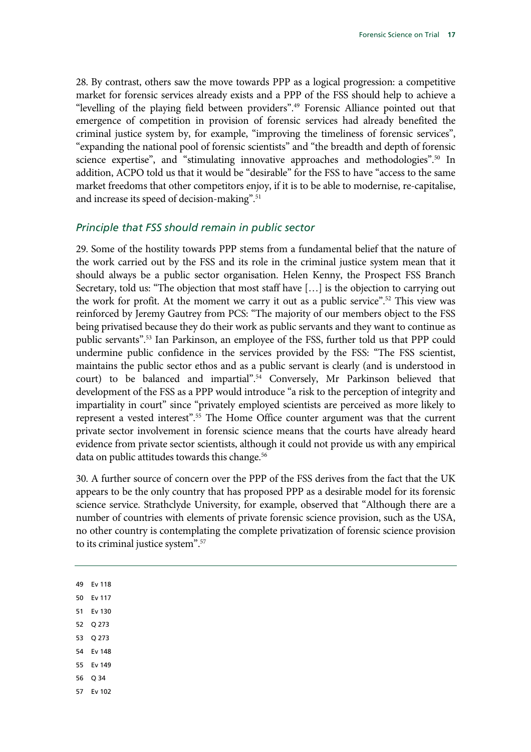28. By contrast, others saw the move towards PPP as a logical progression: a competitive market for forensic services already exists and a PPP of the FSS should help to achieve a "levelling of the playing field between providers".[49] Forensic Alliance pointed out that emergence of competition in provision of forensic services had already benefited the criminal justice system by, for example, "improving the timeliness of forensic services", "expanding the national pool of forensic scientists" and "the breadth and depth of forensic science expertise", and "stimulating innovative approaches and methodologies".[50] In addition, ACPO told us that it would be "desirable" for the FSS to have "access to the same market freedoms that other competitors enjoy, if it is to be able to modernise, re-capitalise, and increase its speed of decision-making".[51]

### *Principle that FSS should remain in public sector*

29. Some of the hostility towards PPP stems from a fundamental belief that the nature of the work carried out by the FSS and its role in the criminal justice system mean that it should always be a public sector organisation. Helen Kenny, the Prospect FSS Branch Secretary, told us: "The objection that most staff have […] is the objection to carrying out the work for profit. At the moment we carry it out as a public service".[52] This view was reinforced by Jeremy Gautrey from PCS: "The majority of our members object to the FSS being privatised because they do their work as public servants and they want to continue as public servants".[53] Ian Parkinson, an employee of the FSS, further told us that PPP could undermine public confidence in the services provided by the FSS: "The FSS scientist, maintains the public sector ethos and as a public servant is clearly (and is understood in court) to be balanced and impartial".[54] Conversely, Mr Parkinson believed that development of the FSS as a PPP would introduce "a risk to the perception of integrity and impartiality in court" since "privately employed scientists are perceived as more likely to represent a vested interest".[55] The Home Office counter argument was that the current private sector involvement in forensic science means that the courts have already heard evidence from private sector scientists, although it could not provide us with any empirical data on public attitudes towards this change.[56]

30. A further source of concern over the PPP of the FSS derives from the fact that the UK appears to be the only country that has proposed PPP as a desirable model for its forensic science service. Strathclyde University, for example, observed that "Although there are a number of countries with elements of private forensic science provision, such as the USA, no other country is contemplating the complete privatization of forensic science provision to its criminal justice system".[57]

---

49 Ev 118

50 Ev 117

51 Ev 130

52 Q 273

53 Q 273

54 Ev 148

55 Ev 149

56 Q 34

57 Ev 102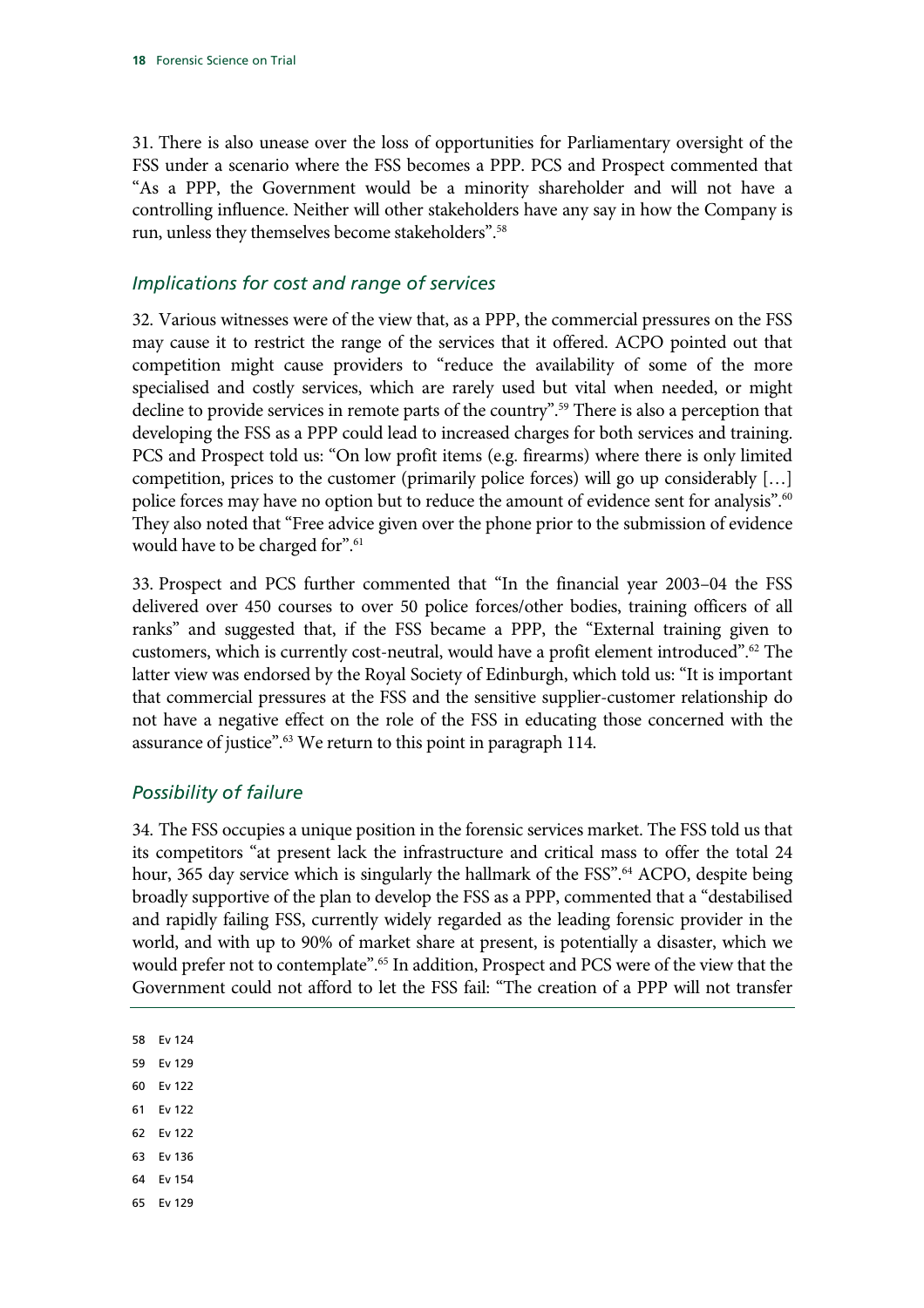31. There is also unease over the loss of opportunities for Parliamentary oversight of the FSS under a scenario where the FSS becomes a PPP. PCS and Prospect commented that "As a PPP, the Government would be a minority shareholder and will not have a controlling influence. Neither will other stakeholders have any say in how the Company is run, unless they themselves become stakeholders".[58]

### *Implications for cost and range of services*

32. Various witnesses were of the view that, as a PPP, the commercial pressures on the FSS may cause it to restrict the range of the services that it offered. ACPO pointed out that competition might cause providers to "reduce the availability of some of the more specialised and costly services, which are rarely used but vital when needed, or might decline to provide services in remote parts of the country".[59] There is also a perception that developing the FSS as a PPP could lead to increased charges for both services and training. PCS and Prospect told us: "On low profit items (e.g. firearms) where there is only limited competition, prices to the customer (primarily police forces) will go up considerably […] police forces may have no option but to reduce the amount of evidence sent for analysis".[60] They also noted that "Free advice given over the phone prior to the submission of evidence would have to be charged for".[61]

33. Prospect and PCS further commented that "In the financial year 2003–04 the FSS delivered over 450 courses to over 50 police forces/other bodies, training officers of all ranks" and suggested that, if the FSS became a PPP, the "External training given to customers, which is currently cost-neutral, would have a profit element introduced".[62] The latter view was endorsed by the Royal Society of Edinburgh, which told us: "It is important that commercial pressures at the FSS and the sensitive supplier-customer relationship do not have a negative effect on the role of the FSS in educating those concerned with the assurance of justice".[63] We return to this point in paragraph 114.

### *Possibility of failure*

34. The FSS occupies a unique position in the forensic services market. The FSS told us that its competitors "at present lack the infrastructure and critical mass to offer the total 24 hour, 365 day service which is singularly the hallmark of the FSS".[64] ACPO, despite being broadly supportive of the plan to develop the FSS as a PPP, commented that a "destabilised and rapidly failing FSS, currently widely regarded as the leading forensic provider in the world, and with up to 90% of market share at present, is potentially a disaster, which we would prefer not to contemplate".[65] In addition, Prospect and PCS were of the view that the Government could not afford to let the FSS fail: "The creation of a PPP will not transfer

58 Ev 124

59 Ev 129

60 Ev 122

61 Ev 122

62 Ev 122

63 Ev 136

64 Ev 154

65 Ev 129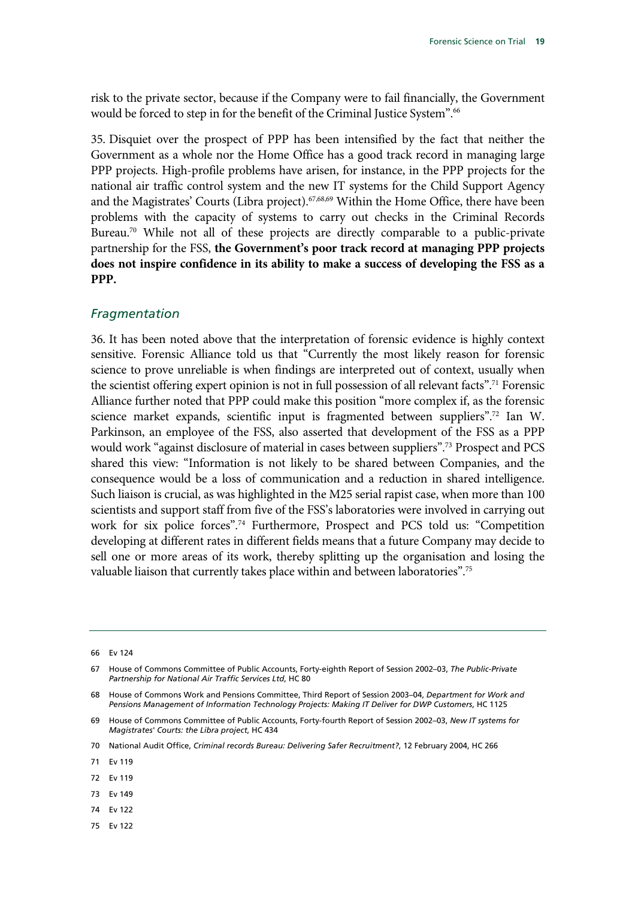risk to the private sector, because if the Company were to fail financially, the Government would be forced to step in for the benefit of the Criminal Justice System".[66]

35. Disquiet over the prospect of PPP has been intensified by the fact that neither the Government as a whole nor the Home Office has a good track record in managing large PPP projects. High-profile problems have arisen, for instance, in the PPP projects for the national air traffic control system and the new IT systems for the Child Support Agency and the Magistrates' Courts (Libra project).[67,68,69] Within the Home Office, there have been problems with the capacity of systems to carry out checks in the Criminal Records Bureau.[70] While not all of these projects are directly comparable to a public-private partnership for the FSS, **the Government's poor track record at managing PPP projects does not inspire confidence in its ability to make a success of developing the FSS as a PPP.**

### *Fragmentation*

36. It has been noted above that the interpretation of forensic evidence is highly context sensitive. Forensic Alliance told us that "Currently the most likely reason for forensic science to prove unreliable is when findings are interpreted out of context, usually when the scientist offering expert opinion is not in full possession of all relevant facts".[71] Forensic Alliance further noted that PPP could make this position "more complex if, as the forensic science market expands, scientific input is fragmented between suppliers".[72] Ian W. Parkinson, an employee of the FSS, also asserted that development of the FSS as a PPP would work "against disclosure of material in cases between suppliers".[73] Prospect and PCS shared this view: "Information is not likely to be shared between Companies, and the consequence would be a loss of communication and a reduction in shared intelligence. Such liaison is crucial, as was highlighted in the M25 serial rapist case, when more than 100 scientists and support staff from five of the FSS's laboratories were involved in carrying out work for six police forces".[74] Furthermore, Prospect and PCS told us: "Competition developing at different rates in different fields means that a future Company may decide to sell one or more areas of its work, thereby splitting up the organisation and losing the valuable liaison that currently takes place within and between laboratories".[75]

---

66 Ev 124

67 House of Commons Committee of Public Accounts, Forty-eighth Report of Session 2002–03, *The Public-Private Partnership for National Air Traffic Services Ltd*, HC 80

68 House of Commons Work and Pensions Committee, Third Report of Session 2003–04, *Department for Work and Pensions Management of Information Technology Projects: Making IT Deliver for DWP Customers*, HC 1125

69 House of Commons Committee of Public Accounts, Forty-fourth Report of Session 2002–03, *New IT systems for Magistrates' Courts: the Libra project*, HC 434

70 National Audit Office, *Criminal records Bureau: Delivering Safer Recruitment?*, 12 February 2004, HC 266

71 Ev 119

72 Ev 119

73 Ev 149

74 Ev 122

75 Ev 122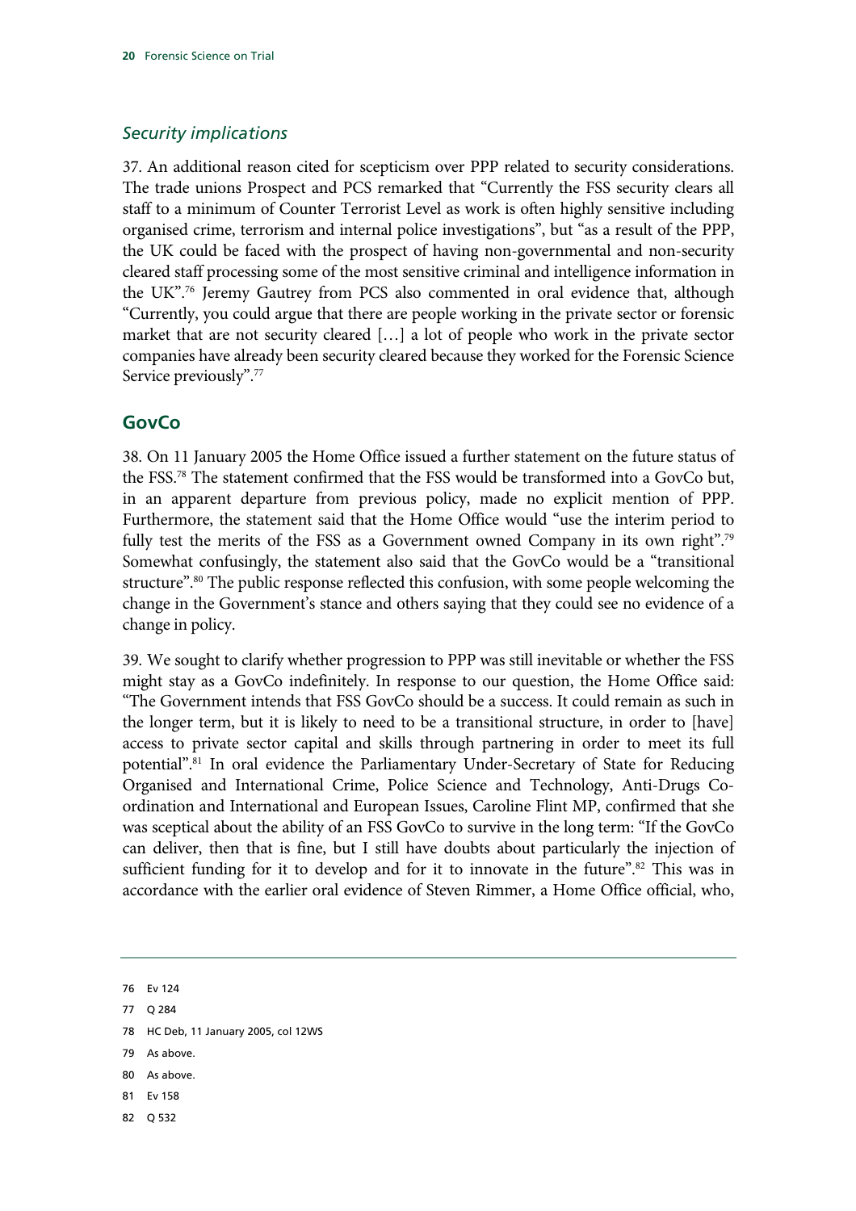### *Security implications*

37. An additional reason cited for scepticism over PPP related to security considerations. The trade unions Prospect and PCS remarked that "Currently the FSS security clears all staff to a minimum of Counter Terrorist Level as work is often highly sensitive including organised crime, terrorism and internal police investigations", but "as a result of the PPP, the UK could be faced with the prospect of having non-governmental and non-security cleared staff processing some of the most sensitive criminal and intelligence information in the UK".[76] Jeremy Gautrey from PCS also commented in oral evidence that, although "Currently, you could argue that there are people working in the private sector or forensic market that are not security cleared […] a lot of people who work in the private sector companies have already been security cleared because they worked for the Forensic Science Service previously".[77]

## GovCo

38. On 11 January 2005 the Home Office issued a further statement on the future status of the FSS.[78] The statement confirmed that the FSS would be transformed into a GovCo but, in an apparent departure from previous policy, made no explicit mention of PPP. Furthermore, the statement said that the Home Office would "use the interim period to fully test the merits of the FSS as a Government owned Company in its own right".[79] Somewhat confusingly, the statement also said that the GovCo would be a "transitional structure".[80] The public response reflected this confusion, with some people welcoming the change in the Government's stance and others saying that they could see no evidence of a change in policy.

39. We sought to clarify whether progression to PPP was still inevitable or whether the FSS might stay as a GovCo indefinitely. In response to our question, the Home Office said: "The Government intends that FSS GovCo should be a success. It could remain as such in the longer term, but it is likely to need to be a transitional structure, in order to [have] access to private sector capital and skills through partnering in order to meet its full potential".[81] In oral evidence the Parliamentary Under-Secretary of State for Reducing Organised and International Crime, Police Science and Technology, Anti-Drugs Co-ordination and International and European Issues, Caroline Flint MP, confirmed that she was sceptical about the ability of an FSS GovCo to survive in the long term: "If the GovCo can deliver, then that is fine, but I still have doubts about particularly the injection of sufficient funding for it to develop and for it to innovate in the future".[82] This was in accordance with the earlier oral evidence of Steven Rimmer, a Home Office official, who,

76 Ev 124

77 Q 284

78 HC Deb, 11 January 2005, col 12WS

79 As above.

80 As above.

81 Ev 158

82 Q 532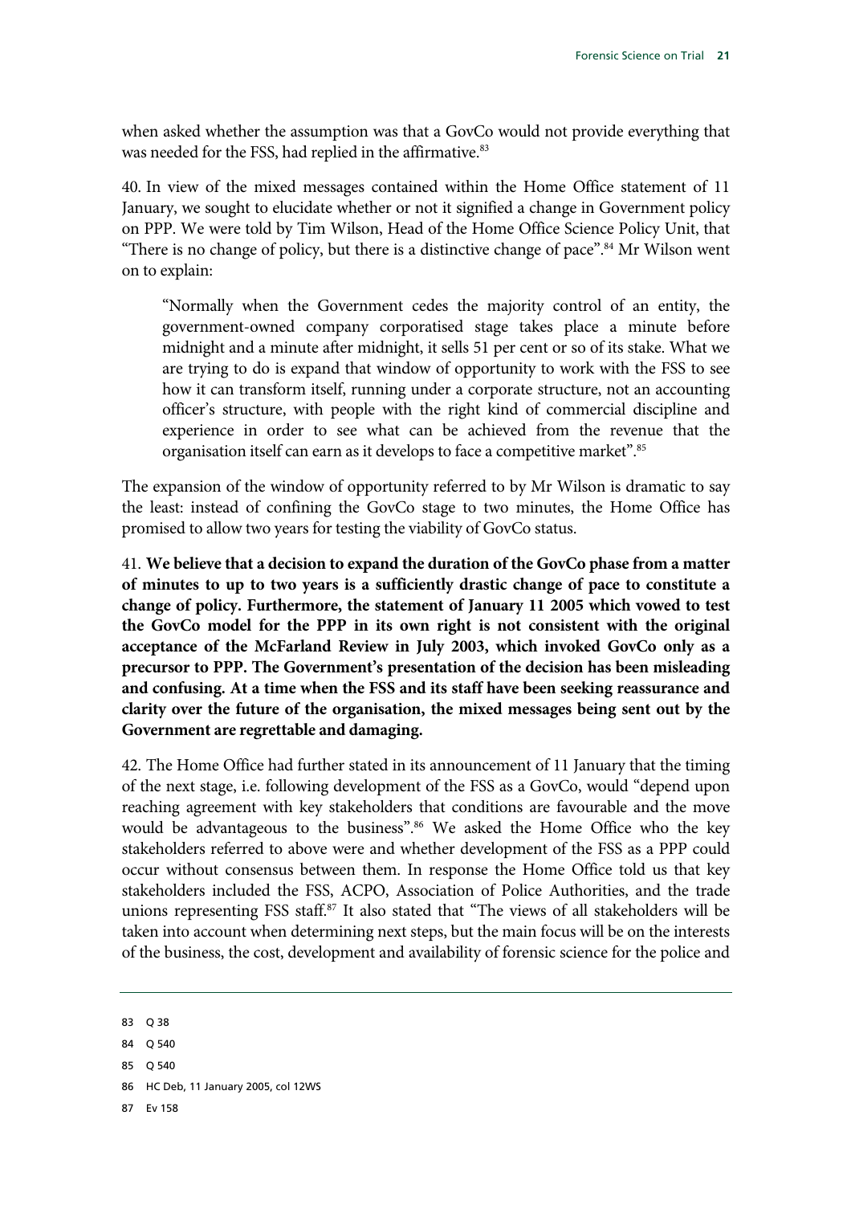when asked whether the assumption was that a GovCo would not provide everything that was needed for the FSS, had replied in the affirmative.[83]

40. In view of the mixed messages contained within the Home Office statement of 11 January, we sought to elucidate whether or not it signified a change in Government policy on PPP. We were told by Tim Wilson, Head of the Home Office Science Policy Unit, that "There is no change of policy, but there is a distinctive change of pace".[84] Mr Wilson went on to explain:

> "Normally when the Government cedes the majority control of an entity, the government-owned company corporatised stage takes place a minute before midnight and a minute after midnight, it sells 51 per cent or so of its stake. What we are trying to do is expand that window of opportunity to work with the FSS to see how it can transform itself, running under a corporate structure, not an accounting officer's structure, with people with the right kind of commercial discipline and experience in order to see what can be achieved from the revenue that the organisation itself can earn as it develops to face a competitive market".[85]

The expansion of the window of opportunity referred to by Mr Wilson is dramatic to say the least: instead of confining the GovCo stage to two minutes, the Home Office has promised to allow two years for testing the viability of GovCo status.

41. **We believe that a decision to expand the duration of the GovCo phase from a matter of minutes to up to two years is a sufficiently drastic change of pace to constitute a change of policy. Furthermore, the statement of January 11 2005 which vowed to test the GovCo model for the PPP in its own right is not consistent with the original acceptance of the McFarland Review in July 2003, which invoked GovCo only as a precursor to PPP. The Government's presentation of the decision has been misleading and confusing. At a time when the FSS and its staff have been seeking reassurance and clarity over the future of the organisation, the mixed messages being sent out by the Government are regrettable and damaging.**

42. The Home Office had further stated in its announcement of 11 January that the timing of the next stage, i.e. following development of the FSS as a GovCo, would "depend upon reaching agreement with key stakeholders that conditions are favourable and the move would be advantageous to the business".[86] We asked the Home Office who the key stakeholders referred to above were and whether development of the FSS as a PPP could occur without consensus between them. In response the Home Office told us that key stakeholders included the FSS, ACPO, Association of Police Authorities, and the trade unions representing FSS staff.[87] It also stated that "The views of all stakeholders will be taken into account when determining next steps, but the main focus will be on the interests of the business, the cost, development and availability of forensic science for the police and

---

83 Q 38

84 Q 540

85 Q 540

86 HC Deb, 11 January 2005, col 12WS

87 Ev 158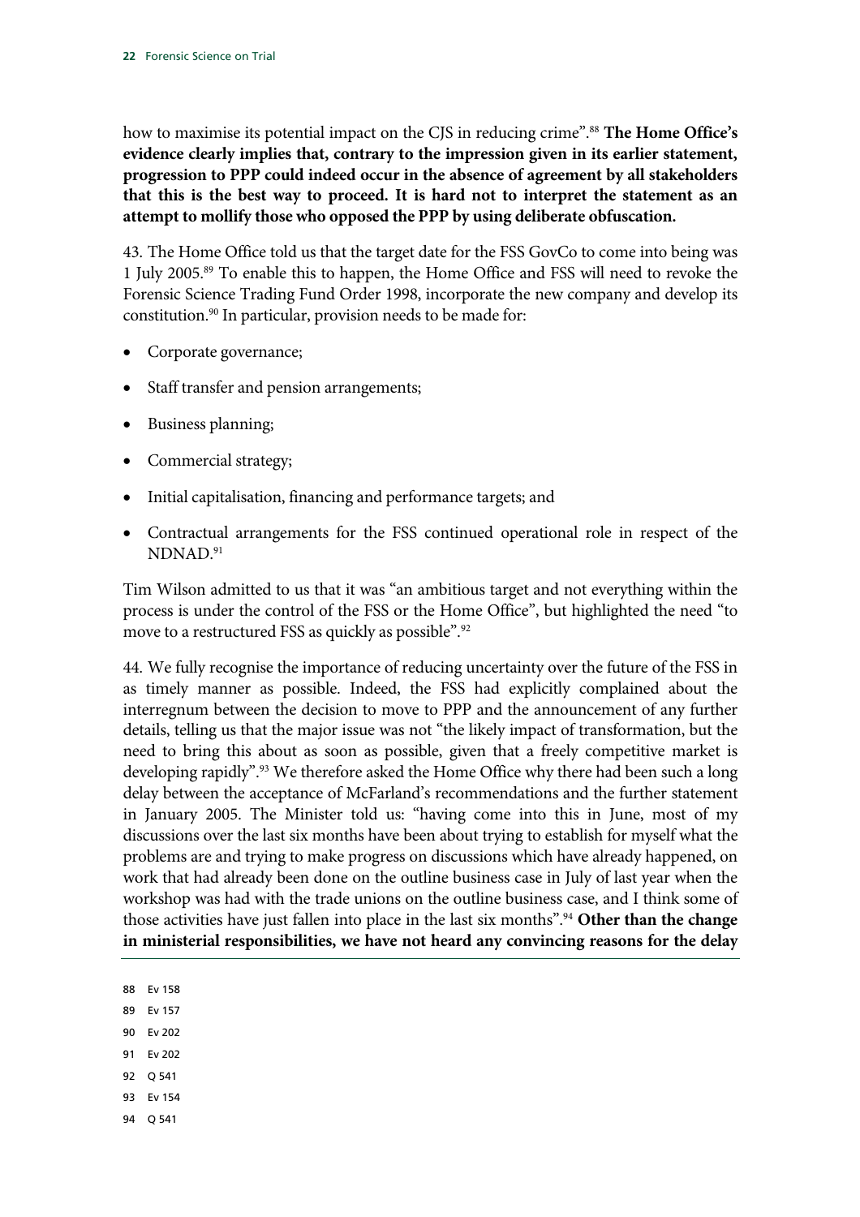how to maximise its potential impact on the CJS in reducing crime".[88] **The Home Office's evidence clearly implies that, contrary to the impression given in its earlier statement, progression to PPP could indeed occur in the absence of agreement by all stakeholders that this is the best way to proceed. It is hard not to interpret the statement as an attempt to mollify those who opposed the PPP by using deliberate obfuscation.**

43. The Home Office told us that the target date for the FSS GovCo to come into being was 1 July 2005.[89] To enable this to happen, the Home Office and FSS will need to revoke the Forensic Science Trading Fund Order 1998, incorporate the new company and develop its constitution.[90] In particular, provision needs to be made for:

- Corporate governance;
- Staff transfer and pension arrangements;
- Business planning;
- Commercial strategy;
- Initial capitalisation, financing and performance targets; and
- Contractual arrangements for the FSS continued operational role in respect of the NDNAD.[91]

Tim Wilson admitted to us that it was "an ambitious target and not everything within the process is under the control of the FSS or the Home Office", but highlighted the need "to move to a restructured FSS as quickly as possible".[92]

44. We fully recognise the importance of reducing uncertainty over the future of the FSS in as timely manner as possible. Indeed, the FSS had explicitly complained about the interregnum between the decision to move to PPP and the announcement of any further details, telling us that the major issue was not "the likely impact of transformation, but the need to bring this about as soon as possible, given that a freely competitive market is developing rapidly".[93] We therefore asked the Home Office why there had been such a long delay between the acceptance of McFarland's recommendations and the further statement in January 2005. The Minister told us: "having come into this in June, most of my discussions over the last six months have been about trying to establish for myself what the problems are and trying to make progress on discussions which have already happened, on work that had already been done on the outline business case in July of last year when the workshop was had with the trade unions on the outline business case, and I think some of those activities have just fallen into place in the last six months".[94] **Other than the change in ministerial responsibilities, we have not heard any convincing reasons for the delay**

88 Ev 158

89 Ev 157

90 Ev 202

91 Ev 202

92 Q 541

93 Ev 154

94 Q 541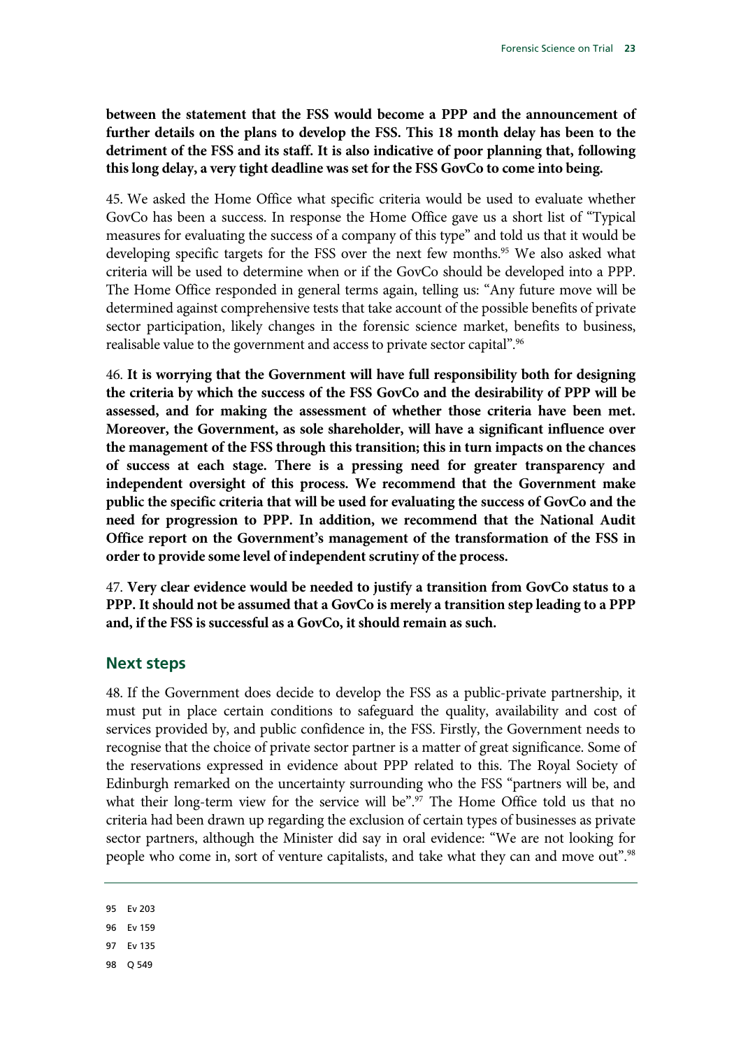**between the statement that the FSS would become a PPP and the announcement of further details on the plans to develop the FSS. This 18 month delay has been to the detriment of the FSS and its staff. It is also indicative of poor planning that, following this long delay, a very tight deadline was set for the FSS GovCo to come into being.**

45. We asked the Home Office what specific criteria would be used to evaluate whether GovCo has been a success. In response the Home Office gave us a short list of "Typical measures for evaluating the success of a company of this type" and told us that it would be developing specific targets for the FSS over the next few months.[95] We also asked what criteria will be used to determine when or if the GovCo should be developed into a PPP. The Home Office responded in general terms again, telling us: "Any future move will be determined against comprehensive tests that take account of the possible benefits of private sector participation, likely changes in the forensic science market, benefits to business, realisable value to the government and access to private sector capital".[96]

46. **It is worrying that the Government will have full responsibility both for designing the criteria by which the success of the FSS GovCo and the desirability of PPP will be assessed, and for making the assessment of whether those criteria have been met. Moreover, the Government, as sole shareholder, will have a significant influence over the management of the FSS through this transition; this in turn impacts on the chances of success at each stage. There is a pressing need for greater transparency and independent oversight of this process. We recommend that the Government make public the specific criteria that will be used for evaluating the success of GovCo and the need for progression to PPP. In addition, we recommend that the National Audit Office report on the Government's management of the transformation of the FSS in order to provide some level of independent scrutiny of the process.**

47. **Very clear evidence would be needed to justify a transition from GovCo status to a PPP. It should not be assumed that a GovCo is merely a transition step leading to a PPP and, if the FSS is successful as a GovCo, it should remain as such.**

## Next steps

48. If the Government does decide to develop the FSS as a public-private partnership, it must put in place certain conditions to safeguard the quality, availability and cost of services provided by, and public confidence in, the FSS. Firstly, the Government needs to recognise that the choice of private sector partner is a matter of great significance. Some of the reservations expressed in evidence about PPP related to this. The Royal Society of Edinburgh remarked on the uncertainty surrounding who the FSS "partners will be, and what their long-term view for the service will be".[97] The Home Office told us that no criteria had been drawn up regarding the exclusion of certain types of businesses as private sector partners, although the Minister did say in oral evidence: "We are not looking for people who come in, sort of venture capitalists, and take what they can and move out".[98]

---

95 Ev 203

96 Ev 159

97 Ev 135

98 Q 549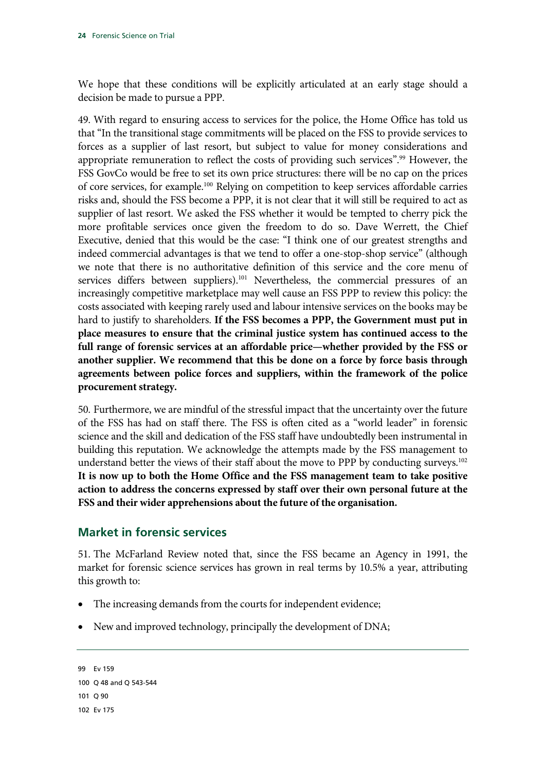We hope that these conditions will be explicitly articulated at an early stage should a decision be made to pursue a PPP.

49. With regard to ensuring access to services for the police, the Home Office has told us that "In the transitional stage commitments will be placed on the FSS to provide services to forces as a supplier of last resort, but subject to value for money considerations and appropriate remuneration to reflect the costs of providing such services".[99] However, the FSS GovCo would be free to set its own price structures: there will be no cap on the prices of core services, for example.[100] Relying on competition to keep services affordable carries risks and, should the FSS become a PPP, it is not clear that it will still be required to act as supplier of last resort. We asked the FSS whether it would be tempted to cherry pick the more profitable services once given the freedom to do so. Dave Werrett, the Chief Executive, denied that this would be the case: "I think one of our greatest strengths and indeed commercial advantages is that we tend to offer a one-stop-shop service" (although we note that there is no authoritative definition of this service and the core menu of services differs between suppliers).[101] Nevertheless, the commercial pressures of an increasingly competitive marketplace may well cause an FSS PPP to review this policy: the costs associated with keeping rarely used and labour intensive services on the books may be hard to justify to shareholders. **If the FSS becomes a PPP, the Government must put in place measures to ensure that the criminal justice system has continued access to the full range of forensic services at an affordable price—whether provided by the FSS or another supplier. We recommend that this be done on a force by force basis through agreements between police forces and suppliers, within the framework of the police procurement strategy.**

50. Furthermore, we are mindful of the stressful impact that the uncertainty over the future of the FSS has had on staff there. The FSS is often cited as a "world leader" in forensic science and the skill and dedication of the FSS staff have undoubtedly been instrumental in building this reputation. We acknowledge the attempts made by the FSS management to understand better the views of their staff about the move to PPP by conducting surveys.[102] **It is now up to both the Home Office and the FSS management team to take positive action to address the concerns expressed by staff over their own personal future at the FSS and their wider apprehensions about the future of the organisation.**

## Market in forensic services

51. The McFarland Review noted that, since the FSS became an Agency in 1991, the market for forensic science services has grown in real terms by 10.5% a year, attributing this growth to:

- The increasing demands from the courts for independent evidence;
- New and improved technology, principally the development of DNA;

99 Ev 159

100 Q 48 and Q 543-544

101 Q 90

102 Ev 175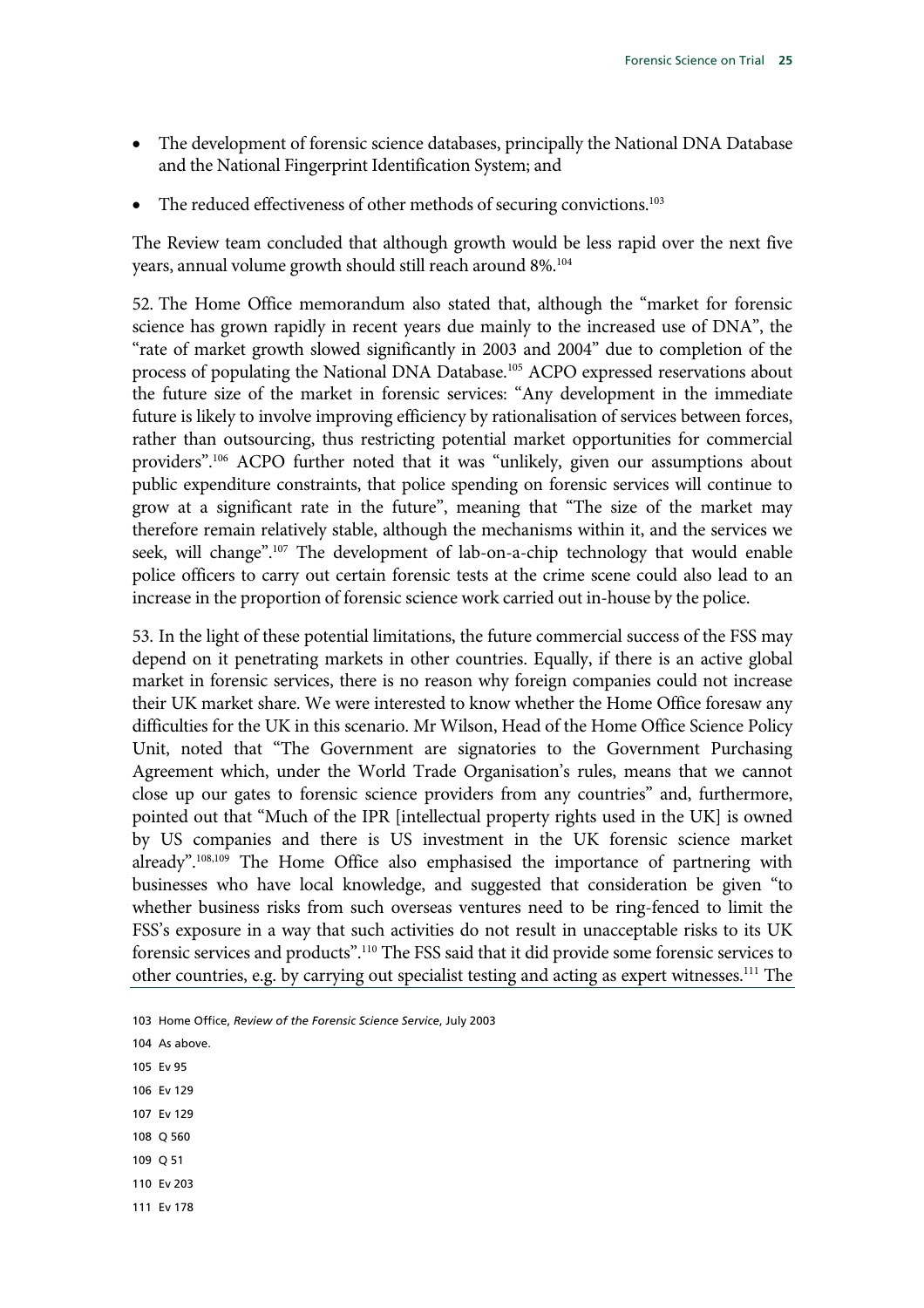- The development of forensic science databases, principally the National DNA Database and the National Fingerprint Identification System; and
- The reduced effectiveness of other methods of securing convictions.[103]

The Review team concluded that although growth would be less rapid over the next five years, annual volume growth should still reach around 8%.[104]

52. The Home Office memorandum also stated that, although the "market for forensic science has grown rapidly in recent years due mainly to the increased use of DNA", the "rate of market growth slowed significantly in 2003 and 2004" due to completion of the process of populating the National DNA Database.[105] ACPO expressed reservations about the future size of the market in forensic services: "Any development in the immediate future is likely to involve improving efficiency by rationalisation of services between forces, rather than outsourcing, thus restricting potential market opportunities for commercial providers".[106] ACPO further noted that it was "unlikely, given our assumptions about public expenditure constraints, that police spending on forensic services will continue to grow at a significant rate in the future", meaning that "The size of the market may therefore remain relatively stable, although the mechanisms within it, and the services we seek, will change".[107] The development of lab-on-a-chip technology that would enable police officers to carry out certain forensic tests at the crime scene could also lead to an increase in the proportion of forensic science work carried out in-house by the police.

53. In the light of these potential limitations, the future commercial success of the FSS may depend on it penetrating markets in other countries. Equally, if there is an active global market in forensic services, there is no reason why foreign companies could not increase their UK market share. We were interested to know whether the Home Office foresaw any difficulties for the UK in this scenario. Mr Wilson, Head of the Home Office Science Policy Unit, noted that "The Government are signatories to the Government Purchasing Agreement which, under the World Trade Organisation's rules, means that we cannot close up our gates to forensic science providers from any countries" and, furthermore, pointed out that "Much of the IPR [intellectual property rights used in the UK] is owned by US companies and there is US investment in the UK forensic science market already".[108,109] The Home Office also emphasised the importance of partnering with businesses who have local knowledge, and suggested that consideration be given "to whether business risks from such overseas ventures need to be ring-fenced to limit the FSS's exposure in a way that such activities do not result in unacceptable risks to its UK forensic services and products".[110] The FSS said that it did provide some forensic services to other countries, e.g. by carrying out specialist testing and acting as expert witnesses.[111] The

103 Home Office, *Review of the Forensic Science Service*, July 2003

104 As above.

105 Ev 95

106 Ev 129

107 Ev 129

108 Q 560

109 Q 51

110 Ev 203

111 Ev 178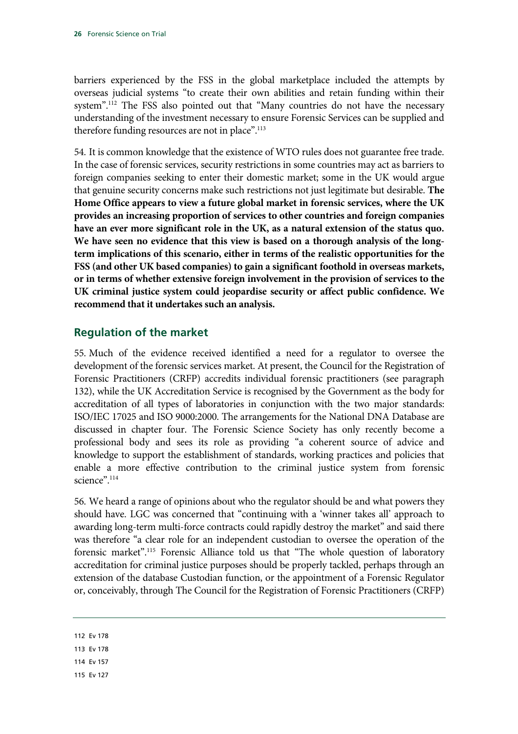barriers experienced by the FSS in the global marketplace included the attempts by overseas judicial systems "to create their own abilities and retain funding within their system".[112] The FSS also pointed out that "Many countries do not have the necessary understanding of the investment necessary to ensure Forensic Services can be supplied and therefore funding resources are not in place".[113]

54. It is common knowledge that the existence of WTO rules does not guarantee free trade. In the case of forensic services, security restrictions in some countries may act as barriers to foreign companies seeking to enter their domestic market; some in the UK would argue that genuine security concerns make such restrictions not just legitimate but desirable. **The Home Office appears to view a future global market in forensic services, where the UK provides an increasing proportion of services to other countries and foreign companies have an ever more significant role in the UK, as a natural extension of the status quo. We have seen no evidence that this view is based on a thorough analysis of the long-term implications of this scenario, either in terms of the realistic opportunities for the FSS (and other UK based companies) to gain a significant foothold in overseas markets, or in terms of whether extensive foreign involvement in the provision of services to the UK criminal justice system could jeopardise security or affect public confidence. We recommend that it undertakes such an analysis.**

## Regulation of the market

55. Much of the evidence received identified a need for a regulator to oversee the development of the forensic services market. At present, the Council for the Registration of Forensic Practitioners (CRFP) accredits individual forensic practitioners (see paragraph 132), while the UK Accreditation Service is recognised by the Government as the body for accreditation of all types of laboratories in conjunction with the two major standards: ISO/IEC 17025 and ISO 9000:2000. The arrangements for the National DNA Database are discussed in chapter four. The Forensic Science Society has only recently become a professional body and sees its role as providing "a coherent source of advice and knowledge to support the establishment of standards, working practices and policies that enable a more effective contribution to the criminal justice system from forensic science".[114]

56. We heard a range of opinions about who the regulator should be and what powers they should have. LGC was concerned that "continuing with a 'winner takes all' approach to awarding long-term multi-force contracts could rapidly destroy the market" and said there was therefore "a clear role for an independent custodian to oversee the operation of the forensic market".[115] Forensic Alliance told us that "The whole question of laboratory accreditation for criminal justice purposes should be properly tackled, perhaps through an extension of the database Custodian function, or the appointment of a Forensic Regulator or, conceivably, through The Council for the Registration of Forensic Practitioners (CRFP)

112 Ev 178

113 Ev 178

114 Ev 157

115 Ev 127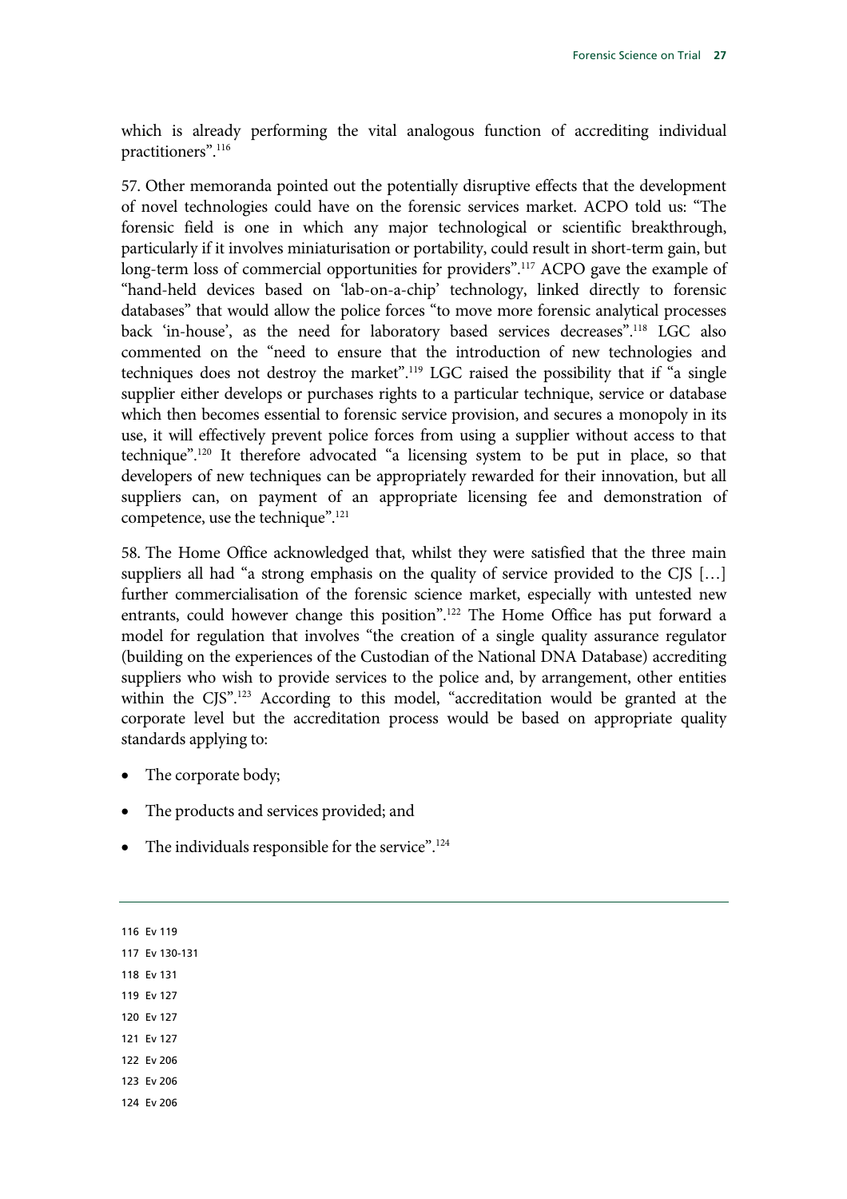which is already performing the vital analogous function of accrediting individual practitioners".[116]

57. Other memoranda pointed out the potentially disruptive effects that the development of novel technologies could have on the forensic services market. ACPO told us: "The forensic field is one in which any major technological or scientific breakthrough, particularly if it involves miniaturisation or portability, could result in short-term gain, but long-term loss of commercial opportunities for providers".[117] ACPO gave the example of "hand-held devices based on 'lab-on-a-chip' technology, linked directly to forensic databases" that would allow the police forces "to move more forensic analytical processes back 'in-house', as the need for laboratory based services decreases".[118] LGC also commented on the "need to ensure that the introduction of new technologies and techniques does not destroy the market".[119] LGC raised the possibility that if "a single supplier either develops or purchases rights to a particular technique, service or database which then becomes essential to forensic service provision, and secures a monopoly in its use, it will effectively prevent police forces from using a supplier without access to that technique".[120] It therefore advocated "a licensing system to be put in place, so that developers of new techniques can be appropriately rewarded for their innovation, but all suppliers can, on payment of an appropriate licensing fee and demonstration of competence, use the technique".[121]

58. The Home Office acknowledged that, whilst they were satisfied that the three main suppliers all had "a strong emphasis on the quality of service provided to the CJS […] further commercialisation of the forensic science market, especially with untested new entrants, could however change this position".[122] The Home Office has put forward a model for regulation that involves "the creation of a single quality assurance regulator (building on the experiences of the Custodian of the National DNA Database) accrediting suppliers who wish to provide services to the police and, by arrangement, other entities within the CJS".[123] According to this model, "accreditation would be granted at the corporate level but the accreditation process would be based on appropriate quality standards applying to:

- The corporate body;
- The products and services provided; and
- The individuals responsible for the service".[124]

---

116 Ev 119

117 Ev 130-131

118 Ev 131

119 Ev 127

120 Ev 127

121 Ev 127

122 Ev 206

123 Ev 206

124 Ev 206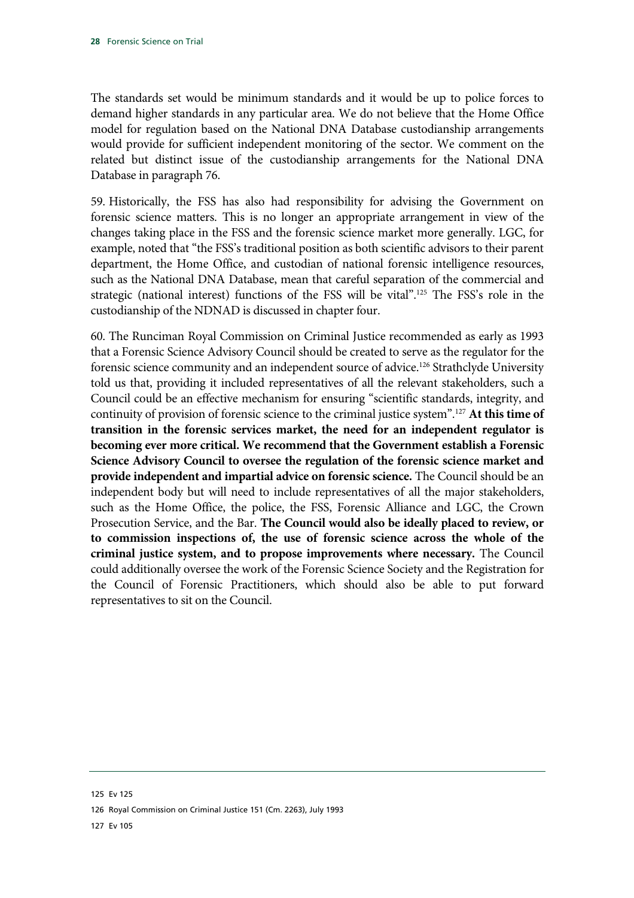The standards set would be minimum standards and it would be up to police forces to demand higher standards in any particular area. We do not believe that the Home Office model for regulation based on the National DNA Database custodianship arrangements would provide for sufficient independent monitoring of the sector. We comment on the related but distinct issue of the custodianship arrangements for the National DNA Database in paragraph 76.

59. Historically, the FSS has also had responsibility for advising the Government on forensic science matters. This is no longer an appropriate arrangement in view of the changes taking place in the FSS and the forensic science market more generally. LGC, for example, noted that "the FSS's traditional position as both scientific advisors to their parent department, the Home Office, and custodian of national forensic intelligence resources, such as the National DNA Database, mean that careful separation of the commercial and strategic (national interest) functions of the FSS will be vital".[125] The FSS's role in the custodianship of the NDNAD is discussed in chapter four.

60. The Runciman Royal Commission on Criminal Justice recommended as early as 1993 that a Forensic Science Advisory Council should be created to serve as the regulator for the forensic science community and an independent source of advice.[126] Strathclyde University told us that, providing it included representatives of all the relevant stakeholders, such a Council could be an effective mechanism for ensuring "scientific standards, integrity, and continuity of provision of forensic science to the criminal justice system".[127] **At this time of transition in the forensic services market, the need for an independent regulator is becoming ever more critical. We recommend that the Government establish a Forensic Science Advisory Council to oversee the regulation of the forensic science market and provide independent and impartial advice on forensic science.** The Council should be an independent body but will need to include representatives of all the major stakeholders, such as the Home Office, the police, the FSS, Forensic Alliance and LGC, the Crown Prosecution Service, and the Bar. **The Council would also be ideally placed to review, or to commission inspections of, the use of forensic science across the whole of the criminal justice system, and to propose improvements where necessary.** The Council could additionally oversee the work of the Forensic Science Society and the Registration for the Council of Forensic Practitioners, which should also be able to put forward representatives to sit on the Council.

---

125 Ev 125

126 Royal Commission on Criminal Justice 151 (Cm. 2263), July 1993

127 Ev 105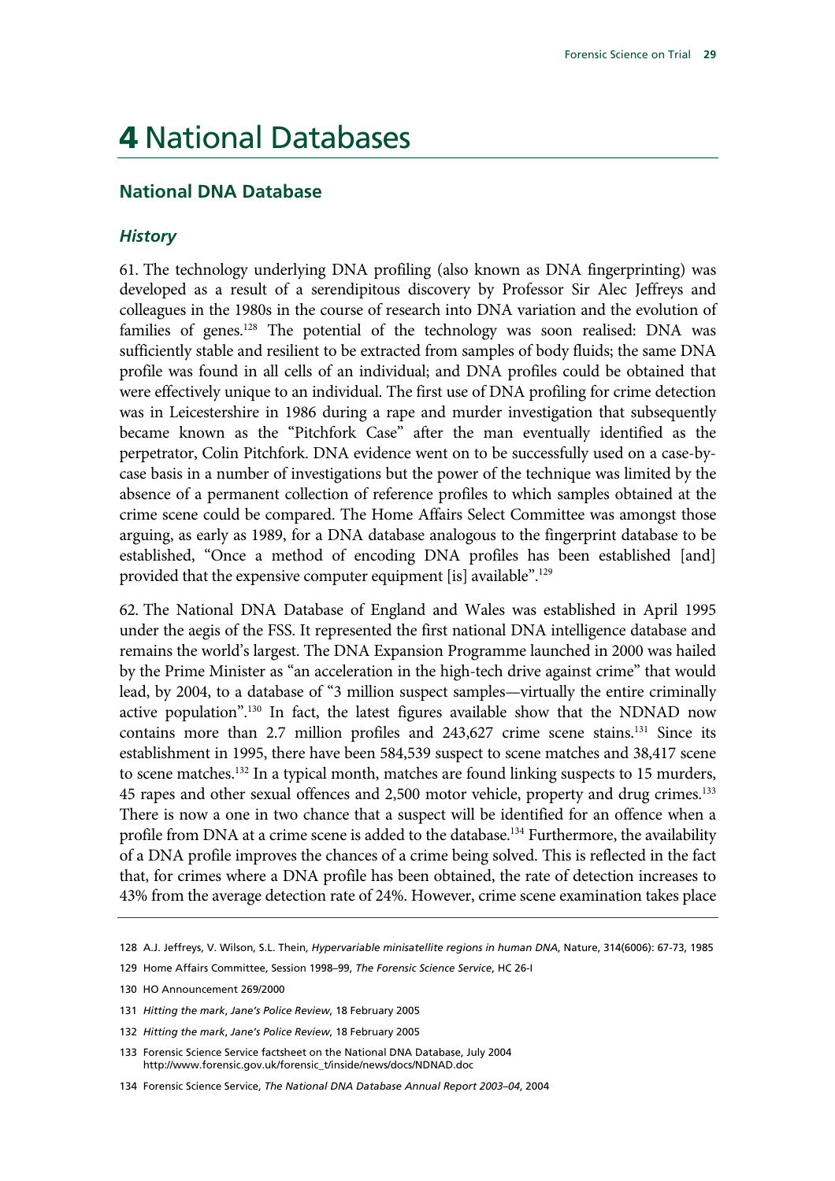# 4 National Databases

## National DNA Database

### *History*

61. The technology underlying DNA profiling (also known as DNA fingerprinting) was developed as a result of a serendipitous discovery by Professor Sir Alec Jeffreys and colleagues in the 1980s in the course of research into DNA variation and the evolution of families of genes.[128] The potential of the technology was soon realised: DNA was sufficiently stable and resilient to be extracted from samples of body fluids; the same DNA profile was found in all cells of an individual; and DNA profiles could be obtained that were effectively unique to an individual. The first use of DNA profiling for crime detection was in Leicestershire in 1986 during a rape and murder investigation that subsequently became known as the "Pitchfork Case" after the man eventually identified as the perpetrator, Colin Pitchfork. DNA evidence went on to be successfully used on a case-by-case basis in a number of investigations but the power of the technique was limited by the absence of a permanent collection of reference profiles to which samples obtained at the crime scene could be compared. The Home Affairs Select Committee was amongst those arguing, as early as 1989, for a DNA database analogous to the fingerprint database to be established, "Once a method of encoding DNA profiles has been established [and] provided that the expensive computer equipment [is] available".[129]

62. The National DNA Database of England and Wales was established in April 1995 under the aegis of the FSS. It represented the first national DNA intelligence database and remains the world's largest. The DNA Expansion Programme launched in 2000 was hailed by the Prime Minister as "an acceleration in the high-tech drive against crime" that would lead, by 2004, to a database of "3 million suspect samples—virtually the entire criminally active population".[130] In fact, the latest figures available show that the NDNAD now contains more than 2.7 million profiles and 243,627 crime scene stains.[131] Since its establishment in 1995, there have been 584,539 suspect to scene matches and 38,417 scene to scene matches.[132] In a typical month, matches are found linking suspects to 15 murders, 45 rapes and other sexual offences and 2,500 motor vehicle, property and drug crimes.[133] There is now a one in two chance that a suspect will be identified for an offence when a profile from DNA at a crime scene is added to the database.[134] Furthermore, the availability of a DNA profile improves the chances of a crime being solved. This is reflected in the fact that, for crimes where a DNA profile has been obtained, the rate of detection increases to 43% from the average detection rate of 24%. However, crime scene examination takes place

---

128 A.J. Jeffreys, V. Wilson, S.L. Thein, *Hypervariable minisatellite regions in human DNA*, Nature, 314(6006): 67-73, 1985

129 Home Affairs Committee, Session 1998–99, *The Forensic Science Service*, HC 26-I

130 HO Announcement 269/2000

131 *Hitting the mark*, *Jane's Police Review*, 18 February 2005

132 *Hitting the mark*, *Jane's Police Review*, 18 February 2005

133 Forensic Science Service factsheet on the National DNA Database, July 2004 http://www.forensic.gov.uk/forensic_t/inside/news/docs/NDNAD.doc

134 Forensic Science Service, *The National DNA Database Annual Report 2003–04*, 2004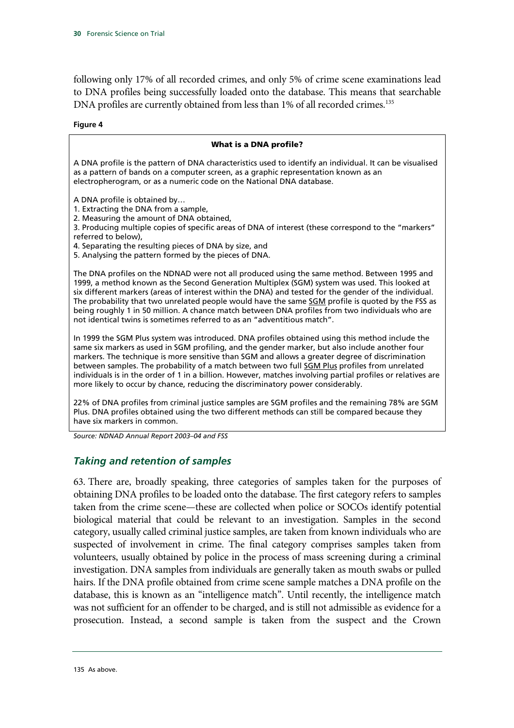following only 17% of all recorded crimes, and only 5% of crime scene examinations lead to DNA profiles being successfully loaded onto the database. This means that searchable DNA profiles are currently obtained from less than 1% of all recorded crimes.[135]

**Figure 4**

**What is a DNA profile?**

A DNA profile is the pattern of DNA characteristics used to identify an individual. It can be visualised as a pattern of bands on a computer screen, as a graphic representation known as an electropherogram, or as a numeric code on the National DNA database.

A DNA profile is obtained by…
1. Extracting the DNA from a sample,
2. Measuring the amount of DNA obtained,
3. Producing multiple copies of specific areas of DNA of interest (these correspond to the "markers" referred to below),
4. Separating the resulting pieces of DNA by size, and
5. Analysing the pattern formed by the pieces of DNA.

The DNA profiles on the NDNAD were not all produced using the same method. Between 1995 and 1999, a method known as the Second Generation Multiplex (SGM) system was used. This looked at six different markers (areas of interest within the DNA) and tested for the gender of the individual. The probability that two unrelated people would have the same SGM profile is quoted by the FSS as being roughly 1 in 50 million. A chance match between DNA profiles from two individuals who are not identical twins is sometimes referred to as an "adventitious match".

In 1999 the SGM Plus system was introduced. DNA profiles obtained using this method include the same six markers as used in SGM profiling, and the gender marker, but also include another four markers. The technique is more sensitive than SGM and allows a greater degree of discrimination between samples. The probability of a match between two full SGM Plus profiles from unrelated individuals is in the order of 1 in a billion. However, matches involving partial profiles or relatives are more likely to occur by chance, reducing the discriminatory power considerably.

22% of DNA profiles from criminal justice samples are SGM profiles and the remaining 78% are SGM Plus. DNA profiles obtained using the two different methods can still be compared because they have six markers in common.

*Source: NDNAD Annual Report 2003–04 and FSS*

## *Taking and retention of samples*

63. There are, broadly speaking, three categories of samples taken for the purposes of obtaining DNA profiles to be loaded onto the database. The first category refers to samples taken from the crime scene—these are collected when police or SOCOs identify potential biological material that could be relevant to an investigation. Samples in the second category, usually called criminal justice samples, are taken from known individuals who are suspected of involvement in crime. The final category comprises samples taken from volunteers, usually obtained by police in the process of mass screening during a criminal investigation. DNA samples from individuals are generally taken as mouth swabs or pulled hairs. If the DNA profile obtained from crime scene sample matches a DNA profile on the database, this is known as an "intelligence match". Until recently, the intelligence match was not sufficient for an offender to be charged, and is still not admissible as evidence for a prosecution. Instead, a second sample is taken from the suspect and the Crown

135 As above.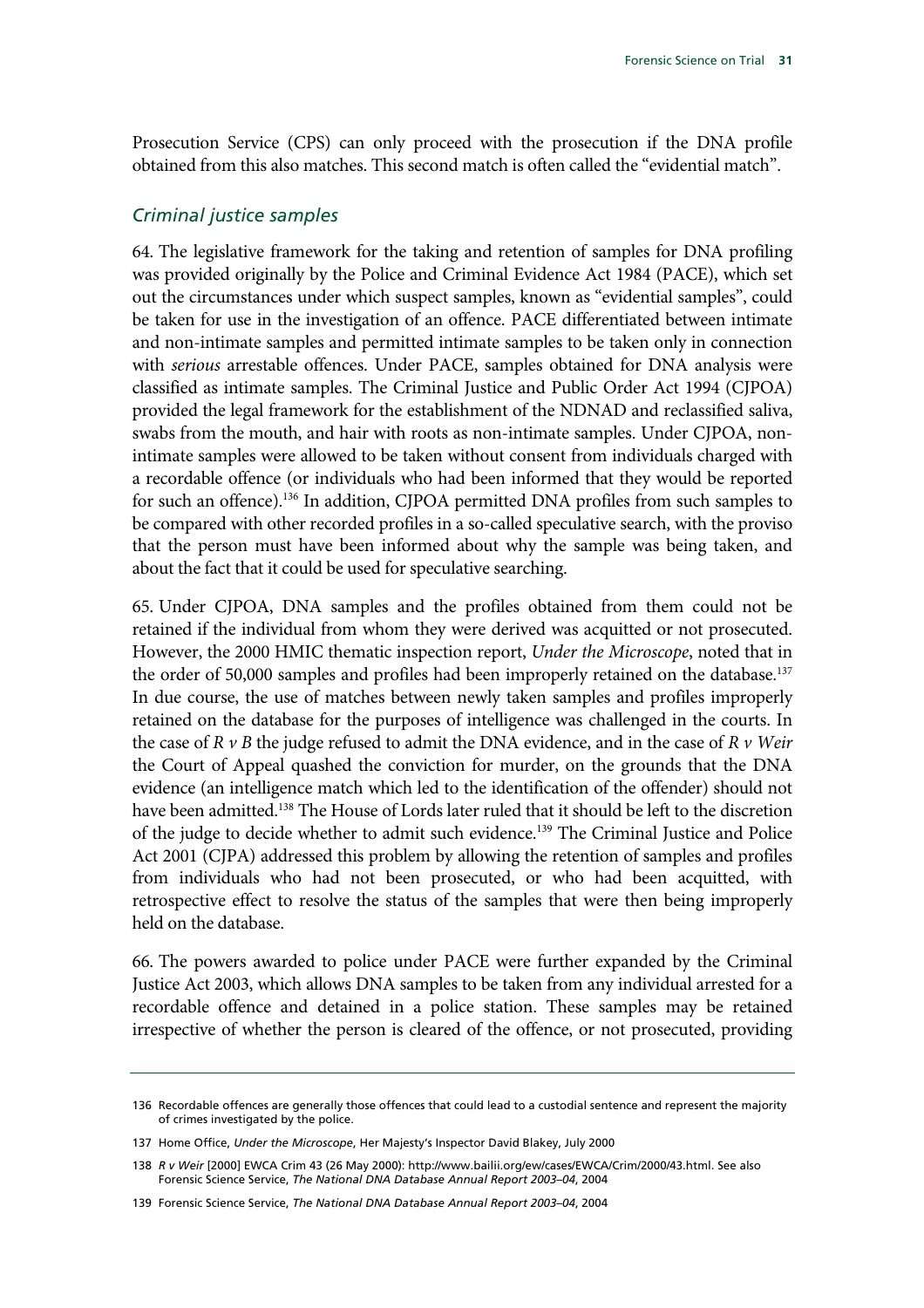Prosecution Service (CPS) can only proceed with the prosecution if the DNA profile obtained from this also matches. This second match is often called the "evidential match".

### *Criminal justice samples*

64. The legislative framework for the taking and retention of samples for DNA profiling was provided originally by the Police and Criminal Evidence Act 1984 (PACE), which set out the circumstances under which suspect samples, known as "evidential samples", could be taken for use in the investigation of an offence. PACE differentiated between intimate and non-intimate samples and permitted intimate samples to be taken only in connection with *serious* arrestable offences. Under PACE, samples obtained for DNA analysis were classified as intimate samples. The Criminal Justice and Public Order Act 1994 (CJPOA) provided the legal framework for the establishment of the NDNAD and reclassified saliva, swabs from the mouth, and hair with roots as non-intimate samples. Under CJPOA, non-intimate samples were allowed to be taken without consent from individuals charged with a recordable offence (or individuals who had been informed that they would be reported for such an offence).[136] In addition, CJPOA permitted DNA profiles from such samples to be compared with other recorded profiles in a so-called speculative search, with the proviso that the person must have been informed about why the sample was being taken, and about the fact that it could be used for speculative searching.

65. Under CJPOA, DNA samples and the profiles obtained from them could not be retained if the individual from whom they were derived was acquitted or not prosecuted. However, the 2000 HMIC thematic inspection report, *Under the Microscope*, noted that in the order of 50,000 samples and profiles had been improperly retained on the database.[137] In due course, the use of matches between newly taken samples and profiles improperly retained on the database for the purposes of intelligence was challenged in the courts. In the case of *R v B* the judge refused to admit the DNA evidence, and in the case of *R v Weir* the Court of Appeal quashed the conviction for murder, on the grounds that the DNA evidence (an intelligence match which led to the identification of the offender) should not have been admitted.[138] The House of Lords later ruled that it should be left to the discretion of the judge to decide whether to admit such evidence.[139] The Criminal Justice and Police Act 2001 (CJPA) addressed this problem by allowing the retention of samples and profiles from individuals who had not been prosecuted, or who had been acquitted, with retrospective effect to resolve the status of the samples that were then being improperly held on the database.

66. The powers awarded to police under PACE were further expanded by the Criminal Justice Act 2003, which allows DNA samples to be taken from any individual arrested for a recordable offence and detained in a police station. These samples may be retained irrespective of whether the person is cleared of the offence, or not prosecuted, providing

---

136 Recordable offences are generally those offences that could lead to a custodial sentence and represent the majority of crimes investigated by the police.

137 Home Office, *Under the Microscope*, Her Majesty's Inspector David Blakey, July 2000

138 *R v Weir* [2000] EWCA Crim 43 (26 May 2000): http://www.bailii.org/ew/cases/EWCA/Crim/2000/43.html. See also Forensic Science Service, *The National DNA Database Annual Report 2003–04*, 2004

139 Forensic Science Service, *The National DNA Database Annual Report 2003–04*, 2004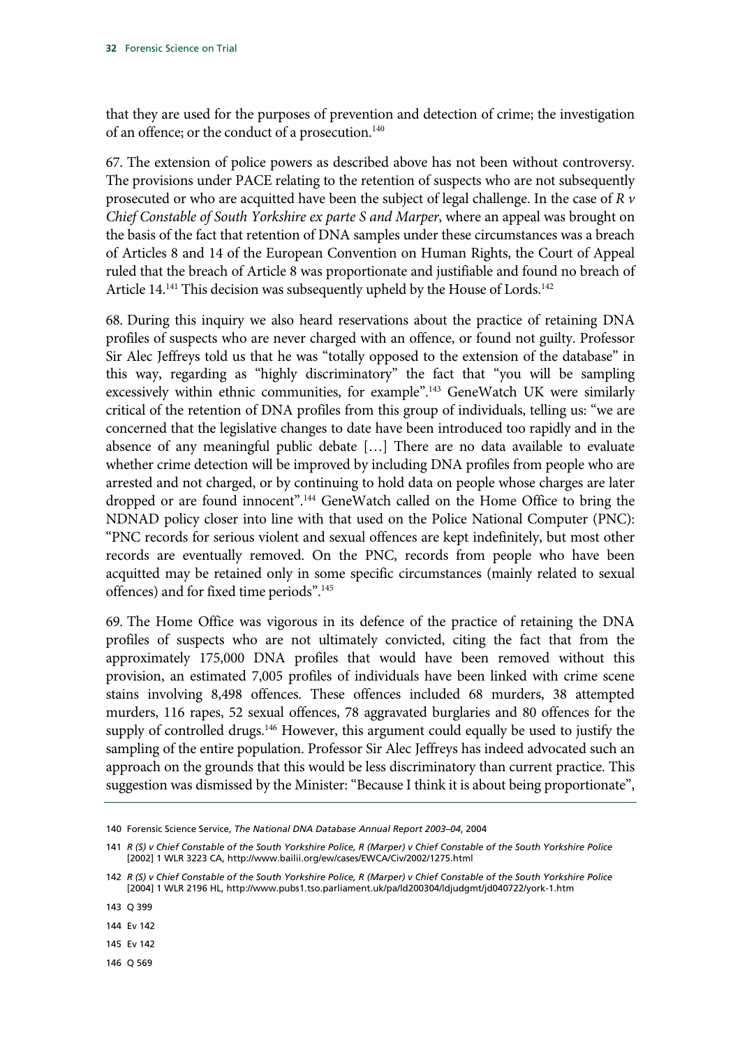that they are used for the purposes of prevention and detection of crime; the investigation of an offence; or the conduct of a prosecution.[140]

67. The extension of police powers as described above has not been without controversy. The provisions under PACE relating to the retention of suspects who are not subsequently prosecuted or who are acquitted have been the subject of legal challenge. In the case of *R v Chief Constable of South Yorkshire ex parte S and Marper*, where an appeal was brought on the basis of the fact that retention of DNA samples under these circumstances was a breach of Articles 8 and 14 of the European Convention on Human Rights, the Court of Appeal ruled that the breach of Article 8 was proportionate and justifiable and found no breach of Article 14.[141] This decision was subsequently upheld by the House of Lords.[142]

68. During this inquiry we also heard reservations about the practice of retaining DNA profiles of suspects who are never charged with an offence, or found not guilty. Professor Sir Alec Jeffreys told us that he was "totally opposed to the extension of the database" in this way, regarding as "highly discriminatory" the fact that "you will be sampling excessively within ethnic communities, for example".[143] GeneWatch UK were similarly critical of the retention of DNA profiles from this group of individuals, telling us: "we are concerned that the legislative changes to date have been introduced too rapidly and in the absence of any meaningful public debate […] There are no data available to evaluate whether crime detection will be improved by including DNA profiles from people who are arrested and not charged, or by continuing to hold data on people whose charges are later dropped or are found innocent".[144] GeneWatch called on the Home Office to bring the NDNAD policy closer into line with that used on the Police National Computer (PNC): "PNC records for serious violent and sexual offences are kept indefinitely, but most other records are eventually removed. On the PNC, records from people who have been acquitted may be retained only in some specific circumstances (mainly related to sexual offences) and for fixed time periods".[145]

69. The Home Office was vigorous in its defence of the practice of retaining the DNA profiles of suspects who are not ultimately convicted, citing the fact that from the approximately 175,000 DNA profiles that would have been removed without this provision, an estimated 7,005 profiles of individuals have been linked with crime scene stains involving 8,498 offences. These offences included 68 murders, 38 attempted murders, 116 rapes, 52 sexual offences, 78 aggravated burglaries and 80 offences for the supply of controlled drugs.[146] However, this argument could equally be used to justify the sampling of the entire population. Professor Sir Alec Jeffreys has indeed advocated such an approach on the grounds that this would be less discriminatory than current practice. This suggestion was dismissed by the Minister: "Because I think it is about being proportionate",

---

140 Forensic Science Service, *The National DNA Database Annual Report 2003–04*, 2004

141 *R (S) v Chief Constable of the South Yorkshire Police, R (Marper) v Chief Constable of the South Yorkshire Police* [2002] 1 WLR 3223 CA, http://www.bailii.org/ew/cases/EWCA/Civ/2002/1275.html

142 *R (S) v Chief Constable of the South Yorkshire Police, R (Marper) v Chief Constable of the South Yorkshire Police* [2004] 1 WLR 2196 HL, http://www.pubs1.tso.parliament.uk/pa/ld200304/ldjudgmt/jd040722/york-1.htm

143 Q 399

144 Ev 142

145 Ev 142

146 Q 569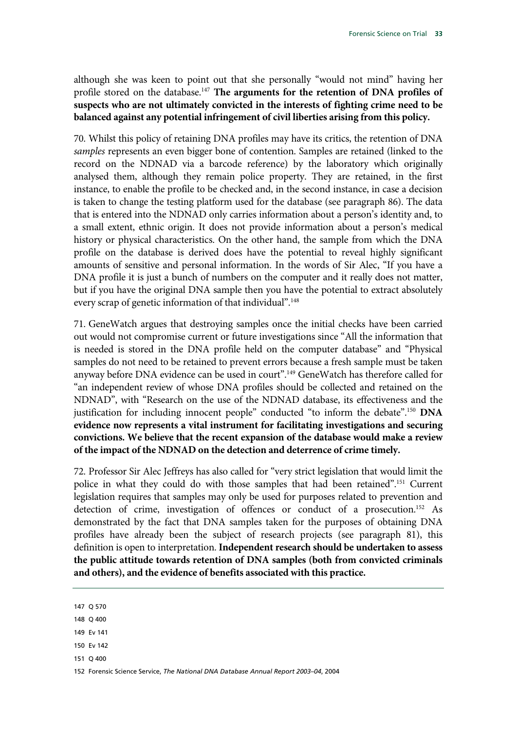although she was keen to point out that she personally "would not mind" having her profile stored on the database.[147] **The arguments for the retention of DNA profiles of suspects who are not ultimately convicted in the interests of fighting crime need to be balanced against any potential infringement of civil liberties arising from this policy.**

70. Whilst this policy of retaining DNA profiles may have its critics, the retention of DNA *samples* represents an even bigger bone of contention. Samples are retained (linked to the record on the NDNAD via a barcode reference) by the laboratory which originally analysed them, although they remain police property. They are retained, in the first instance, to enable the profile to be checked and, in the second instance, in case a decision is taken to change the testing platform used for the database (see paragraph 86). The data that is entered into the NDNAD only carries information about a person's identity and, to a small extent, ethnic origin. It does not provide information about a person's medical history or physical characteristics. On the other hand, the sample from which the DNA profile on the database is derived does have the potential to reveal highly significant amounts of sensitive and personal information. In the words of Sir Alec, "If you have a DNA profile it is just a bunch of numbers on the computer and it really does not matter, but if you have the original DNA sample then you have the potential to extract absolutely every scrap of genetic information of that individual".[148]

71. GeneWatch argues that destroying samples once the initial checks have been carried out would not compromise current or future investigations since "All the information that is needed is stored in the DNA profile held on the computer database" and "Physical samples do not need to be retained to prevent errors because a fresh sample must be taken anyway before DNA evidence can be used in court".[149] GeneWatch has therefore called for "an independent review of whose DNA profiles should be collected and retained on the NDNAD", with "Research on the use of the NDNAD database, its effectiveness and the justification for including innocent people" conducted "to inform the debate".[150] **DNA evidence now represents a vital instrument for facilitating investigations and securing convictions. We believe that the recent expansion of the database would make a review of the impact of the NDNAD on the detection and deterrence of crime timely.**

72. Professor Sir Alec Jeffreys has also called for "very strict legislation that would limit the police in what they could do with those samples that had been retained".[151] Current legislation requires that samples may only be used for purposes related to prevention and detection of crime, investigation of offences or conduct of a prosecution.[152] As demonstrated by the fact that DNA samples taken for the purposes of obtaining DNA profiles have already been the subject of research projects (see paragraph 81), this definition is open to interpretation. **Independent research should be undertaken to assess the public attitude towards retention of DNA samples (both from convicted criminals and others), and the evidence of benefits associated with this practice.**

147 Q 570

148 Q 400

149 Ev 141

150 Ev 142

151 Q 400

152 Forensic Science Service, *The National DNA Database Annual Report 2003–04*, 2004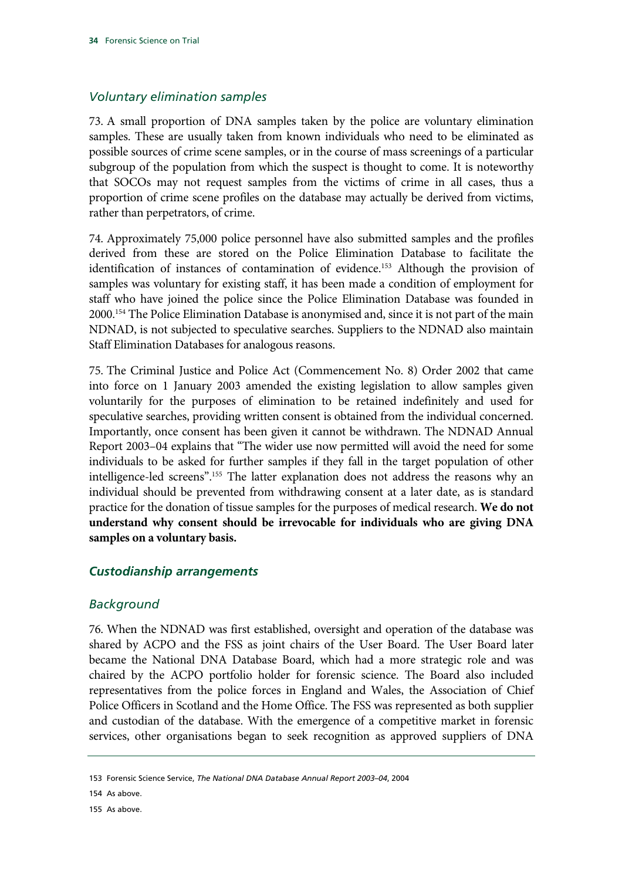### *Voluntary elimination samples*

73. A small proportion of DNA samples taken by the police are voluntary elimination samples. These are usually taken from known individuals who need to be eliminated as possible sources of crime scene samples, or in the course of mass screenings of a particular subgroup of the population from which the suspect is thought to come. It is noteworthy that SOCOs may not request samples from the victims of crime in all cases, thus a proportion of crime scene profiles on the database may actually be derived from victims, rather than perpetrators, of crime.

74. Approximately 75,000 police personnel have also submitted samples and the profiles derived from these are stored on the Police Elimination Database to facilitate the identification of instances of contamination of evidence.[153] Although the provision of samples was voluntary for existing staff, it has been made a condition of employment for staff who have joined the police since the Police Elimination Database was founded in 2000.[154] The Police Elimination Database is anonymised and, since it is not part of the main NDNAD, is not subjected to speculative searches. Suppliers to the NDNAD also maintain Staff Elimination Databases for analogous reasons.

75. The Criminal Justice and Police Act (Commencement No. 8) Order 2002 that came into force on 1 January 2003 amended the existing legislation to allow samples given voluntarily for the purposes of elimination to be retained indefinitely and used for speculative searches, providing written consent is obtained from the individual concerned. Importantly, once consent has been given it cannot be withdrawn. The NDNAD Annual Report 2003–04 explains that "The wider use now permitted will avoid the need for some individuals to be asked for further samples if they fall in the target population of other intelligence-led screens".[155] The latter explanation does not address the reasons why an individual should be prevented from withdrawing consent at a later date, as is standard practice for the donation of tissue samples for the purposes of medical research. **We do not understand why consent should be irrevocable for individuals who are giving DNA samples on a voluntary basis.**

## *Custodianship arrangements*

### *Background*

76. When the NDNAD was first established, oversight and operation of the database was shared by ACPO and the FSS as joint chairs of the User Board. The User Board later became the National DNA Database Board, which had a more strategic role and was chaired by the ACPO portfolio holder for forensic science. The Board also included representatives from the police forces in England and Wales, the Association of Chief Police Officers in Scotland and the Home Office. The FSS was represented as both supplier and custodian of the database. With the emergence of a competitive market in forensic services, other organisations began to seek recognition as approved suppliers of DNA

153 Forensic Science Service, *The National DNA Database Annual Report 2003–04*, 2004

154 As above.

155 As above.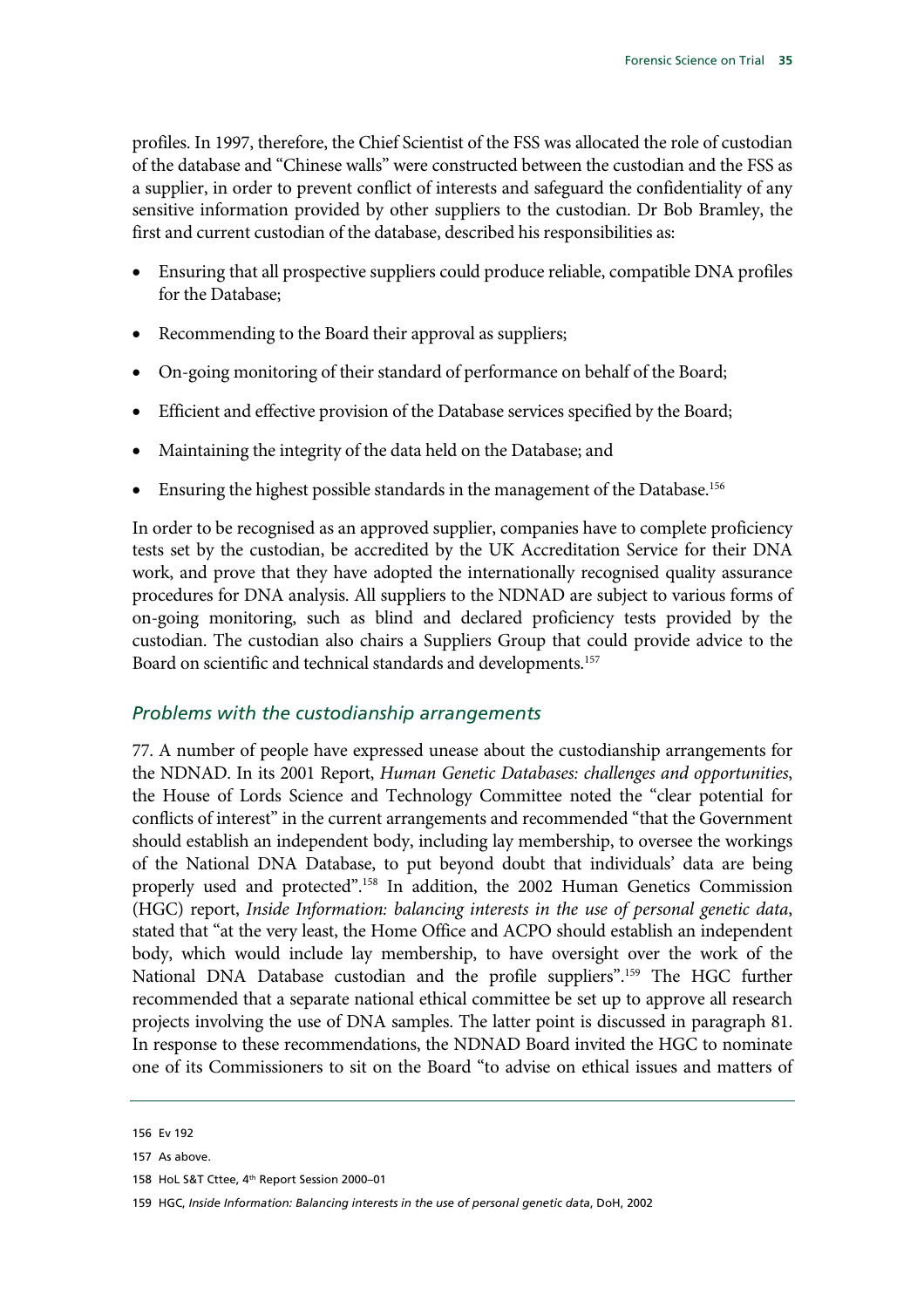profiles. In 1997, therefore, the Chief Scientist of the FSS was allocated the role of custodian of the database and "Chinese walls" were constructed between the custodian and the FSS as a supplier, in order to prevent conflict of interests and safeguard the confidentiality of any sensitive information provided by other suppliers to the custodian. Dr Bob Bramley, the first and current custodian of the database, described his responsibilities as:

- Ensuring that all prospective suppliers could produce reliable, compatible DNA profiles for the Database;
- Recommending to the Board their approval as suppliers;
- On-going monitoring of their standard of performance on behalf of the Board;
- Efficient and effective provision of the Database services specified by the Board;
- Maintaining the integrity of the data held on the Database; and
- Ensuring the highest possible standards in the management of the Database.[156]

In order to be recognised as an approved supplier, companies have to complete proficiency tests set by the custodian, be accredited by the UK Accreditation Service for their DNA work, and prove that they have adopted the internationally recognised quality assurance procedures for DNA analysis. All suppliers to the NDNAD are subject to various forms of on-going monitoring, such as blind and declared proficiency tests provided by the custodian. The custodian also chairs a Suppliers Group that could provide advice to the Board on scientific and technical standards and developments.[157]

### *Problems with the custodianship arrangements*

77. A number of people have expressed unease about the custodianship arrangements for the NDNAD. In its 2001 Report, *Human Genetic Databases: challenges and opportunities*, the House of Lords Science and Technology Committee noted the "clear potential for conflicts of interest" in the current arrangements and recommended "that the Government should establish an independent body, including lay membership, to oversee the workings of the National DNA Database, to put beyond doubt that individuals' data are being properly used and protected".[158] In addition, the 2002 Human Genetics Commission (HGC) report, *Inside Information: balancing interests in the use of personal genetic data*, stated that "at the very least, the Home Office and ACPO should establish an independent body, which would include lay membership, to have oversight over the work of the National DNA Database custodian and the profile suppliers".[159] The HGC further recommended that a separate national ethical committee be set up to approve all research projects involving the use of DNA samples. The latter point is discussed in paragraph 81. In response to these recommendations, the NDNAD Board invited the HGC to nominate one of its Commissioners to sit on the Board "to advise on ethical issues and matters of

---

156 Ev 192

157 As above.

158 HoL S&T Cttee, 4th Report Session 2000–01

159 HGC, *Inside Information: Balancing interests in the use of personal genetic data*, DoH, 2002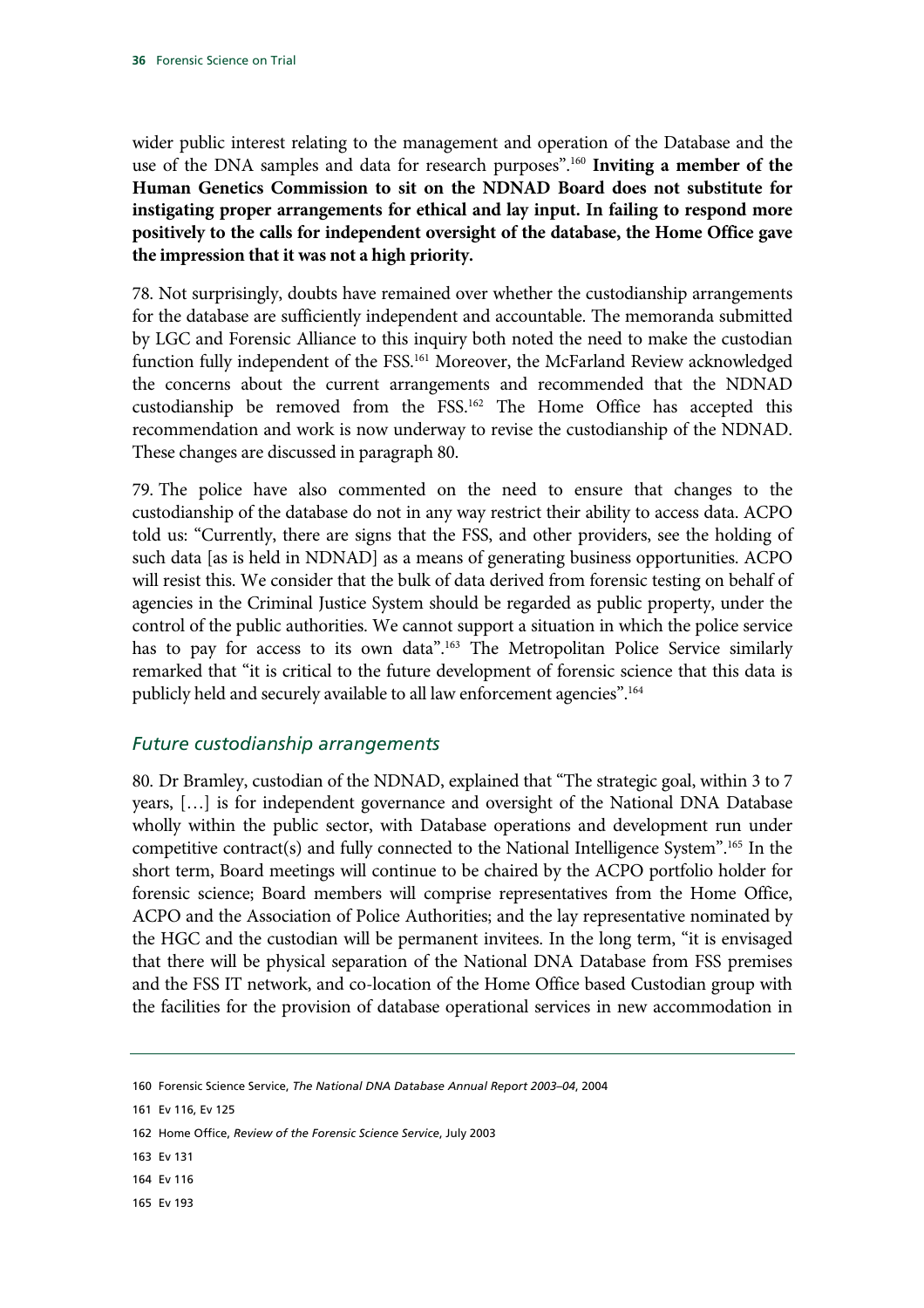wider public interest relating to the management and operation of the Database and the use of the DNA samples and data for research purposes".[160] **Inviting a member of the Human Genetics Commission to sit on the NDNAD Board does not substitute for instigating proper arrangements for ethical and lay input. In failing to respond more positively to the calls for independent oversight of the database, the Home Office gave the impression that it was not a high priority.**

78. Not surprisingly, doubts have remained over whether the custodianship arrangements for the database are sufficiently independent and accountable. The memoranda submitted by LGC and Forensic Alliance to this inquiry both noted the need to make the custodian function fully independent of the FSS.[161] Moreover, the McFarland Review acknowledged the concerns about the current arrangements and recommended that the NDNAD custodianship be removed from the FSS.[162] The Home Office has accepted this recommendation and work is now underway to revise the custodianship of the NDNAD. These changes are discussed in paragraph 80.

79. The police have also commented on the need to ensure that changes to the custodianship of the database do not in any way restrict their ability to access data. ACPO told us: "Currently, there are signs that the FSS, and other providers, see the holding of such data [as is held in NDNAD] as a means of generating business opportunities. ACPO will resist this. We consider that the bulk of data derived from forensic testing on behalf of agencies in the Criminal Justice System should be regarded as public property, under the control of the public authorities. We cannot support a situation in which the police service has to pay for access to its own data".[163] The Metropolitan Police Service similarly remarked that "it is critical to the future development of forensic science that this data is publicly held and securely available to all law enforcement agencies".[164]

### *Future custodianship arrangements*

80. Dr Bramley, custodian of the NDNAD, explained that "The strategic goal, within 3 to 7 years, […] is for independent governance and oversight of the National DNA Database wholly within the public sector, with Database operations and development run under competitive contract(s) and fully connected to the National Intelligence System".[165] In the short term, Board meetings will continue to be chaired by the ACPO portfolio holder for forensic science; Board members will comprise representatives from the Home Office, ACPO and the Association of Police Authorities; and the lay representative nominated by the HGC and the custodian will be permanent invitees. In the long term, "it is envisaged that there will be physical separation of the National DNA Database from FSS premises and the FSS IT network, and co-location of the Home Office based Custodian group with the facilities for the provision of database operational services in new accommodation in

160 Forensic Science Service, *The National DNA Database Annual Report 2003–04*, 2004

161 Ev 116, Ev 125

162 Home Office, *Review of the Forensic Science Service*, July 2003

163 Ev 131

164 Ev 116

165 Ev 193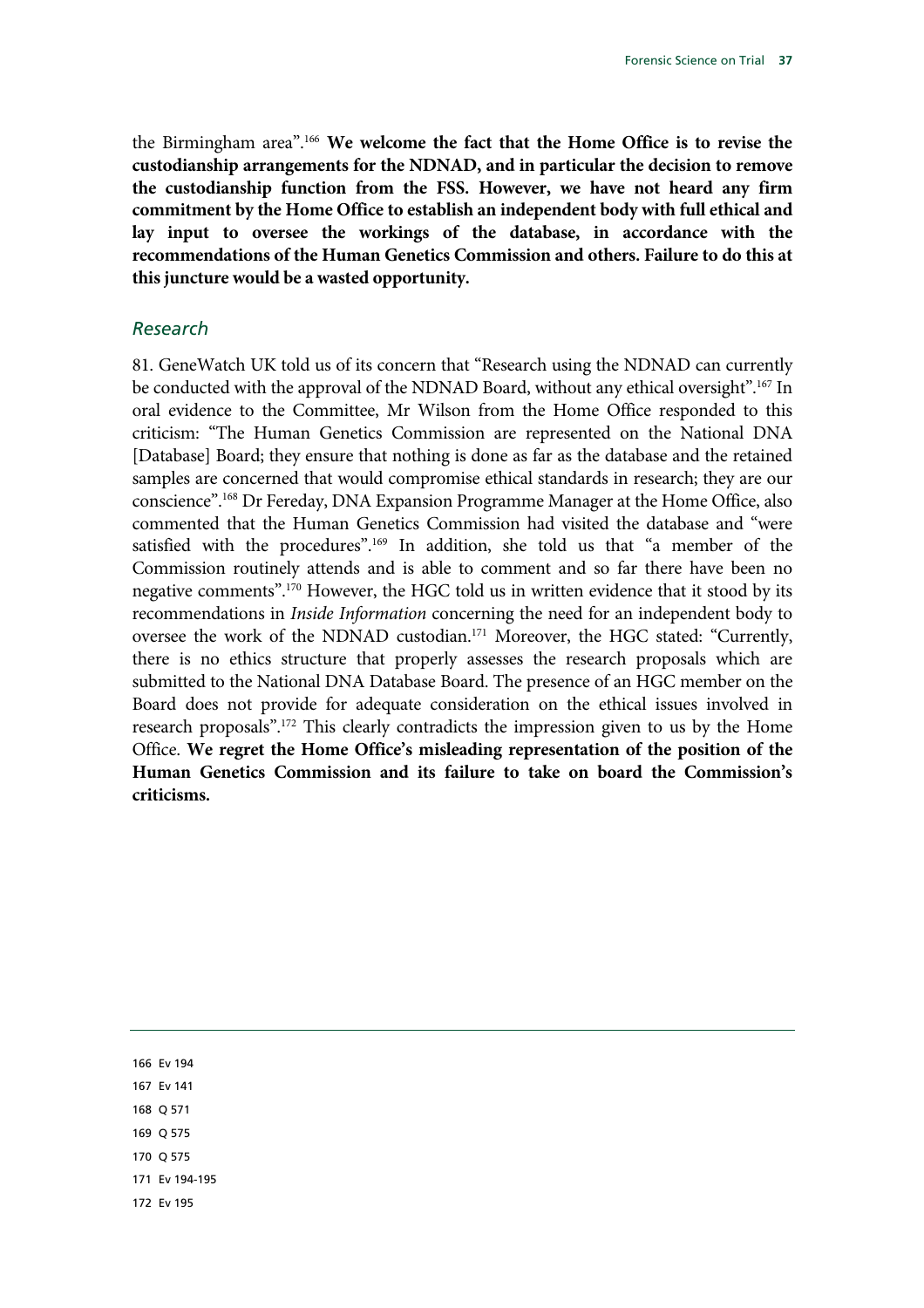the Birmingham area".[166] **We welcome the fact that the Home Office is to revise the custodianship arrangements for the NDNAD, and in particular the decision to remove the custodianship function from the FSS. However, we have not heard any firm commitment by the Home Office to establish an independent body with full ethical and lay input to oversee the workings of the database, in accordance with the recommendations of the Human Genetics Commission and others. Failure to do this at this juncture would be a wasted opportunity.**

### *Research*

81. GeneWatch UK told us of its concern that "Research using the NDNAD can currently be conducted with the approval of the NDNAD Board, without any ethical oversight".[167] In oral evidence to the Committee, Mr Wilson from the Home Office responded to this criticism: "The Human Genetics Commission are represented on the National DNA [Database] Board; they ensure that nothing is done as far as the database and the retained samples are concerned that would compromise ethical standards in research; they are our conscience".[168] Dr Fereday, DNA Expansion Programme Manager at the Home Office, also commented that the Human Genetics Commission had visited the database and "were satisfied with the procedures".[169] In addition, she told us that "a member of the Commission routinely attends and is able to comment and so far there have been no negative comments".[170] However, the HGC told us in written evidence that it stood by its recommendations in *Inside Information* concerning the need for an independent body to oversee the work of the NDNAD custodian.[171] Moreover, the HGC stated: "Currently, there is no ethics structure that properly assesses the research proposals which are submitted to the National DNA Database Board. The presence of an HGC member on the Board does not provide for adequate consideration on the ethical issues involved in research proposals".[172] This clearly contradicts the impression given to us by the Home Office. **We regret the Home Office's misleading representation of the position of the Human Genetics Commission and its failure to take on board the Commission's criticisms.**

---

166 Ev 194

167 Ev 141

168 Q 571

169 Q 575

170 Q 575

171 Ev 194-195

172 Ev 195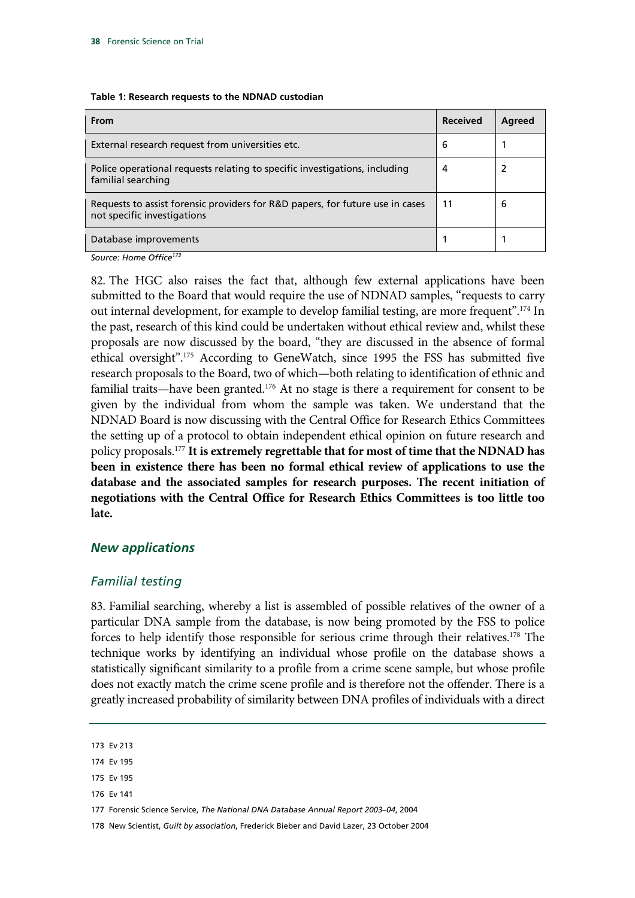**Table 1: Research requests to the NDNAD custodian**

| From | Received | Agreed |
|---|---|---|
| External research request from universities etc. | 6 | 1 |
| Police operational requests relating to specific investigations, including familial searching | 4 | 2 |
| Requests to assist forensic providers for R&D papers, for future use in cases not specific investigations | 11 | 6 |
| Database improvements | 1 | 1 |

*Source: Home Office*[173]

82. The HGC also raises the fact that, although few external applications have been submitted to the Board that would require the use of NDNAD samples, "requests to carry out internal development, for example to develop familial testing, are more frequent".[174] In the past, research of this kind could be undertaken without ethical review and, whilst these proposals are now discussed by the board, "they are discussed in the absence of formal ethical oversight".[175] According to GeneWatch, since 1995 the FSS has submitted five research proposals to the Board, two of which—both relating to identification of ethnic and familial traits—have been granted.[176] At no stage is there a requirement for consent to be given by the individual from whom the sample was taken. We understand that the NDNAD Board is now discussing with the Central Office for Research Ethics Committees the setting up of a protocol to obtain independent ethical opinion on future research and policy proposals.[177] **It is extremely regrettable that for most of time that the NDNAD has been in existence there has been no formal ethical review of applications to use the database and the associated samples for research purposes. The recent initiation of negotiations with the Central Office for Research Ethics Committees is too little too late.**

## *New applications*

### *Familial testing*

83. Familial searching, whereby a list is assembled of possible relatives of the owner of a particular DNA sample from the database, is now being promoted by the FSS to police forces to help identify those responsible for serious crime through their relatives.[178] The technique works by identifying an individual whose profile on the database shows a statistically significant similarity to a profile from a crime scene sample, but whose profile does not exactly match the crime scene profile and is therefore not the offender. There is a greatly increased probability of similarity between DNA profiles of individuals with a direct

173 Ev 213

174 Ev 195

175 Ev 195

176 Ev 141

177 Forensic Science Service, *The National DNA Database Annual Report 2003–04*, 2004

178 New Scientist, *Guilt by association*, Frederick Bieber and David Lazer, 23 October 2004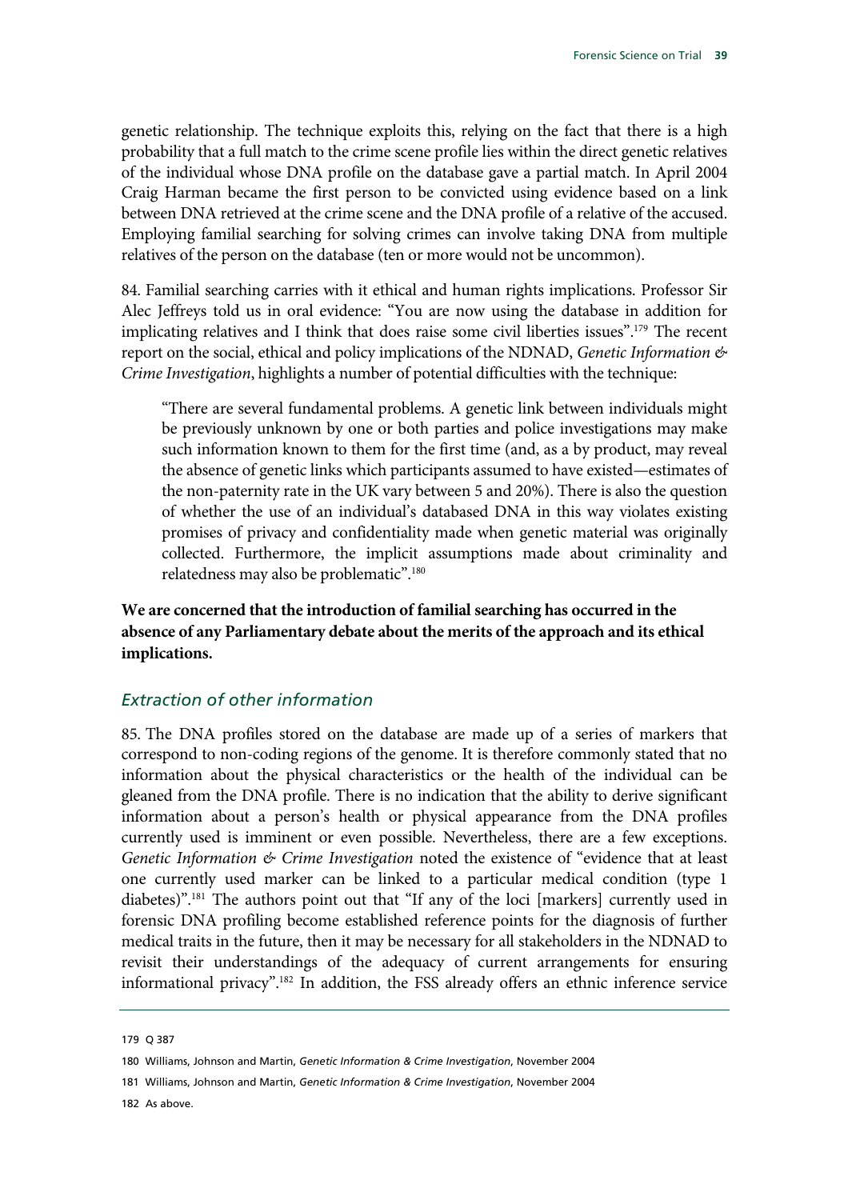genetic relationship. The technique exploits this, relying on the fact that there is a high probability that a full match to the crime scene profile lies within the direct genetic relatives of the individual whose DNA profile on the database gave a partial match. In April 2004 Craig Harman became the first person to be convicted using evidence based on a link between DNA retrieved at the crime scene and the DNA profile of a relative of the accused. Employing familial searching for solving crimes can involve taking DNA from multiple relatives of the person on the database (ten or more would not be uncommon).

84. Familial searching carries with it ethical and human rights implications. Professor Sir Alec Jeffreys told us in oral evidence: "You are now using the database in addition for implicating relatives and I think that does raise some civil liberties issues".[179] The recent report on the social, ethical and policy implications of the NDNAD, *Genetic Information & Crime Investigation*, highlights a number of potential difficulties with the technique:

> "There are several fundamental problems. A genetic link between individuals might be previously unknown by one or both parties and police investigations may make such information known to them for the first time (and, as a by product, may reveal the absence of genetic links which participants assumed to have existed—estimates of the non-paternity rate in the UK vary between 5 and 20%). There is also the question of whether the use of an individual's databased DNA in this way violates existing promises of privacy and confidentiality made when genetic material was originally collected. Furthermore, the implicit assumptions made about criminality and relatedness may also be problematic".[180]

**We are concerned that the introduction of familial searching has occurred in the absence of any Parliamentary debate about the merits of the approach and its ethical implications.**

### *Extraction of other information*

85. The DNA profiles stored on the database are made up of a series of markers that correspond to non-coding regions of the genome. It is therefore commonly stated that no information about the physical characteristics or the health of the individual can be gleaned from the DNA profile. There is no indication that the ability to derive significant information about a person's health or physical appearance from the DNA profiles currently used is imminent or even possible. Nevertheless, there are a few exceptions. *Genetic Information & Crime Investigation* noted the existence of "evidence that at least one currently used marker can be linked to a particular medical condition (type 1 diabetes)".[181] The authors point out that "If any of the loci [markers] currently used in forensic DNA profiling become established reference points for the diagnosis of further medical traits in the future, then it may be necessary for all stakeholders in the NDNAD to revisit their understandings of the adequacy of current arrangements for ensuring informational privacy".[182] In addition, the FSS already offers an ethnic inference service

---

179 Q 387

180 Williams, Johnson and Martin, *Genetic Information & Crime Investigation*, November 2004

181 Williams, Johnson and Martin, *Genetic Information & Crime Investigation*, November 2004

182 As above.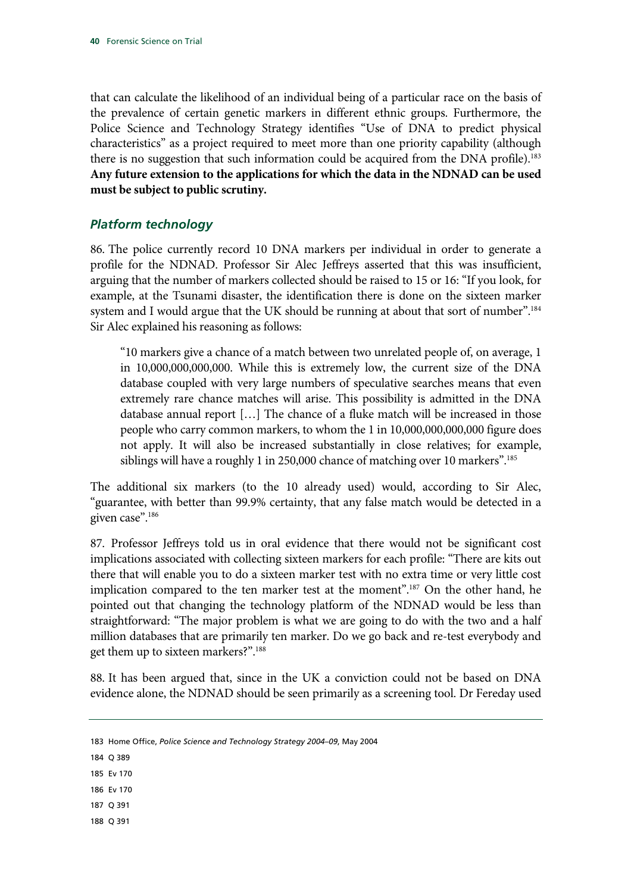that can calculate the likelihood of an individual being of a particular race on the basis of the prevalence of certain genetic markers in different ethnic groups. Furthermore, the Police Science and Technology Strategy identifies "Use of DNA to predict physical characteristics" as a project required to meet more than one priority capability (although there is no suggestion that such information could be acquired from the DNA profile).[183] **Any future extension to the applications for which the data in the NDNAD can be used must be subject to public scrutiny.**

### *Platform technology*

86. The police currently record 10 DNA markers per individual in order to generate a profile for the NDNAD. Professor Sir Alec Jeffreys asserted that this was insufficient, arguing that the number of markers collected should be raised to 15 or 16: "If you look, for example, at the Tsunami disaster, the identification there is done on the sixteen marker system and I would argue that the UK should be running at about that sort of number".[184] Sir Alec explained his reasoning as follows:

> "10 markers give a chance of a match between two unrelated people of, on average, 1 in 10,000,000,000,000. While this is extremely low, the current size of the DNA database coupled with very large numbers of speculative searches means that even extremely rare chance matches will arise. This possibility is admitted in the DNA database annual report […] The chance of a fluke match will be increased in those people who carry common markers, to whom the 1 in 10,000,000,000,000 figure does not apply. It will also be increased substantially in close relatives; for example, siblings will have a roughly 1 in 250,000 chance of matching over 10 markers".[185]

The additional six markers (to the 10 already used) would, according to Sir Alec, "guarantee, with better than 99.9% certainty, that any false match would be detected in a given case".[186]

87. Professor Jeffreys told us in oral evidence that there would not be significant cost implications associated with collecting sixteen markers for each profile: "There are kits out there that will enable you to do a sixteen marker test with no extra time or very little cost implication compared to the ten marker test at the moment".[187] On the other hand, he pointed out that changing the technology platform of the NDNAD would be less than straightforward: "The major problem is what we are going to do with the two and a half million databases that are primarily ten marker. Do we go back and re-test everybody and get them up to sixteen markers?".[188]

88. It has been argued that, since in the UK a conviction could not be based on DNA evidence alone, the NDNAD should be seen primarily as a screening tool. Dr Fereday used

---

183 Home Office, *Police Science and Technology Strategy 2004–09*, May 2004

184 Q 389

185 Ev 170

186 Ev 170

187 Q 391

188 Q 391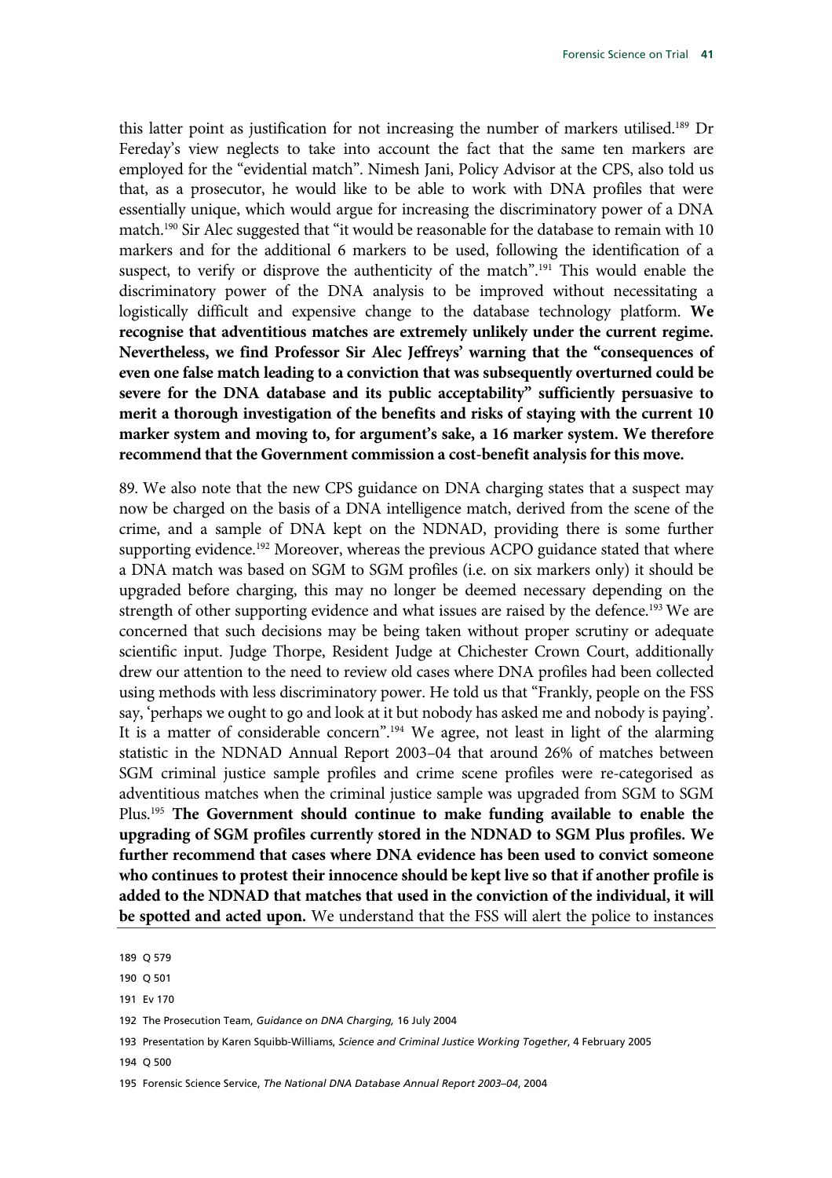this latter point as justification for not increasing the number of markers utilised.[189] Dr Fereday's view neglects to take into account the fact that the same ten markers are employed for the "evidential match". Nimesh Jani, Policy Advisor at the CPS, also told us that, as a prosecutor, he would like to be able to work with DNA profiles that were essentially unique, which would argue for increasing the discriminatory power of a DNA match.[190] Sir Alec suggested that "it would be reasonable for the database to remain with 10 markers and for the additional 6 markers to be used, following the identification of a suspect, to verify or disprove the authenticity of the match".[191] This would enable the discriminatory power of the DNA analysis to be improved without necessitating a logistically difficult and expensive change to the database technology platform. **We recognise that adventitious matches are extremely unlikely under the current regime. Nevertheless, we find Professor Sir Alec Jeffreys' warning that the "consequences of even one false match leading to a conviction that was subsequently overturned could be severe for the DNA database and its public acceptability" sufficiently persuasive to merit a thorough investigation of the benefits and risks of staying with the current 10 marker system and moving to, for argument's sake, a 16 marker system. We therefore recommend that the Government commission a cost-benefit analysis for this move.**

89. We also note that the new CPS guidance on DNA charging states that a suspect may now be charged on the basis of a DNA intelligence match, derived from the scene of the crime, and a sample of DNA kept on the NDNAD, providing there is some further supporting evidence.[192] Moreover, whereas the previous ACPO guidance stated that where a DNA match was based on SGM to SGM profiles (i.e. on six markers only) it should be upgraded before charging, this may no longer be deemed necessary depending on the strength of other supporting evidence and what issues are raised by the defence.[193] We are concerned that such decisions may be being taken without proper scrutiny or adequate scientific input. Judge Thorpe, Resident Judge at Chichester Crown Court, additionally drew our attention to the need to review old cases where DNA profiles had been collected using methods with less discriminatory power. He told us that "Frankly, people on the FSS say, 'perhaps we ought to go and look at it but nobody has asked me and nobody is paying'. It is a matter of considerable concern".[194] We agree, not least in light of the alarming statistic in the NDNAD Annual Report 2003–04 that around 26% of matches between SGM criminal justice sample profiles and crime scene profiles were re-categorised as adventitious matches when the criminal justice sample was upgraded from SGM to SGM Plus.[195] **The Government should continue to make funding available to enable the upgrading of SGM profiles currently stored in the NDNAD to SGM Plus profiles. We further recommend that cases where DNA evidence has been used to convict someone who continues to protest their innocence should be kept live so that if another profile is added to the NDNAD that matches that used in the conviction of the individual, it will be spotted and acted upon.** We understand that the FSS will alert the police to instances

189 Q 579

190 Q 501

191 Ev 170

192 The Prosecution Team, *Guidance on DNA Charging,* 16 July 2004

193 Presentation by Karen Squibb-Williams, *Science and Criminal Justice Working Together*, 4 February 2005

194 Q 500

195 Forensic Science Service, *The National DNA Database Annual Report 2003–04*, 2004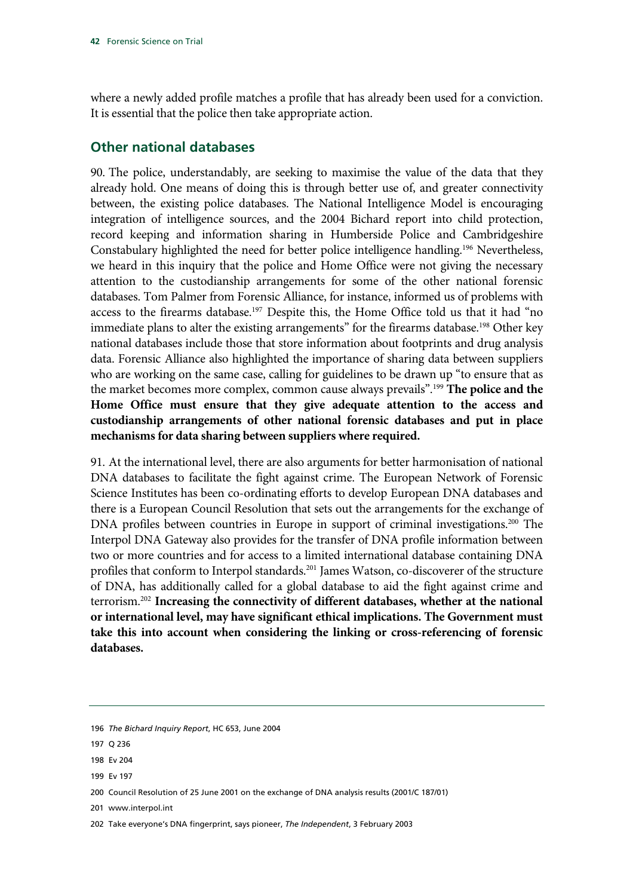where a newly added profile matches a profile that has already been used for a conviction. It is essential that the police then take appropriate action.

## Other national databases

90. The police, understandably, are seeking to maximise the value of the data that they already hold. One means of doing this is through better use of, and greater connectivity between, the existing police databases. The National Intelligence Model is encouraging integration of intelligence sources, and the 2004 Bichard report into child protection, record keeping and information sharing in Humberside Police and Cambridgeshire Constabulary highlighted the need for better police intelligence handling.[196] Nevertheless, we heard in this inquiry that the police and Home Office were not giving the necessary attention to the custodianship arrangements for some of the other national forensic databases. Tom Palmer from Forensic Alliance, for instance, informed us of problems with access to the firearms database.[197] Despite this, the Home Office told us that it had "no immediate plans to alter the existing arrangements" for the firearms database.[198] Other key national databases include those that store information about footprints and drug analysis data. Forensic Alliance also highlighted the importance of sharing data between suppliers who are working on the same case, calling for guidelines to be drawn up "to ensure that as the market becomes more complex, common cause always prevails".[199] **The police and the Home Office must ensure that they give adequate attention to the access and custodianship arrangements of other national forensic databases and put in place mechanisms for data sharing between suppliers where required.**

91. At the international level, there are also arguments for better harmonisation of national DNA databases to facilitate the fight against crime. The European Network of Forensic Science Institutes has been co-ordinating efforts to develop European DNA databases and there is a European Council Resolution that sets out the arrangements for the exchange of DNA profiles between countries in Europe in support of criminal investigations.[200] The Interpol DNA Gateway also provides for the transfer of DNA profile information between two or more countries and for access to a limited international database containing DNA profiles that conform to Interpol standards.[201] James Watson, co-discoverer of the structure of DNA, has additionally called for a global database to aid the fight against crime and terrorism.[202] **Increasing the connectivity of different databases, whether at the national or international level, may have significant ethical implications. The Government must take this into account when considering the linking or cross-referencing of forensic databases.**

---

196 *The Bichard Inquiry Report*, HC 653, June 2004

197 Q 236

198 Ev 204

199 Ev 197

200 Council Resolution of 25 June 2001 on the exchange of DNA analysis results (2001/C 187/01)

201 www.interpol.int

202 Take everyone's DNA fingerprint, says pioneer, *The Independent*, 3 February 2003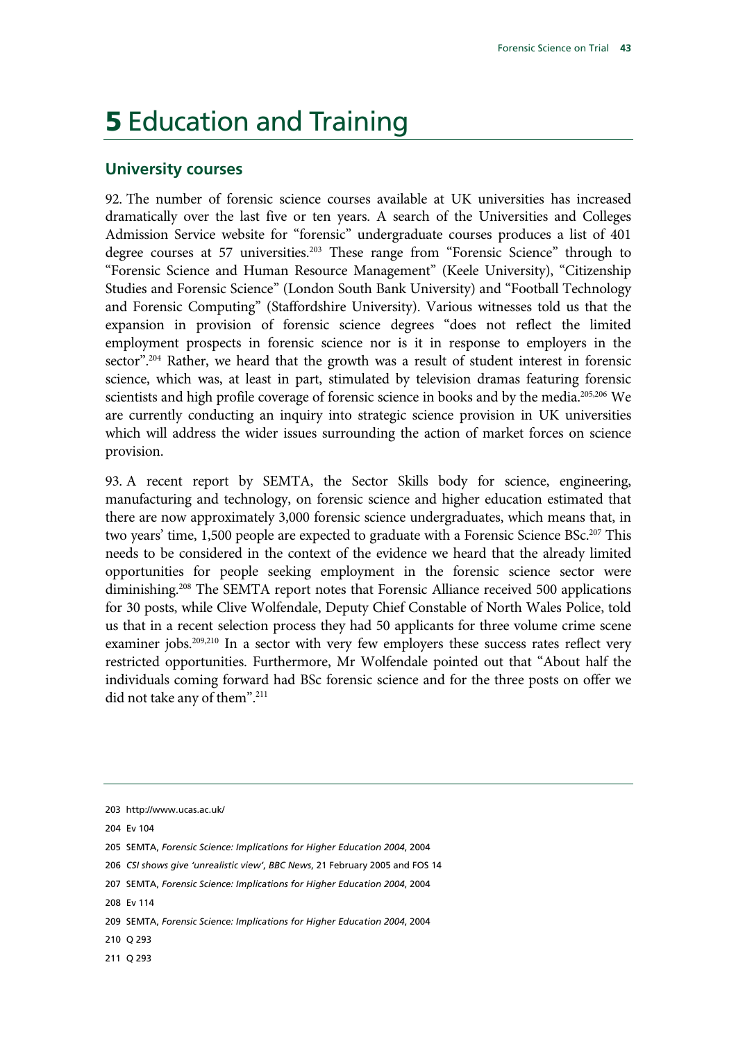# 5 Education and Training

## University courses

92. The number of forensic science courses available at UK universities has increased dramatically over the last five or ten years. A search of the Universities and Colleges Admission Service website for "forensic" undergraduate courses produces a list of 401 degree courses at 57 universities.[203] These range from "Forensic Science" through to "Forensic Science and Human Resource Management" (Keele University), "Citizenship Studies and Forensic Science" (London South Bank University) and "Football Technology and Forensic Computing" (Staffordshire University). Various witnesses told us that the expansion in provision of forensic science degrees "does not reflect the limited employment prospects in forensic science nor is it in response to employers in the sector".[204] Rather, we heard that the growth was a result of student interest in forensic science, which was, at least in part, stimulated by television dramas featuring forensic scientists and high profile coverage of forensic science in books and by the media.[205,206] We are currently conducting an inquiry into strategic science provision in UK universities which will address the wider issues surrounding the action of market forces on science provision.

93. A recent report by SEMTA, the Sector Skills body for science, engineering, manufacturing and technology, on forensic science and higher education estimated that there are now approximately 3,000 forensic science undergraduates, which means that, in two years' time, 1,500 people are expected to graduate with a Forensic Science BSc.[207] This needs to be considered in the context of the evidence we heard that the already limited opportunities for people seeking employment in the forensic science sector were diminishing.[208] The SEMTA report notes that Forensic Alliance received 500 applications for 30 posts, while Clive Wolfendale, Deputy Chief Constable of North Wales Police, told us that in a recent selection process they had 50 applicants for three volume crime scene examiner jobs.[209,210] In a sector with very few employers these success rates reflect very restricted opportunities. Furthermore, Mr Wolfendale pointed out that "About half the individuals coming forward had BSc forensic science and for the three posts on offer we did not take any of them".[211]

---

203 http://www.ucas.ac.uk/

204 Ev 104

205 SEMTA, *Forensic Science: Implications for Higher Education 2004*, 2004

206 *CSI shows give 'unrealistic view'*, *BBC News*, 21 February 2005 and FOS 14

207 SEMTA, *Forensic Science: Implications for Higher Education 2004*, 2004

208 Ev 114

209 SEMTA, *Forensic Science: Implications for Higher Education 2004*, 2004

210 Q 293

211 Q 293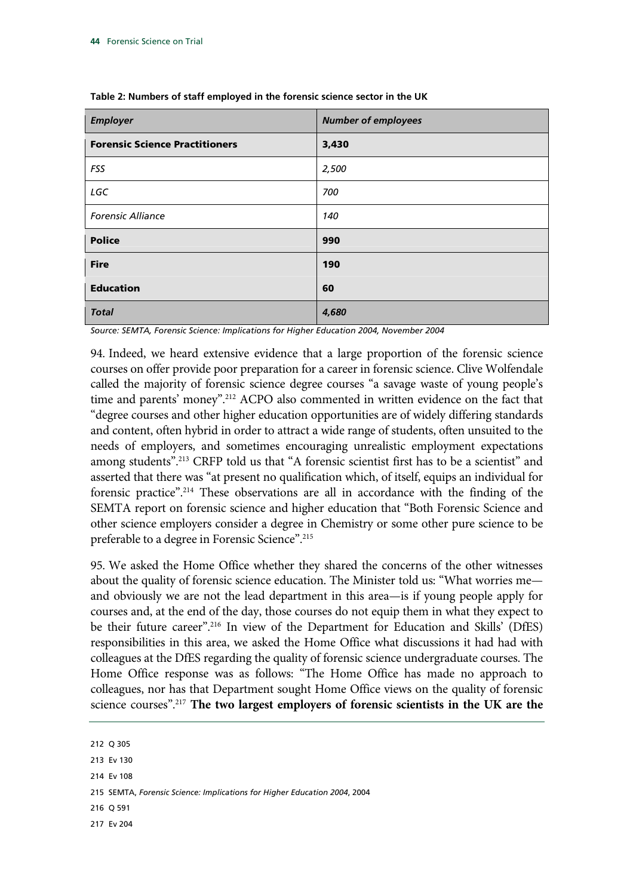**Table 2: Numbers of staff employed in the forensic science sector in the UK**

| *Employer* | *Number of employees* |
|---|---|
| **Forensic Science Practitioners** | **3,430** |
| *FSS* | *2,500* |
| *LGC* | *700* |
| *Forensic Alliance* | *140* |
| **Police** | **990** |
| **Fire** | **190** |
| **Education** | **60** |
| ***Total*** | ***4,680*** |

*Source: SEMTA, Forensic Science: Implications for Higher Education 2004, November 2004*

94. Indeed, we heard extensive evidence that a large proportion of the forensic science courses on offer provide poor preparation for a career in forensic science. Clive Wolfendale called the majority of forensic science degree courses "a savage waste of young people's time and parents' money".[212] ACPO also commented in written evidence on the fact that "degree courses and other higher education opportunities are of widely differing standards and content, often hybrid in order to attract a wide range of students, often unsuited to the needs of employers, and sometimes encouraging unrealistic employment expectations among students".[213] CRFP told us that "A forensic scientist first has to be a scientist" and asserted that there was "at present no qualification which, of itself, equips an individual for forensic practice".[214] These observations are all in accordance with the finding of the SEMTA report on forensic science and higher education that "Both Forensic Science and other science employers consider a degree in Chemistry or some other pure science to be preferable to a degree in Forensic Science".[215]

95. We asked the Home Office whether they shared the concerns of the other witnesses about the quality of forensic science education. The Minister told us: "What worries me—and obviously we are not the lead department in this area—is if young people apply for courses and, at the end of the day, those courses do not equip them in what they expect to be their future career".[216] In view of the Department for Education and Skills' (DfES) responsibilities in this area, we asked the Home Office what discussions it had had with colleagues at the DfES regarding the quality of forensic science undergraduate courses. The Home Office response was as follows: "The Home Office has made no approach to colleagues, nor has that Department sought Home Office views on the quality of forensic science courses".[217] **The two largest employers of forensic scientists in the UK are the**

212 Q 305

213 Ev 130

214 Ev 108

215 SEMTA, *Forensic Science: Implications for Higher Education 2004*, 2004

216 Q 591

217 Ev 204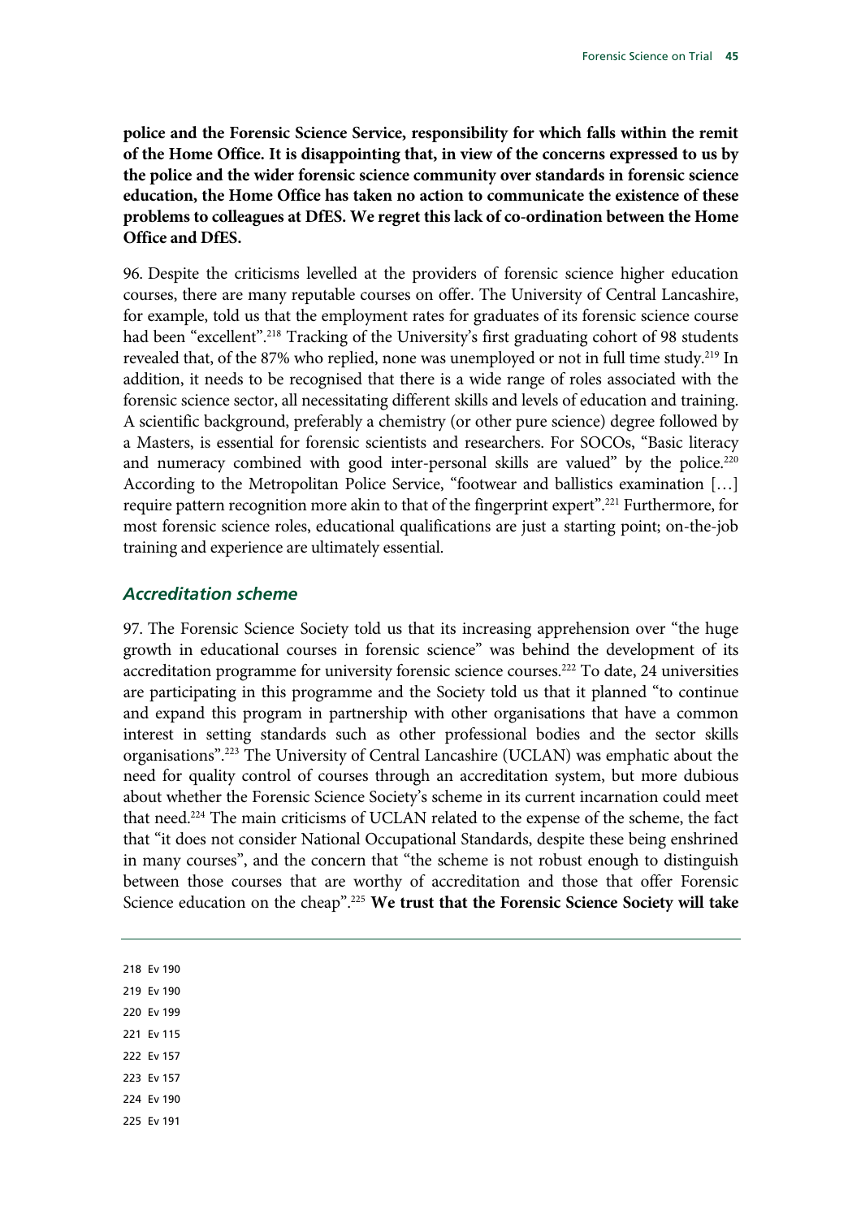**police and the Forensic Science Service, responsibility for which falls within the remit of the Home Office. It is disappointing that, in view of the concerns expressed to us by the police and the wider forensic science community over standards in forensic science education, the Home Office has taken no action to communicate the existence of these problems to colleagues at DfES. We regret this lack of co-ordination between the Home Office and DfES.**

96. Despite the criticisms levelled at the providers of forensic science higher education courses, there are many reputable courses on offer. The University of Central Lancashire, for example, told us that the employment rates for graduates of its forensic science course had been "excellent".[218] Tracking of the University's first graduating cohort of 98 students revealed that, of the 87% who replied, none was unemployed or not in full time study.[219] In addition, it needs to be recognised that there is a wide range of roles associated with the forensic science sector, all necessitating different skills and levels of education and training. A scientific background, preferably a chemistry (or other pure science) degree followed by a Masters, is essential for forensic scientists and researchers. For SOCOs, "Basic literacy and numeracy combined with good inter-personal skills are valued" by the police.[220] According to the Metropolitan Police Service, "footwear and ballistics examination […] require pattern recognition more akin to that of the fingerprint expert".[221] Furthermore, for most forensic science roles, educational qualifications are just a starting point; on-the-job training and experience are ultimately essential.

### *Accreditation scheme*

97. The Forensic Science Society told us that its increasing apprehension over "the huge growth in educational courses in forensic science" was behind the development of its accreditation programme for university forensic science courses.[222] To date, 24 universities are participating in this programme and the Society told us that it planned "to continue and expand this program in partnership with other organisations that have a common interest in setting standards such as other professional bodies and the sector skills organisations".[223] The University of Central Lancashire (UCLAN) was emphatic about the need for quality control of courses through an accreditation system, but more dubious about whether the Forensic Science Society's scheme in its current incarnation could meet that need.[224] The main criticisms of UCLAN related to the expense of the scheme, the fact that "it does not consider National Occupational Standards, despite these being enshrined in many courses", and the concern that "the scheme is not robust enough to distinguish between those courses that are worthy of accreditation and those that offer Forensic Science education on the cheap".[225] **We trust that the Forensic Science Society will take**

---

218 Ev 190

219 Ev 190

220 Ev 199

221 Ev 115

222 Ev 157

223 Ev 157

224 Ev 190

225 Ev 191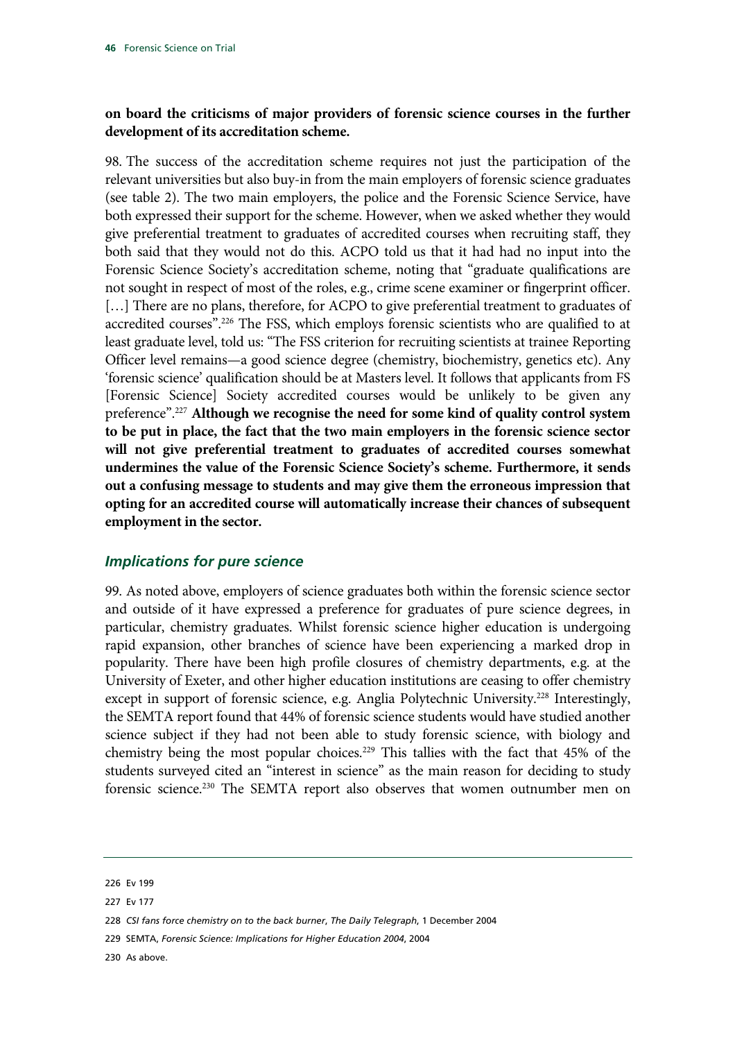**on board the criticisms of major providers of forensic science courses in the further development of its accreditation scheme.**

98. The success of the accreditation scheme requires not just the participation of the relevant universities but also buy-in from the main employers of forensic science graduates (see table 2). The two main employers, the police and the Forensic Science Service, have both expressed their support for the scheme. However, when we asked whether they would give preferential treatment to graduates of accredited courses when recruiting staff, they both said that they would not do this. ACPO told us that it had had no input into the Forensic Science Society's accreditation scheme, noting that "graduate qualifications are not sought in respect of most of the roles, e.g., crime scene examiner or fingerprint officer. […] There are no plans, therefore, for ACPO to give preferential treatment to graduates of accredited courses".[226] The FSS, which employs forensic scientists who are qualified to at least graduate level, told us: "The FSS criterion for recruiting scientists at trainee Reporting Officer level remains—a good science degree (chemistry, biochemistry, genetics etc). Any 'forensic science' qualification should be at Masters level. It follows that applicants from FS [Forensic Science] Society accredited courses would be unlikely to be given any preference".[227] **Although we recognise the need for some kind of quality control system to be put in place, the fact that the two main employers in the forensic science sector will not give preferential treatment to graduates of accredited courses somewhat undermines the value of the Forensic Science Society's scheme. Furthermore, it sends out a confusing message to students and may give them the erroneous impression that opting for an accredited course will automatically increase their chances of subsequent employment in the sector.**

### *Implications for pure science*

99. As noted above, employers of science graduates both within the forensic science sector and outside of it have expressed a preference for graduates of pure science degrees, in particular, chemistry graduates. Whilst forensic science higher education is undergoing rapid expansion, other branches of science have been experiencing a marked drop in popularity. There have been high profile closures of chemistry departments, e.g. at the University of Exeter, and other higher education institutions are ceasing to offer chemistry except in support of forensic science, e.g. Anglia Polytechnic University.[228] Interestingly, the SEMTA report found that 44% of forensic science students would have studied another science subject if they had not been able to study forensic science, with biology and chemistry being the most popular choices.[229] This tallies with the fact that 45% of the students surveyed cited an "interest in science" as the main reason for deciding to study forensic science.[230] The SEMTA report also observes that women outnumber men on

---

226 Ev 199

227 Ev 177

228 *CSI fans force chemistry on to the back burner*, *The Daily Telegraph*, 1 December 2004

229 SEMTA, *Forensic Science: Implications for Higher Education 2004*, 2004

230 As above.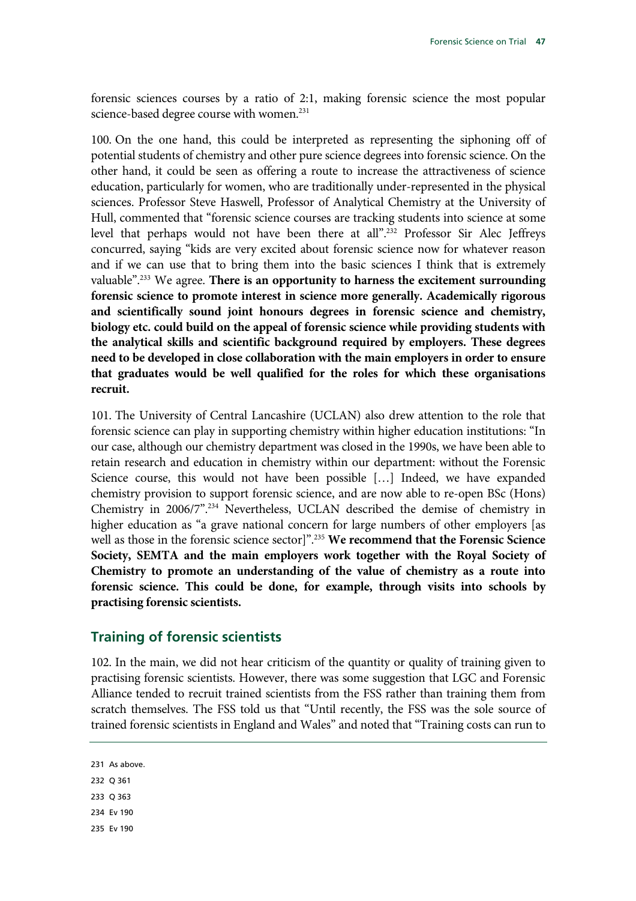forensic sciences courses by a ratio of 2:1, making forensic science the most popular science-based degree course with women.[231]

100. On the one hand, this could be interpreted as representing the siphoning off of potential students of chemistry and other pure science degrees into forensic science. On the other hand, it could be seen as offering a route to increase the attractiveness of science education, particularly for women, who are traditionally under-represented in the physical sciences. Professor Steve Haswell, Professor of Analytical Chemistry at the University of Hull, commented that "forensic science courses are tracking students into science at some level that perhaps would not have been there at all".[232] Professor Sir Alec Jeffreys concurred, saying "kids are very excited about forensic science now for whatever reason and if we can use that to bring them into the basic sciences I think that is extremely valuable".[233] We agree. **There is an opportunity to harness the excitement surrounding forensic science to promote interest in science more generally. Academically rigorous and scientifically sound joint honours degrees in forensic science and chemistry, biology etc. could build on the appeal of forensic science while providing students with the analytical skills and scientific background required by employers. These degrees need to be developed in close collaboration with the main employers in order to ensure that graduates would be well qualified for the roles for which these organisations recruit.**

101. The University of Central Lancashire (UCLAN) also drew attention to the role that forensic science can play in supporting chemistry within higher education institutions: "In our case, although our chemistry department was closed in the 1990s, we have been able to retain research and education in chemistry within our department: without the Forensic Science course, this would not have been possible […] Indeed, we have expanded chemistry provision to support forensic science, and are now able to re-open BSc (Hons) Chemistry in 2006/7".[234] Nevertheless, UCLAN described the demise of chemistry in higher education as "a grave national concern for large numbers of other employers [as well as those in the forensic science sector]".[235] **We recommend that the Forensic Science Society, SEMTA and the main employers work together with the Royal Society of Chemistry to promote an understanding of the value of chemistry as a route into forensic science. This could be done, for example, through visits into schools by practising forensic scientists.**

## Training of forensic scientists

102. In the main, we did not hear criticism of the quantity or quality of training given to practising forensic scientists. However, there was some suggestion that LGC and Forensic Alliance tended to recruit trained scientists from the FSS rather than training them from scratch themselves. The FSS told us that "Until recently, the FSS was the sole source of trained forensic scientists in England and Wales" and noted that "Training costs can run to

231 As above.

232 Q 361

233 Q 363

234 Ev 190

235 Ev 190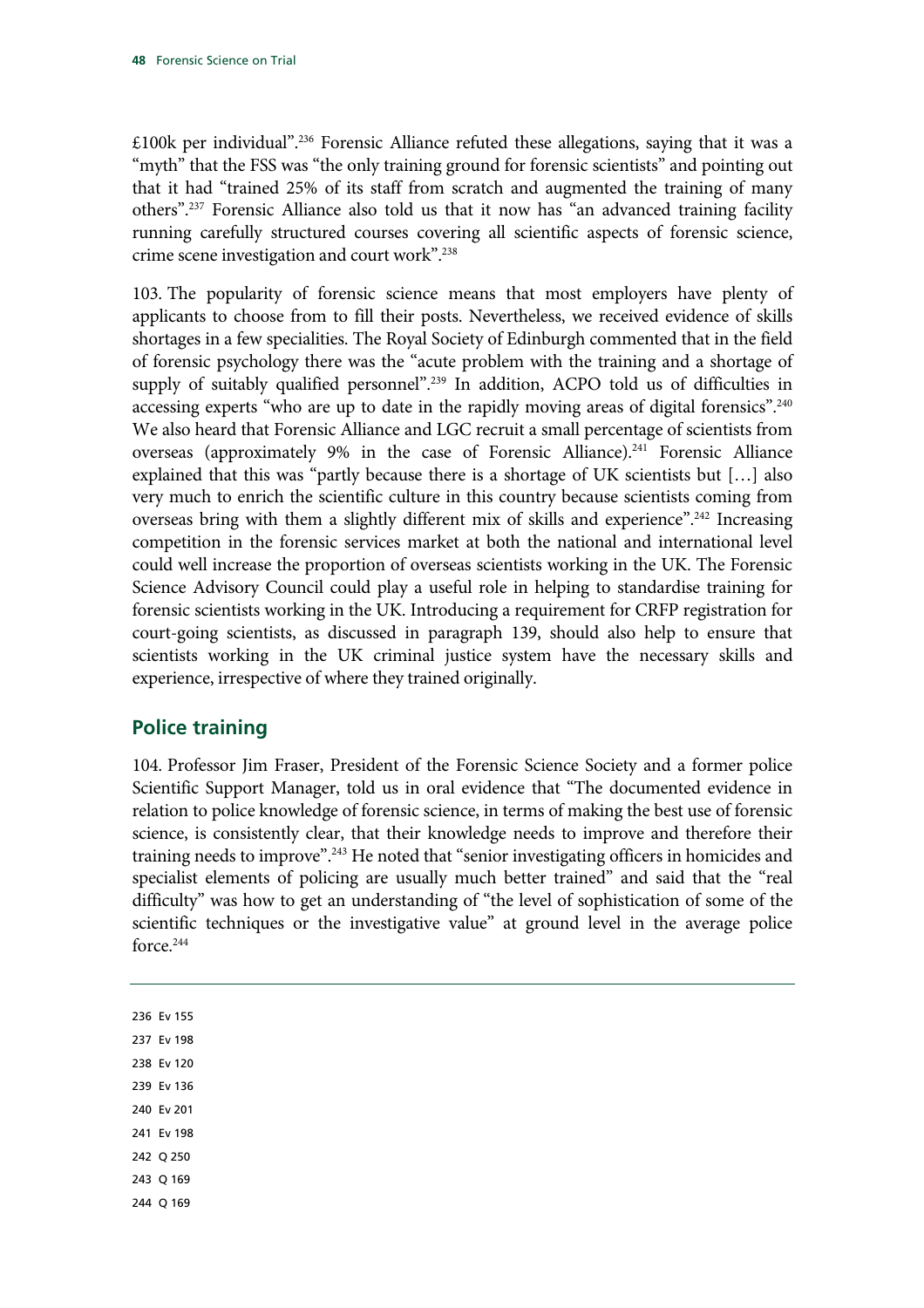£100k per individual".[236] Forensic Alliance refuted these allegations, saying that it was a "myth" that the FSS was "the only training ground for forensic scientists" and pointing out that it had "trained 25% of its staff from scratch and augmented the training of many others".[237] Forensic Alliance also told us that it now has "an advanced training facility running carefully structured courses covering all scientific aspects of forensic science, crime scene investigation and court work".[238]

103. The popularity of forensic science means that most employers have plenty of applicants to choose from to fill their posts. Nevertheless, we received evidence of skills shortages in a few specialities. The Royal Society of Edinburgh commented that in the field of forensic psychology there was the "acute problem with the training and a shortage of supply of suitably qualified personnel".[239] In addition, ACPO told us of difficulties in accessing experts "who are up to date in the rapidly moving areas of digital forensics".[240] We also heard that Forensic Alliance and LGC recruit a small percentage of scientists from overseas (approximately 9% in the case of Forensic Alliance).[241] Forensic Alliance explained that this was "partly because there is a shortage of UK scientists but […] also very much to enrich the scientific culture in this country because scientists coming from overseas bring with them a slightly different mix of skills and experience".[242] Increasing competition in the forensic services market at both the national and international level could well increase the proportion of overseas scientists working in the UK. The Forensic Science Advisory Council could play a useful role in helping to standardise training for forensic scientists working in the UK. Introducing a requirement for CRFP registration for court-going scientists, as discussed in paragraph 139, should also help to ensure that scientists working in the UK criminal justice system have the necessary skills and experience, irrespective of where they trained originally.

## Police training

104. Professor Jim Fraser, President of the Forensic Science Society and a former police Scientific Support Manager, told us in oral evidence that "The documented evidence in relation to police knowledge of forensic science, in terms of making the best use of forensic science, is consistently clear, that their knowledge needs to improve and therefore their training needs to improve".[243] He noted that "senior investigating officers in homicides and specialist elements of policing are usually much better trained" and said that the "real difficulty" was how to get an understanding of "the level of sophistication of some of the scientific techniques or the investigative value" at ground level in the average police force.[244]

236 Ev 155

237 Ev 198

238 Ev 120

239 Ev 136

240 Ev 201

241 Ev 198

242 Q 250

243 Q 169

244 Q 169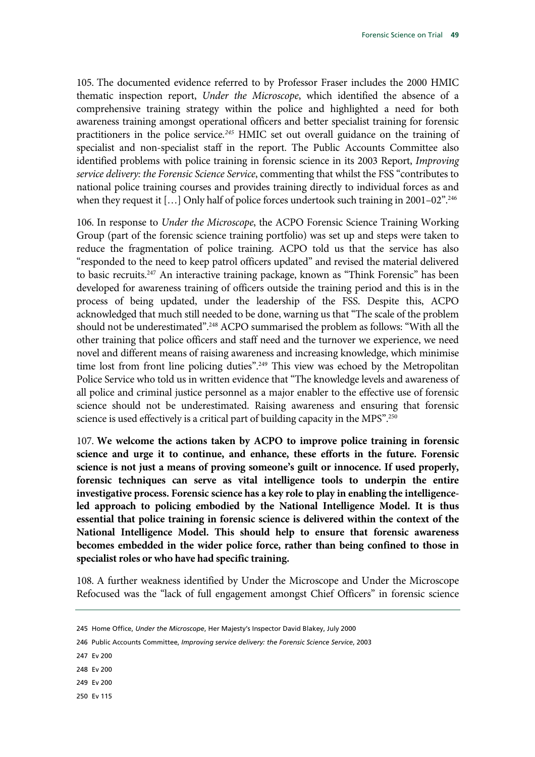105. The documented evidence referred to by Professor Fraser includes the 2000 HMIC thematic inspection report, *Under the Microscope*, which identified the absence of a comprehensive training strategy within the police and highlighted a need for both awareness training amongst operational officers and better specialist training for forensic practitioners in the police service.[245] HMIC set out overall guidance on the training of specialist and non-specialist staff in the report. The Public Accounts Committee also identified problems with police training in forensic science in its 2003 Report, *Improving service delivery: the Forensic Science Service*, commenting that whilst the FSS "contributes to national police training courses and provides training directly to individual forces as and when they request it […] Only half of police forces undertook such training in 2001–02".[246]

106. In response to *Under the Microscope*, the ACPO Forensic Science Training Working Group (part of the forensic science training portfolio) was set up and steps were taken to reduce the fragmentation of police training. ACPO told us that the service has also "responded to the need to keep patrol officers updated" and revised the material delivered to basic recruits.[247] An interactive training package, known as "Think Forensic" has been developed for awareness training of officers outside the training period and this is in the process of being updated, under the leadership of the FSS. Despite this, ACPO acknowledged that much still needed to be done, warning us that "The scale of the problem should not be underestimated".[248] ACPO summarised the problem as follows: "With all the other training that police officers and staff need and the turnover we experience, we need novel and different means of raising awareness and increasing knowledge, which minimise time lost from front line policing duties".[249] This view was echoed by the Metropolitan Police Service who told us in written evidence that "The knowledge levels and awareness of all police and criminal justice personnel as a major enabler to the effective use of forensic science should not be underestimated. Raising awareness and ensuring that forensic science is used effectively is a critical part of building capacity in the MPS".[250]

107. **We welcome the actions taken by ACPO to improve police training in forensic science and urge it to continue, and enhance, these efforts in the future. Forensic science is not just a means of proving someone's guilt or innocence. If used properly, forensic techniques can serve as vital intelligence tools to underpin the entire investigative process. Forensic science has a key role to play in enabling the intelligence-led approach to policing embodied by the National Intelligence Model. It is thus essential that police training in forensic science is delivered within the context of the National Intelligence Model. This should help to ensure that forensic awareness becomes embedded in the wider police force, rather than being confined to those in specialist roles or who have had specific training.**

108. A further weakness identified by Under the Microscope and Under the Microscope Refocused was the "lack of full engagement amongst Chief Officers" in forensic science

245 Home Office, *Under the Microscope*, Her Majesty's Inspector David Blakey, July 2000

246 Public Accounts Committee, *Improving service delivery: the Forensic Science Service*, 2003

247 Ev 200

248 Ev 200

249 Ev 200

250 Ev 115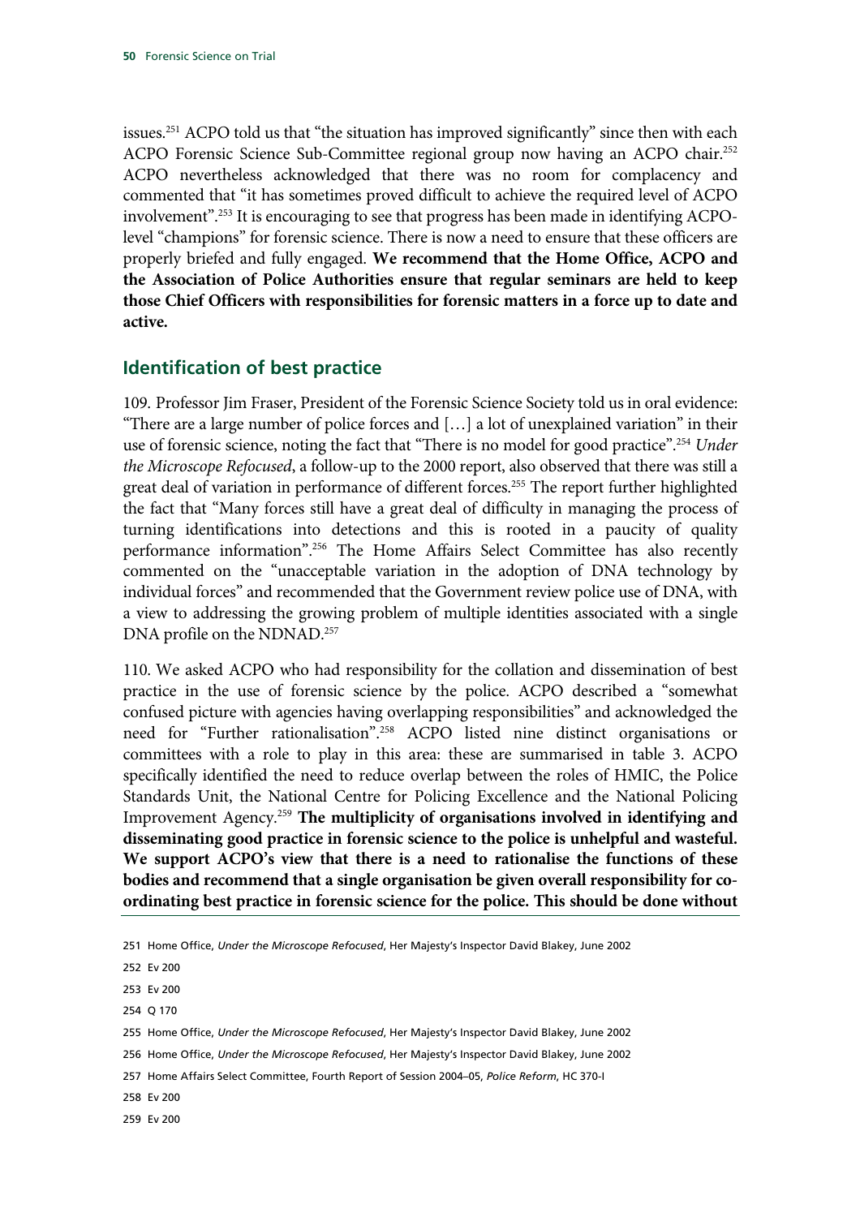issues.[251] ACPO told us that "the situation has improved significantly" since then with each ACPO Forensic Science Sub-Committee regional group now having an ACPO chair.[252] ACPO nevertheless acknowledged that there was no room for complacency and commented that "it has sometimes proved difficult to achieve the required level of ACPO involvement".[253] It is encouraging to see that progress has been made in identifying ACPO-level "champions" for forensic science. There is now a need to ensure that these officers are properly briefed and fully engaged. **We recommend that the Home Office, ACPO and the Association of Police Authorities ensure that regular seminars are held to keep those Chief Officers with responsibilities for forensic matters in a force up to date and active.**

## Identification of best practice

109. Professor Jim Fraser, President of the Forensic Science Society told us in oral evidence: "There are a large number of police forces and […] a lot of unexplained variation" in their use of forensic science, noting the fact that "There is no model for good practice".[254] *Under the Microscope Refocused*, a follow-up to the 2000 report, also observed that there was still a great deal of variation in performance of different forces.[255] The report further highlighted the fact that "Many forces still have a great deal of difficulty in managing the process of turning identifications into detections and this is rooted in a paucity of quality performance information".[256] The Home Affairs Select Committee has also recently commented on the "unacceptable variation in the adoption of DNA technology by individual forces" and recommended that the Government review police use of DNA, with a view to addressing the growing problem of multiple identities associated with a single DNA profile on the NDNAD.[257]

110. We asked ACPO who had responsibility for the collation and dissemination of best practice in the use of forensic science by the police. ACPO described a "somewhat confused picture with agencies having overlapping responsibilities" and acknowledged the need for "Further rationalisation".[258] ACPO listed nine distinct organisations or committees with a role to play in this area: these are summarised in table 3. ACPO specifically identified the need to reduce overlap between the roles of HMIC, the Police Standards Unit, the National Centre for Policing Excellence and the National Policing Improvement Agency.[259] **The multiplicity of organisations involved in identifying and disseminating good practice in forensic science to the police is unhelpful and wasteful. We support ACPO's view that there is a need to rationalise the functions of these bodies and recommend that a single organisation be given overall responsibility for co-ordinating best practice in forensic science for the police. This should be done without**

251 Home Office, *Under the Microscope Refocused*, Her Majesty's Inspector David Blakey, June 2002

252 Ev 200

253 Ev 200

254 Q 170

255 Home Office, *Under the Microscope Refocused*, Her Majesty's Inspector David Blakey, June 2002

256 Home Office, *Under the Microscope Refocused*, Her Majesty's Inspector David Blakey, June 2002

257 Home Affairs Select Committee, Fourth Report of Session 2004–05, *Police Reform*, HC 370-I

258 Ev 200

259 Ev 200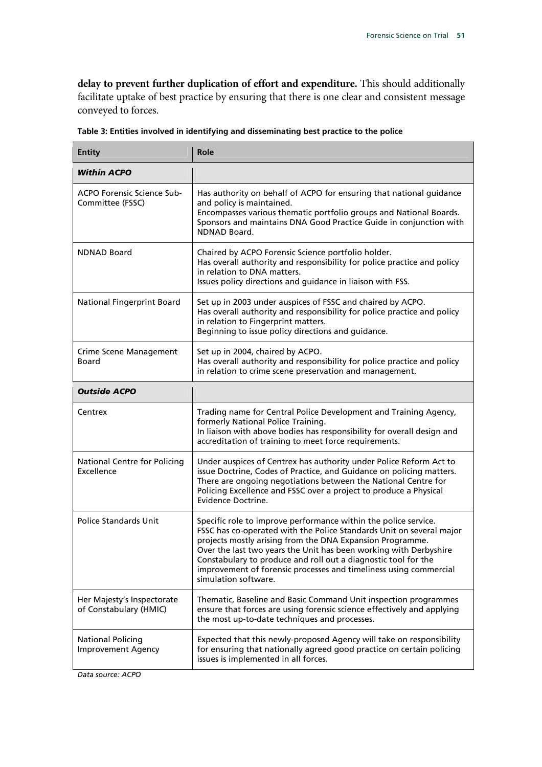**delay to prevent further duplication of effort and expenditure.** This should additionally facilitate uptake of best practice by ensuring that there is one clear and consistent message conveyed to forces.

**Table 3: Entities involved in identifying and disseminating best practice to the police**

| Entity | Role |
|---|---|
| ***Within ACPO*** | |
| ACPO Forensic Science Sub-Committee (FSSC) | Has authority on behalf of ACPO for ensuring that national guidance and policy is maintained.<br>Encompasses various thematic portfolio groups and National Boards.<br>Sponsors and maintains DNA Good Practice Guide in conjunction with NDNAD Board. |
| NDNAD Board | Chaired by ACPO Forensic Science portfolio holder.<br>Has overall authority and responsibility for police practice and policy in relation to DNA matters.<br>Issues policy directions and guidance in liaison with FSS. |
| National Fingerprint Board | Set up in 2003 under auspices of FSSC and chaired by ACPO.<br>Has overall authority and responsibility for police practice and policy in relation to Fingerprint matters.<br>Beginning to issue policy directions and guidance. |
| Crime Scene Management Board | Set up in 2004, chaired by ACPO.<br>Has overall authority and responsibility for police practice and policy in relation to crime scene preservation and management. |
| ***Outside ACPO*** | |
| Centrex | Trading name for Central Police Development and Training Agency, formerly National Police Training.<br>In liaison with above bodies has responsibility for overall design and accreditation of training to meet force requirements. |
| National Centre for Policing Excellence | Under auspices of Centrex has authority under Police Reform Act to issue Doctrine, Codes of Practice, and Guidance on policing matters.<br>There are ongoing negotiations between the National Centre for Policing Excellence and FSSC over a project to produce a Physical Evidence Doctrine. |
| Police Standards Unit | Specific role to improve performance within the police service.<br>FSSC has co-operated with the Police Standards Unit on several major projects mostly arising from the DNA Expansion Programme.<br>Over the last two years the Unit has been working with Derbyshire Constabulary to produce and roll out a diagnostic tool for the improvement of forensic processes and timeliness using commercial simulation software. |
| Her Majesty's Inspectorate of Constabulary (HMIC) | Thematic, Baseline and Basic Command Unit inspection programmes ensure that forces are using forensic science effectively and applying the most up-to-date techniques and processes. |
| National Policing Improvement Agency | Expected that this newly-proposed Agency will take on responsibility for ensuring that nationally agreed good practice on certain policing issues is implemented in all forces. |

*Data source: ACPO*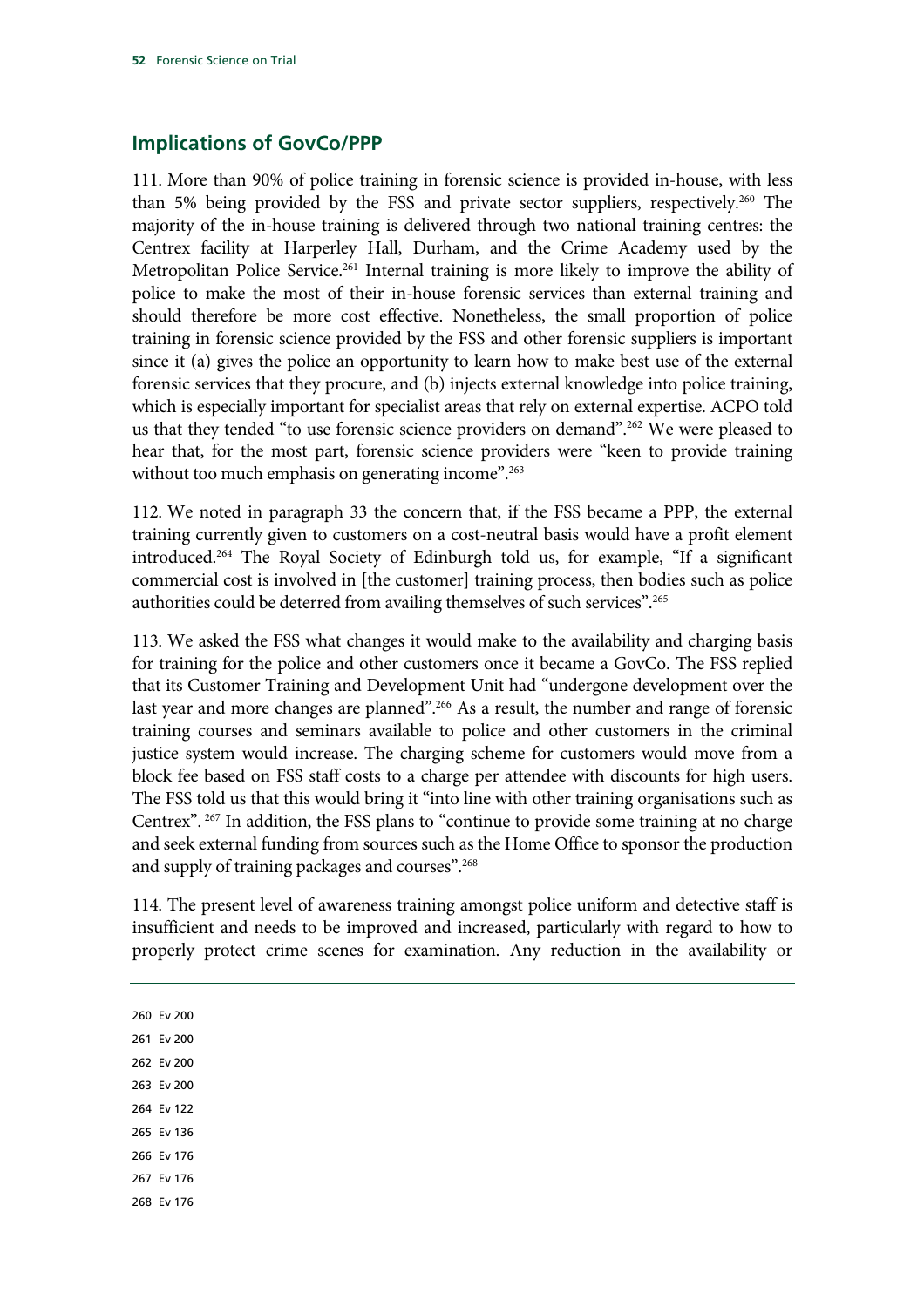## Implications of GovCo/PPP

111. More than 90% of police training in forensic science is provided in-house, with less than 5% being provided by the FSS and private sector suppliers, respectively.[260] The majority of the in-house training is delivered through two national training centres: the Centrex facility at Harperley Hall, Durham, and the Crime Academy used by the Metropolitan Police Service.[261] Internal training is more likely to improve the ability of police to make the most of their in-house forensic services than external training and should therefore be more cost effective. Nonetheless, the small proportion of police training in forensic science provided by the FSS and other forensic suppliers is important since it (a) gives the police an opportunity to learn how to make best use of the external forensic services that they procure, and (b) injects external knowledge into police training, which is especially important for specialist areas that rely on external expertise. ACPO told us that they tended "to use forensic science providers on demand".[262] We were pleased to hear that, for the most part, forensic science providers were "keen to provide training without too much emphasis on generating income".[263]

112. We noted in paragraph 33 the concern that, if the FSS became a PPP, the external training currently given to customers on a cost-neutral basis would have a profit element introduced.[264] The Royal Society of Edinburgh told us, for example, "If a significant commercial cost is involved in [the customer] training process, then bodies such as police authorities could be deterred from availing themselves of such services".[265]

113. We asked the FSS what changes it would make to the availability and charging basis for training for the police and other customers once it became a GovCo. The FSS replied that its Customer Training and Development Unit had "undergone development over the last year and more changes are planned".[266] As a result, the number and range of forensic training courses and seminars available to police and other customers in the criminal justice system would increase. The charging scheme for customers would move from a block fee based on FSS staff costs to a charge per attendee with discounts for high users. The FSS told us that this would bring it "into line with other training organisations such as Centrex".[267] In addition, the FSS plans to "continue to provide some training at no charge and seek external funding from sources such as the Home Office to sponsor the production and supply of training packages and courses".[268]

114. The present level of awareness training amongst police uniform and detective staff is insufficient and needs to be improved and increased, particularly with regard to how to properly protect crime scenes for examination. Any reduction in the availability or

260 Ev 200

261 Ev 200

262 Ev 200

263 Ev 200

264 Ev 122

265 Ev 136

266 Ev 176

267 Ev 176

268 Ev 176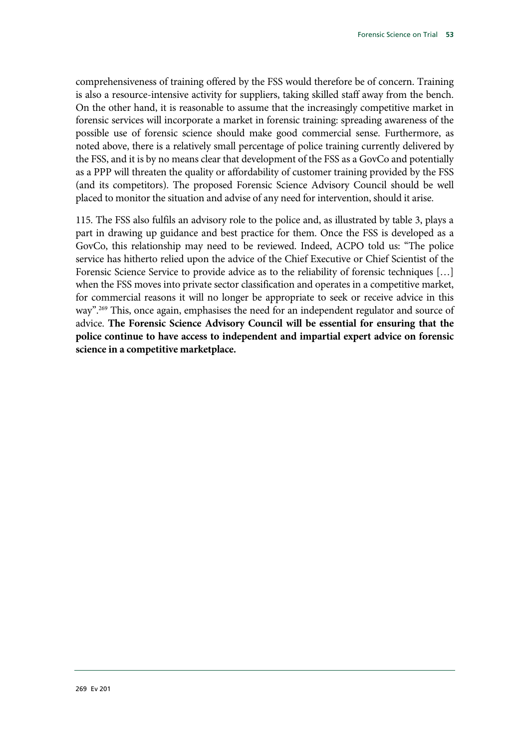comprehensiveness of training offered by the FSS would therefore be of concern. Training is also a resource-intensive activity for suppliers, taking skilled staff away from the bench. On the other hand, it is reasonable to assume that the increasingly competitive market in forensic services will incorporate a market in forensic training: spreading awareness of the possible use of forensic science should make good commercial sense. Furthermore, as noted above, there is a relatively small percentage of police training currently delivered by the FSS, and it is by no means clear that development of the FSS as a GovCo and potentially as a PPP will threaten the quality or affordability of customer training provided by the FSS (and its competitors). The proposed Forensic Science Advisory Council should be well placed to monitor the situation and advise of any need for intervention, should it arise.

115. The FSS also fulfils an advisory role to the police and, as illustrated by table 3, plays a part in drawing up guidance and best practice for them. Once the FSS is developed as a GovCo, this relationship may need to be reviewed. Indeed, ACPO told us: "The police service has hitherto relied upon the advice of the Chief Executive or Chief Scientist of the Forensic Science Service to provide advice as to the reliability of forensic techniques […] when the FSS moves into private sector classification and operates in a competitive market, for commercial reasons it will no longer be appropriate to seek or receive advice in this way".[269] This, once again, emphasises the need for an independent regulator and source of advice. **The Forensic Science Advisory Council will be essential for ensuring that the police continue to have access to independent and impartial expert advice on forensic science in a competitive marketplace.**

269 Ev 201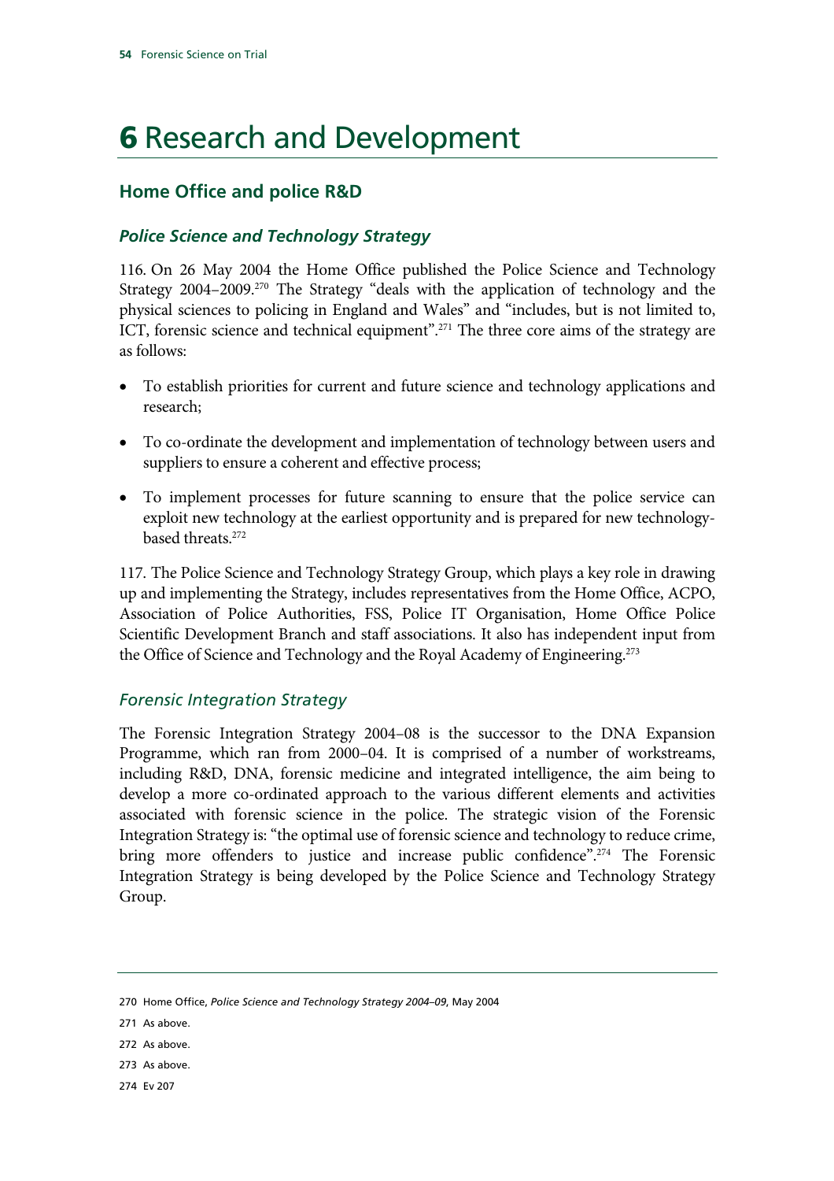# 6 Research and Development

## Home Office and police R&D

### *Police Science and Technology Strategy*

116. On 26 May 2004 the Home Office published the Police Science and Technology Strategy 2004–2009.[270] The Strategy "deals with the application of technology and the physical sciences to policing in England and Wales" and "includes, but is not limited to, ICT, forensic science and technical equipment".[271] The three core aims of the strategy are as follows:

- To establish priorities for current and future science and technology applications and research;
- To co-ordinate the development and implementation of technology between users and suppliers to ensure a coherent and effective process;
- To implement processes for future scanning to ensure that the police service can exploit new technology at the earliest opportunity and is prepared for new technology-based threats.[272]

117. The Police Science and Technology Strategy Group, which plays a key role in drawing up and implementing the Strategy, includes representatives from the Home Office, ACPO, Association of Police Authorities, FSS, Police IT Organisation, Home Office Police Scientific Development Branch and staff associations. It also has independent input from the Office of Science and Technology and the Royal Academy of Engineering.[273]

### *Forensic Integration Strategy*

The Forensic Integration Strategy 2004–08 is the successor to the DNA Expansion Programme, which ran from 2000–04. It is comprised of a number of workstreams, including R&D, DNA, forensic medicine and integrated intelligence, the aim being to develop a more co-ordinated approach to the various different elements and activities associated with forensic science in the police. The strategic vision of the Forensic Integration Strategy is: "the optimal use of forensic science and technology to reduce crime, bring more offenders to justice and increase public confidence".[274] The Forensic Integration Strategy is being developed by the Police Science and Technology Strategy Group.

---

270 Home Office, *Police Science and Technology Strategy 2004–09*, May 2004

271 As above.

272 As above.

273 As above.

274 Ev 207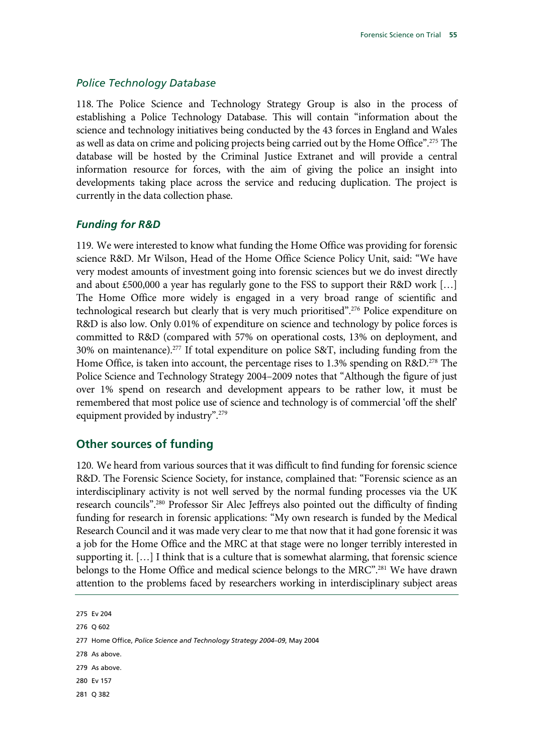### *Police Technology Database*

118. The Police Science and Technology Strategy Group is also in the process of establishing a Police Technology Database. This will contain "information about the science and technology initiatives being conducted by the 43 forces in England and Wales as well as data on crime and policing projects being carried out by the Home Office".[275] The database will be hosted by the Criminal Justice Extranet and will provide a central information resource for forces, with the aim of giving the police an insight into developments taking place across the service and reducing duplication. The project is currently in the data collection phase.

### *Funding for R&D*

119. We were interested to know what funding the Home Office was providing for forensic science R&D. Mr Wilson, Head of the Home Office Science Policy Unit, said: "We have very modest amounts of investment going into forensic sciences but we do invest directly and about £500,000 a year has regularly gone to the FSS to support their R&D work […] The Home Office more widely is engaged in a very broad range of scientific and technological research but clearly that is very much prioritised".[276] Police expenditure on R&D is also low. Only 0.01% of expenditure on science and technology by police forces is committed to R&D (compared with 57% on operational costs, 13% on deployment, and 30% on maintenance).[277] If total expenditure on police S&T, including funding from the Home Office, is taken into account, the percentage rises to 1.3% spending on R&D.[278] The Police Science and Technology Strategy 2004–2009 notes that "Although the figure of just over 1% spend on research and development appears to be rather low, it must be remembered that most police use of science and technology is of commercial 'off the shelf' equipment provided by industry".[279]

## Other sources of funding

120. We heard from various sources that it was difficult to find funding for forensic science R&D. The Forensic Science Society, for instance, complained that: "Forensic science as an interdisciplinary activity is not well served by the normal funding processes via the UK research councils".[280] Professor Sir Alec Jeffreys also pointed out the difficulty of finding funding for research in forensic applications: "My own research is funded by the Medical Research Council and it was made very clear to me that now that it had gone forensic it was a job for the Home Office and the MRC at that stage were no longer terribly interested in supporting it. […] I think that is a culture that is somewhat alarming, that forensic science belongs to the Home Office and medical science belongs to the MRC".[281] We have drawn attention to the problems faced by researchers working in interdisciplinary subject areas

---

275 Ev 204

276 Q 602

277 Home Office, *Police Science and Technology Strategy 2004–09*, May 2004

278 As above.

279 As above.

280 Ev 157

281 Q 382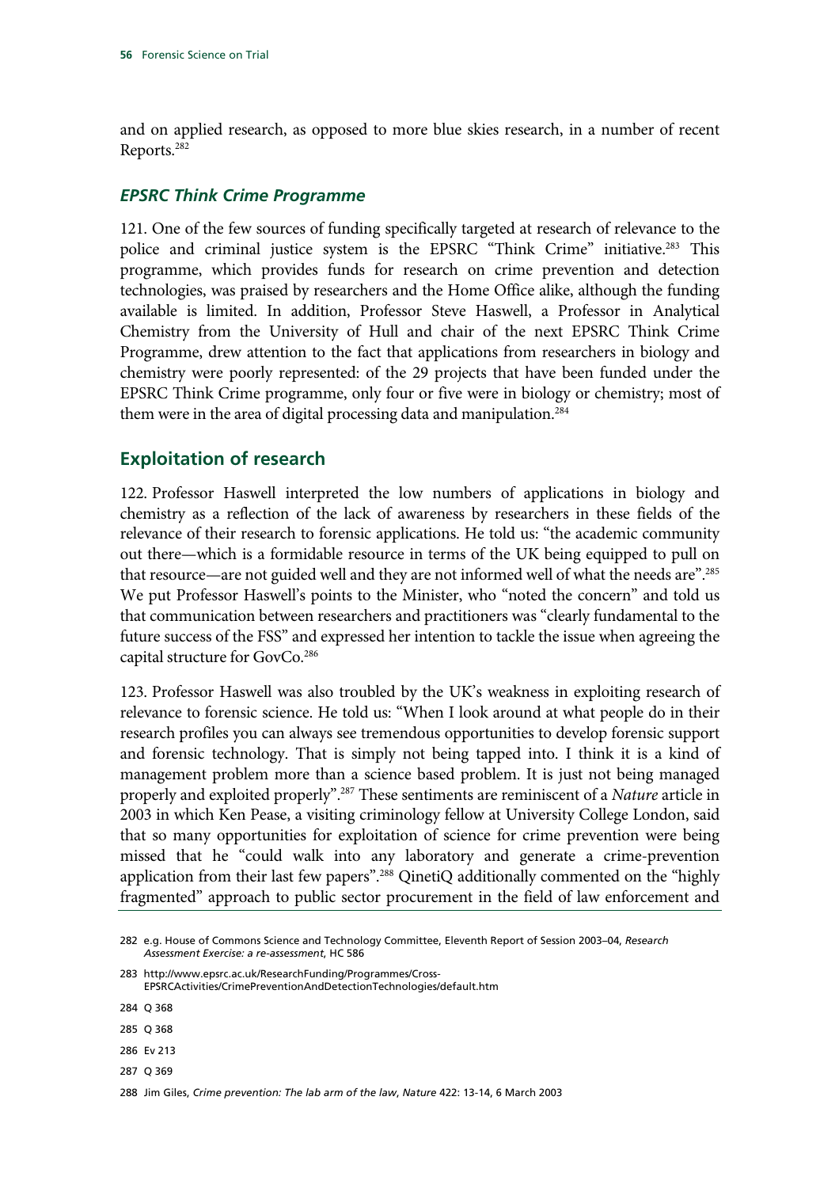and on applied research, as opposed to more blue skies research, in a number of recent Reports.[282]

### *EPSRC Think Crime Programme*

121. One of the few sources of funding specifically targeted at research of relevance to the police and criminal justice system is the EPSRC "Think Crime" initiative.[283] This programme, which provides funds for research on crime prevention and detection technologies, was praised by researchers and the Home Office alike, although the funding available is limited. In addition, Professor Steve Haswell, a Professor in Analytical Chemistry from the University of Hull and chair of the next EPSRC Think Crime Programme, drew attention to the fact that applications from researchers in biology and chemistry were poorly represented: of the 29 projects that have been funded under the EPSRC Think Crime programme, only four or five were in biology or chemistry; most of them were in the area of digital processing data and manipulation.[284]

## Exploitation of research

122. Professor Haswell interpreted the low numbers of applications in biology and chemistry as a reflection of the lack of awareness by researchers in these fields of the relevance of their research to forensic applications. He told us: "the academic community out there—which is a formidable resource in terms of the UK being equipped to pull on that resource—are not guided well and they are not informed well of what the needs are".[285] We put Professor Haswell's points to the Minister, who "noted the concern" and told us that communication between researchers and practitioners was "clearly fundamental to the future success of the FSS" and expressed her intention to tackle the issue when agreeing the capital structure for GovCo.[286]

123. Professor Haswell was also troubled by the UK's weakness in exploiting research of relevance to forensic science. He told us: "When I look around at what people do in their research profiles you can always see tremendous opportunities to develop forensic support and forensic technology. That is simply not being tapped into. I think it is a kind of management problem more than a science based problem. It is just not being managed properly and exploited properly".[287] These sentiments are reminiscent of a *Nature* article in 2003 in which Ken Pease, a visiting criminology fellow at University College London, said that so many opportunities for exploitation of science for crime prevention were being missed that he "could walk into any laboratory and generate a crime-prevention application from their last few papers".[288] QinetiQ additionally commented on the "highly fragmented" approach to public sector procurement in the field of law enforcement and

282 e.g. House of Commons Science and Technology Committee, Eleventh Report of Session 2003–04, *Research Assessment Exercise: a re-assessment*, HC 586

283 http://www.epsrc.ac.uk/ResearchFunding/Programmes/Cross-EPSRCActivities/CrimePreventionAndDetectionTechnologies/default.htm

284 Q 368

285 Q 368

286 Ev 213

287 Q 369

288 Jim Giles, *Crime prevention: The lab arm of the law*, *Nature* 422: 13-14, 6 March 2003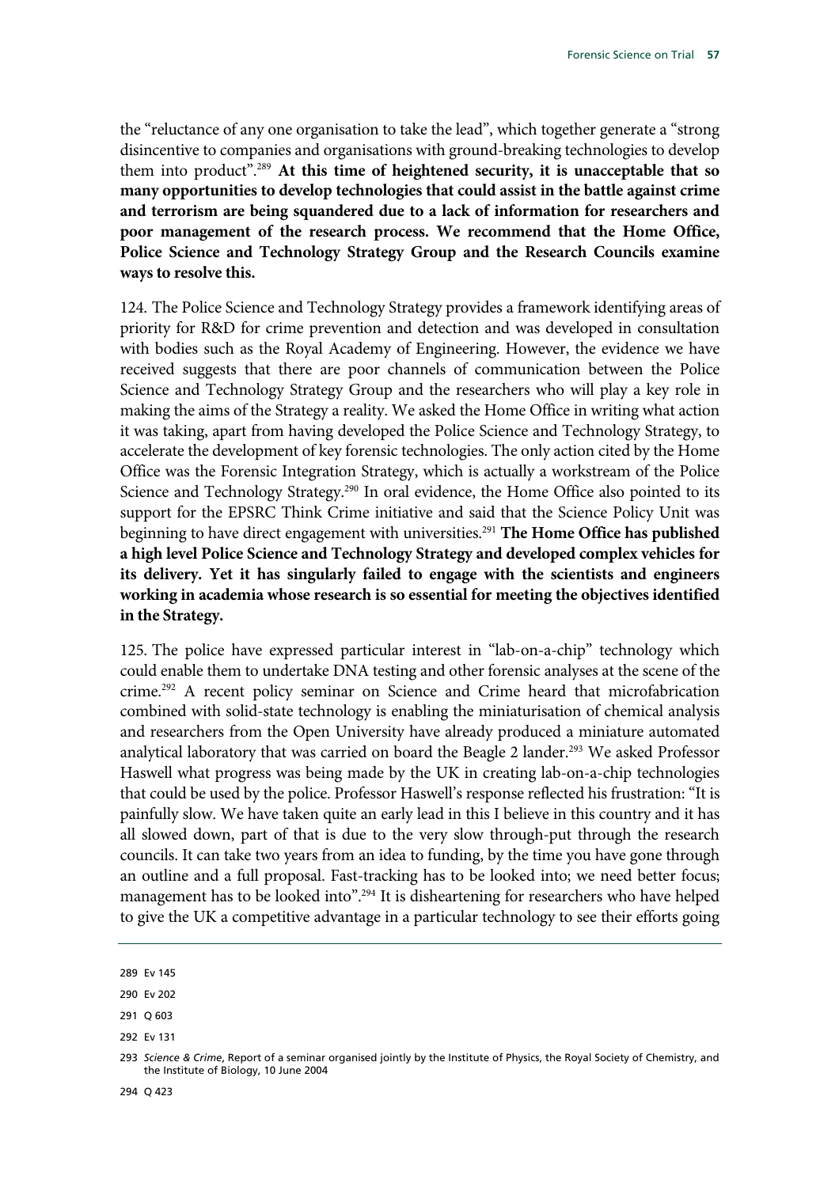the "reluctance of any one organisation to take the lead", which together generate a "strong disincentive to companies and organisations with ground-breaking technologies to develop them into product".[289] **At this time of heightened security, it is unacceptable that so many opportunities to develop technologies that could assist in the battle against crime and terrorism are being squandered due to a lack of information for researchers and poor management of the research process. We recommend that the Home Office, Police Science and Technology Strategy Group and the Research Councils examine ways to resolve this.**

124. The Police Science and Technology Strategy provides a framework identifying areas of priority for R&D for crime prevention and detection and was developed in consultation with bodies such as the Royal Academy of Engineering. However, the evidence we have received suggests that there are poor channels of communication between the Police Science and Technology Strategy Group and the researchers who will play a key role in making the aims of the Strategy a reality. We asked the Home Office in writing what action it was taking, apart from having developed the Police Science and Technology Strategy, to accelerate the development of key forensic technologies. The only action cited by the Home Office was the Forensic Integration Strategy, which is actually a workstream of the Police Science and Technology Strategy.[290] In oral evidence, the Home Office also pointed to its support for the EPSRC Think Crime initiative and said that the Science Policy Unit was beginning to have direct engagement with universities.[291] **The Home Office has published a high level Police Science and Technology Strategy and developed complex vehicles for its delivery. Yet it has singularly failed to engage with the scientists and engineers working in academia whose research is so essential for meeting the objectives identified in the Strategy.**

125. The police have expressed particular interest in "lab-on-a-chip" technology which could enable them to undertake DNA testing and other forensic analyses at the scene of the crime.[292] A recent policy seminar on Science and Crime heard that microfabrication combined with solid-state technology is enabling the miniaturisation of chemical analysis and researchers from the Open University have already produced a miniature automated analytical laboratory that was carried on board the Beagle 2 lander.[293] We asked Professor Haswell what progress was being made by the UK in creating lab-on-a-chip technologies that could be used by the police. Professor Haswell's response reflected his frustration: "It is painfully slow. We have taken quite an early lead in this I believe in this country and it has all slowed down, part of that is due to the very slow through-put through the research councils. It can take two years from an idea to funding, by the time you have gone through an outline and a full proposal. Fast-tracking has to be looked into; we need better focus; management has to be looked into".[294] It is disheartening for researchers who have helped to give the UK a competitive advantage in a particular technology to see their efforts going

289 Ev 145

290 Ev 202

291 Q 603

292 Ev 131

293 *Science & Crime*, Report of a seminar organised jointly by the Institute of Physics, the Royal Society of Chemistry, and the Institute of Biology, 10 June 2004

294 Q 423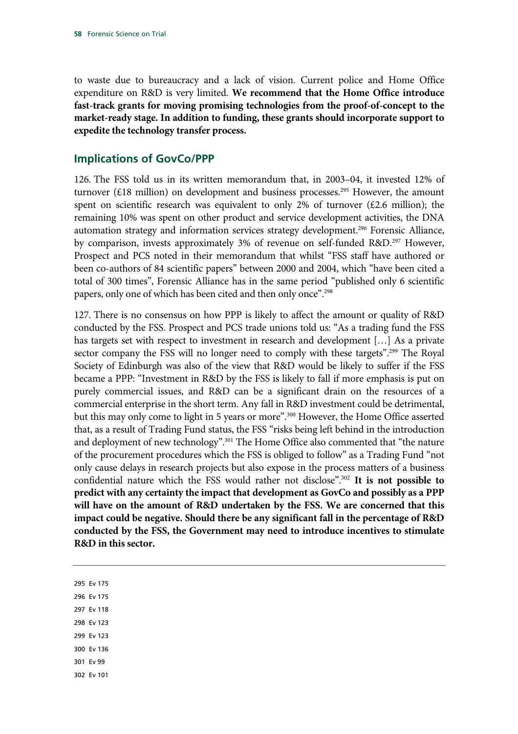to waste due to bureaucracy and a lack of vision. Current police and Home Office expenditure on R&D is very limited. **We recommend that the Home Office introduce fast-track grants for moving promising technologies from the proof-of-concept to the market-ready stage. In addition to funding, these grants should incorporate support to expedite the technology transfer process.**

## Implications of GovCo/PPP

126. The FSS told us in its written memorandum that, in 2003–04, it invested 12% of turnover (£18 million) on development and business processes.[295] However, the amount spent on scientific research was equivalent to only 2% of turnover (£2.6 million); the remaining 10% was spent on other product and service development activities, the DNA automation strategy and information services strategy development.[296] Forensic Alliance, by comparison, invests approximately 3% of revenue on self-funded R&D.[297] However, Prospect and PCS noted in their memorandum that whilst "FSS staff have authored or been co-authors of 84 scientific papers" between 2000 and 2004, which "have been cited a total of 300 times", Forensic Alliance has in the same period "published only 6 scientific papers, only one of which has been cited and then only once".[298]

127. There is no consensus on how PPP is likely to affect the amount or quality of R&D conducted by the FSS. Prospect and PCS trade unions told us: "As a trading fund the FSS has targets set with respect to investment in research and development […] As a private sector company the FSS will no longer need to comply with these targets".[299] The Royal Society of Edinburgh was also of the view that R&D would be likely to suffer if the FSS became a PPP: "Investment in R&D by the FSS is likely to fall if more emphasis is put on purely commercial issues, and R&D can be a significant drain on the resources of a commercial enterprise in the short term. Any fall in R&D investment could be detrimental, but this may only come to light in 5 years or more".[300] However, the Home Office asserted that, as a result of Trading Fund status, the FSS "risks being left behind in the introduction and deployment of new technology".[301] The Home Office also commented that "the nature of the procurement procedures which the FSS is obliged to follow" as a Trading Fund "not only cause delays in research projects but also expose in the process matters of a business confidential nature which the FSS would rather not disclose".[302] **It is not possible to predict with any certainty the impact that development as GovCo and possibly as a PPP will have on the amount of R&D undertaken by the FSS. We are concerned that this impact could be negative. Should there be any significant fall in the percentage of R&D conducted by the FSS, the Government may need to introduce incentives to stimulate R&D in this sector.**

---

295 Ev 175

296 Ev 175

297 Ev 118

298 Ev 123

299 Ev 123

300 Ev 136

301 Ev 99

302 Ev 101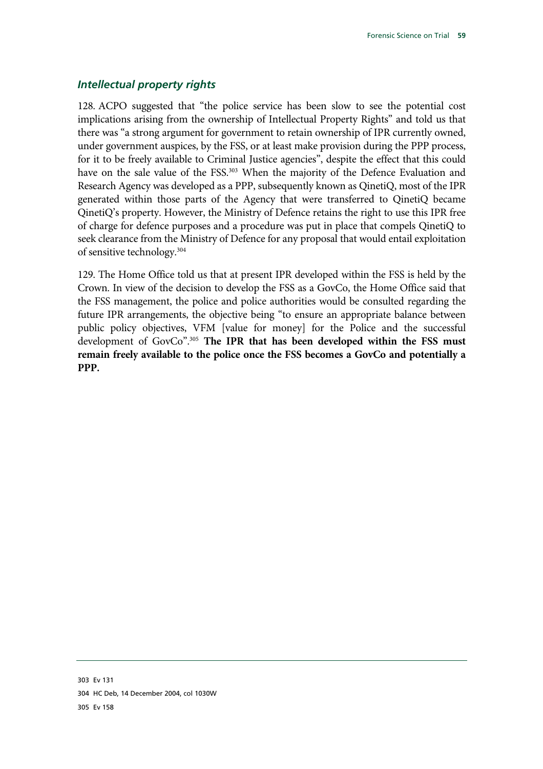### *Intellectual property rights*

128. ACPO suggested that "the police service has been slow to see the potential cost implications arising from the ownership of Intellectual Property Rights" and told us that there was "a strong argument for government to retain ownership of IPR currently owned, under government auspices, by the FSS, or at least make provision during the PPP process, for it to be freely available to Criminal Justice agencies", despite the effect that this could have on the sale value of the FSS.[303] When the majority of the Defence Evaluation and Research Agency was developed as a PPP, subsequently known as QinetiQ, most of the IPR generated within those parts of the Agency that were transferred to QinetiQ became QinetiQ's property. However, the Ministry of Defence retains the right to use this IPR free of charge for defence purposes and a procedure was put in place that compels QinetiQ to seek clearance from the Ministry of Defence for any proposal that would entail exploitation of sensitive technology.[304]

129. The Home Office told us that at present IPR developed within the FSS is held by the Crown. In view of the decision to develop the FSS as a GovCo, the Home Office said that the FSS management, the police and police authorities would be consulted regarding the future IPR arrangements, the objective being "to ensure an appropriate balance between public policy objectives, VFM [value for money] for the Police and the successful development of GovCo".[305] **The IPR that has been developed within the FSS must remain freely available to the police once the FSS becomes a GovCo and potentially a PPP.**

---

303 Ev 131

304 HC Deb, 14 December 2004, col 1030W

305 Ev 158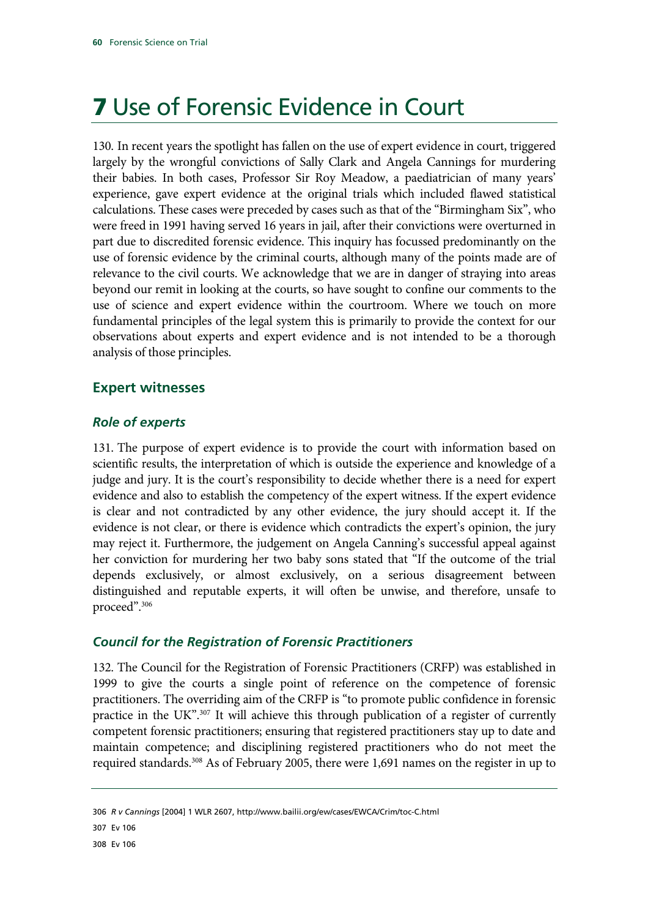# 7 Use of Forensic Evidence in Court

130. In recent years the spotlight has fallen on the use of expert evidence in court, triggered largely by the wrongful convictions of Sally Clark and Angela Cannings for murdering their babies. In both cases, Professor Sir Roy Meadow, a paediatrician of many years' experience, gave expert evidence at the original trials which included flawed statistical calculations. These cases were preceded by cases such as that of the "Birmingham Six", who were freed in 1991 having served 16 years in jail, after their convictions were overturned in part due to discredited forensic evidence. This inquiry has focussed predominantly on the use of forensic evidence by the criminal courts, although many of the points made are of relevance to the civil courts. We acknowledge that we are in danger of straying into areas beyond our remit in looking at the courts, so have sought to confine our comments to the use of science and expert evidence within the courtroom. Where we touch on more fundamental principles of the legal system this is primarily to provide the context for our observations about experts and expert evidence and is not intended to be a thorough analysis of those principles.

## Expert witnesses

### *Role of experts*

131. The purpose of expert evidence is to provide the court with information based on scientific results, the interpretation of which is outside the experience and knowledge of a judge and jury. It is the court's responsibility to decide whether there is a need for expert evidence and also to establish the competency of the expert witness. If the expert evidence is clear and not contradicted by any other evidence, the jury should accept it. If the evidence is not clear, or there is evidence which contradicts the expert's opinion, the jury may reject it. Furthermore, the judgement on Angela Canning's successful appeal against her conviction for murdering her two baby sons stated that "If the outcome of the trial depends exclusively, or almost exclusively, on a serious disagreement between distinguished and reputable experts, it will often be unwise, and therefore, unsafe to proceed".[306]

### *Council for the Registration of Forensic Practitioners*

132. The Council for the Registration of Forensic Practitioners (CRFP) was established in 1999 to give the courts a single point of reference on the competence of forensic practitioners. The overriding aim of the CRFP is "to promote public confidence in forensic practice in the UK".[307] It will achieve this through publication of a register of currently competent forensic practitioners; ensuring that registered practitioners stay up to date and maintain competence; and disciplining registered practitioners who do not meet the required standards.[308] As of February 2005, there were 1,691 names on the register in up to

306 *R v Cannings* [2004] 1 WLR 2607, http://www.bailii.org/ew/cases/EWCA/Crim/toc-C.html

307 Ev 106

308 Ev 106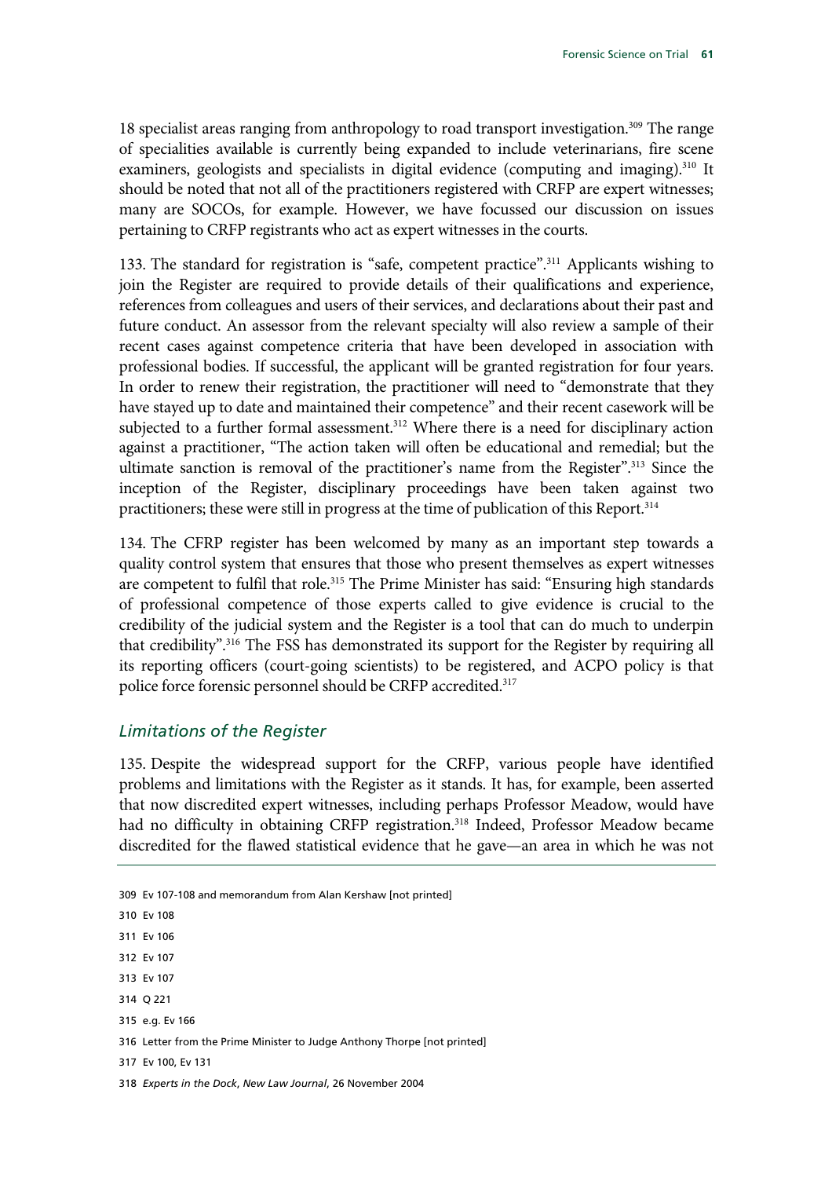18 specialist areas ranging from anthropology to road transport investigation.[309] The range of specialities available is currently being expanded to include veterinarians, fire scene examiners, geologists and specialists in digital evidence (computing and imaging).[310] It should be noted that not all of the practitioners registered with CRFP are expert witnesses; many are SOCOs, for example. However, we have focussed our discussion on issues pertaining to CRFP registrants who act as expert witnesses in the courts.

133. The standard for registration is "safe, competent practice".[311] Applicants wishing to join the Register are required to provide details of their qualifications and experience, references from colleagues and users of their services, and declarations about their past and future conduct. An assessor from the relevant specialty will also review a sample of their recent cases against competence criteria that have been developed in association with professional bodies. If successful, the applicant will be granted registration for four years. In order to renew their registration, the practitioner will need to "demonstrate that they have stayed up to date and maintained their competence" and their recent casework will be subjected to a further formal assessment.[312] Where there is a need for disciplinary action against a practitioner, "The action taken will often be educational and remedial; but the ultimate sanction is removal of the practitioner's name from the Register".[313] Since the inception of the Register, disciplinary proceedings have been taken against two practitioners; these were still in progress at the time of publication of this Report.[314]

134. The CFRP register has been welcomed by many as an important step towards a quality control system that ensures that those who present themselves as expert witnesses are competent to fulfil that role.[315] The Prime Minister has said: "Ensuring high standards of professional competence of those experts called to give evidence is crucial to the credibility of the judicial system and the Register is a tool that can do much to underpin that credibility".[316] The FSS has demonstrated its support for the Register by requiring all its reporting officers (court-going scientists) to be registered, and ACPO policy is that police force forensic personnel should be CRFP accredited.[317]

### *Limitations of the Register*

135. Despite the widespread support for the CRFP, various people have identified problems and limitations with the Register as it stands. It has, for example, been asserted that now discredited expert witnesses, including perhaps Professor Meadow, would have had no difficulty in obtaining CRFP registration.[318] Indeed, Professor Meadow became discredited for the flawed statistical evidence that he gave—an area in which he was not

309 Ev 107-108 and memorandum from Alan Kershaw [not printed]

310 Ev 108

311 Ev 106

312 Ev 107

313 Ev 107

314 Q 221

315 e.g. Ev 166

316 Letter from the Prime Minister to Judge Anthony Thorpe [not printed]

317 Ev 100, Ev 131

318 *Experts in the Dock*, *New Law Journal*, 26 November 2004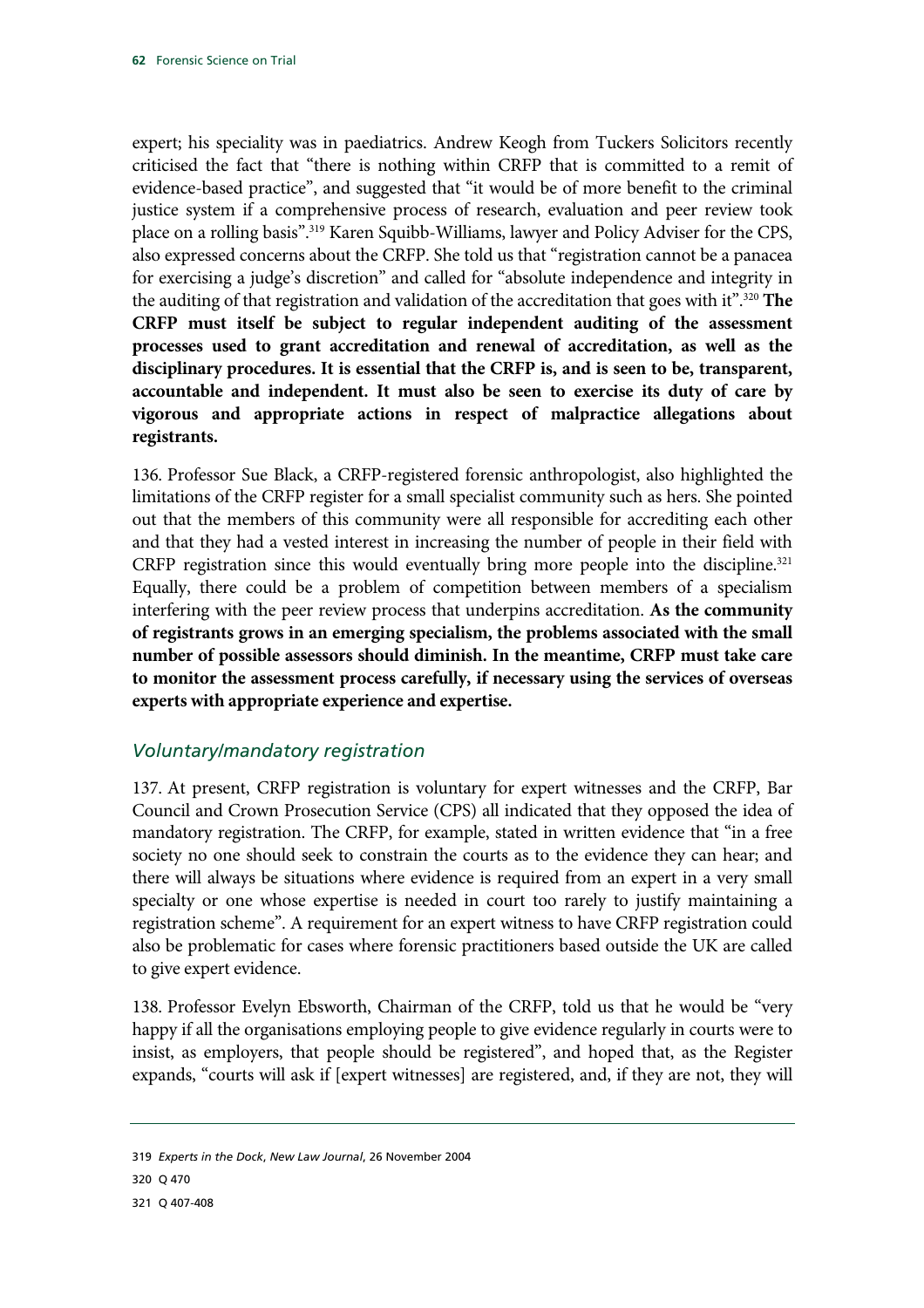expert; his speciality was in paediatrics. Andrew Keogh from Tuckers Solicitors recently criticised the fact that "there is nothing within CRFP that is committed to a remit of evidence-based practice", and suggested that "it would be of more benefit to the criminal justice system if a comprehensive process of research, evaluation and peer review took place on a rolling basis".[319] Karen Squibb-Williams, lawyer and Policy Adviser for the CPS, also expressed concerns about the CRFP. She told us that "registration cannot be a panacea for exercising a judge's discretion" and called for "absolute independence and integrity in the auditing of that registration and validation of the accreditation that goes with it".[320] **The CRFP must itself be subject to regular independent auditing of the assessment processes used to grant accreditation and renewal of accreditation, as well as the disciplinary procedures. It is essential that the CRFP is, and is seen to be, transparent, accountable and independent. It must also be seen to exercise its duty of care by vigorous and appropriate actions in respect of malpractice allegations about registrants.**

136. Professor Sue Black, a CRFP-registered forensic anthropologist, also highlighted the limitations of the CRFP register for a small specialist community such as hers. She pointed out that the members of this community were all responsible for accrediting each other and that they had a vested interest in increasing the number of people in their field with CRFP registration since this would eventually bring more people into the discipline.[321] Equally, there could be a problem of competition between members of a specialism interfering with the peer review process that underpins accreditation. **As the community of registrants grows in an emerging specialism, the problems associated with the small number of possible assessors should diminish. In the meantime, CRFP must take care to monitor the assessment process carefully, if necessary using the services of overseas experts with appropriate experience and expertise.**

### *Voluntary/mandatory registration*

137. At present, CRFP registration is voluntary for expert witnesses and the CRFP, Bar Council and Crown Prosecution Service (CPS) all indicated that they opposed the idea of mandatory registration. The CRFP, for example, stated in written evidence that "in a free society no one should seek to constrain the courts as to the evidence they can hear; and there will always be situations where evidence is required from an expert in a very small specialty or one whose expertise is needed in court too rarely to justify maintaining a registration scheme". A requirement for an expert witness to have CRFP registration could also be problematic for cases where forensic practitioners based outside the UK are called to give expert evidence.

138. Professor Evelyn Ebsworth, Chairman of the CRFP, told us that he would be "very happy if all the organisations employing people to give evidence regularly in courts were to insist, as employers, that people should be registered", and hoped that, as the Register expands, "courts will ask if [expert witnesses] are registered, and, if they are not, they will

---

319 *Experts in the Dock*, *New Law Journal*, 26 November 2004

320 Q 470

321 Q 407-408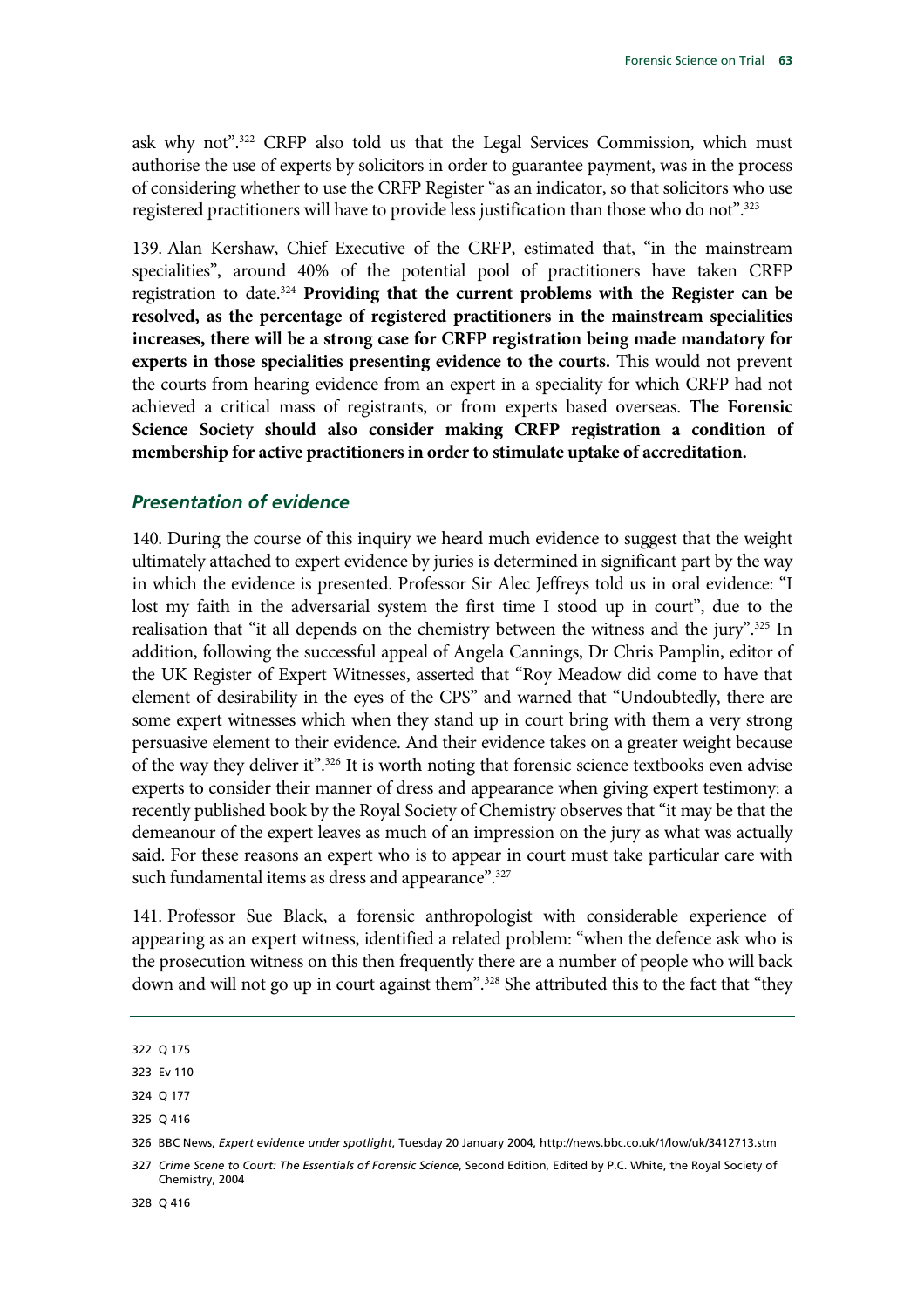ask why not".[322] CRFP also told us that the Legal Services Commission, which must authorise the use of experts by solicitors in order to guarantee payment, was in the process of considering whether to use the CRFP Register "as an indicator, so that solicitors who use registered practitioners will have to provide less justification than those who do not".[323]

139. Alan Kershaw, Chief Executive of the CRFP, estimated that, "in the mainstream specialities", around 40% of the potential pool of practitioners have taken CRFP registration to date.[324] **Providing that the current problems with the Register can be resolved, as the percentage of registered practitioners in the mainstream specialities increases, there will be a strong case for CRFP registration being made mandatory for experts in those specialities presenting evidence to the courts.** This would not prevent the courts from hearing evidence from an expert in a speciality for which CRFP had not achieved a critical mass of registrants, or from experts based overseas. **The Forensic Science Society should also consider making CRFP registration a condition of membership for active practitioners in order to stimulate uptake of accreditation.**

### *Presentation of evidence*

140. During the course of this inquiry we heard much evidence to suggest that the weight ultimately attached to expert evidence by juries is determined in significant part by the way in which the evidence is presented. Professor Sir Alec Jeffreys told us in oral evidence: "I lost my faith in the adversarial system the first time I stood up in court", due to the realisation that "it all depends on the chemistry between the witness and the jury".[325] In addition, following the successful appeal of Angela Cannings, Dr Chris Pamplin, editor of the UK Register of Expert Witnesses, asserted that "Roy Meadow did come to have that element of desirability in the eyes of the CPS" and warned that "Undoubtedly, there are some expert witnesses which when they stand up in court bring with them a very strong persuasive element to their evidence. And their evidence takes on a greater weight because of the way they deliver it".[326] It is worth noting that forensic science textbooks even advise experts to consider their manner of dress and appearance when giving expert testimony: a recently published book by the Royal Society of Chemistry observes that "it may be that the demeanour of the expert leaves as much of an impression on the jury as what was actually said. For these reasons an expert who is to appear in court must take particular care with such fundamental items as dress and appearance".[327]

141. Professor Sue Black, a forensic anthropologist with considerable experience of appearing as an expert witness, identified a related problem: "when the defence ask who is the prosecution witness on this then frequently there are a number of people who will back down and will not go up in court against them".[328] She attributed this to the fact that "they

---

322 Q 175

323 Ev 110

324 Q 177

325 Q 416

326 BBC News, *Expert evidence under spotlight*, Tuesday 20 January 2004, http://news.bbc.co.uk/1/low/uk/3412713.stm

327 *Crime Scene to Court: The Essentials of Forensic Science*, Second Edition, Edited by P.C. White, the Royal Society of Chemistry, 2004

328 Q 416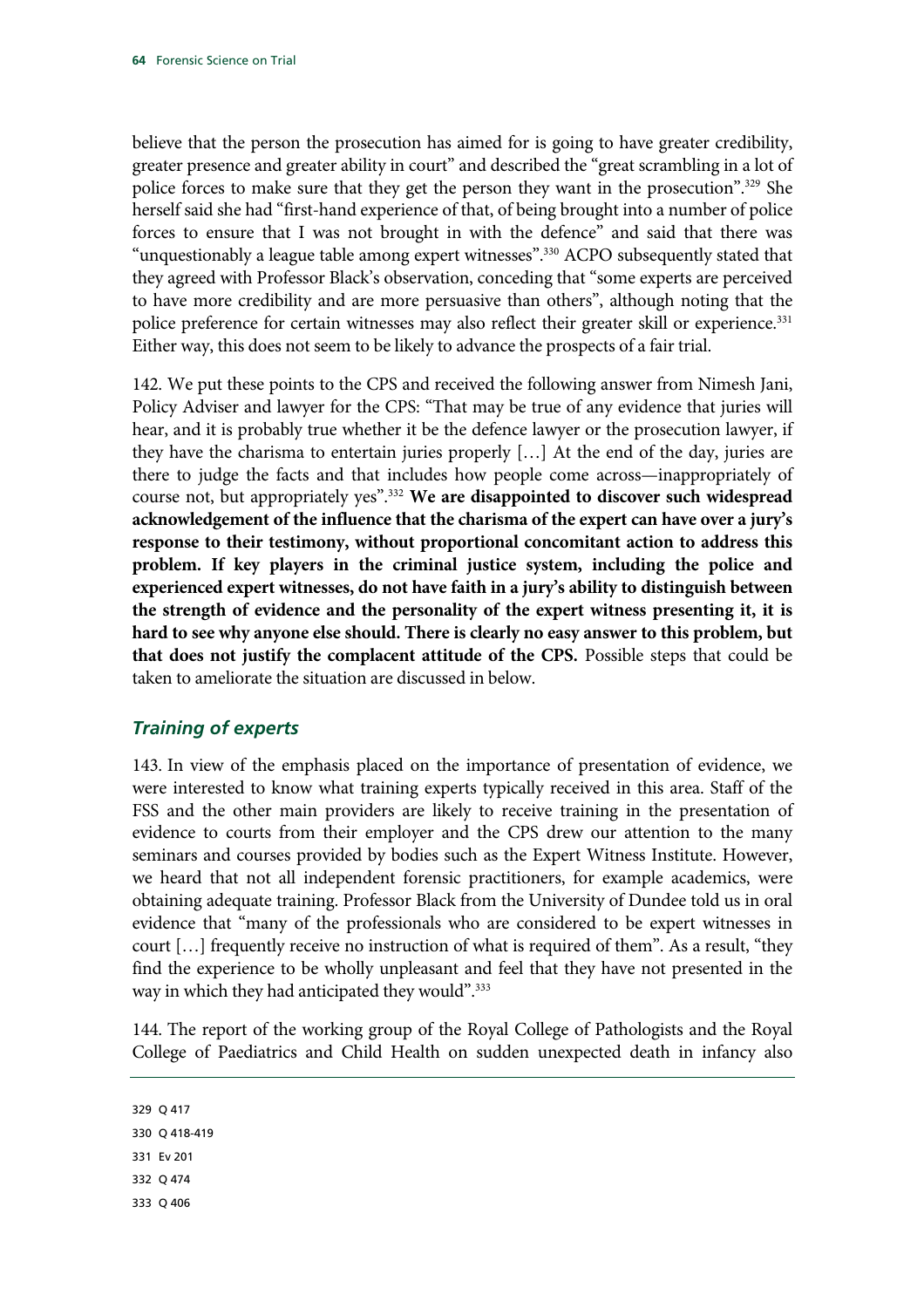believe that the person the prosecution has aimed for is going to have greater credibility, greater presence and greater ability in court" and described the "great scrambling in a lot of police forces to make sure that they get the person they want in the prosecution".[329] She herself said she had "first-hand experience of that, of being brought into a number of police forces to ensure that I was not brought in with the defence" and said that there was "unquestionably a league table among expert witnesses".[330] ACPO subsequently stated that they agreed with Professor Black's observation, conceding that "some experts are perceived to have more credibility and are more persuasive than others", although noting that the police preference for certain witnesses may also reflect their greater skill or experience.[331] Either way, this does not seem to be likely to advance the prospects of a fair trial.

142. We put these points to the CPS and received the following answer from Nimesh Jani, Policy Adviser and lawyer for the CPS: "That may be true of any evidence that juries will hear, and it is probably true whether it be the defence lawyer or the prosecution lawyer, if they have the charisma to entertain juries properly […] At the end of the day, juries are there to judge the facts and that includes how people come across—inappropriately of course not, but appropriately yes".[332] **We are disappointed to discover such widespread acknowledgement of the influence that the charisma of the expert can have over a jury's response to their testimony, without proportional concomitant action to address this problem. If key players in the criminal justice system, including the police and experienced expert witnesses, do not have faith in a jury's ability to distinguish between the strength of evidence and the personality of the expert witness presenting it, it is hard to see why anyone else should. There is clearly no easy answer to this problem, but that does not justify the complacent attitude of the CPS.** Possible steps that could be taken to ameliorate the situation are discussed in below.

### *Training of experts*

143. In view of the emphasis placed on the importance of presentation of evidence, we were interested to know what training experts typically received in this area. Staff of the FSS and the other main providers are likely to receive training in the presentation of evidence to courts from their employer and the CPS drew our attention to the many seminars and courses provided by bodies such as the Expert Witness Institute. However, we heard that not all independent forensic practitioners, for example academics, were obtaining adequate training. Professor Black from the University of Dundee told us in oral evidence that "many of the professionals who are considered to be expert witnesses in court […] frequently receive no instruction of what is required of them". As a result, "they find the experience to be wholly unpleasant and feel that they have not presented in the way in which they had anticipated they would".[333]

144. The report of the working group of the Royal College of Pathologists and the Royal College of Paediatrics and Child Health on sudden unexpected death in infancy also

329 Q 417
330 Q 418-419
331 Ev 201
332 Q 474
333 Q 406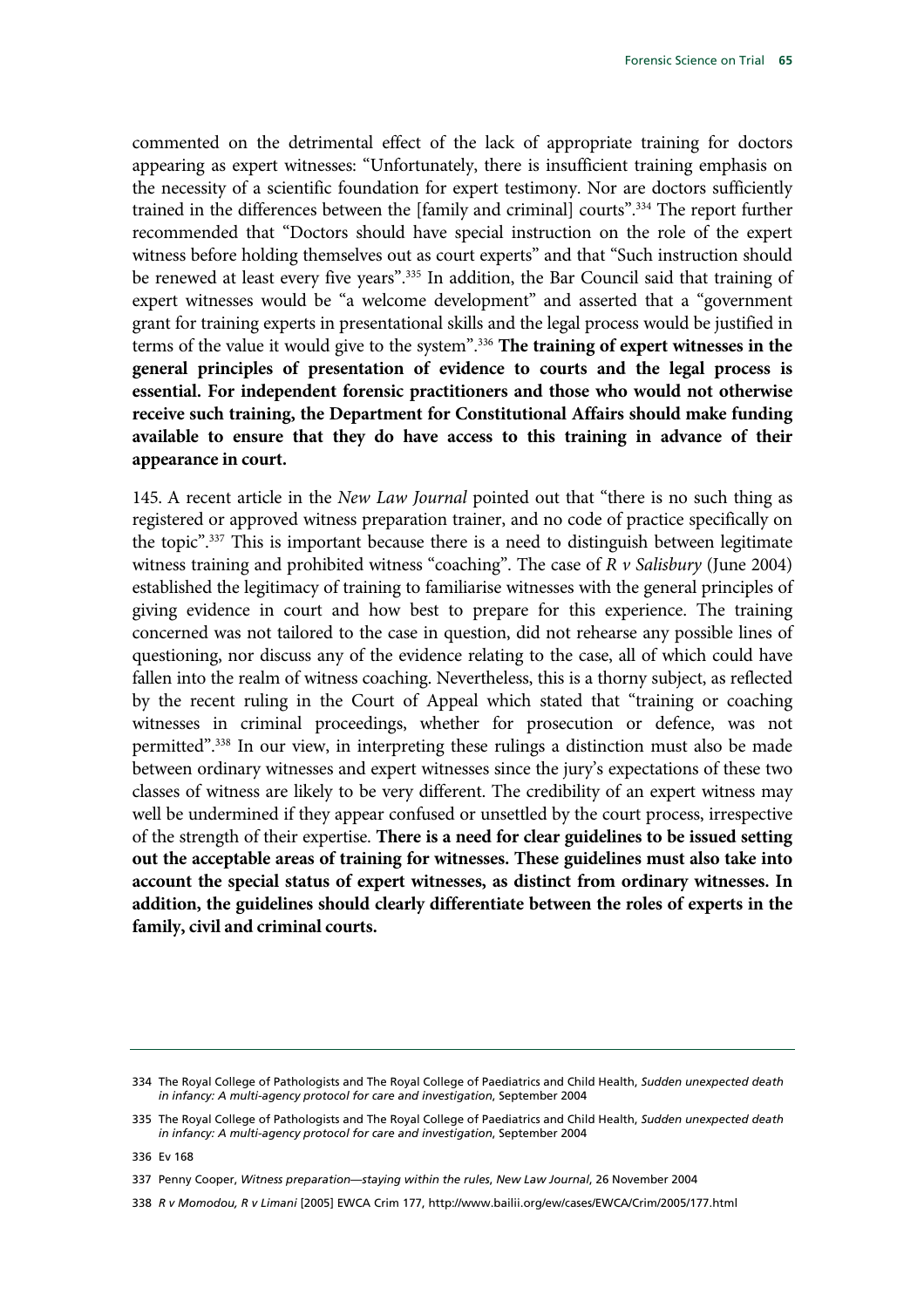commented on the detrimental effect of the lack of appropriate training for doctors appearing as expert witnesses: "Unfortunately, there is insufficient training emphasis on the necessity of a scientific foundation for expert testimony. Nor are doctors sufficiently trained in the differences between the [family and criminal] courts".[334] The report further recommended that "Doctors should have special instruction on the role of the expert witness before holding themselves out as court experts" and that "Such instruction should be renewed at least every five years".[335] In addition, the Bar Council said that training of expert witnesses would be "a welcome development" and asserted that a "government grant for training experts in presentational skills and the legal process would be justified in terms of the value it would give to the system".[336] **The training of expert witnesses in the general principles of presentation of evidence to courts and the legal process is essential. For independent forensic practitioners and those who would not otherwise receive such training, the Department for Constitutional Affairs should make funding available to ensure that they do have access to this training in advance of their appearance in court.**

145. A recent article in the *New Law Journal* pointed out that "there is no such thing as registered or approved witness preparation trainer, and no code of practice specifically on the topic".[337] This is important because there is a need to distinguish between legitimate witness training and prohibited witness "coaching". The case of *R v Salisbury* (June 2004) established the legitimacy of training to familiarise witnesses with the general principles of giving evidence in court and how best to prepare for this experience. The training concerned was not tailored to the case in question, did not rehearse any possible lines of questioning, nor discuss any of the evidence relating to the case, all of which could have fallen into the realm of witness coaching. Nevertheless, this is a thorny subject, as reflected by the recent ruling in the Court of Appeal which stated that "training or coaching witnesses in criminal proceedings, whether for prosecution or defence, was not permitted".[338] In our view, in interpreting these rulings a distinction must also be made between ordinary witnesses and expert witnesses since the jury's expectations of these two classes of witness are likely to be very different. The credibility of an expert witness may well be undermined if they appear confused or unsettled by the court process, irrespective of the strength of their expertise. **There is a need for clear guidelines to be issued setting out the acceptable areas of training for witnesses. These guidelines must also take into account the special status of expert witnesses, as distinct from ordinary witnesses. In addition, the guidelines should clearly differentiate between the roles of experts in the family, civil and criminal courts.**

---

334 The Royal College of Pathologists and The Royal College of Paediatrics and Child Health, *Sudden unexpected death in infancy: A multi-agency protocol for care and investigation*, September 2004

335 The Royal College of Pathologists and The Royal College of Paediatrics and Child Health, *Sudden unexpected death in infancy: A multi-agency protocol for care and investigation*, September 2004

336 Ev 168

337 Penny Cooper, *Witness preparation—staying within the rules*, *New Law Journal*, 26 November 2004

338 *R v Momodou, R v Limani* [2005] EWCA Crim 177, http://www.bailii.org/ew/cases/EWCA/Crim/2005/177.html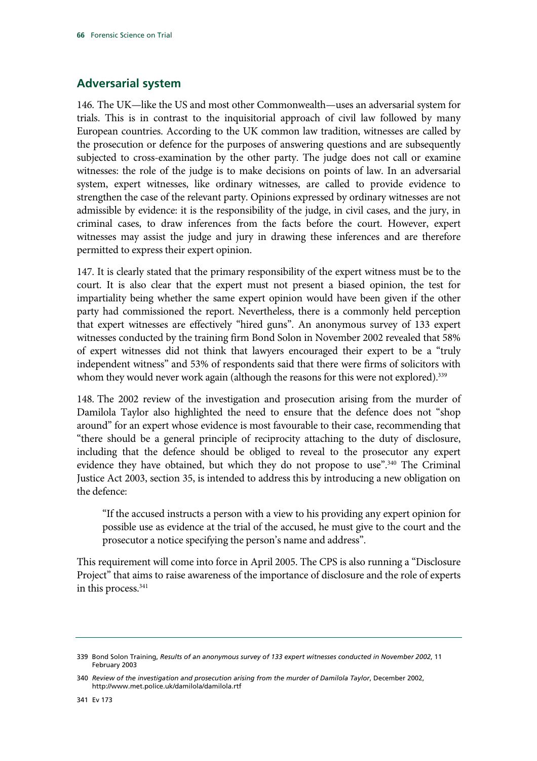## Adversarial system

146. The UK—like the US and most other Commonwealth—uses an adversarial system for trials. This is in contrast to the inquisitorial approach of civil law followed by many European countries. According to the UK common law tradition, witnesses are called by the prosecution or defence for the purposes of answering questions and are subsequently subjected to cross-examination by the other party. The judge does not call or examine witnesses: the role of the judge is to make decisions on points of law. In an adversarial system, expert witnesses, like ordinary witnesses, are called to provide evidence to strengthen the case of the relevant party. Opinions expressed by ordinary witnesses are not admissible by evidence: it is the responsibility of the judge, in civil cases, and the jury, in criminal cases, to draw inferences from the facts before the court. However, expert witnesses may assist the judge and jury in drawing these inferences and are therefore permitted to express their expert opinion.

147. It is clearly stated that the primary responsibility of the expert witness must be to the court. It is also clear that the expert must not present a biased opinion, the test for impartiality being whether the same expert opinion would have been given if the other party had commissioned the report. Nevertheless, there is a commonly held perception that expert witnesses are effectively "hired guns". An anonymous survey of 133 expert witnesses conducted by the training firm Bond Solon in November 2002 revealed that 58% of expert witnesses did not think that lawyers encouraged their expert to be a "truly independent witness" and 53% of respondents said that there were firms of solicitors with whom they would never work again (although the reasons for this were not explored).[339]

148. The 2002 review of the investigation and prosecution arising from the murder of Damilola Taylor also highlighted the need to ensure that the defence does not "shop around" for an expert whose evidence is most favourable to their case, recommending that "there should be a general principle of reciprocity attaching to the duty of disclosure, including that the defence should be obliged to reveal to the prosecutor any expert evidence they have obtained, but which they do not propose to use".[340] The Criminal Justice Act 2003, section 35, is intended to address this by introducing a new obligation on the defence:

> "If the accused instructs a person with a view to his providing any expert opinion for possible use as evidence at the trial of the accused, he must give to the court and the prosecutor a notice specifying the person's name and address".

This requirement will come into force in April 2005. The CPS is also running a "Disclosure Project" that aims to raise awareness of the importance of disclosure and the role of experts in this process.[341]

---

339 Bond Solon Training, *Results of an anonymous survey of 133 expert witnesses conducted in November 2002*, 11 February 2003

340 *Review of the investigation and prosecution arising from the murder of Damilola Taylor*, December 2002, http://www.met.police.uk/damilola/damilola.rtf

341 Ev 173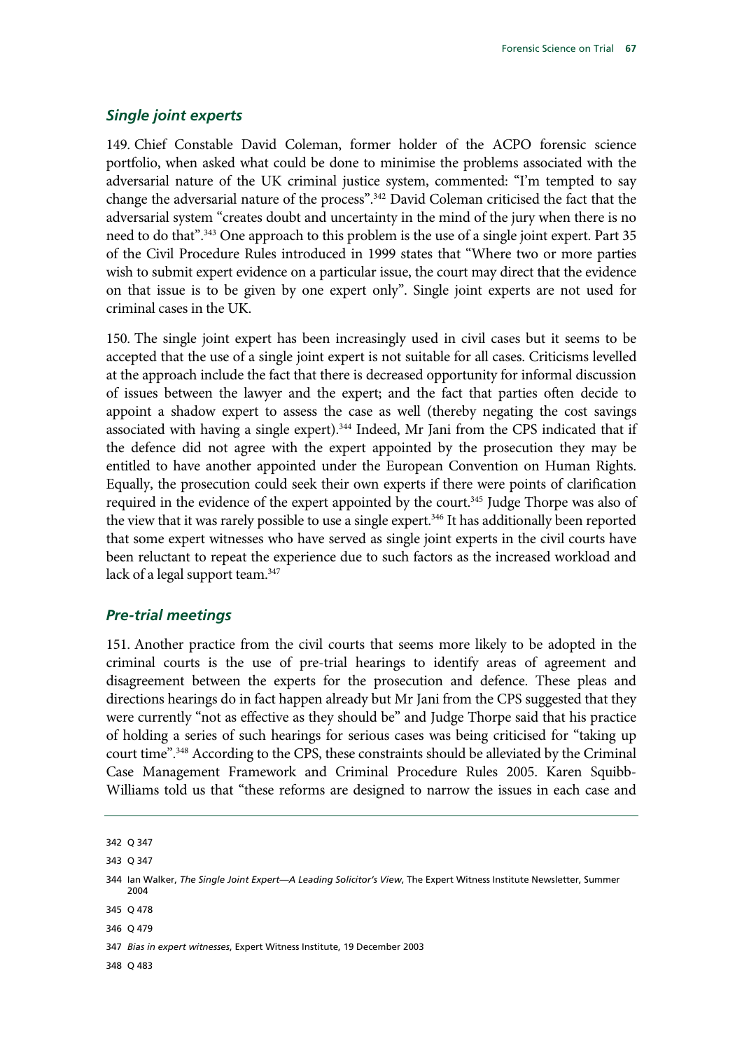### *Single joint experts*

149. Chief Constable David Coleman, former holder of the ACPO forensic science portfolio, when asked what could be done to minimise the problems associated with the adversarial nature of the UK criminal justice system, commented: "I'm tempted to say change the adversarial nature of the process".[342] David Coleman criticised the fact that the adversarial system "creates doubt and uncertainty in the mind of the jury when there is no need to do that".[343] One approach to this problem is the use of a single joint expert. Part 35 of the Civil Procedure Rules introduced in 1999 states that "Where two or more parties wish to submit expert evidence on a particular issue, the court may direct that the evidence on that issue is to be given by one expert only". Single joint experts are not used for criminal cases in the UK.

150. The single joint expert has been increasingly used in civil cases but it seems to be accepted that the use of a single joint expert is not suitable for all cases. Criticisms levelled at the approach include the fact that there is decreased opportunity for informal discussion of issues between the lawyer and the expert; and the fact that parties often decide to appoint a shadow expert to assess the case as well (thereby negating the cost savings associated with having a single expert).[344] Indeed, Mr Jani from the CPS indicated that if the defence did not agree with the expert appointed by the prosecution they may be entitled to have another appointed under the European Convention on Human Rights. Equally, the prosecution could seek their own experts if there were points of clarification required in the evidence of the expert appointed by the court.[345] Judge Thorpe was also of the view that it was rarely possible to use a single expert.[346] It has additionally been reported that some expert witnesses who have served as single joint experts in the civil courts have been reluctant to repeat the experience due to such factors as the increased workload and lack of a legal support team.[347]

### *Pre-trial meetings*

151. Another practice from the civil courts that seems more likely to be adopted in the criminal courts is the use of pre-trial hearings to identify areas of agreement and disagreement between the experts for the prosecution and defence. These pleas and directions hearings do in fact happen already but Mr Jani from the CPS suggested that they were currently "not as effective as they should be" and Judge Thorpe said that his practice of holding a series of such hearings for serious cases was being criticised for "taking up court time".[348] According to the CPS, these constraints should be alleviated by the Criminal Case Management Framework and Criminal Procedure Rules 2005. Karen Squibb-Williams told us that "these reforms are designed to narrow the issues in each case and

---

342 Q 347

343 Q 347

344 Ian Walker, *The Single Joint Expert—A Leading Solicitor's View*, The Expert Witness Institute Newsletter, Summer 2004

345 Q 478

346 Q 479

347 *Bias in expert witnesses*, Expert Witness Institute, 19 December 2003

348 Q 483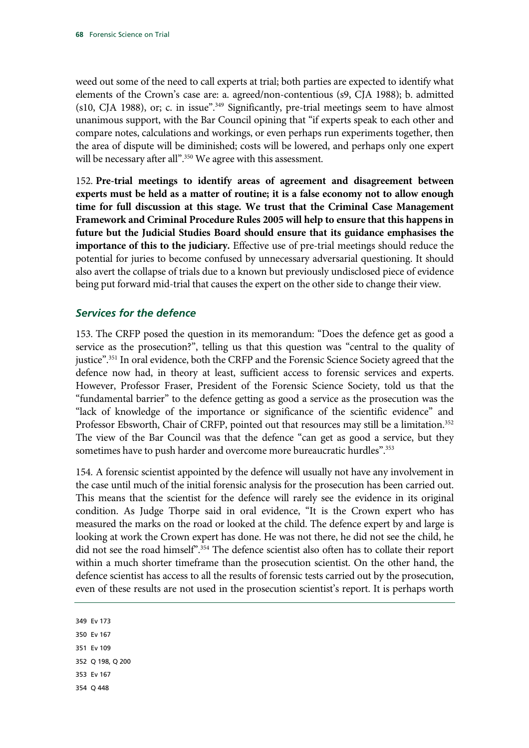weed out some of the need to call experts at trial; both parties are expected to identify what elements of the Crown's case are: a. agreed/non-contentious (s9, CJA 1988); b. admitted (s10, CJA 1988), or; c. in issue".[349] Significantly, pre-trial meetings seem to have almost unanimous support, with the Bar Council opining that "if experts speak to each other and compare notes, calculations and workings, or even perhaps run experiments together, then the area of dispute will be diminished; costs will be lowered, and perhaps only one expert will be necessary after all".[350] We agree with this assessment.

152. **Pre-trial meetings to identify areas of agreement and disagreement between experts must be held as a matter of routine; it is a false economy not to allow enough time for full discussion at this stage. We trust that the Criminal Case Management Framework and Criminal Procedure Rules 2005 will help to ensure that this happens in future but the Judicial Studies Board should ensure that its guidance emphasises the importance of this to the judiciary.** Effective use of pre-trial meetings should reduce the potential for juries to become confused by unnecessary adversarial questioning. It should also avert the collapse of trials due to a known but previously undisclosed piece of evidence being put forward mid-trial that causes the expert on the other side to change their view.

### *Services for the defence*

153. The CRFP posed the question in its memorandum: "Does the defence get as good a service as the prosecution?", telling us that this question was "central to the quality of justice".[351] In oral evidence, both the CRFP and the Forensic Science Society agreed that the defence now had, in theory at least, sufficient access to forensic services and experts. However, Professor Fraser, President of the Forensic Science Society, told us that the "fundamental barrier" to the defence getting as good a service as the prosecution was the "lack of knowledge of the importance or significance of the scientific evidence" and Professor Ebsworth, Chair of CRFP, pointed out that resources may still be a limitation.[352] The view of the Bar Council was that the defence "can get as good a service, but they sometimes have to push harder and overcome more bureaucratic hurdles".[353]

154. A forensic scientist appointed by the defence will usually not have any involvement in the case until much of the initial forensic analysis for the prosecution has been carried out. This means that the scientist for the defence will rarely see the evidence in its original condition. As Judge Thorpe said in oral evidence, "It is the Crown expert who has measured the marks on the road or looked at the child. The defence expert by and large is looking at work the Crown expert has done. He was not there, he did not see the child, he did not see the road himself".[354] The defence scientist also often has to collate their report within a much shorter timeframe than the prosecution scientist. On the other hand, the defence scientist has access to all the results of forensic tests carried out by the prosecution, even of these results are not used in the prosecution scientist's report. It is perhaps worth

349 Ev 173

350 Ev 167

351 Ev 109

352 Q 198, Q 200

353 Ev 167

354 Q 448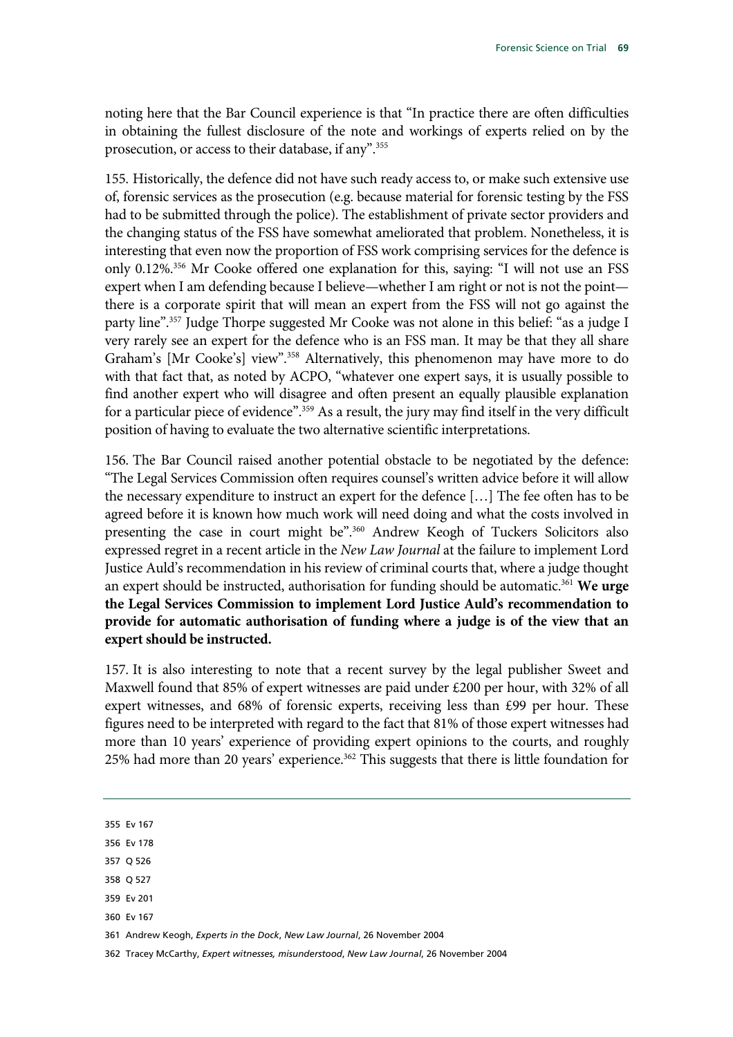noting here that the Bar Council experience is that "In practice there are often difficulties in obtaining the fullest disclosure of the note and workings of experts relied on by the prosecution, or access to their database, if any".[355]

155. Historically, the defence did not have such ready access to, or make such extensive use of, forensic services as the prosecution (e.g. because material for forensic testing by the FSS had to be submitted through the police). The establishment of private sector providers and the changing status of the FSS have somewhat ameliorated that problem. Nonetheless, it is interesting that even now the proportion of FSS work comprising services for the defence is only 0.12%.[356] Mr Cooke offered one explanation for this, saying: "I will not use an FSS expert when I am defending because I believe—whether I am right or not is not the point—there is a corporate spirit that will mean an expert from the FSS will not go against the party line".[357] Judge Thorpe suggested Mr Cooke was not alone in this belief: "as a judge I very rarely see an expert for the defence who is an FSS man. It may be that they all share Graham's [Mr Cooke's] view".[358] Alternatively, this phenomenon may have more to do with that fact that, as noted by ACPO, "whatever one expert says, it is usually possible to find another expert who will disagree and often present an equally plausible explanation for a particular piece of evidence".[359] As a result, the jury may find itself in the very difficult position of having to evaluate the two alternative scientific interpretations.

156. The Bar Council raised another potential obstacle to be negotiated by the defence: "The Legal Services Commission often requires counsel's written advice before it will allow the necessary expenditure to instruct an expert for the defence […] The fee often has to be agreed before it is known how much work will need doing and what the costs involved in presenting the case in court might be".[360] Andrew Keogh of Tuckers Solicitors also expressed regret in a recent article in the *New Law Journal* at the failure to implement Lord Justice Auld's recommendation in his review of criminal courts that, where a judge thought an expert should be instructed, authorisation for funding should be automatic.[361] **We urge the Legal Services Commission to implement Lord Justice Auld's recommendation to provide for automatic authorisation of funding where a judge is of the view that an expert should be instructed.**

157. It is also interesting to note that a recent survey by the legal publisher Sweet and Maxwell found that 85% of expert witnesses are paid under £200 per hour, with 32% of all expert witnesses, and 68% of forensic experts, receiving less than £99 per hour. These figures need to be interpreted with regard to the fact that 81% of those expert witnesses had more than 10 years' experience of providing expert opinions to the courts, and roughly 25% had more than 20 years' experience.[362] This suggests that there is little foundation for

---

355 Ev 167

356 Ev 178

357 Q 526

358 Q 527

359 Ev 201

360 Ev 167

361 Andrew Keogh, *Experts in the Dock*, *New Law Journal*, 26 November 2004

362 Tracey McCarthy, *Expert witnesses, misunderstood*, *New Law Journal*, 26 November 2004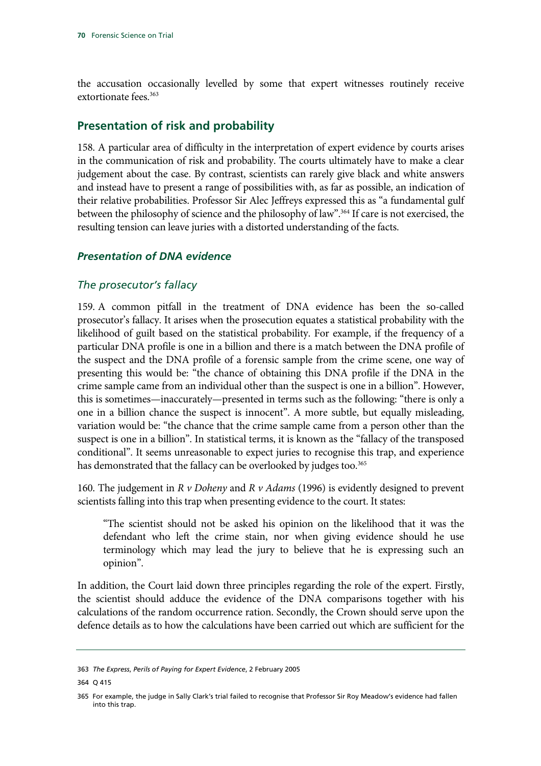the accusation occasionally levelled by some that expert witnesses routinely receive extortionate fees.[363]

## Presentation of risk and probability

158. A particular area of difficulty in the interpretation of expert evidence by courts arises in the communication of risk and probability. The courts ultimately have to make a clear judgement about the case. By contrast, scientists can rarely give black and white answers and instead have to present a range of possibilities with, as far as possible, an indication of their relative probabilities. Professor Sir Alec Jeffreys expressed this as "a fundamental gulf between the philosophy of science and the philosophy of law".[364] If care is not exercised, the resulting tension can leave juries with a distorted understanding of the facts.

### *Presentation of DNA evidence*

#### *The prosecutor's fallacy*

159. A common pitfall in the treatment of DNA evidence has been the so-called prosecutor's fallacy. It arises when the prosecution equates a statistical probability with the likelihood of guilt based on the statistical probability. For example, if the frequency of a particular DNA profile is one in a billion and there is a match between the DNA profile of the suspect and the DNA profile of a forensic sample from the crime scene, one way of presenting this would be: "the chance of obtaining this DNA profile if the DNA in the crime sample came from an individual other than the suspect is one in a billion". However, this is sometimes—inaccurately—presented in terms such as the following: "there is only a one in a billion chance the suspect is innocent". A more subtle, but equally misleading, variation would be: "the chance that the crime sample came from a person other than the suspect is one in a billion". In statistical terms, it is known as the "fallacy of the transposed conditional". It seems unreasonable to expect juries to recognise this trap, and experience has demonstrated that the fallacy can be overlooked by judges too.[365]

160. The judgement in *R v Doheny* and *R v Adams* (1996) is evidently designed to prevent scientists falling into this trap when presenting evidence to the court. It states:

> "The scientist should not be asked his opinion on the likelihood that it was the defendant who left the crime stain, nor when giving evidence should he use terminology which may lead the jury to believe that he is expressing such an opinion".

In addition, the Court laid down three principles regarding the role of the expert. Firstly, the scientist should adduce the evidence of the DNA comparisons together with his calculations of the random occurrence ration. Secondly, the Crown should serve upon the defence details as to how the calculations have been carried out which are sufficient for the

---

363 *The Express*, *Perils of Paying for Expert Evidence*, 2 February 2005

364 Q 415

365 For example, the judge in Sally Clark's trial failed to recognise that Professor Sir Roy Meadow's evidence had fallen into this trap.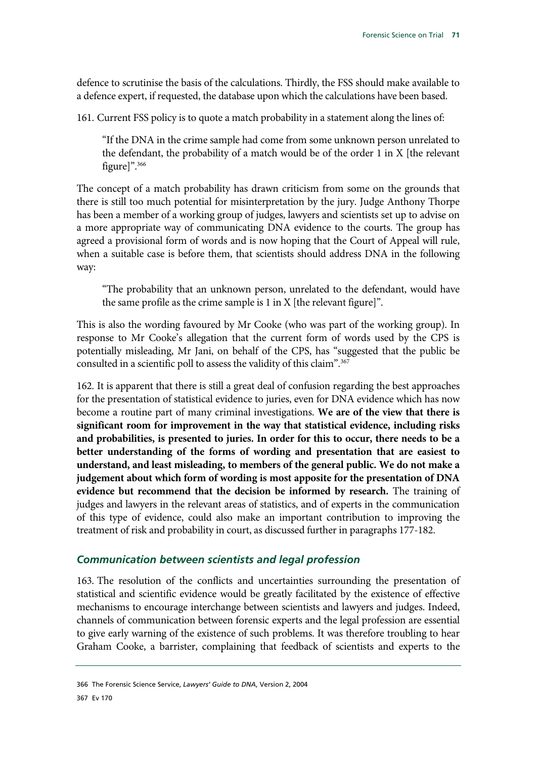defence to scrutinise the basis of the calculations. Thirdly, the FSS should make available to a defence expert, if requested, the database upon which the calculations have been based.

161. Current FSS policy is to quote a match probability in a statement along the lines of:

> "If the DNA in the crime sample had come from some unknown person unrelated to the defendant, the probability of a match would be of the order 1 in X [the relevant figure]".[366]

The concept of a match probability has drawn criticism from some on the grounds that there is still too much potential for misinterpretation by the jury. Judge Anthony Thorpe has been a member of a working group of judges, lawyers and scientists set up to advise on a more appropriate way of communicating DNA evidence to the courts. The group has agreed a provisional form of words and is now hoping that the Court of Appeal will rule, when a suitable case is before them, that scientists should address DNA in the following way:

> "The probability that an unknown person, unrelated to the defendant, would have the same profile as the crime sample is 1 in X [the relevant figure]".

This is also the wording favoured by Mr Cooke (who was part of the working group). In response to Mr Cooke's allegation that the current form of words used by the CPS is potentially misleading, Mr Jani, on behalf of the CPS, has "suggested that the public be consulted in a scientific poll to assess the validity of this claim".[367]

162. It is apparent that there is still a great deal of confusion regarding the best approaches for the presentation of statistical evidence to juries, even for DNA evidence which has now become a routine part of many criminal investigations. **We are of the view that there is significant room for improvement in the way that statistical evidence, including risks and probabilities, is presented to juries. In order for this to occur, there needs to be a better understanding of the forms of wording and presentation that are easiest to understand, and least misleading, to members of the general public. We do not make a judgement about which form of wording is most apposite for the presentation of DNA evidence but recommend that the decision be informed by research.** The training of judges and lawyers in the relevant areas of statistics, and of experts in the communication of this type of evidence, could also make an important contribution to improving the treatment of risk and probability in court, as discussed further in paragraphs 177-182.

### *Communication between scientists and legal profession*

163. The resolution of the conflicts and uncertainties surrounding the presentation of statistical and scientific evidence would be greatly facilitated by the existence of effective mechanisms to encourage interchange between scientists and lawyers and judges. Indeed, channels of communication between forensic experts and the legal profession are essential to give early warning of the existence of such problems. It was therefore troubling to hear Graham Cooke, a barrister, complaining that feedback of scientists and experts to the

---

366 The Forensic Science Service, *Lawyers' Guide to DNA*, Version 2, 2004

367 Ev 170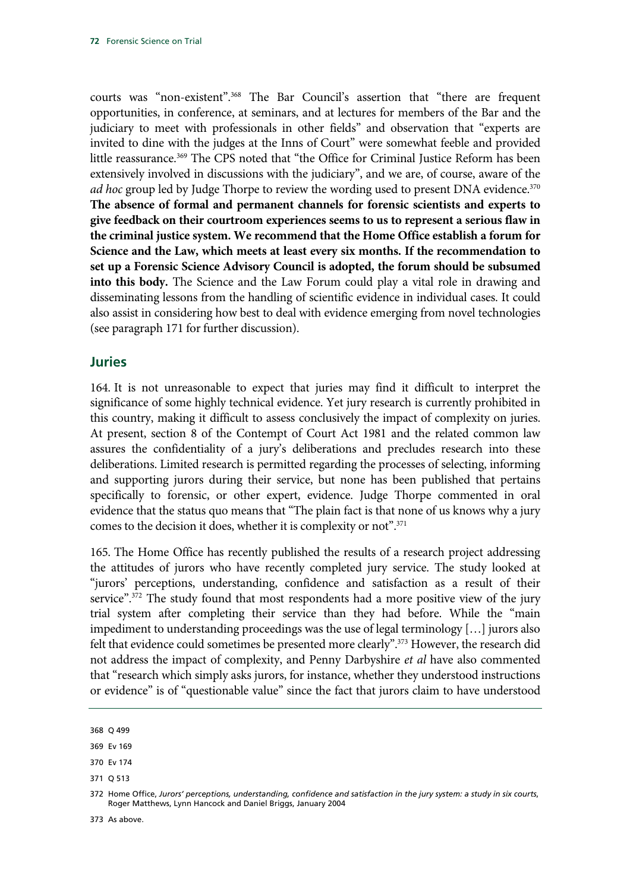courts was "non-existent".[368] The Bar Council's assertion that "there are frequent opportunities, in conference, at seminars, and at lectures for members of the Bar and the judiciary to meet with professionals in other fields" and observation that "experts are invited to dine with the judges at the Inns of Court" were somewhat feeble and provided little reassurance.[369] The CPS noted that "the Office for Criminal Justice Reform has been extensively involved in discussions with the judiciary", and we are, of course, aware of the *ad hoc* group led by Judge Thorpe to review the wording used to present DNA evidence.[370] **The absence of formal and permanent channels for forensic scientists and experts to give feedback on their courtroom experiences seems to us to represent a serious flaw in the criminal justice system. We recommend that the Home Office establish a forum for Science and the Law, which meets at least every six months. If the recommendation to set up a Forensic Science Advisory Council is adopted, the forum should be subsumed into this body.** The Science and the Law Forum could play a vital role in drawing and disseminating lessons from the handling of scientific evidence in individual cases. It could also assist in considering how best to deal with evidence emerging from novel technologies (see paragraph 171 for further discussion).

## Juries

164. It is not unreasonable to expect that juries may find it difficult to interpret the significance of some highly technical evidence. Yet jury research is currently prohibited in this country, making it difficult to assess conclusively the impact of complexity on juries. At present, section 8 of the Contempt of Court Act 1981 and the related common law assures the confidentiality of a jury's deliberations and precludes research into these deliberations. Limited research is permitted regarding the processes of selecting, informing and supporting jurors during their service, but none has been published that pertains specifically to forensic, or other expert, evidence. Judge Thorpe commented in oral evidence that the status quo means that "The plain fact is that none of us knows why a jury comes to the decision it does, whether it is complexity or not".[371]

165. The Home Office has recently published the results of a research project addressing the attitudes of jurors who have recently completed jury service. The study looked at "jurors' perceptions, understanding, confidence and satisfaction as a result of their service".[372] The study found that most respondents had a more positive view of the jury trial system after completing their service than they had before. While the "main impediment to understanding proceedings was the use of legal terminology […] jurors also felt that evidence could sometimes be presented more clearly".[373] However, the research did not address the impact of complexity, and Penny Darbyshire *et al* have also commented that "research which simply asks jurors, for instance, whether they understood instructions or evidence" is of "questionable value" since the fact that jurors claim to have understood

---

368 Q 499

369 Ev 169

370 Ev 174

371 Q 513

372 Home Office, *Jurors' perceptions, understanding, confidence and satisfaction in the jury system: a study in six courts*, Roger Matthews, Lynn Hancock and Daniel Briggs, January 2004

373 As above.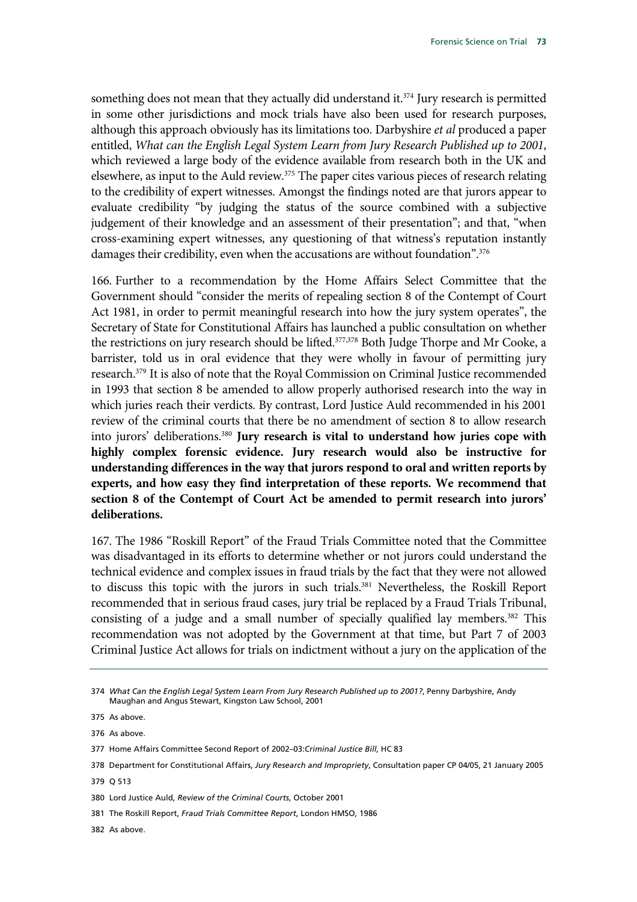something does not mean that they actually did understand it.[374] Jury research is permitted in some other jurisdictions and mock trials have also been used for research purposes, although this approach obviously has its limitations too. Darbyshire *et al* produced a paper entitled, *What can the English Legal System Learn from Jury Research Published up to 2001*, which reviewed a large body of the evidence available from research both in the UK and elsewhere, as input to the Auld review.[375] The paper cites various pieces of research relating to the credibility of expert witnesses. Amongst the findings noted are that jurors appear to evaluate credibility "by judging the status of the source combined with a subjective judgement of their knowledge and an assessment of their presentation"; and that, "when cross-examining expert witnesses, any questioning of that witness's reputation instantly damages their credibility, even when the accusations are without foundation".[376]

166. Further to a recommendation by the Home Affairs Select Committee that the Government should "consider the merits of repealing section 8 of the Contempt of Court Act 1981, in order to permit meaningful research into how the jury system operates", the Secretary of State for Constitutional Affairs has launched a public consultation on whether the restrictions on jury research should be lifted.[377,378] Both Judge Thorpe and Mr Cooke, a barrister, told us in oral evidence that they were wholly in favour of permitting jury research.[379] It is also of note that the Royal Commission on Criminal Justice recommended in 1993 that section 8 be amended to allow properly authorised research into the way in which juries reach their verdicts. By contrast, Lord Justice Auld recommended in his 2001 review of the criminal courts that there be no amendment of section 8 to allow research into jurors' deliberations.[380] **Jury research is vital to understand how juries cope with highly complex forensic evidence. Jury research would also be instructive for understanding differences in the way that jurors respond to oral and written reports by experts, and how easy they find interpretation of these reports. We recommend that section 8 of the Contempt of Court Act be amended to permit research into jurors' deliberations.**

167. The 1986 "Roskill Report" of the Fraud Trials Committee noted that the Committee was disadvantaged in its efforts to determine whether or not jurors could understand the technical evidence and complex issues in fraud trials by the fact that they were not allowed to discuss this topic with the jurors in such trials.[381] Nevertheless, the Roskill Report recommended that in serious fraud cases, jury trial be replaced by a Fraud Trials Tribunal, consisting of a judge and a small number of specially qualified lay members.[382] This recommendation was not adopted by the Government at that time, but Part 7 of 2003 Criminal Justice Act allows for trials on indictment without a jury on the application of the

374 *What Can the English Legal System Learn From Jury Research Published up to 2001?*, Penny Darbyshire, Andy Maughan and Angus Stewart, Kingston Law School, 2001

375 As above.

376 As above.

377 Home Affairs Committee Second Report of 2002–03:*Criminal Justice Bill*, HC 83

378 Department for Constitutional Affairs, *Jury Research and Impropriety*, Consultation paper CP 04/05, 21 January 2005

379 Q 513

380 Lord Justice Auld, *Review of the Criminal Courts*, October 2001

381 The Roskill Report, *Fraud Trials Committee Report*, London HMSO, 1986

382 As above.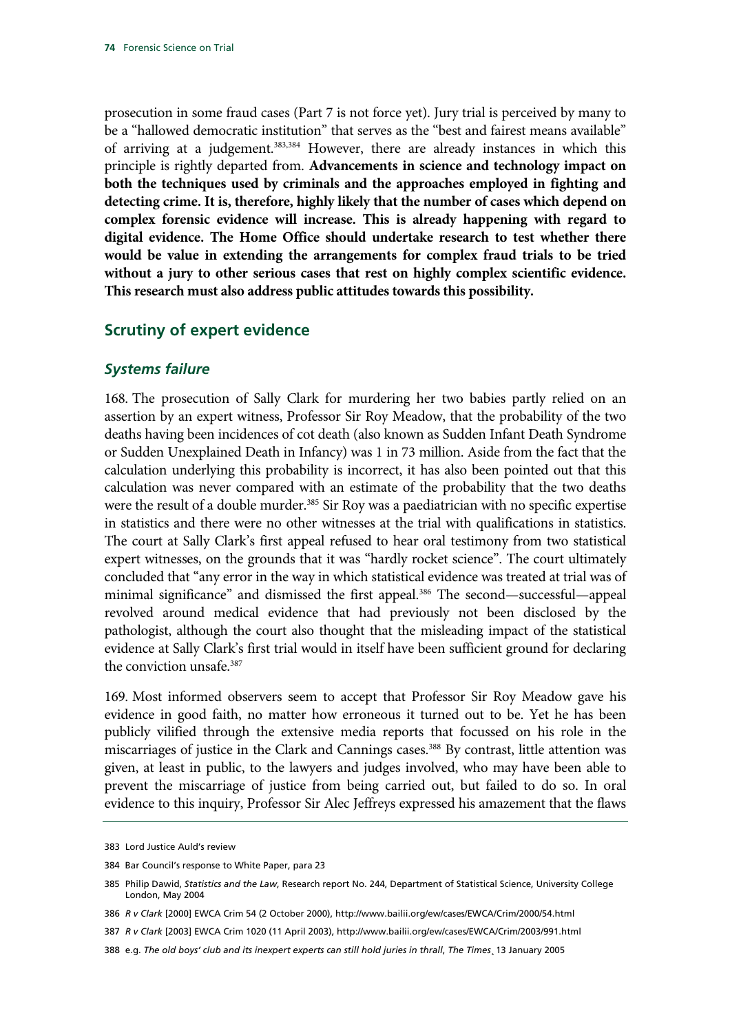prosecution in some fraud cases (Part 7 is not force yet). Jury trial is perceived by many to be a "hallowed democratic institution" that serves as the "best and fairest means available" of arriving at a judgement.[383,384] However, there are already instances in which this principle is rightly departed from. **Advancements in science and technology impact on both the techniques used by criminals and the approaches employed in fighting and detecting crime. It is, therefore, highly likely that the number of cases which depend on complex forensic evidence will increase. This is already happening with regard to digital evidence. The Home Office should undertake research to test whether there would be value in extending the arrangements for complex fraud trials to be tried without a jury to other serious cases that rest on highly complex scientific evidence. This research must also address public attitudes towards this possibility.**

## Scrutiny of expert evidence

### *Systems failure*

168. The prosecution of Sally Clark for murdering her two babies partly relied on an assertion by an expert witness, Professor Sir Roy Meadow, that the probability of the two deaths having been incidences of cot death (also known as Sudden Infant Death Syndrome or Sudden Unexplained Death in Infancy) was 1 in 73 million. Aside from the fact that the calculation underlying this probability is incorrect, it has also been pointed out that this calculation was never compared with an estimate of the probability that the two deaths were the result of a double murder.[385] Sir Roy was a paediatrician with no specific expertise in statistics and there were no other witnesses at the trial with qualifications in statistics. The court at Sally Clark's first appeal refused to hear oral testimony from two statistical expert witnesses, on the grounds that it was "hardly rocket science". The court ultimately concluded that "any error in the way in which statistical evidence was treated at trial was of minimal significance" and dismissed the first appeal.[386] The second—successful—appeal revolved around medical evidence that had previously not been disclosed by the pathologist, although the court also thought that the misleading impact of the statistical evidence at Sally Clark's first trial would in itself have been sufficient ground for declaring the conviction unsafe.[387]

169. Most informed observers seem to accept that Professor Sir Roy Meadow gave his evidence in good faith, no matter how erroneous it turned out to be. Yet he has been publicly vilified through the extensive media reports that focussed on his role in the miscarriages of justice in the Clark and Cannings cases.[388] By contrast, little attention was given, at least in public, to the lawyers and judges involved, who may have been able to prevent the miscarriage of justice from being carried out, but failed to do so. In oral evidence to this inquiry, Professor Sir Alec Jeffreys expressed his amazement that the flaws

383 Lord Justice Auld's review

384 Bar Council's response to White Paper, para 23

385 Philip Dawid, *Statistics and the Law*, Research report No. 244, Department of Statistical Science, University College London, May 2004

386 *R v Clark* [2000] EWCA Crim 54 (2 October 2000), http://www.bailii.org/ew/cases/EWCA/Crim/2000/54.html

387 *R v Clark* [2003] EWCA Crim 1020 (11 April 2003), http://www.bailii.org/ew/cases/EWCA/Crim/2003/991.html

388 e.g. *The old boys' club and its inexpert experts can still hold juries in thrall*, *The Times*, 13 January 2005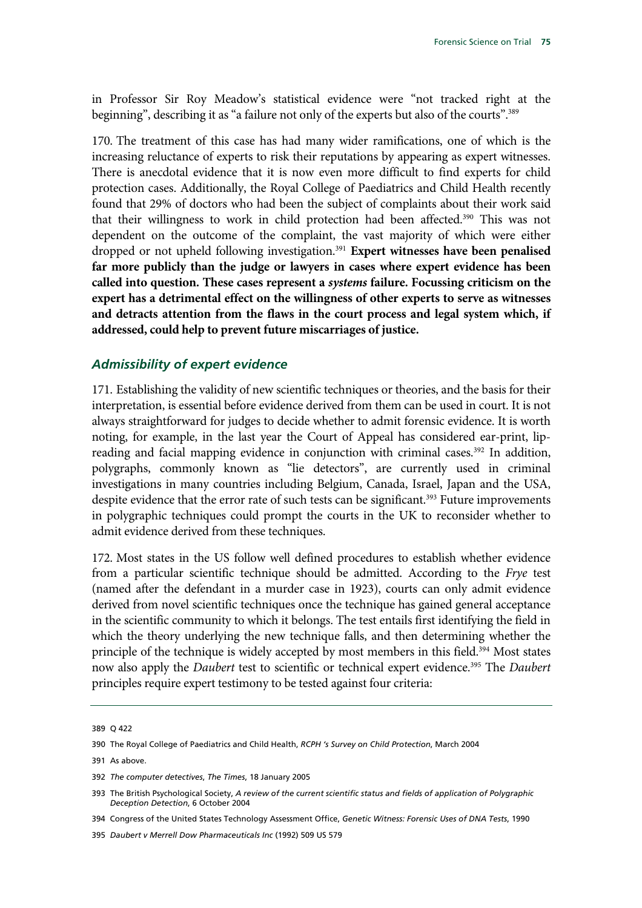in Professor Sir Roy Meadow's statistical evidence were "not tracked right at the beginning", describing it as "a failure not only of the experts but also of the courts".[389]

170. The treatment of this case has had many wider ramifications, one of which is the increasing reluctance of experts to risk their reputations by appearing as expert witnesses. There is anecdotal evidence that it is now even more difficult to find experts for child protection cases. Additionally, the Royal College of Paediatrics and Child Health recently found that 29% of doctors who had been the subject of complaints about their work said that their willingness to work in child protection had been affected.[390] This was not dependent on the outcome of the complaint, the vast majority of which were either dropped or not upheld following investigation.[391] **Expert witnesses have been penalised far more publicly than the judge or lawyers in cases where expert evidence has been called into question. These cases represent a *systems* failure. Focussing criticism on the expert has a detrimental effect on the willingness of other experts to serve as witnesses and detracts attention from the flaws in the court process and legal system which, if addressed, could help to prevent future miscarriages of justice.**

### *Admissibility of expert evidence*

171. Establishing the validity of new scientific techniques or theories, and the basis for their interpretation, is essential before evidence derived from them can be used in court. It is not always straightforward for judges to decide whether to admit forensic evidence. It is worth noting, for example, in the last year the Court of Appeal has considered ear-print, lip-reading and facial mapping evidence in conjunction with criminal cases.[392] In addition, polygraphs, commonly known as "lie detectors", are currently used in criminal investigations in many countries including Belgium, Canada, Israel, Japan and the USA, despite evidence that the error rate of such tests can be significant.[393] Future improvements in polygraphic techniques could prompt the courts in the UK to reconsider whether to admit evidence derived from these techniques.

172. Most states in the US follow well defined procedures to establish whether evidence from a particular scientific technique should be admitted. According to the *Frye* test (named after the defendant in a murder case in 1923), courts can only admit evidence derived from novel scientific techniques once the technique has gained general acceptance in the scientific community to which it belongs. The test entails first identifying the field in which the theory underlying the new technique falls, and then determining whether the principle of the technique is widely accepted by most members in this field.[394] Most states now also apply the *Daubert* test to scientific or technical expert evidence.[395] The *Daubert* principles require expert testimony to be tested against four criteria:

---

389 Q 422

390 The Royal College of Paediatrics and Child Health, *RCPH 's Survey on Child Protection*, March 2004

391 As above.

392 *The computer detectives*, *The Times*, 18 January 2005

393 The British Psychological Society, *A review of the current scientific status and fields of application of Polygraphic Deception Detection*, 6 October 2004

394 Congress of the United States Technology Assessment Office, *Genetic Witness: Forensic Uses of DNA Tests*, 1990

395 *Daubert v Merrell Dow Pharmaceuticals Inc* (1992) 509 US 579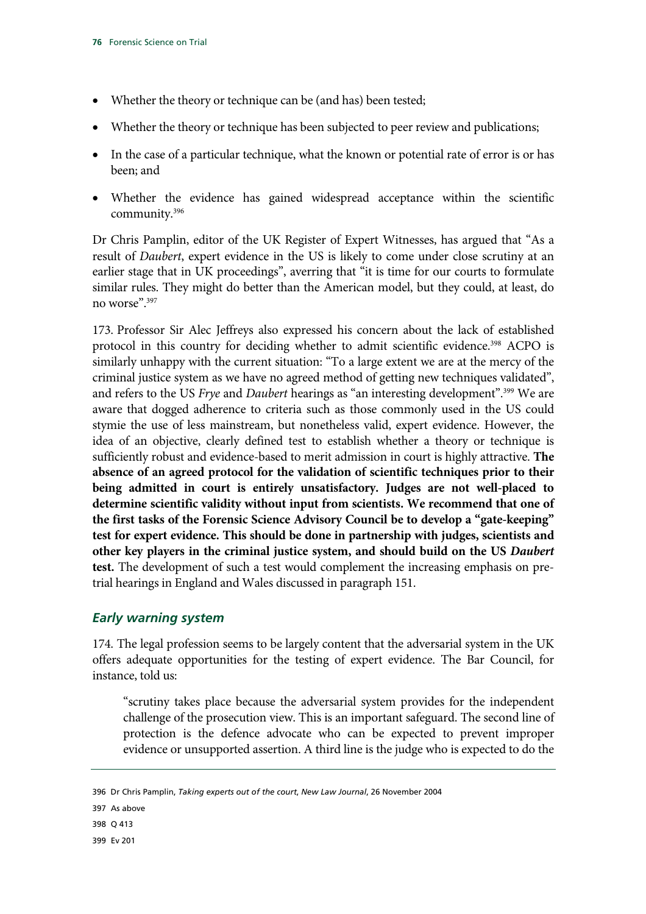- Whether the theory or technique can be (and has) been tested;
- Whether the theory or technique has been subjected to peer review and publications;
- In the case of a particular technique, what the known or potential rate of error is or has been; and
- Whether the evidence has gained widespread acceptance within the scientific community.[396]

Dr Chris Pamplin, editor of the UK Register of Expert Witnesses, has argued that "As a result of *Daubert*, expert evidence in the US is likely to come under close scrutiny at an earlier stage that in UK proceedings", averring that "it is time for our courts to formulate similar rules. They might do better than the American model, but they could, at least, do no worse".[397]

173. Professor Sir Alec Jeffreys also expressed his concern about the lack of established protocol in this country for deciding whether to admit scientific evidence.[398] ACPO is similarly unhappy with the current situation: "To a large extent we are at the mercy of the criminal justice system as we have no agreed method of getting new techniques validated", and refers to the US *Frye* and *Daubert* hearings as "an interesting development".[399] We are aware that dogged adherence to criteria such as those commonly used in the US could stymie the use of less mainstream, but nonetheless valid, expert evidence. However, the idea of an objective, clearly defined test to establish whether a theory or technique is sufficiently robust and evidence-based to merit admission in court is highly attractive. **The absence of an agreed protocol for the validation of scientific techniques prior to their being admitted in court is entirely unsatisfactory. Judges are not well-placed to determine scientific validity without input from scientists. We recommend that one of the first tasks of the Forensic Science Advisory Council be to develop a "gate-keeping" test for expert evidence. This should be done in partnership with judges, scientists and other key players in the criminal justice system, and should build on the US *Daubert* test.** The development of such a test would complement the increasing emphasis on pre-trial hearings in England and Wales discussed in paragraph 151.

### *Early warning system*

174. The legal profession seems to be largely content that the adversarial system in the UK offers adequate opportunities for the testing of expert evidence. The Bar Council, for instance, told us:

> "scrutiny takes place because the adversarial system provides for the independent challenge of the prosecution view. This is an important safeguard. The second line of protection is the defence advocate who can be expected to prevent improper evidence or unsupported assertion. A third line is the judge who is expected to do the

396 Dr Chris Pamplin, *Taking experts out of the court*, *New Law Journal*, 26 November 2004

397 As above

398 Q 413

399 Ev 201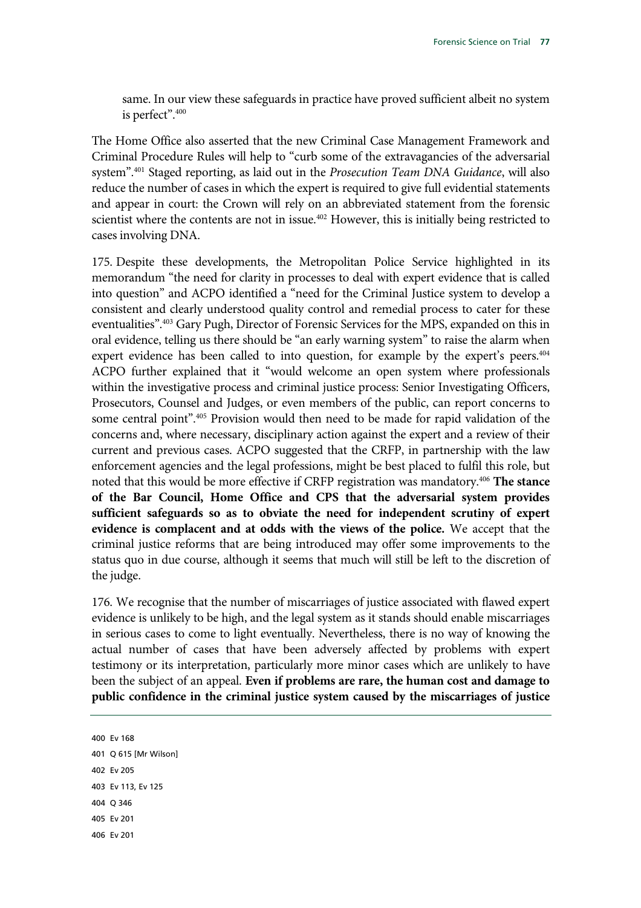same. In our view these safeguards in practice have proved sufficient albeit no system is perfect".[400]

The Home Office also asserted that the new Criminal Case Management Framework and Criminal Procedure Rules will help to "curb some of the extravagancies of the adversarial system".[401] Staged reporting, as laid out in the *Prosecution Team DNA Guidance*, will also reduce the number of cases in which the expert is required to give full evidential statements and appear in court: the Crown will rely on an abbreviated statement from the forensic scientist where the contents are not in issue.[402] However, this is initially being restricted to cases involving DNA.

175. Despite these developments, the Metropolitan Police Service highlighted in its memorandum "the need for clarity in processes to deal with expert evidence that is called into question" and ACPO identified a "need for the Criminal Justice system to develop a consistent and clearly understood quality control and remedial process to cater for these eventualities".[403] Gary Pugh, Director of Forensic Services for the MPS, expanded on this in oral evidence, telling us there should be "an early warning system" to raise the alarm when expert evidence has been called to into question, for example by the expert's peers.[404] ACPO further explained that it "would welcome an open system where professionals within the investigative process and criminal justice process: Senior Investigating Officers, Prosecutors, Counsel and Judges, or even members of the public, can report concerns to some central point".[405] Provision would then need to be made for rapid validation of the concerns and, where necessary, disciplinary action against the expert and a review of their current and previous cases. ACPO suggested that the CRFP, in partnership with the law enforcement agencies and the legal professions, might be best placed to fulfil this role, but noted that this would be more effective if CRFP registration was mandatory.[406] **The stance of the Bar Council, Home Office and CPS that the adversarial system provides sufficient safeguards so as to obviate the need for independent scrutiny of expert evidence is complacent and at odds with the views of the police.** We accept that the criminal justice reforms that are being introduced may offer some improvements to the status quo in due course, although it seems that much will still be left to the discretion of the judge.

176. We recognise that the number of miscarriages of justice associated with flawed expert evidence is unlikely to be high, and the legal system as it stands should enable miscarriages in serious cases to come to light eventually. Nevertheless, there is no way of knowing the actual number of cases that have been adversely affected by problems with expert testimony or its interpretation, particularly more minor cases which are unlikely to have been the subject of an appeal. **Even if problems are rare, the human cost and damage to public confidence in the criminal justice system caused by the miscarriages of justice**

---

400 Ev 168

401 Q 615 [Mr Wilson]

402 Ev 205

403 Ev 113, Ev 125

404 Q 346

405 Ev 201

406 Ev 201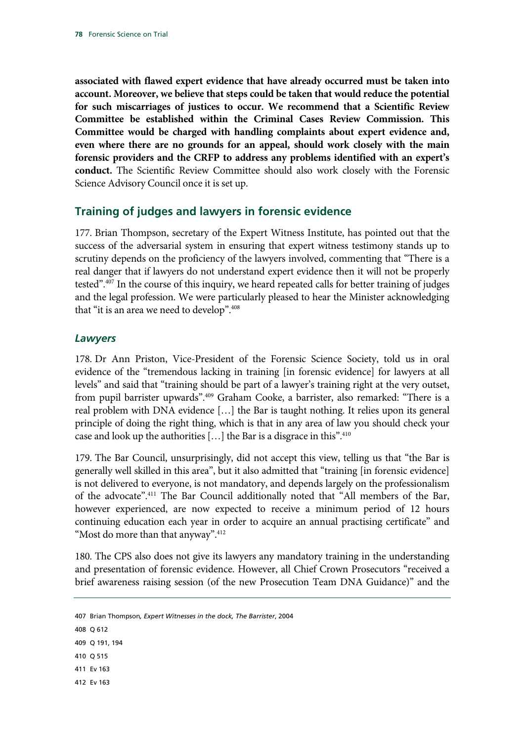**associated with flawed expert evidence that have already occurred must be taken into account. Moreover, we believe that steps could be taken that would reduce the potential for such miscarriages of justices to occur. We recommend that a Scientific Review Committee be established within the Criminal Cases Review Commission. This Committee would be charged with handling complaints about expert evidence and, even where there are no grounds for an appeal, should work closely with the main forensic providers and the CRFP to address any problems identified with an expert's conduct.** The Scientific Review Committee should also work closely with the Forensic Science Advisory Council once it is set up.

## Training of judges and lawyers in forensic evidence

177. Brian Thompson, secretary of the Expert Witness Institute, has pointed out that the success of the adversarial system in ensuring that expert witness testimony stands up to scrutiny depends on the proficiency of the lawyers involved, commenting that "There is a real danger that if lawyers do not understand expert evidence then it will not be properly tested".[407] In the course of this inquiry, we heard repeated calls for better training of judges and the legal profession. We were particularly pleased to hear the Minister acknowledging that "it is an area we need to develop".[408]

### *Lawyers*

178. Dr Ann Priston, Vice-President of the Forensic Science Society, told us in oral evidence of the "tremendous lacking in training [in forensic evidence] for lawyers at all levels" and said that "training should be part of a lawyer's training right at the very outset, from pupil barrister upwards".[409] Graham Cooke, a barrister, also remarked: "There is a real problem with DNA evidence […] the Bar is taught nothing. It relies upon its general principle of doing the right thing, which is that in any area of law you should check your case and look up the authorities […] the Bar is a disgrace in this".[410]

179. The Bar Council, unsurprisingly, did not accept this view, telling us that "the Bar is generally well skilled in this area", but it also admitted that "training [in forensic evidence] is not delivered to everyone, is not mandatory, and depends largely on the professionalism of the advocate".[411] The Bar Council additionally noted that "All members of the Bar, however experienced, are now expected to receive a minimum period of 12 hours continuing education each year in order to acquire an annual practising certificate" and "Most do more than that anyway".[412]

180. The CPS also does not give its lawyers any mandatory training in the understanding and presentation of forensic evidence. However, all Chief Crown Prosecutors "received a brief awareness raising session (of the new Prosecution Team DNA Guidance)" and the

407 Brian Thompson*, Expert Witnesses in the dock, The Barrister*, 2004

408 Q 612

409 Q 191, 194

410 Q 515

411 Ev 163

412 Ev 163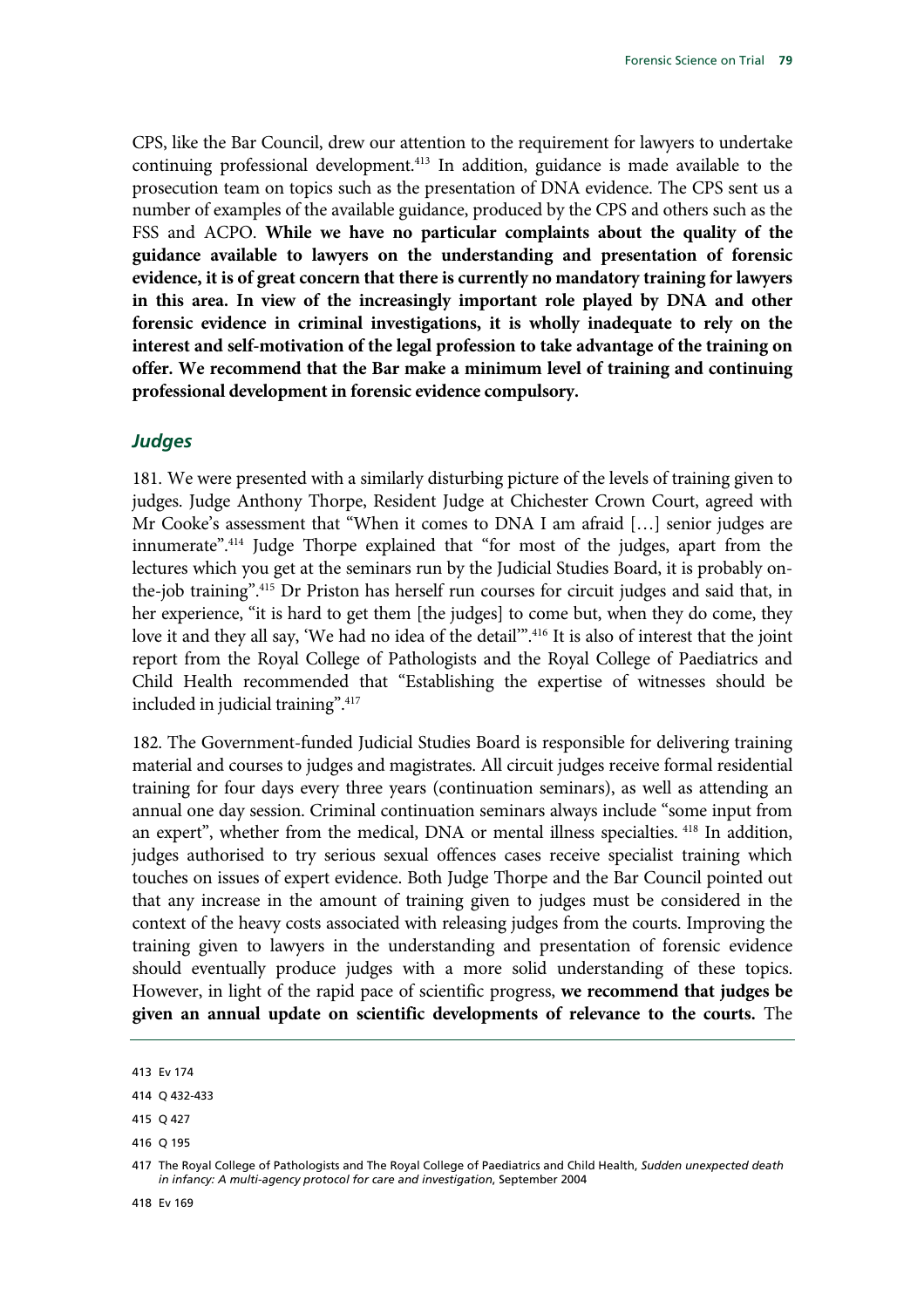CPS, like the Bar Council, drew our attention to the requirement for lawyers to undertake continuing professional development.[413] In addition, guidance is made available to the prosecution team on topics such as the presentation of DNA evidence. The CPS sent us a number of examples of the available guidance, produced by the CPS and others such as the FSS and ACPO. **While we have no particular complaints about the quality of the guidance available to lawyers on the understanding and presentation of forensic evidence, it is of great concern that there is currently no mandatory training for lawyers in this area. In view of the increasingly important role played by DNA and other forensic evidence in criminal investigations, it is wholly inadequate to rely on the interest and self-motivation of the legal profession to take advantage of the training on offer. We recommend that the Bar make a minimum level of training and continuing professional development in forensic evidence compulsory.**

### *Judges*

181. We were presented with a similarly disturbing picture of the levels of training given to judges. Judge Anthony Thorpe, Resident Judge at Chichester Crown Court, agreed with Mr Cooke's assessment that "When it comes to DNA I am afraid […] senior judges are innumerate".[414] Judge Thorpe explained that "for most of the judges, apart from the lectures which you get at the seminars run by the Judicial Studies Board, it is probably on-the-job training".[415] Dr Priston has herself run courses for circuit judges and said that, in her experience, "it is hard to get them [the judges] to come but, when they do come, they love it and they all say, 'We had no idea of the detail'".[416] It is also of interest that the joint report from the Royal College of Pathologists and the Royal College of Paediatrics and Child Health recommended that "Establishing the expertise of witnesses should be included in judicial training".[417]

182. The Government-funded Judicial Studies Board is responsible for delivering training material and courses to judges and magistrates. All circuit judges receive formal residential training for four days every three years (continuation seminars), as well as attending an annual one day session. Criminal continuation seminars always include "some input from an expert", whether from the medical, DNA or mental illness specialties. [418] In addition, judges authorised to try serious sexual offences cases receive specialist training which touches on issues of expert evidence. Both Judge Thorpe and the Bar Council pointed out that any increase in the amount of training given to judges must be considered in the context of the heavy costs associated with releasing judges from the courts. Improving the training given to lawyers in the understanding and presentation of forensic evidence should eventually produce judges with a more solid understanding of these topics. However, in light of the rapid pace of scientific progress, **we recommend that judges be given an annual update on scientific developments of relevance to the courts.** The

413 Ev 174

414 Q 432-433

415 Q 427

416 Q 195

417 The Royal College of Pathologists and The Royal College of Paediatrics and Child Health, *Sudden unexpected death in infancy: A multi-agency protocol for care and investigation*, September 2004

418 Ev 169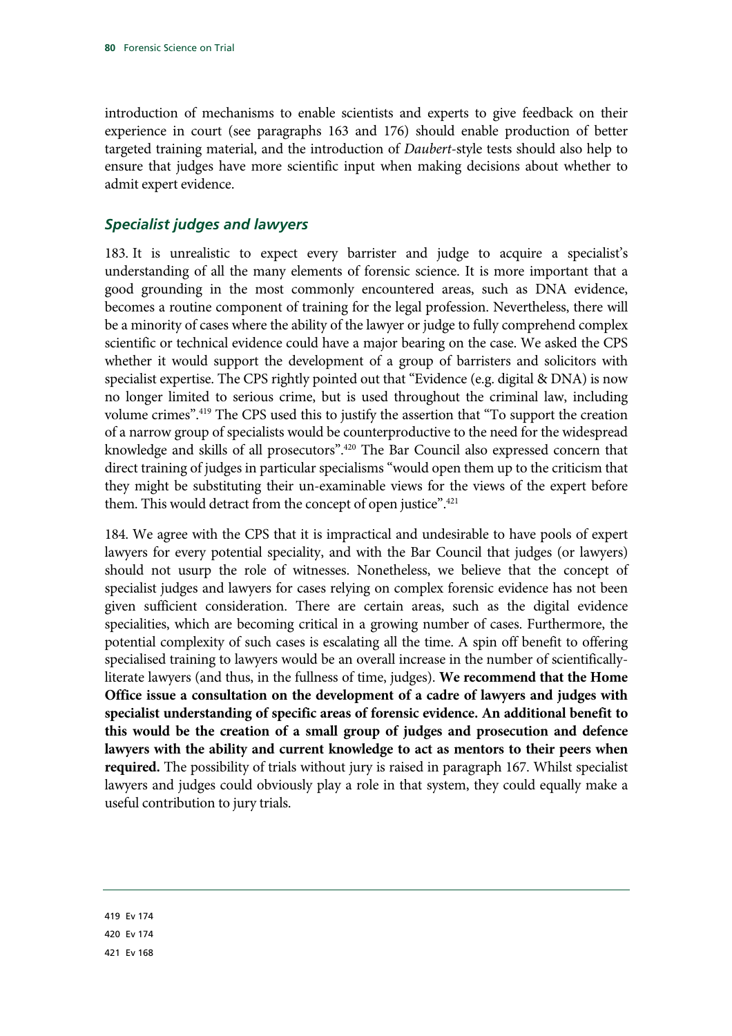introduction of mechanisms to enable scientists and experts to give feedback on their experience in court (see paragraphs 163 and 176) should enable production of better targeted training material, and the introduction of *Daubert*-style tests should also help to ensure that judges have more scientific input when making decisions about whether to admit expert evidence.

### *Specialist judges and lawyers*

183. It is unrealistic to expect every barrister and judge to acquire a specialist's understanding of all the many elements of forensic science. It is more important that a good grounding in the most commonly encountered areas, such as DNA evidence, becomes a routine component of training for the legal profession. Nevertheless, there will be a minority of cases where the ability of the lawyer or judge to fully comprehend complex scientific or technical evidence could have a major bearing on the case. We asked the CPS whether it would support the development of a group of barristers and solicitors with specialist expertise. The CPS rightly pointed out that "Evidence (e.g. digital & DNA) is now no longer limited to serious crime, but is used throughout the criminal law, including volume crimes".[419] The CPS used this to justify the assertion that "To support the creation of a narrow group of specialists would be counterproductive to the need for the widespread knowledge and skills of all prosecutors".[420] The Bar Council also expressed concern that direct training of judges in particular specialisms "would open them up to the criticism that they might be substituting their un-examinable views for the views of the expert before them. This would detract from the concept of open justice".[421]

184. We agree with the CPS that it is impractical and undesirable to have pools of expert lawyers for every potential speciality, and with the Bar Council that judges (or lawyers) should not usurp the role of witnesses. Nonetheless, we believe that the concept of specialist judges and lawyers for cases relying on complex forensic evidence has not been given sufficient consideration. There are certain areas, such as the digital evidence specialities, which are becoming critical in a growing number of cases. Furthermore, the potential complexity of such cases is escalating all the time. A spin off benefit to offering specialised training to lawyers would be an overall increase in the number of scientifically-literate lawyers (and thus, in the fullness of time, judges). **We recommend that the Home Office issue a consultation on the development of a cadre of lawyers and judges with specialist understanding of specific areas of forensic evidence. An additional benefit to this would be the creation of a small group of judges and prosecution and defence lawyers with the ability and current knowledge to act as mentors to their peers when required.** The possibility of trials without jury is raised in paragraph 167. Whilst specialist lawyers and judges could obviously play a role in that system, they could equally make a useful contribution to jury trials.

419 Ev 174

420 Ev 174

421 Ev 168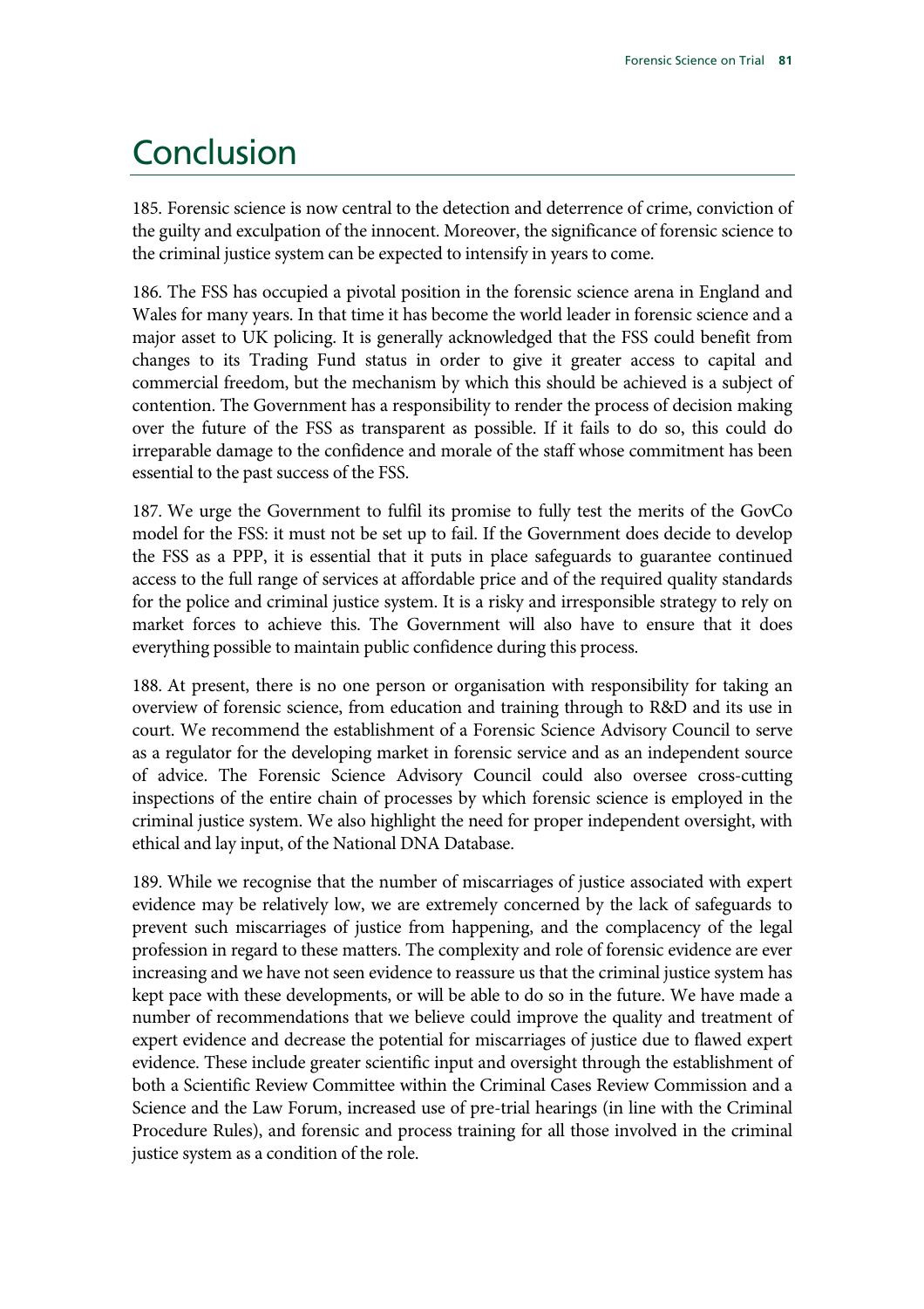# Conclusion

185. Forensic science is now central to the detection and deterrence of crime, conviction of the guilty and exculpation of the innocent. Moreover, the significance of forensic science to the criminal justice system can be expected to intensify in years to come.

186. The FSS has occupied a pivotal position in the forensic science arena in England and Wales for many years. In that time it has become the world leader in forensic science and a major asset to UK policing. It is generally acknowledged that the FSS could benefit from changes to its Trading Fund status in order to give it greater access to capital and commercial freedom, but the mechanism by which this should be achieved is a subject of contention. The Government has a responsibility to render the process of decision making over the future of the FSS as transparent as possible. If it fails to do so, this could do irreparable damage to the confidence and morale of the staff whose commitment has been essential to the past success of the FSS.

187. We urge the Government to fulfil its promise to fully test the merits of the GovCo model for the FSS: it must not be set up to fail. If the Government does decide to develop the FSS as a PPP, it is essential that it puts in place safeguards to guarantee continued access to the full range of services at affordable price and of the required quality standards for the police and criminal justice system. It is a risky and irresponsible strategy to rely on market forces to achieve this. The Government will also have to ensure that it does everything possible to maintain public confidence during this process.

188. At present, there is no one person or organisation with responsibility for taking an overview of forensic science, from education and training through to R&D and its use in court. We recommend the establishment of a Forensic Science Advisory Council to serve as a regulator for the developing market in forensic service and as an independent source of advice. The Forensic Science Advisory Council could also oversee cross-cutting inspections of the entire chain of processes by which forensic science is employed in the criminal justice system. We also highlight the need for proper independent oversight, with ethical and lay input, of the National DNA Database.

189. While we recognise that the number of miscarriages of justice associated with expert evidence may be relatively low, we are extremely concerned by the lack of safeguards to prevent such miscarriages of justice from happening, and the complacency of the legal profession in regard to these matters. The complexity and role of forensic evidence are ever increasing and we have not seen evidence to reassure us that the criminal justice system has kept pace with these developments, or will be able to do so in the future. We have made a number of recommendations that we believe could improve the quality and treatment of expert evidence and decrease the potential for miscarriages of justice due to flawed expert evidence. These include greater scientific input and oversight through the establishment of both a Scientific Review Committee within the Criminal Cases Review Commission and a Science and the Law Forum, increased use of pre-trial hearings (in line with the Criminal Procedure Rules), and forensic and process training for all those involved in the criminal justice system as a condition of the role.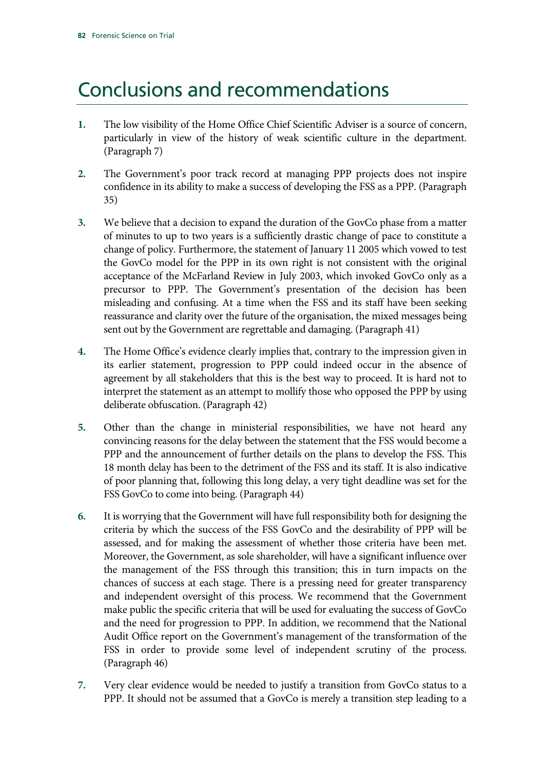# Conclusions and recommendations

1. The low visibility of the Home Office Chief Scientific Adviser is a source of concern, particularly in view of the history of weak scientific culture in the department. (Paragraph 7)

2. The Government's poor track record at managing PPP projects does not inspire confidence in its ability to make a success of developing the FSS as a PPP. (Paragraph 35)

3. We believe that a decision to expand the duration of the GovCo phase from a matter of minutes to up to two years is a sufficiently drastic change of pace to constitute a change of policy. Furthermore, the statement of January 11 2005 which vowed to test the GovCo model for the PPP in its own right is not consistent with the original acceptance of the McFarland Review in July 2003, which invoked GovCo only as a precursor to PPP. The Government's presentation of the decision has been misleading and confusing. At a time when the FSS and its staff have been seeking reassurance and clarity over the future of the organisation, the mixed messages being sent out by the Government are regrettable and damaging. (Paragraph 41)

4. The Home Office's evidence clearly implies that, contrary to the impression given in its earlier statement, progression to PPP could indeed occur in the absence of agreement by all stakeholders that this is the best way to proceed. It is hard not to interpret the statement as an attempt to mollify those who opposed the PPP by using deliberate obfuscation. (Paragraph 42)

5. Other than the change in ministerial responsibilities, we have not heard any convincing reasons for the delay between the statement that the FSS would become a PPP and the announcement of further details on the plans to develop the FSS. This 18 month delay has been to the detriment of the FSS and its staff. It is also indicative of poor planning that, following this long delay, a very tight deadline was set for the FSS GovCo to come into being. (Paragraph 44)

6. It is worrying that the Government will have full responsibility both for designing the criteria by which the success of the FSS GovCo and the desirability of PPP will be assessed, and for making the assessment of whether those criteria have been met. Moreover, the Government, as sole shareholder, will have a significant influence over the management of the FSS through this transition; this in turn impacts on the chances of success at each stage. There is a pressing need for greater transparency and independent oversight of this process. We recommend that the Government make public the specific criteria that will be used for evaluating the success of GovCo and the need for progression to PPP. In addition, we recommend that the National Audit Office report on the Government's management of the transformation of the FSS in order to provide some level of independent scrutiny of the process. (Paragraph 46)

7. Very clear evidence would be needed to justify a transition from GovCo status to a PPP. It should not be assumed that a GovCo is merely a transition step leading to a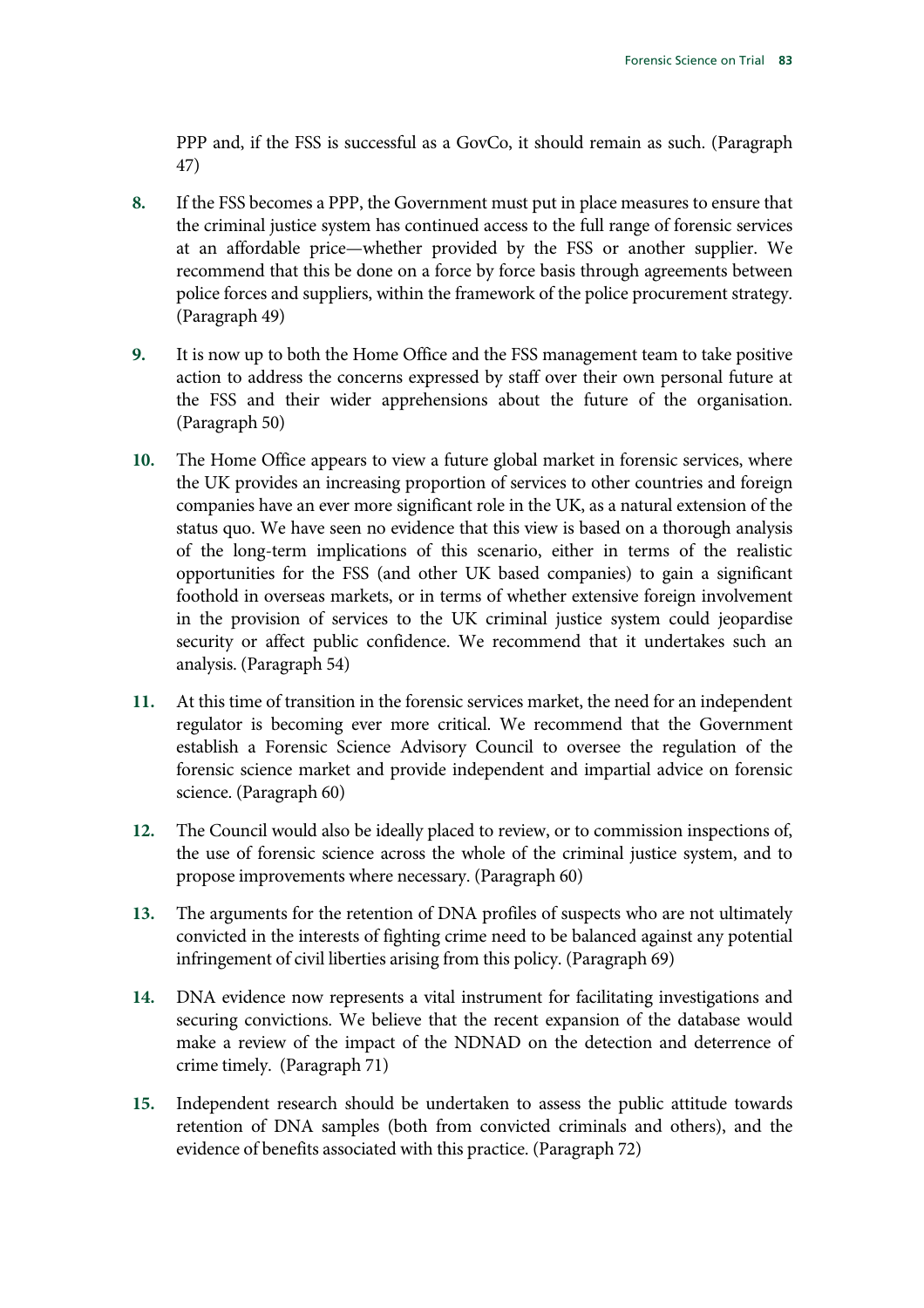PPP and, if the FSS is successful as a GovCo, it should remain as such. (Paragraph 47)

**8.** If the FSS becomes a PPP, the Government must put in place measures to ensure that the criminal justice system has continued access to the full range of forensic services at an affordable price—whether provided by the FSS or another supplier. We recommend that this be done on a force by force basis through agreements between police forces and suppliers, within the framework of the police procurement strategy. (Paragraph 49)

**9.** It is now up to both the Home Office and the FSS management team to take positive action to address the concerns expressed by staff over their own personal future at the FSS and their wider apprehensions about the future of the organisation. (Paragraph 50)

**10.** The Home Office appears to view a future global market in forensic services, where the UK provides an increasing proportion of services to other countries and foreign companies have an ever more significant role in the UK, as a natural extension of the status quo. We have seen no evidence that this view is based on a thorough analysis of the long-term implications of this scenario, either in terms of the realistic opportunities for the FSS (and other UK based companies) to gain a significant foothold in overseas markets, or in terms of whether extensive foreign involvement in the provision of services to the UK criminal justice system could jeopardise security or affect public confidence. We recommend that it undertakes such an analysis. (Paragraph 54)

**11.** At this time of transition in the forensic services market, the need for an independent regulator is becoming ever more critical. We recommend that the Government establish a Forensic Science Advisory Council to oversee the regulation of the forensic science market and provide independent and impartial advice on forensic science. (Paragraph 60)

**12.** The Council would also be ideally placed to review, or to commission inspections of, the use of forensic science across the whole of the criminal justice system, and to propose improvements where necessary. (Paragraph 60)

**13.** The arguments for the retention of DNA profiles of suspects who are not ultimately convicted in the interests of fighting crime need to be balanced against any potential infringement of civil liberties arising from this policy. (Paragraph 69)

**14.** DNA evidence now represents a vital instrument for facilitating investigations and securing convictions. We believe that the recent expansion of the database would make a review of the impact of the NDNAD on the detection and deterrence of crime timely. (Paragraph 71)

**15.** Independent research should be undertaken to assess the public attitude towards retention of DNA samples (both from convicted criminals and others), and the evidence of benefits associated with this practice. (Paragraph 72)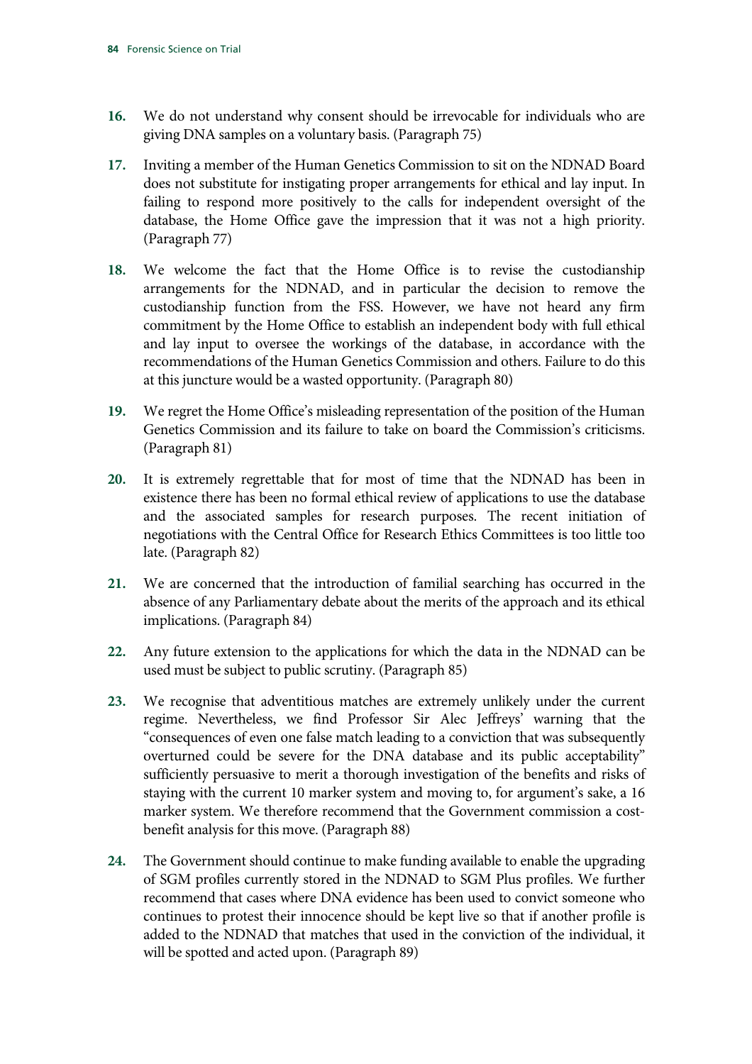16. We do not understand why consent should be irrevocable for individuals who are giving DNA samples on a voluntary basis. (Paragraph 75)

17. Inviting a member of the Human Genetics Commission to sit on the NDNAD Board does not substitute for instigating proper arrangements for ethical and lay input. In failing to respond more positively to the calls for independent oversight of the database, the Home Office gave the impression that it was not a high priority. (Paragraph 77)

18. We welcome the fact that the Home Office is to revise the custodianship arrangements for the NDNAD, and in particular the decision to remove the custodianship function from the FSS. However, we have not heard any firm commitment by the Home Office to establish an independent body with full ethical and lay input to oversee the workings of the database, in accordance with the recommendations of the Human Genetics Commission and others. Failure to do this at this juncture would be a wasted opportunity. (Paragraph 80)

19. We regret the Home Office's misleading representation of the position of the Human Genetics Commission and its failure to take on board the Commission's criticisms. (Paragraph 81)

20. It is extremely regrettable that for most of time that the NDNAD has been in existence there has been no formal ethical review of applications to use the database and the associated samples for research purposes. The recent initiation of negotiations with the Central Office for Research Ethics Committees is too little too late. (Paragraph 82)

21. We are concerned that the introduction of familial searching has occurred in the absence of any Parliamentary debate about the merits of the approach and its ethical implications. (Paragraph 84)

22. Any future extension to the applications for which the data in the NDNAD can be used must be subject to public scrutiny. (Paragraph 85)

23. We recognise that adventitious matches are extremely unlikely under the current regime. Nevertheless, we find Professor Sir Alec Jeffreys' warning that the "consequences of even one false match leading to a conviction that was subsequently overturned could be severe for the DNA database and its public acceptability" sufficiently persuasive to merit a thorough investigation of the benefits and risks of staying with the current 10 marker system and moving to, for argument's sake, a 16 marker system. We therefore recommend that the Government commission a cost-benefit analysis for this move. (Paragraph 88)

24. The Government should continue to make funding available to enable the upgrading of SGM profiles currently stored in the NDNAD to SGM Plus profiles. We further recommend that cases where DNA evidence has been used to convict someone who continues to protest their innocence should be kept live so that if another profile is added to the NDNAD that matches that used in the conviction of the individual, it will be spotted and acted upon. (Paragraph 89)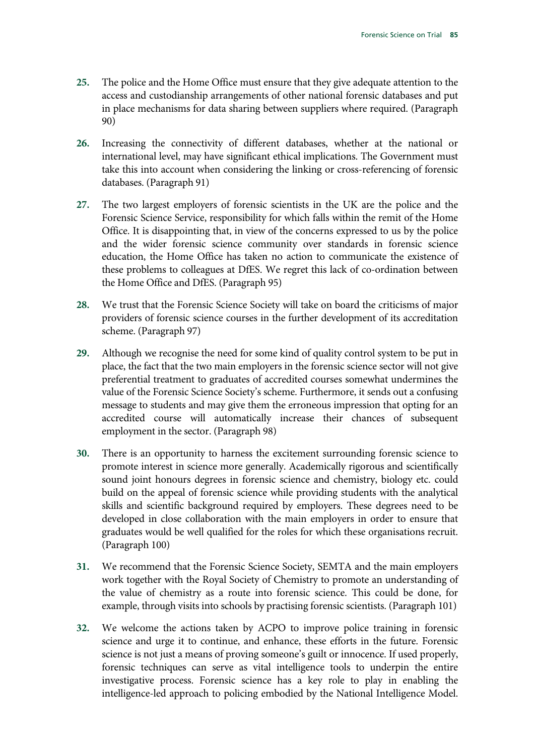**25.** The police and the Home Office must ensure that they give adequate attention to the access and custodianship arrangements of other national forensic databases and put in place mechanisms for data sharing between suppliers where required. (Paragraph 90)

**26.** Increasing the connectivity of different databases, whether at the national or international level, may have significant ethical implications. The Government must take this into account when considering the linking or cross-referencing of forensic databases. (Paragraph 91)

**27.** The two largest employers of forensic scientists in the UK are the police and the Forensic Science Service, responsibility for which falls within the remit of the Home Office. It is disappointing that, in view of the concerns expressed to us by the police and the wider forensic science community over standards in forensic science education, the Home Office has taken no action to communicate the existence of these problems to colleagues at DfES. We regret this lack of co-ordination between the Home Office and DfES. (Paragraph 95)

**28.** We trust that the Forensic Science Society will take on board the criticisms of major providers of forensic science courses in the further development of its accreditation scheme. (Paragraph 97)

**29.** Although we recognise the need for some kind of quality control system to be put in place, the fact that the two main employers in the forensic science sector will not give preferential treatment to graduates of accredited courses somewhat undermines the value of the Forensic Science Society's scheme. Furthermore, it sends out a confusing message to students and may give them the erroneous impression that opting for an accredited course will automatically increase their chances of subsequent employment in the sector. (Paragraph 98)

**30.** There is an opportunity to harness the excitement surrounding forensic science to promote interest in science more generally. Academically rigorous and scientifically sound joint honours degrees in forensic science and chemistry, biology etc. could build on the appeal of forensic science while providing students with the analytical skills and scientific background required by employers. These degrees need to be developed in close collaboration with the main employers in order to ensure that graduates would be well qualified for the roles for which these organisations recruit. (Paragraph 100)

**31.** We recommend that the Forensic Science Society, SEMTA and the main employers work together with the Royal Society of Chemistry to promote an understanding of the value of chemistry as a route into forensic science. This could be done, for example, through visits into schools by practising forensic scientists. (Paragraph 101)

**32.** We welcome the actions taken by ACPO to improve police training in forensic science and urge it to continue, and enhance, these efforts in the future. Forensic science is not just a means of proving someone's guilt or innocence. If used properly, forensic techniques can serve as vital intelligence tools to underpin the entire investigative process. Forensic science has a key role to play in enabling the intelligence-led approach to policing embodied by the National Intelligence Model.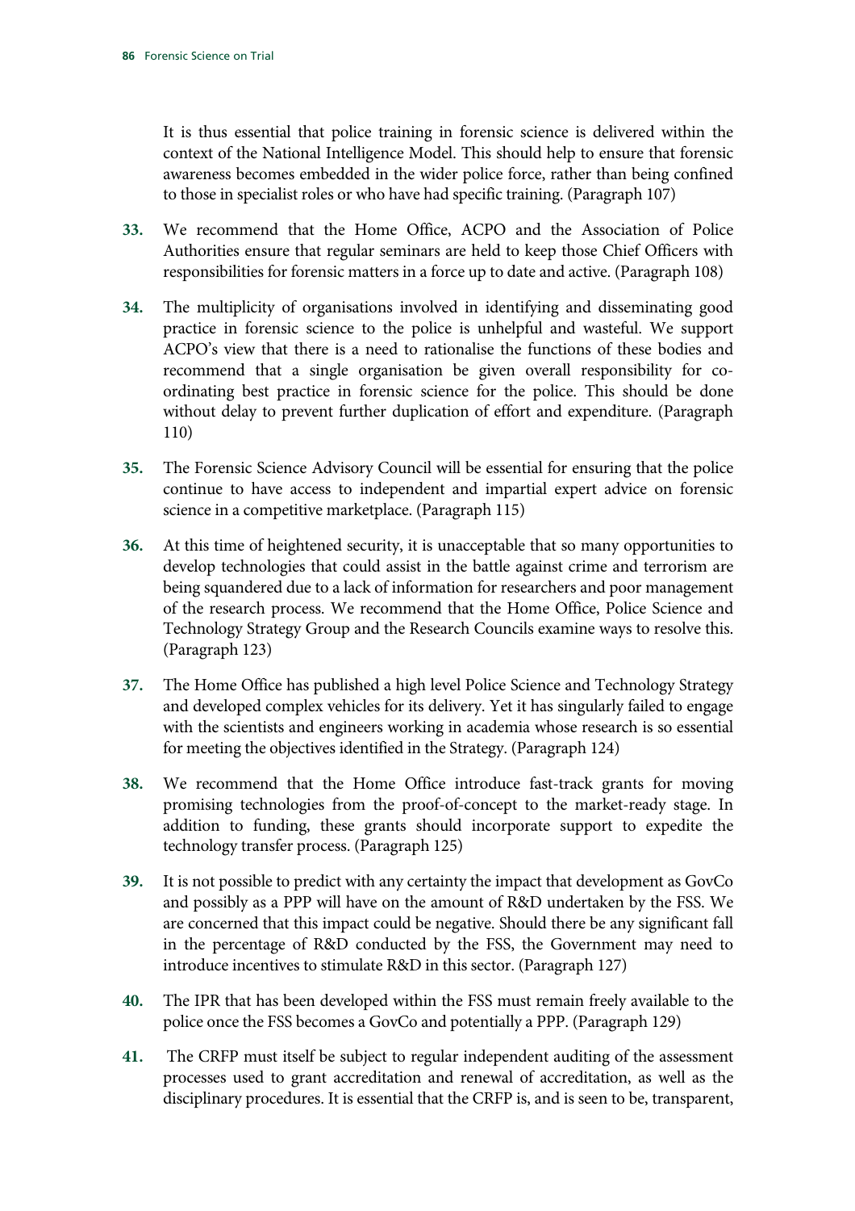It is thus essential that police training in forensic science is delivered within the context of the National Intelligence Model. This should help to ensure that forensic awareness becomes embedded in the wider police force, rather than being confined to those in specialist roles or who have had specific training. (Paragraph 107)

**33.** We recommend that the Home Office, ACPO and the Association of Police Authorities ensure that regular seminars are held to keep those Chief Officers with responsibilities for forensic matters in a force up to date and active. (Paragraph 108)

**34.** The multiplicity of organisations involved in identifying and disseminating good practice in forensic science to the police is unhelpful and wasteful. We support ACPO's view that there is a need to rationalise the functions of these bodies and recommend that a single organisation be given overall responsibility for co-ordinating best practice in forensic science for the police. This should be done without delay to prevent further duplication of effort and expenditure. (Paragraph 110)

**35.** The Forensic Science Advisory Council will be essential for ensuring that the police continue to have access to independent and impartial expert advice on forensic science in a competitive marketplace. (Paragraph 115)

**36.** At this time of heightened security, it is unacceptable that so many opportunities to develop technologies that could assist in the battle against crime and terrorism are being squandered due to a lack of information for researchers and poor management of the research process. We recommend that the Home Office, Police Science and Technology Strategy Group and the Research Councils examine ways to resolve this. (Paragraph 123)

**37.** The Home Office has published a high level Police Science and Technology Strategy and developed complex vehicles for its delivery. Yet it has singularly failed to engage with the scientists and engineers working in academia whose research is so essential for meeting the objectives identified in the Strategy. (Paragraph 124)

**38.** We recommend that the Home Office introduce fast-track grants for moving promising technologies from the proof-of-concept to the market-ready stage. In addition to funding, these grants should incorporate support to expedite the technology transfer process. (Paragraph 125)

**39.** It is not possible to predict with any certainty the impact that development as GovCo and possibly as a PPP will have on the amount of R&D undertaken by the FSS. We are concerned that this impact could be negative. Should there be any significant fall in the percentage of R&D conducted by the FSS, the Government may need to introduce incentives to stimulate R&D in this sector. (Paragraph 127)

**40.** The IPR that has been developed within the FSS must remain freely available to the police once the FSS becomes a GovCo and potentially a PPP. (Paragraph 129)

**41.** The CRFP must itself be subject to regular independent auditing of the assessment processes used to grant accreditation and renewal of accreditation, as well as the disciplinary procedures. It is essential that the CRFP is, and is seen to be, transparent,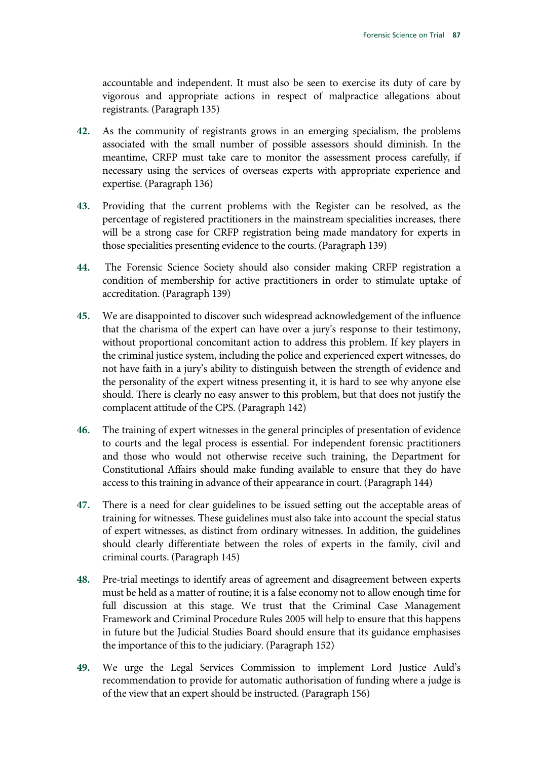accountable and independent. It must also be seen to exercise its duty of care by vigorous and appropriate actions in respect of malpractice allegations about registrants. (Paragraph 135)

**42.** As the community of registrants grows in an emerging specialism, the problems associated with the small number of possible assessors should diminish. In the meantime, CRFP must take care to monitor the assessment process carefully, if necessary using the services of overseas experts with appropriate experience and expertise. (Paragraph 136)

**43.** Providing that the current problems with the Register can be resolved, as the percentage of registered practitioners in the mainstream specialities increases, there will be a strong case for CRFP registration being made mandatory for experts in those specialities presenting evidence to the courts. (Paragraph 139)

**44.** The Forensic Science Society should also consider making CRFP registration a condition of membership for active practitioners in order to stimulate uptake of accreditation. (Paragraph 139)

**45.** We are disappointed to discover such widespread acknowledgement of the influence that the charisma of the expert can have over a jury's response to their testimony, without proportional concomitant action to address this problem. If key players in the criminal justice system, including the police and experienced expert witnesses, do not have faith in a jury's ability to distinguish between the strength of evidence and the personality of the expert witness presenting it, it is hard to see why anyone else should. There is clearly no easy answer to this problem, but that does not justify the complacent attitude of the CPS. (Paragraph 142)

**46.** The training of expert witnesses in the general principles of presentation of evidence to courts and the legal process is essential. For independent forensic practitioners and those who would not otherwise receive such training, the Department for Constitutional Affairs should make funding available to ensure that they do have access to this training in advance of their appearance in court. (Paragraph 144)

**47.** There is a need for clear guidelines to be issued setting out the acceptable areas of training for witnesses. These guidelines must also take into account the special status of expert witnesses, as distinct from ordinary witnesses. In addition, the guidelines should clearly differentiate between the roles of experts in the family, civil and criminal courts. (Paragraph 145)

**48.** Pre-trial meetings to identify areas of agreement and disagreement between experts must be held as a matter of routine; it is a false economy not to allow enough time for full discussion at this stage. We trust that the Criminal Case Management Framework and Criminal Procedure Rules 2005 will help to ensure that this happens in future but the Judicial Studies Board should ensure that its guidance emphasises the importance of this to the judiciary. (Paragraph 152)

**49.** We urge the Legal Services Commission to implement Lord Justice Auld's recommendation to provide for automatic authorisation of funding where a judge is of the view that an expert should be instructed. (Paragraph 156)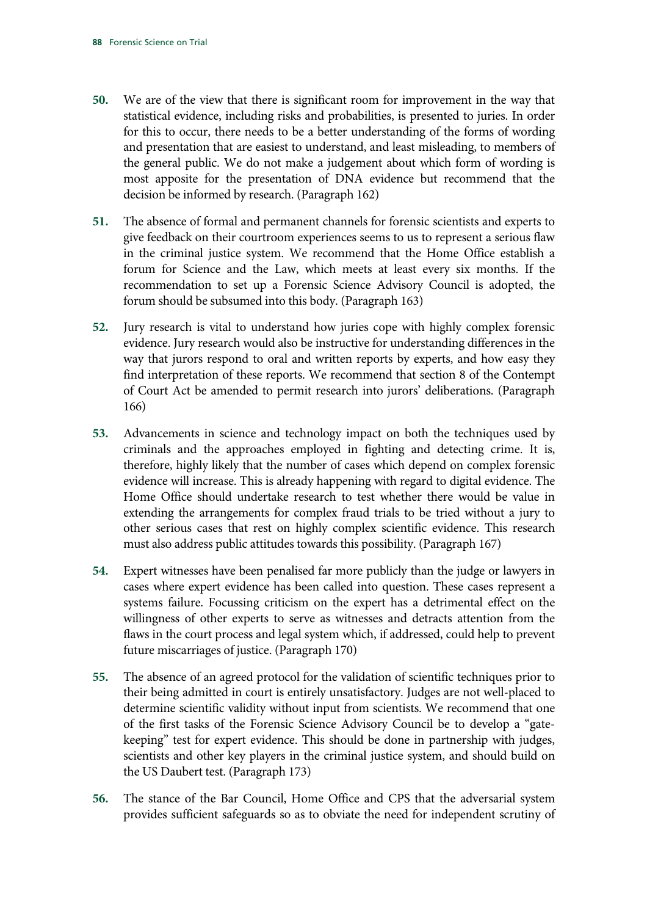**50.** We are of the view that there is significant room for improvement in the way that statistical evidence, including risks and probabilities, is presented to juries. In order for this to occur, there needs to be a better understanding of the forms of wording and presentation that are easiest to understand, and least misleading, to members of the general public. We do not make a judgement about which form of wording is most apposite for the presentation of DNA evidence but recommend that the decision be informed by research. (Paragraph 162)

**51.** The absence of formal and permanent channels for forensic scientists and experts to give feedback on their courtroom experiences seems to us to represent a serious flaw in the criminal justice system. We recommend that the Home Office establish a forum for Science and the Law, which meets at least every six months. If the recommendation to set up a Forensic Science Advisory Council is adopted, the forum should be subsumed into this body. (Paragraph 163)

**52.** Jury research is vital to understand how juries cope with highly complex forensic evidence. Jury research would also be instructive for understanding differences in the way that jurors respond to oral and written reports by experts, and how easy they find interpretation of these reports. We recommend that section 8 of the Contempt of Court Act be amended to permit research into jurors' deliberations. (Paragraph 166)

**53.** Advancements in science and technology impact on both the techniques used by criminals and the approaches employed in fighting and detecting crime. It is, therefore, highly likely that the number of cases which depend on complex forensic evidence will increase. This is already happening with regard to digital evidence. The Home Office should undertake research to test whether there would be value in extending the arrangements for complex fraud trials to be tried without a jury to other serious cases that rest on highly complex scientific evidence. This research must also address public attitudes towards this possibility. (Paragraph 167)

**54.** Expert witnesses have been penalised far more publicly than the judge or lawyers in cases where expert evidence has been called into question. These cases represent a systems failure. Focussing criticism on the expert has a detrimental effect on the willingness of other experts to serve as witnesses and detracts attention from the flaws in the court process and legal system which, if addressed, could help to prevent future miscarriages of justice. (Paragraph 170)

**55.** The absence of an agreed protocol for the validation of scientific techniques prior to their being admitted in court is entirely unsatisfactory. Judges are not well-placed to determine scientific validity without input from scientists. We recommend that one of the first tasks of the Forensic Science Advisory Council be to develop a "gate-keeping" test for expert evidence. This should be done in partnership with judges, scientists and other key players in the criminal justice system, and should build on the US Daubert test. (Paragraph 173)

**56.** The stance of the Bar Council, Home Office and CPS that the adversarial system provides sufficient safeguards so as to obviate the need for independent scrutiny of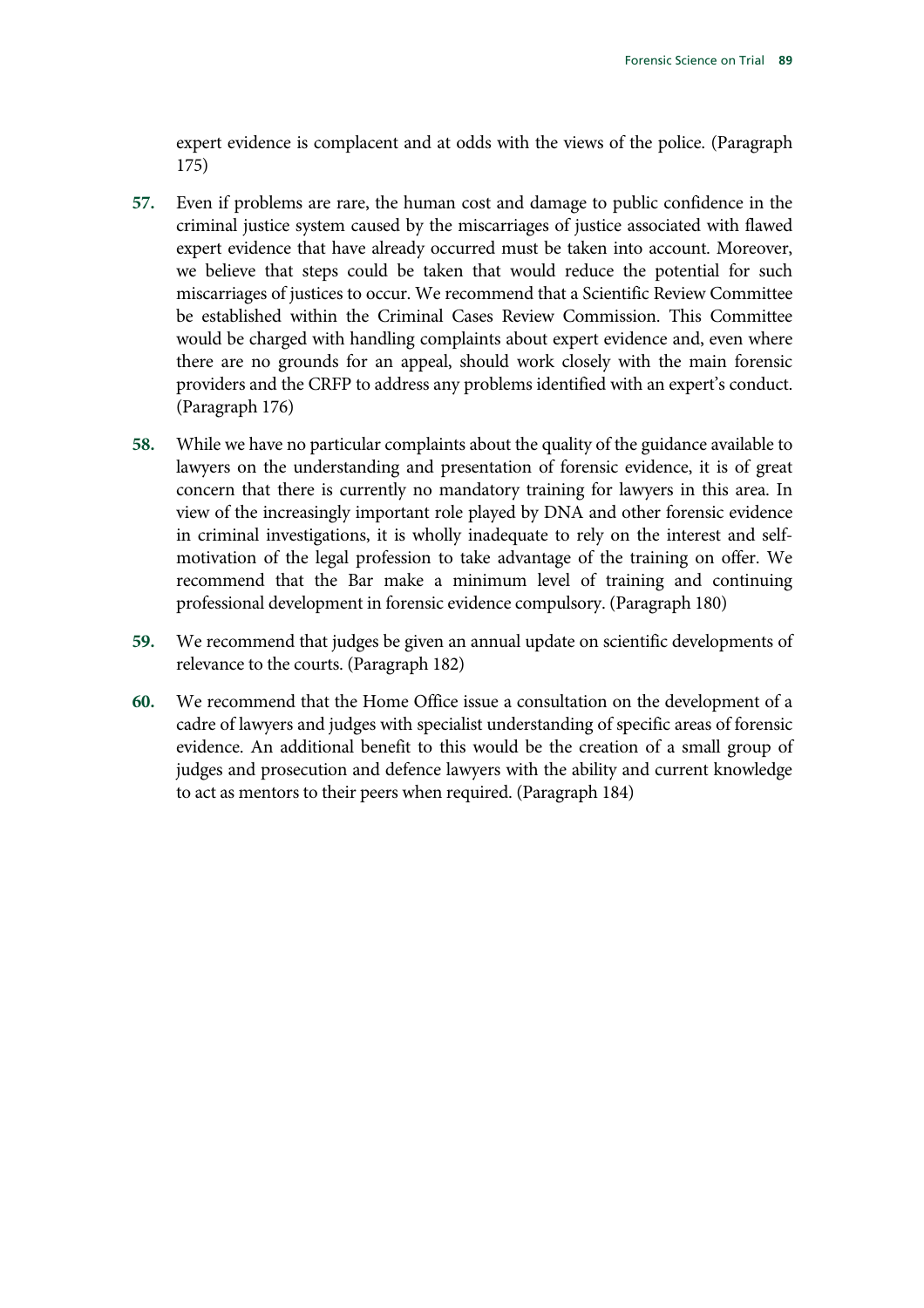expert evidence is complacent and at odds with the views of the police. (Paragraph 175)

**57.** Even if problems are rare, the human cost and damage to public confidence in the criminal justice system caused by the miscarriages of justice associated with flawed expert evidence that have already occurred must be taken into account. Moreover, we believe that steps could be taken that would reduce the potential for such miscarriages of justices to occur. We recommend that a Scientific Review Committee be established within the Criminal Cases Review Commission. This Committee would be charged with handling complaints about expert evidence and, even where there are no grounds for an appeal, should work closely with the main forensic providers and the CRFP to address any problems identified with an expert's conduct. (Paragraph 176)

**58.** While we have no particular complaints about the quality of the guidance available to lawyers on the understanding and presentation of forensic evidence, it is of great concern that there is currently no mandatory training for lawyers in this area. In view of the increasingly important role played by DNA and other forensic evidence in criminal investigations, it is wholly inadequate to rely on the interest and self-motivation of the legal profession to take advantage of the training on offer. We recommend that the Bar make a minimum level of training and continuing professional development in forensic evidence compulsory. (Paragraph 180)

**59.** We recommend that judges be given an annual update on scientific developments of relevance to the courts. (Paragraph 182)

**60.** We recommend that the Home Office issue a consultation on the development of a cadre of lawyers and judges with specialist understanding of specific areas of forensic evidence. An additional benefit to this would be the creation of a small group of judges and prosecution and defence lawyers with the ability and current knowledge to act as mentors to their peers when required. (Paragraph 184)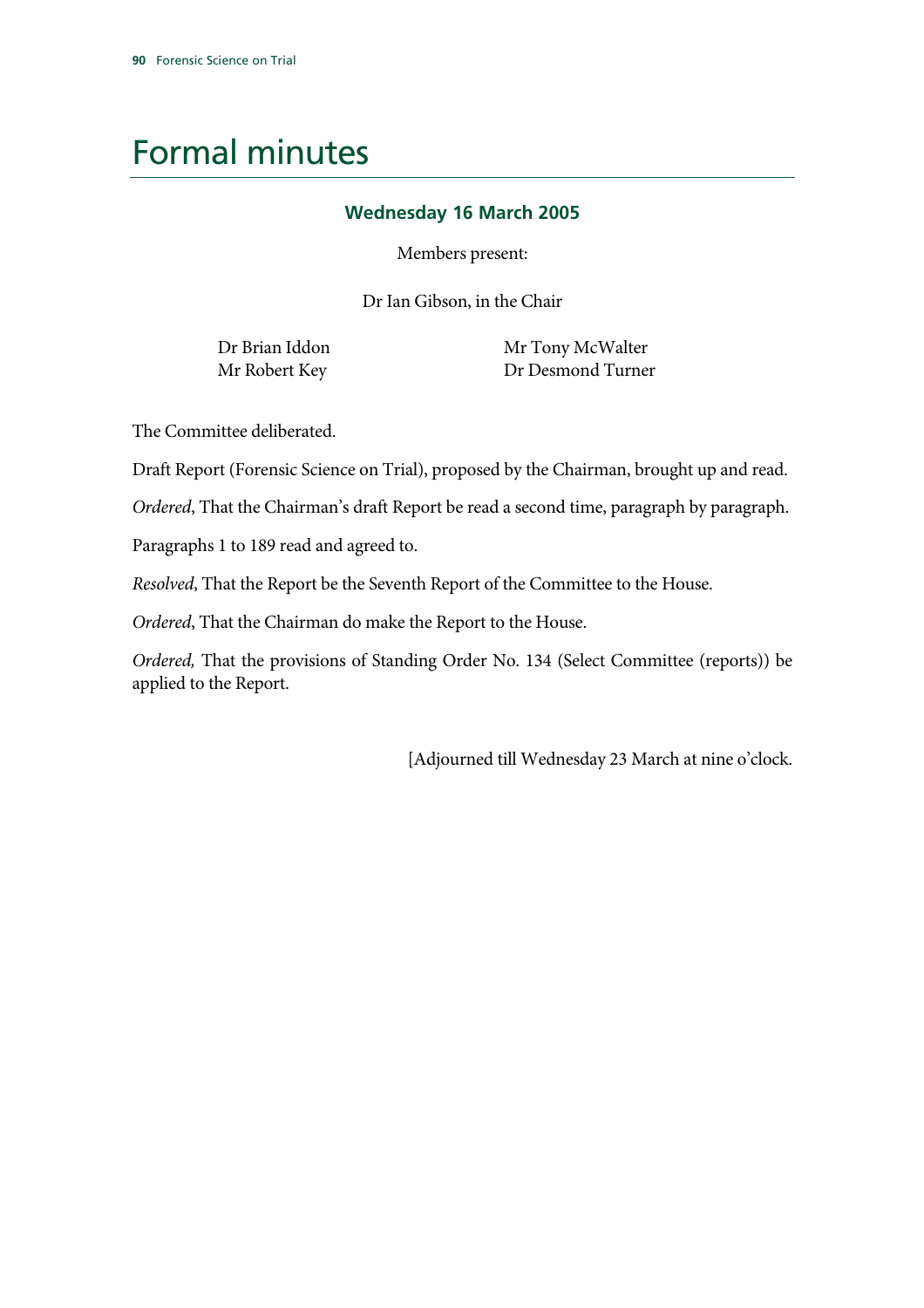# Formal minutes

### Wednesday 16 March 2005

Members present:

Dr Ian Gibson, in the Chair

Dr Brian Iddon
Mr Robert Key
Mr Tony McWalter
Dr Desmond Turner

The Committee deliberated.

Draft Report (Forensic Science on Trial), proposed by the Chairman, brought up and read.

*Ordered*, That the Chairman's draft Report be read a second time, paragraph by paragraph.

Paragraphs 1 to 189 read and agreed to.

*Resolved*, That the Report be the Seventh Report of the Committee to the House.

*Ordered*, That the Chairman do make the Report to the House.

*Ordered,* That the provisions of Standing Order No. 134 (Select Committee (reports)) be applied to the Report.

[Adjourned till Wednesday 23 March at nine o'clock.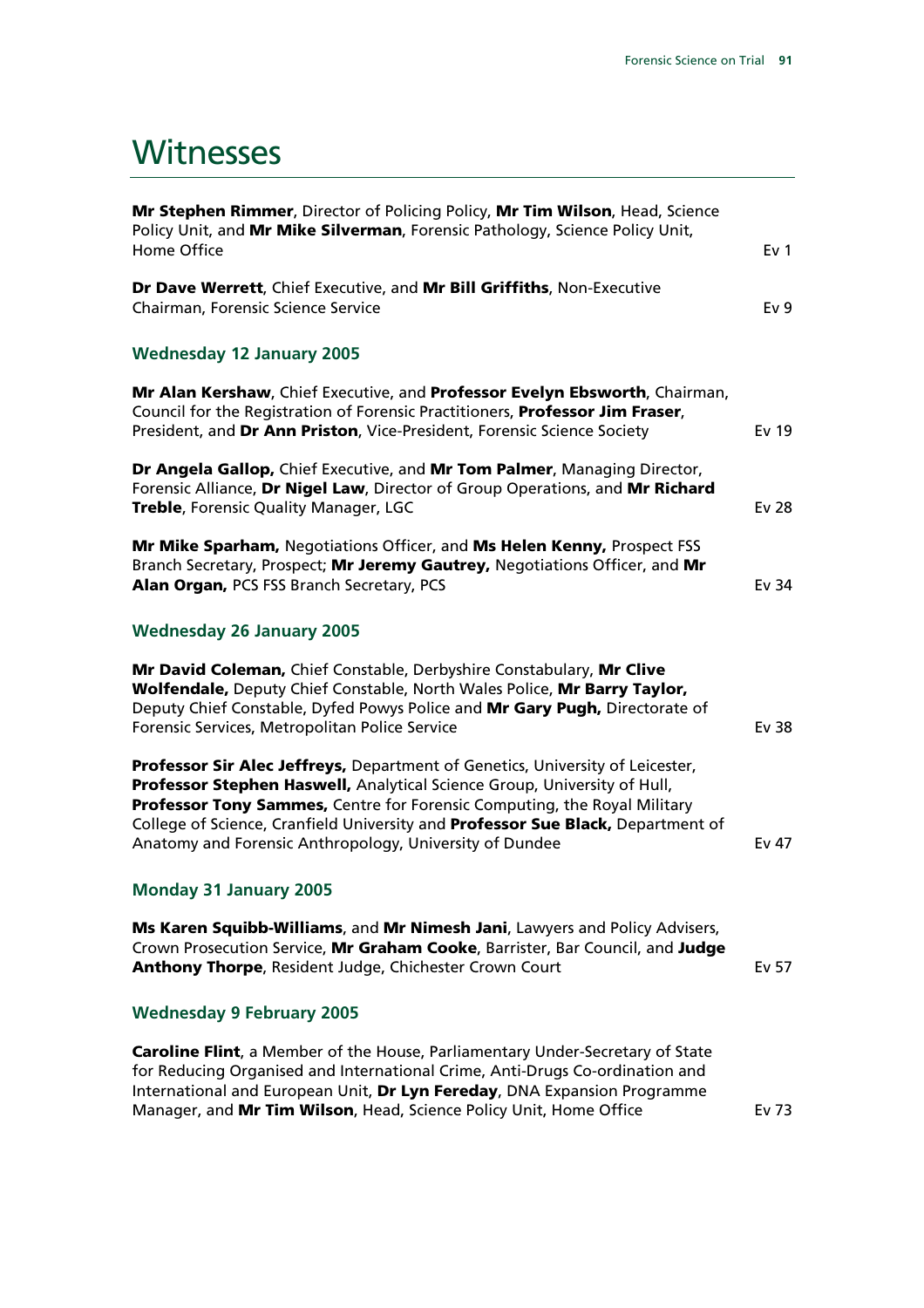# Witnesses

**Mr Stephen Rimmer**, Director of Policing Policy, **Mr Tim Wilson**, Head, Science Policy Unit, and **Mr Mike Silverman**, Forensic Pathology, Science Policy Unit, Home Office — Ev 1

**Dr Dave Werrett**, Chief Executive, and **Mr Bill Griffiths**, Non-Executive Chairman, Forensic Science Service — Ev 9

### Wednesday 12 January 2005

**Mr Alan Kershaw**, Chief Executive, and **Professor Evelyn Ebsworth**, Chairman, Council for the Registration of Forensic Practitioners, **Professor Jim Fraser**, President, and **Dr Ann Priston**, Vice-President, Forensic Science Society — Ev 19

**Dr Angela Gallop,** Chief Executive, and **Mr Tom Palmer**, Managing Director, Forensic Alliance, **Dr Nigel Law**, Director of Group Operations, and **Mr Richard Treble**, Forensic Quality Manager, LGC — Ev 28

**Mr Mike Sparham,** Negotiations Officer, and **Ms Helen Kenny,** Prospect FSS Branch Secretary, Prospect; **Mr Jeremy Gautrey,** Negotiations Officer, and **Mr Alan Organ,** PCS FSS Branch Secretary, PCS — Ev 34

### Wednesday 26 January 2005

**Mr David Coleman,** Chief Constable, Derbyshire Constabulary, **Mr Clive Wolfendale,** Deputy Chief Constable, North Wales Police, **Mr Barry Taylor,** Deputy Chief Constable, Dyfed Powys Police and **Mr Gary Pugh,** Directorate of Forensic Services, Metropolitan Police Service — Ev 38

**Professor Sir Alec Jeffreys,** Department of Genetics, University of Leicester, **Professor Stephen Haswell,** Analytical Science Group, University of Hull, **Professor Tony Sammes,** Centre for Forensic Computing, the Royal Military College of Science, Cranfield University and **Professor Sue Black,** Department of Anatomy and Forensic Anthropology, University of Dundee — Ev 47

### Monday 31 January 2005

**Ms Karen Squibb-Williams**, and **Mr Nimesh Jani**, Lawyers and Policy Advisers, Crown Prosecution Service, **Mr Graham Cooke**, Barrister, Bar Council, and **Judge Anthony Thorpe**, Resident Judge, Chichester Crown Court — Ev 57

### Wednesday 9 February 2005

**Caroline Flint**, a Member of the House, Parliamentary Under-Secretary of State for Reducing Organised and International Crime, Anti-Drugs Co-ordination and International and European Unit, **Dr Lyn Fereday**, DNA Expansion Programme Manager, and **Mr Tim Wilson**, Head, Science Policy Unit, Home Office — Ev 73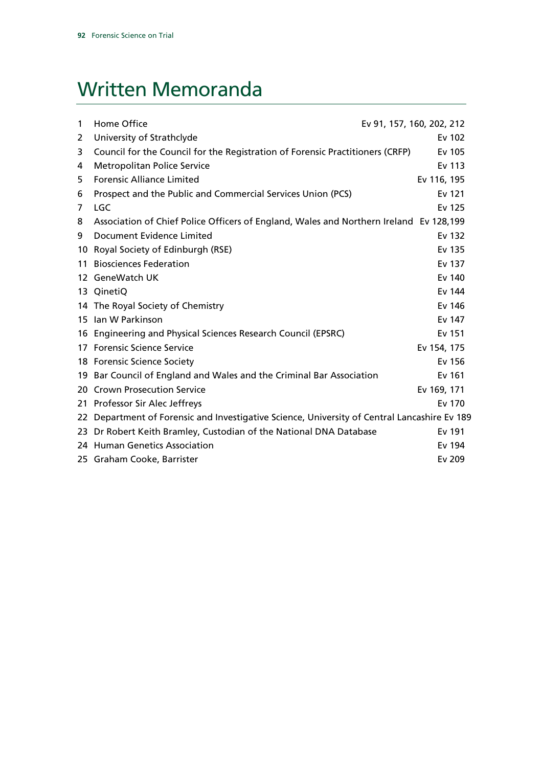# Written Memoranda

| | | |
|---|---|---|
| 1 | Home Office | Ev 91, 157, 160, 202, 212 |
| 2 | University of Strathclyde | Ev 102 |
| 3 | Council for the Council for the Registration of Forensic Practitioners (CRFP) | Ev 105 |
| 4 | Metropolitan Police Service | Ev 113 |
| 5 | Forensic Alliance Limited | Ev 116, 195 |
| 6 | Prospect and the Public and Commercial Services Union (PCS) | Ev 121 |
| 7 | LGC | Ev 125 |
| 8 | Association of Chief Police Officers of England, Wales and Northern Ireland | Ev 128,199 |
| 9 | Document Evidence Limited | Ev 132 |
| 10 | Royal Society of Edinburgh (RSE) | Ev 135 |
| 11 | Biosciences Federation | Ev 137 |
| 12 | GeneWatch UK | Ev 140 |
| 13 | QinetiQ | Ev 144 |
| 14 | The Royal Society of Chemistry | Ev 146 |
| 15 | Ian W Parkinson | Ev 147 |
| 16 | Engineering and Physical Sciences Research Council (EPSRC) | Ev 151 |
| 17 | Forensic Science Service | Ev 154, 175 |
| 18 | Forensic Science Society | Ev 156 |
| 19 | Bar Council of England and Wales and the Criminal Bar Association | Ev 161 |
| 20 | Crown Prosecution Service | Ev 169, 171 |
| 21 | Professor Sir Alec Jeffreys | Ev 170 |
| 22 | Department of Forensic and Investigative Science, University of Central Lancashire | Ev 189 |
| 23 | Dr Robert Keith Bramley, Custodian of the National DNA Database | Ev 191 |
| 24 | Human Genetics Association | Ev 194 |
| 25 | Graham Cooke, Barrister | Ev 209 |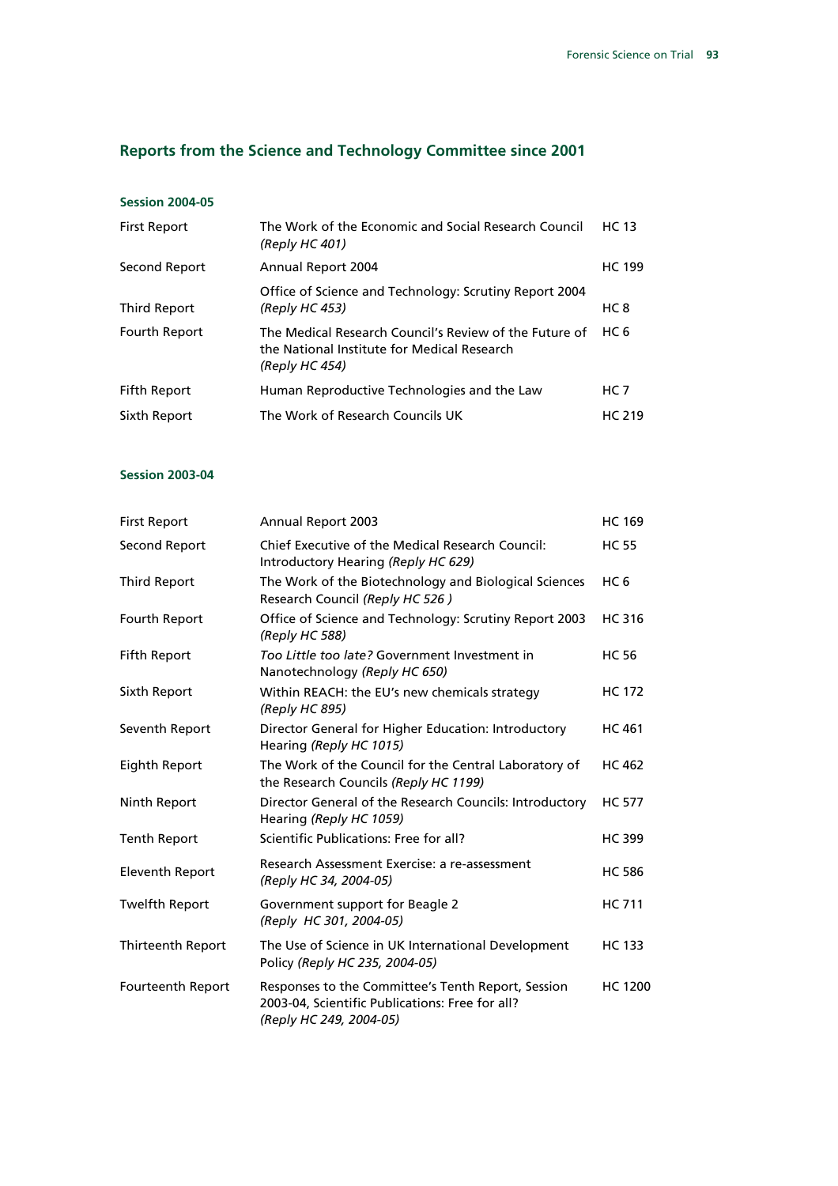## Reports from the Science and Technology Committee since 2001

### Session 2004-05

| | | |
|---|---|---|
| First Report | The Work of the Economic and Social Research Council *(Reply HC 401)* | HC 13 |
| Second Report | Annual Report 2004 | HC 199 |
| Third Report | Office of Science and Technology: Scrutiny Report 2004 *(Reply HC 453)* | HC 8 |
| Fourth Report | The Medical Research Council's Review of the Future of the National Institute for Medical Research *(Reply HC 454)* | HC 6 |
| Fifth Report | Human Reproductive Technologies and the Law | HC 7 |
| Sixth Report | The Work of Research Councils UK | HC 219 |

### Session 2003-04

| | | |
|---|---|---|
| First Report | Annual Report 2003 | HC 169 |
| Second Report | Chief Executive of the Medical Research Council: Introductory Hearing *(Reply HC 629)* | HC 55 |
| Third Report | The Work of the Biotechnology and Biological Sciences Research Council *(Reply HC 526 )* | HC 6 |
| Fourth Report | Office of Science and Technology: Scrutiny Report 2003 *(Reply HC 588)* | HC 316 |
| Fifth Report | *Too Little too late?* Government Investment in Nanotechnology *(Reply HC 650)* | HC 56 |
| Sixth Report | Within REACH: the EU's new chemicals strategy *(Reply HC 895)* | HC 172 |
| Seventh Report | Director General for Higher Education: Introductory Hearing *(Reply HC 1015)* | HC 461 |
| Eighth Report | The Work of the Council for the Central Laboratory of the Research Councils *(Reply HC 1199)* | HC 462 |
| Ninth Report | Director General of the Research Councils: Introductory Hearing *(Reply HC 1059)* | HC 577 |
| Tenth Report | Scientific Publications: Free for all? | HC 399 |
| Eleventh Report | Research Assessment Exercise: a re-assessment *(Reply HC 34, 2004-05)* | HC 586 |
| Twelfth Report | Government support for Beagle 2 *(Reply HC 301, 2004-05)* | HC 711 |
| Thirteenth Report | The Use of Science in UK International Development Policy *(Reply HC 235, 2004-05)* | HC 133 |
| Fourteenth Report | Responses to the Committee's Tenth Report, Session 2003-04, Scientific Publications: Free for all? *(Reply HC 249, 2004-05)* | HC 1200 |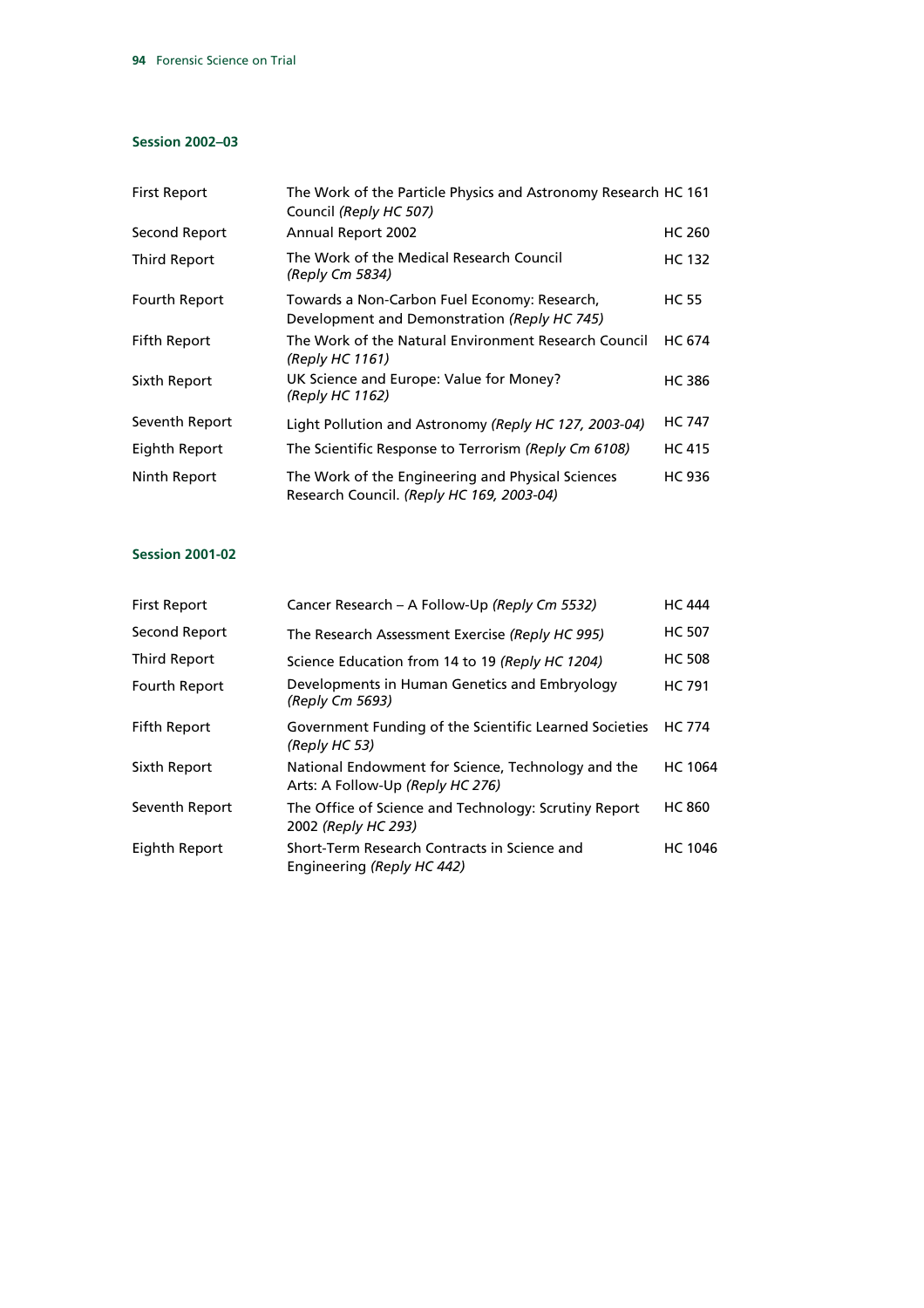### Session 2002–03

| | | |
|---|---|---|
| First Report | The Work of the Particle Physics and Astronomy Research Council *(Reply HC 507)* | HC 161 |
| Second Report | Annual Report 2002 | HC 260 |
| Third Report | The Work of the Medical Research Council *(Reply Cm 5834)* | HC 132 |
| Fourth Report | Towards a Non-Carbon Fuel Economy: Research, Development and Demonstration *(Reply HC 745)* | HC 55 |
| Fifth Report | The Work of the Natural Environment Research Council *(Reply HC 1161)* | HC 674 |
| Sixth Report | UK Science and Europe: Value for Money? *(Reply HC 1162)* | HC 386 |
| Seventh Report | Light Pollution and Astronomy *(Reply HC 127, 2003-04)* | HC 747 |
| Eighth Report | The Scientific Response to Terrorism *(Reply Cm 6108)* | HC 415 |
| Ninth Report | The Work of the Engineering and Physical Sciences Research Council. *(Reply HC 169, 2003-04)* | HC 936 |

### Session 2001-02

| | | |
|---|---|---|
| First Report | Cancer Research – A Follow-Up *(Reply Cm 5532)* | HC 444 |
| Second Report | The Research Assessment Exercise *(Reply HC 995)* | HC 507 |
| Third Report | Science Education from 14 to 19 *(Reply HC 1204)* | HC 508 |
| Fourth Report | Developments in Human Genetics and Embryology *(Reply Cm 5693)* | HC 791 |
| Fifth Report | Government Funding of the Scientific Learned Societies *(Reply HC 53)* | HC 774 |
| Sixth Report | National Endowment for Science, Technology and the Arts: A Follow-Up *(Reply HC 276)* | HC 1064 |
| Seventh Report | The Office of Science and Technology: Scrutiny Report 2002 *(Reply HC 293)* | HC 860 |
| Eighth Report | Short-Term Research Contracts in Science and Engineering *(Reply HC 442)* | HC 1046 |